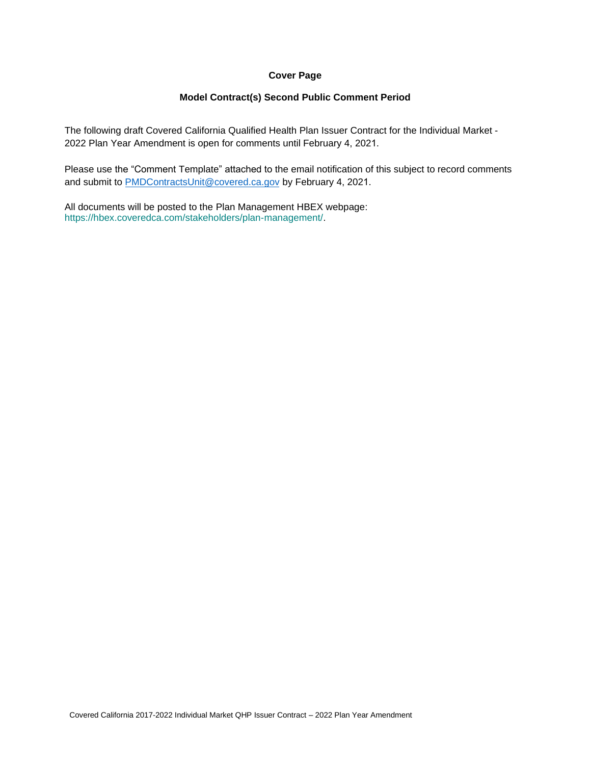**Cover Page**

**Model Contract(s) Second Public Comment Period**

The following draft Covered California Qualified Health Plan Issuer Contract for the Individual Market - 2022 Plan Year Amendment is open for comments until February 4, 2021.

Please use the "Comment Template" attached to the email notification of this subject to record comments and submit to PMDContractsUnit@covered.ca.gov by February 4, 2021.

All documents will be posted to the Plan Management HBEX webpage: https://hbex.coveredca.com/stakeholders/plan-management/.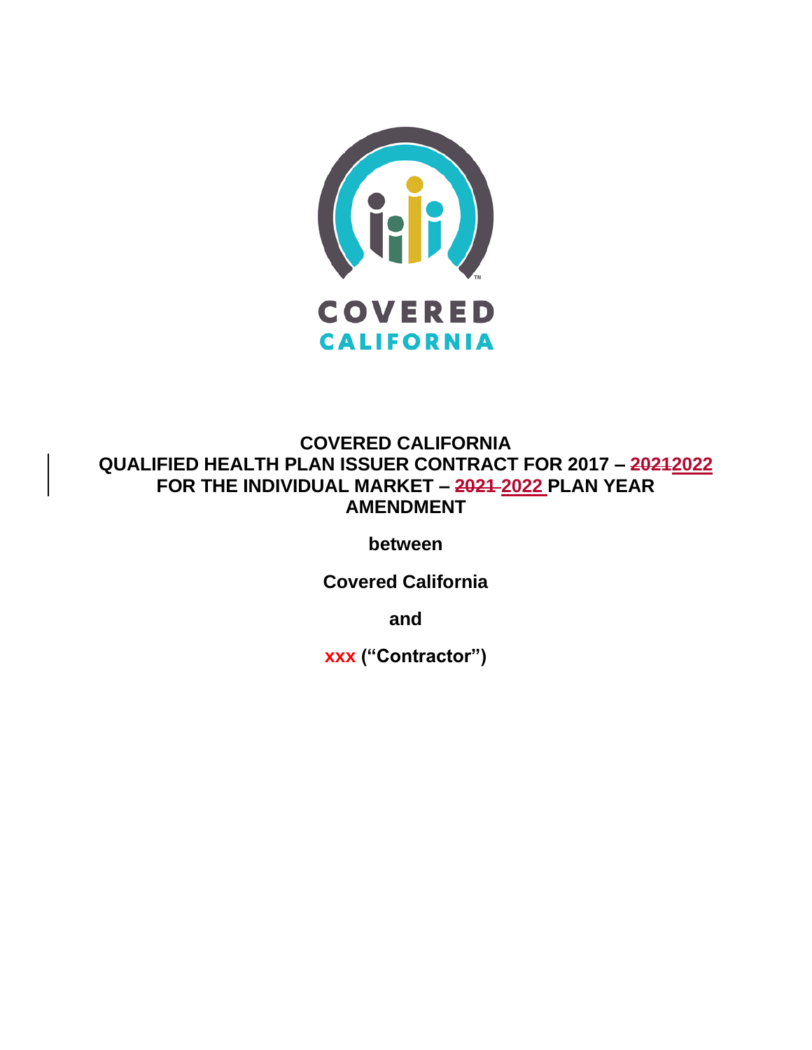# COVERED CALIFORNIA

## QUALIFIED HEALTH PLAN ISSUER CONTRACT FOR 2017 – ~~2021~~2022 FOR THE INDIVIDUAL MARKET – ~~2021~~ 2022 PLAN YEAR AMENDMENT

**between**

**Covered California**

**and**

**xxx ("Contractor")**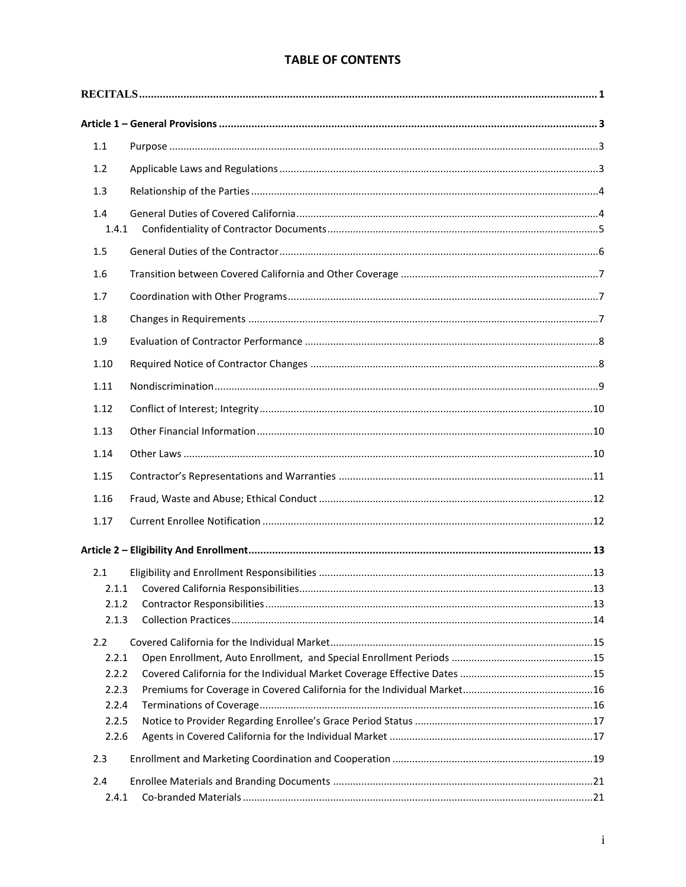# TABLE OF CONTENTS

**RECITALS** ..... 1

**Article 1 – General Provisions** ..... 3

- 1.1 Purpose ..... 3
- 1.2 Applicable Laws and Regulations ..... 3
- 1.3 Relationship of the Parties ..... 4
- 1.4 General Duties of Covered California ..... 4
  - 1.4.1 Confidentiality of Contractor Documents ..... 5
- 1.5 General Duties of the Contractor ..... 6
- 1.6 Transition between Covered California and Other Coverage ..... 7
- 1.7 Coordination with Other Programs ..... 7
- 1.8 Changes in Requirements ..... 7
- 1.9 Evaluation of Contractor Performance ..... 8
- 1.10 Required Notice of Contractor Changes ..... 8
- 1.11 Nondiscrimination ..... 9
- 1.12 Conflict of Interest; Integrity ..... 10
- 1.13 Other Financial Information ..... 10
- 1.14 Other Laws ..... 10
- 1.15 Contractor's Representations and Warranties ..... 11
- 1.16 Fraud, Waste and Abuse; Ethical Conduct ..... 12
- 1.17 Current Enrollee Notification ..... 12

**Article 2 – Eligibility And Enrollment** ..... 13

- 2.1 Eligibility and Enrollment Responsibilities ..... 13
  - 2.1.1 Covered California Responsibilities ..... 13
  - 2.1.2 Contractor Responsibilities ..... 13
  - 2.1.3 Collection Practices ..... 14
- 2.2 Covered California for the Individual Market ..... 15
  - 2.2.1 Open Enrollment, Auto Enrollment, and Special Enrollment Periods ..... 15
  - 2.2.2 Covered California for the Individual Market Coverage Effective Dates ..... 15
  - 2.2.3 Premiums for Coverage in Covered California for the Individual Market ..... 16
  - 2.2.4 Terminations of Coverage ..... 16
  - 2.2.5 Notice to Provider Regarding Enrollee's Grace Period Status ..... 17
  - 2.2.6 Agents in Covered California for the Individual Market ..... 17
- 2.3 Enrollment and Marketing Coordination and Cooperation ..... 19
- 2.4 Enrollee Materials and Branding Documents ..... 21
  - 2.4.1 Co-branded Materials ..... 21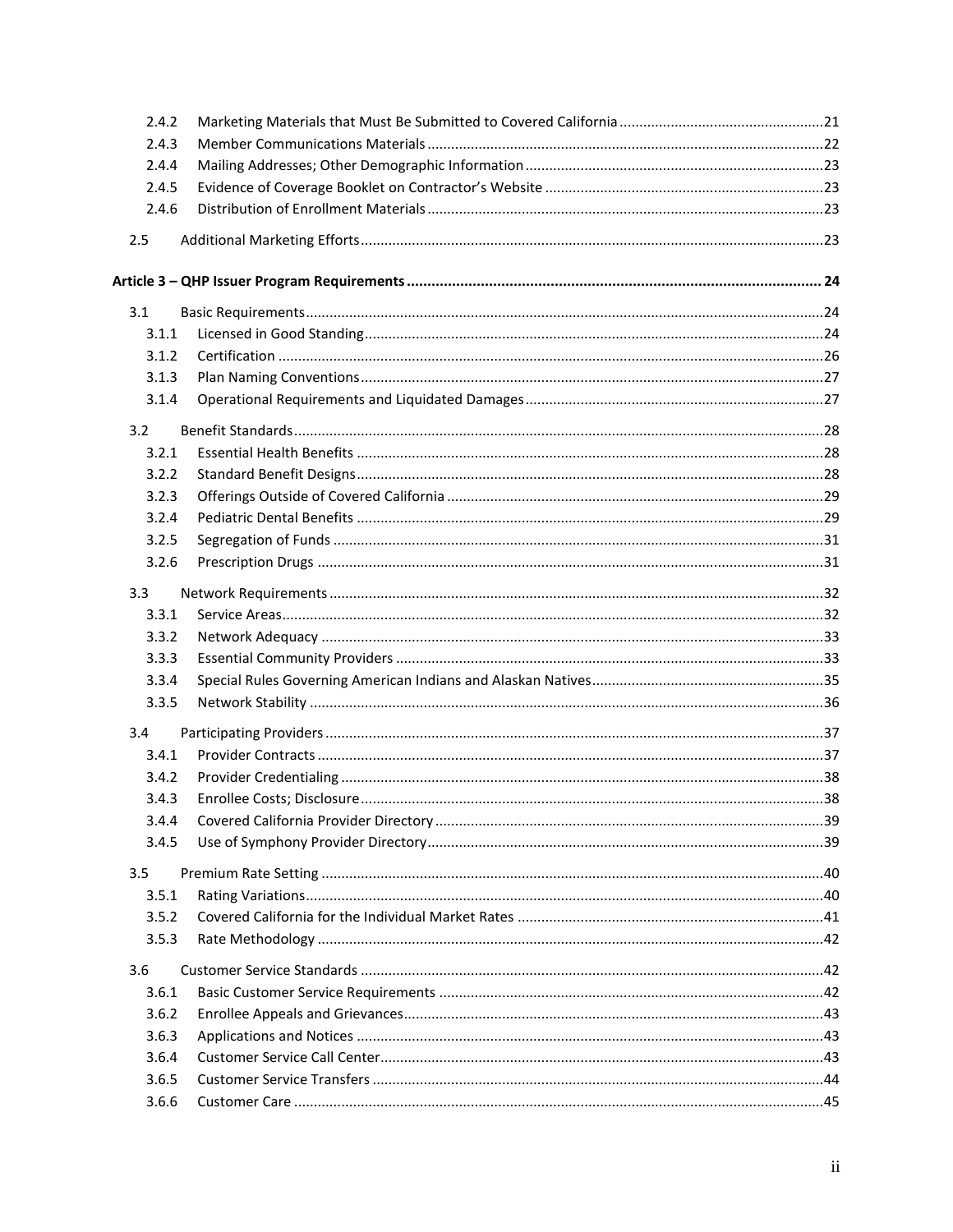| | | |
|---|---|---|
| 2.4.2 | Marketing Materials that Must Be Submitted to Covered California | 21 |
| 2.4.3 | Member Communications Materials | 22 |
| 2.4.4 | Mailing Addresses; Other Demographic Information | 23 |
| 2.4.5 | Evidence of Coverage Booklet on Contractor's Website | 23 |
| 2.4.6 | Distribution of Enrollment Materials | 23 |
| 2.5 | Additional Marketing Efforts | 23 |
| **Article 3 – QHP Issuer Program Requirements** | | **24** |
| 3.1 | Basic Requirements | 24 |
| 3.1.1 | Licensed in Good Standing | 24 |
| 3.1.2 | Certification | 26 |
| 3.1.3 | Plan Naming Conventions | 27 |
| 3.1.4 | Operational Requirements and Liquidated Damages | 27 |
| 3.2 | Benefit Standards | 28 |
| 3.2.1 | Essential Health Benefits | 28 |
| 3.2.2 | Standard Benefit Designs | 28 |
| 3.2.3 | Offerings Outside of Covered California | 29 |
| 3.2.4 | Pediatric Dental Benefits | 29 |
| 3.2.5 | Segregation of Funds | 31 |
| 3.2.6 | Prescription Drugs | 31 |
| 3.3 | Network Requirements | 32 |
| 3.3.1 | Service Areas | 32 |
| 3.3.2 | Network Adequacy | 33 |
| 3.3.3 | Essential Community Providers | 33 |
| 3.3.4 | Special Rules Governing American Indians and Alaskan Natives | 35 |
| 3.3.5 | Network Stability | 36 |
| 3.4 | Participating Providers | 37 |
| 3.4.1 | Provider Contracts | 37 |
| 3.4.2 | Provider Credentialing | 38 |
| 3.4.3 | Enrollee Costs; Disclosure | 38 |
| 3.4.4 | Covered California Provider Directory | 39 |
| 3.4.5 | Use of Symphony Provider Directory | 39 |
| 3.5 | Premium Rate Setting | 40 |
| 3.5.1 | Rating Variations | 40 |
| 3.5.2 | Covered California for the Individual Market Rates | 41 |
| 3.5.3 | Rate Methodology | 42 |
| 3.6 | Customer Service Standards | 42 |
| 3.6.1 | Basic Customer Service Requirements | 42 |
| 3.6.2 | Enrollee Appeals and Grievances | 43 |
| 3.6.3 | Applications and Notices | 43 |
| 3.6.4 | Customer Service Call Center | 43 |
| 3.6.5 | Customer Service Transfers | 44 |
| 3.6.6 | Customer Care | 45 |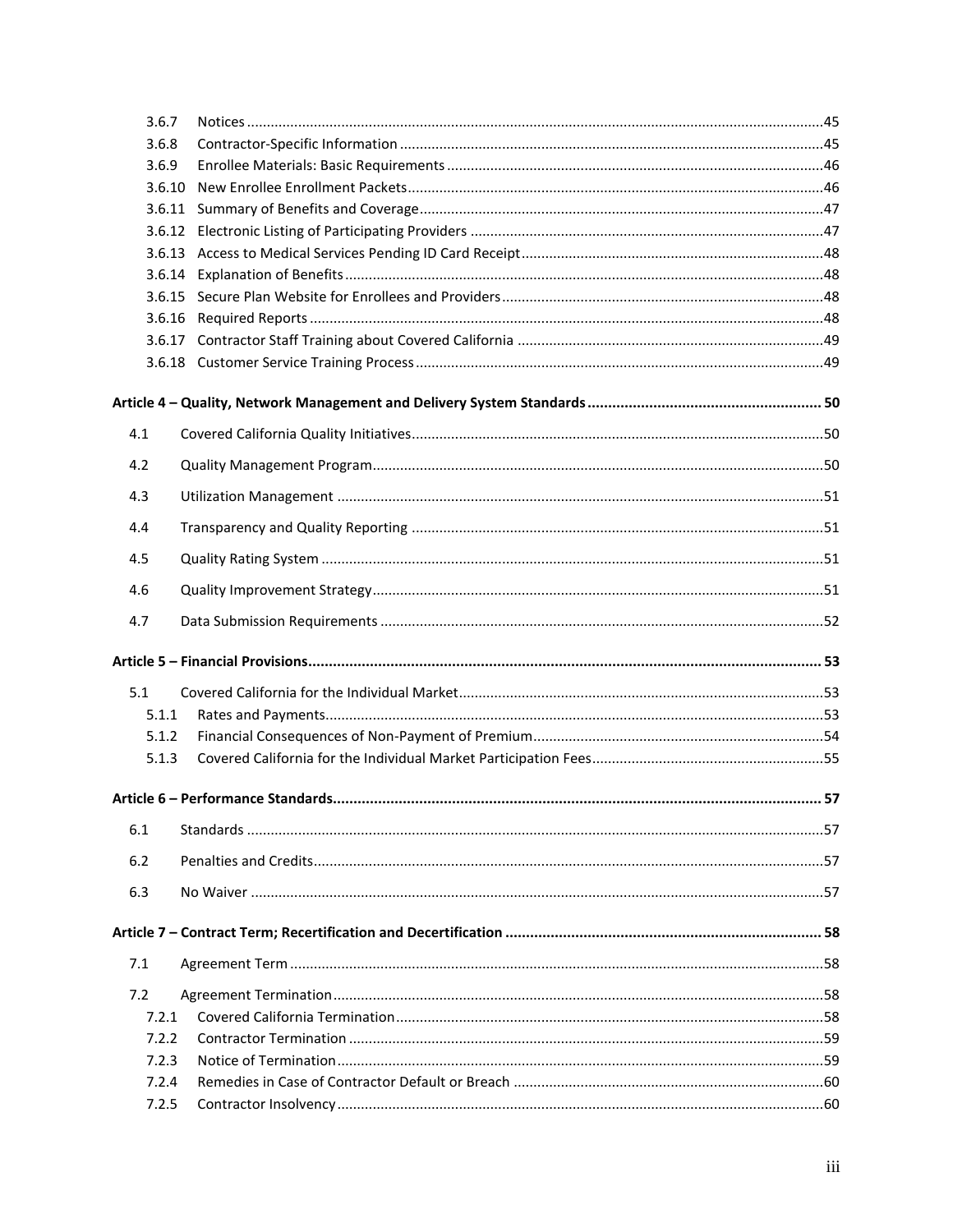3.6.7 Notices ..... 45
3.6.8 Contractor-Specific Information ..... 45
3.6.9 Enrollee Materials: Basic Requirements ..... 46
3.6.10 New Enrollee Enrollment Packets ..... 46
3.6.11 Summary of Benefits and Coverage ..... 47
3.6.12 Electronic Listing of Participating Providers ..... 47
3.6.13 Access to Medical Services Pending ID Card Receipt ..... 48
3.6.14 Explanation of Benefits ..... 48
3.6.15 Secure Plan Website for Enrollees and Providers ..... 48
3.6.16 Required Reports ..... 48
3.6.17 Contractor Staff Training about Covered California ..... 49
3.6.18 Customer Service Training Process ..... 49

**Article 4 – Quality, Network Management and Delivery System Standards ..... 50**

4.1 Covered California Quality Initiatives ..... 50

4.2 Quality Management Program ..... 50

4.3 Utilization Management ..... 51

4.4 Transparency and Quality Reporting ..... 51

4.5 Quality Rating System ..... 51

4.6 Quality Improvement Strategy ..... 51

4.7 Data Submission Requirements ..... 52

**Article 5 – Financial Provisions ..... 53**

5.1 Covered California for the Individual Market ..... 53
5.1.1 Rates and Payments ..... 53
5.1.2 Financial Consequences of Non-Payment of Premium ..... 54
5.1.3 Covered California for the Individual Market Participation Fees ..... 55

**Article 6 – Performance Standards ..... 57**

6.1 Standards ..... 57

6.2 Penalties and Credits ..... 57

6.3 No Waiver ..... 57

**Article 7 – Contract Term; Recertification and Decertification ..... 58**

7.1 Agreement Term ..... 58

7.2 Agreement Termination ..... 58
7.2.1 Covered California Termination ..... 58
7.2.2 Contractor Termination ..... 59
7.2.3 Notice of Termination ..... 59
7.2.4 Remedies in Case of Contractor Default or Breach ..... 60
7.2.5 Contractor Insolvency ..... 60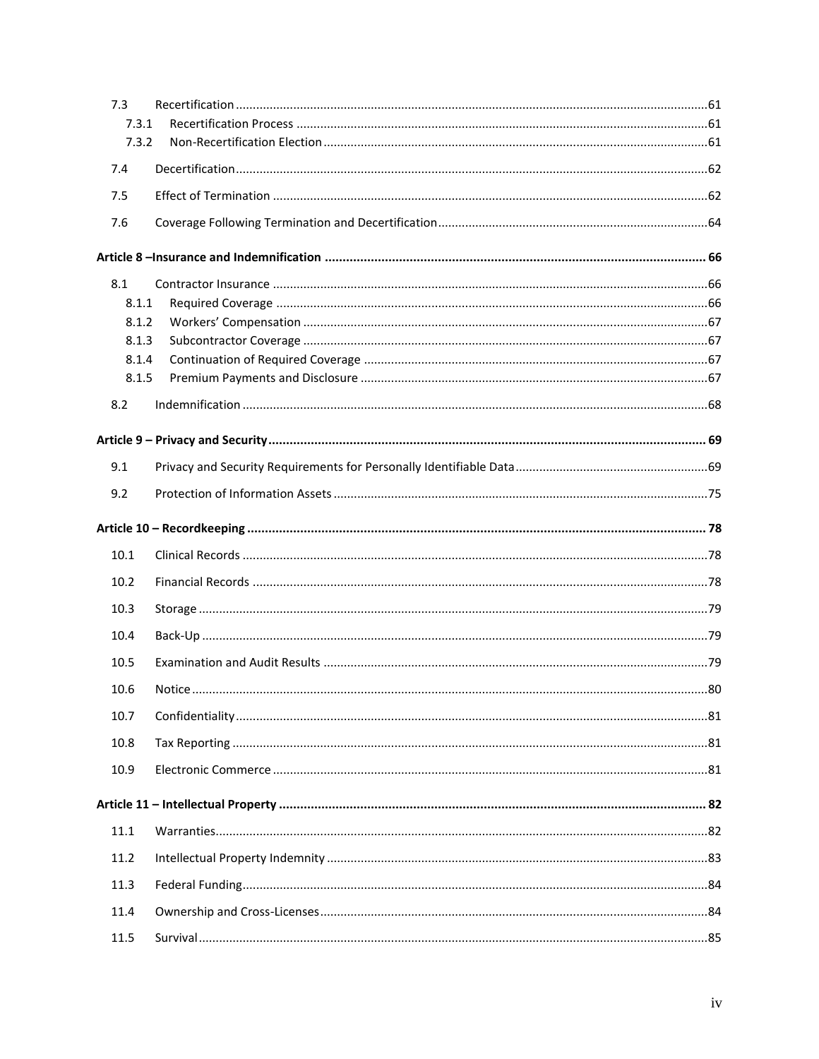7.3 Recertification ....... 61

7.3.1 Recertification Process ....... 61

7.3.2 Non-Recertification Election ....... 61

7.4 Decertification ....... 62

7.5 Effect of Termination ....... 62

7.6 Coverage Following Termination and Decertification ....... 64

**Article 8 –Insurance and Indemnification ....... 66**

8.1 Contractor Insurance ....... 66

8.1.1 Required Coverage ....... 66

8.1.2 Workers' Compensation ....... 67

8.1.3 Subcontractor Coverage ....... 67

8.1.4 Continuation of Required Coverage ....... 67

8.1.5 Premium Payments and Disclosure ....... 67

8.2 Indemnification ....... 68

**Article 9 – Privacy and Security ....... 69**

9.1 Privacy and Security Requirements for Personally Identifiable Data ....... 69

9.2 Protection of Information Assets ....... 75

**Article 10 – Recordkeeping ....... 78**

10.1 Clinical Records ....... 78

10.2 Financial Records ....... 78

10.3 Storage ....... 79

10.4 Back-Up ....... 79

10.5 Examination and Audit Results ....... 79

10.6 Notice ....... 80

10.7 Confidentiality ....... 81

10.8 Tax Reporting ....... 81

10.9 Electronic Commerce ....... 81

**Article 11 – Intellectual Property ....... 82**

11.1 Warranties ....... 82

11.2 Intellectual Property Indemnity ....... 83

11.3 Federal Funding ....... 84

11.4 Ownership and Cross-Licenses ....... 84

11.5 Survival ....... 85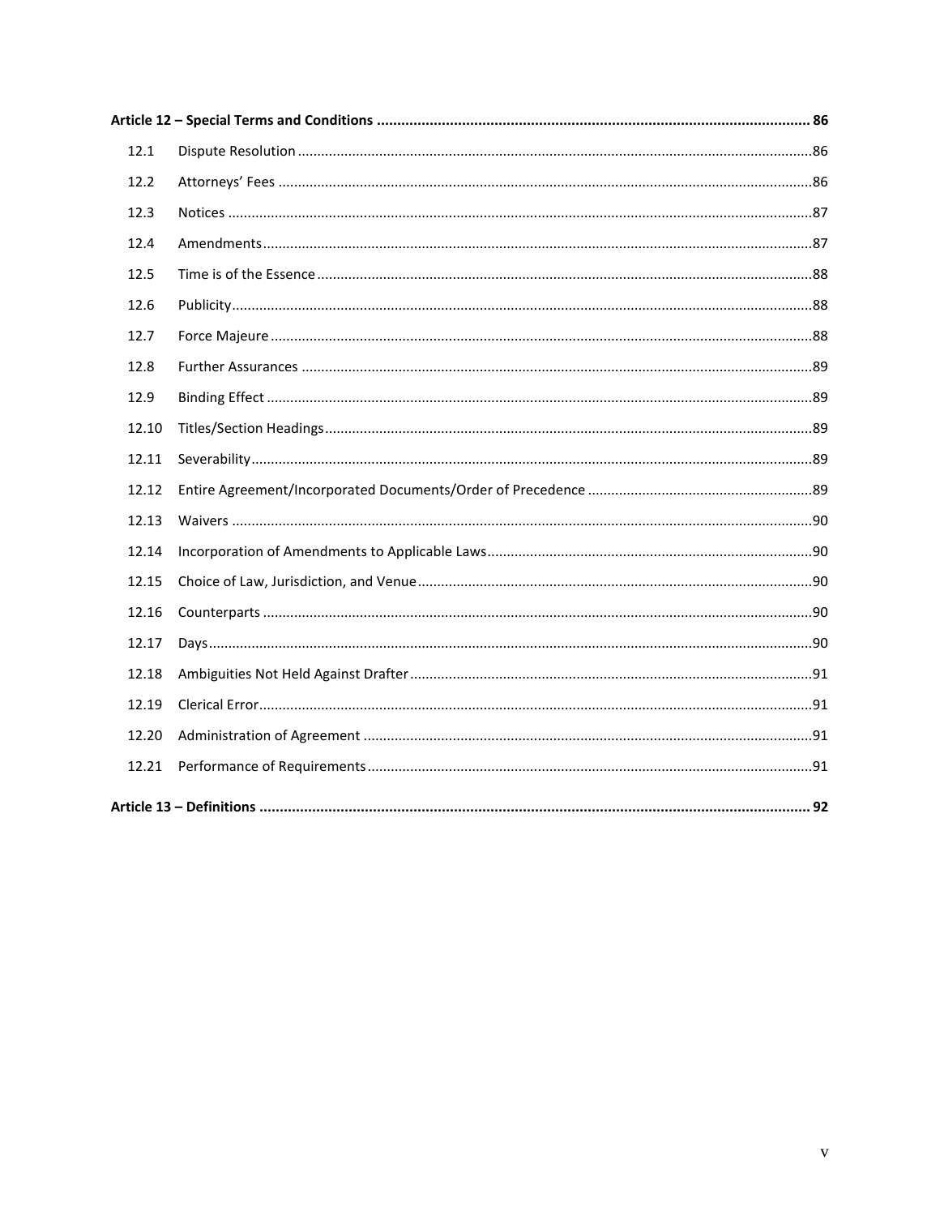**Article 12 – Special Terms and Conditions ..................................................................................................... 86**

| | | |
|---|---|---|
| 12.1 | Dispute Resolution | 86 |
| 12.2 | Attorneys' Fees | 86 |
| 12.3 | Notices | 87 |
| 12.4 | Amendments | 87 |
| 12.5 | Time is of the Essence | 88 |
| 12.6 | Publicity | 88 |
| 12.7 | Force Majeure | 88 |
| 12.8 | Further Assurances | 89 |
| 12.9 | Binding Effect | 89 |
| 12.10 | Titles/Section Headings | 89 |
| 12.11 | Severability | 89 |
| 12.12 | Entire Agreement/Incorporated Documents/Order of Precedence | 89 |
| 12.13 | Waivers | 90 |
| 12.14 | Incorporation of Amendments to Applicable Laws | 90 |
| 12.15 | Choice of Law, Jurisdiction, and Venue | 90 |
| 12.16 | Counterparts | 90 |
| 12.17 | Days | 90 |
| 12.18 | Ambiguities Not Held Against Drafter | 91 |
| 12.19 | Clerical Error | 91 |
| 12.20 | Administration of Agreement | 91 |
| 12.21 | Performance of Requirements | 91 |

**Article 13 – Definitions ..................................................................................................................................... 92**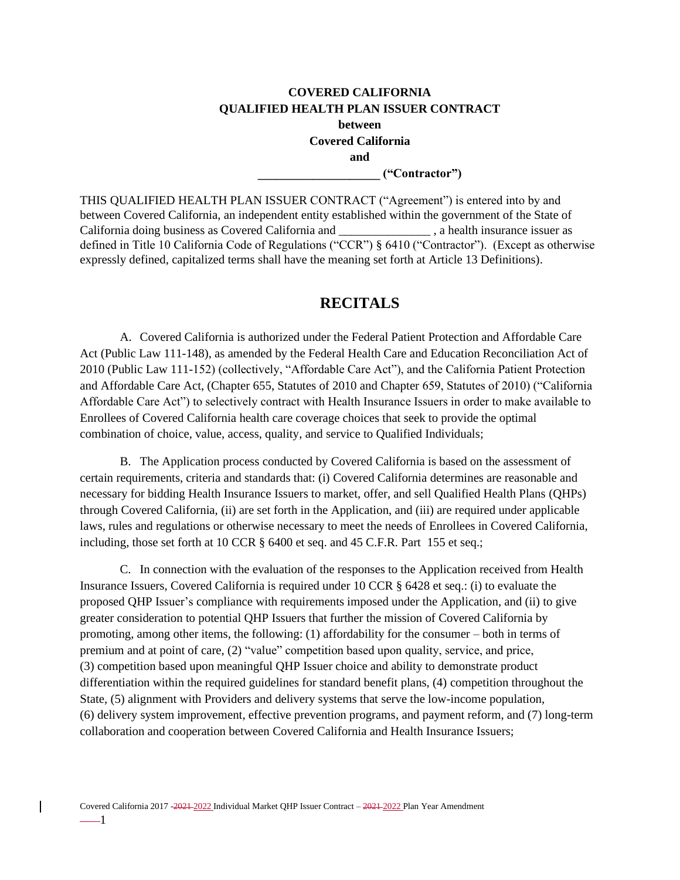**COVERED CALIFORNIA**
**QUALIFIED HEALTH PLAN ISSUER CONTRACT**
**between**
**Covered California**
**and**
**___________________ ("Contractor")**

THIS QUALIFIED HEALTH PLAN ISSUER CONTRACT ("Agreement") is entered into by and between Covered California, an independent entity established within the government of the State of California doing business as Covered California and _______________ , a health insurance issuer as defined in Title 10 California Code of Regulations ("CCR") § 6410 ("Contractor"). (Except as otherwise expressly defined, capitalized terms shall have the meaning set forth at Article 13 Definitions).

# RECITALS

A. Covered California is authorized under the Federal Patient Protection and Affordable Care Act (Public Law 111-148), as amended by the Federal Health Care and Education Reconciliation Act of 2010 (Public Law 111-152) (collectively, "Affordable Care Act"), and the California Patient Protection and Affordable Care Act, (Chapter 655, Statutes of 2010 and Chapter 659, Statutes of 2010) ("California Affordable Care Act") to selectively contract with Health Insurance Issuers in order to make available to Enrollees of Covered California health care coverage choices that seek to provide the optimal combination of choice, value, access, quality, and service to Qualified Individuals;

B. The Application process conducted by Covered California is based on the assessment of certain requirements, criteria and standards that: (i) Covered California determines are reasonable and necessary for bidding Health Insurance Issuers to market, offer, and sell Qualified Health Plans (QHPs) through Covered California, (ii) are set forth in the Application, and (iii) are required under applicable laws, rules and regulations or otherwise necessary to meet the needs of Enrollees in Covered California, including, those set forth at 10 CCR § 6400 et seq. and 45 C.F.R. Part 155 et seq.;

C. In connection with the evaluation of the responses to the Application received from Health Insurance Issuers, Covered California is required under 10 CCR § 6428 et seq.: (i) to evaluate the proposed QHP Issuer's compliance with requirements imposed under the Application, and (ii) to give greater consideration to potential QHP Issuers that further the mission of Covered California by promoting, among other items, the following: (1) affordability for the consumer – both in terms of premium and at point of care, (2) "value" competition based upon quality, service, and price, (3) competition based upon meaningful QHP Issuer choice and ability to demonstrate product differentiation within the required guidelines for standard benefit plans, (4) competition throughout the State, (5) alignment with Providers and delivery systems that serve the low-income population, (6) delivery system improvement, effective prevention programs, and payment reform, and (7) long-term collaboration and cooperation between Covered California and Health Insurance Issuers;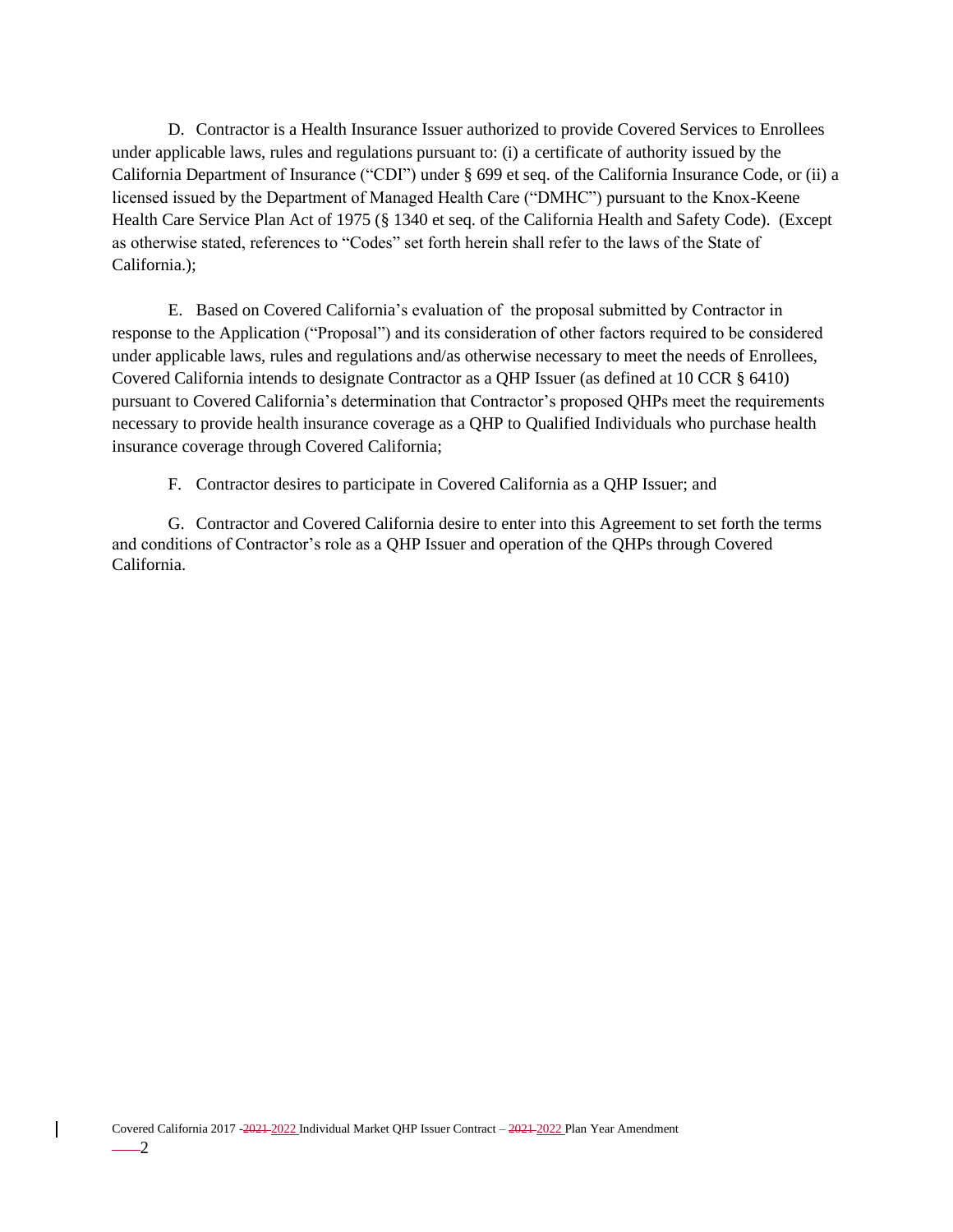D. Contractor is a Health Insurance Issuer authorized to provide Covered Services to Enrollees under applicable laws, rules and regulations pursuant to: (i) a certificate of authority issued by the California Department of Insurance ("CDI") under § 699 et seq. of the California Insurance Code, or (ii) a licensed issued by the Department of Managed Health Care ("DMHC") pursuant to the Knox-Keene Health Care Service Plan Act of 1975 (§ 1340 et seq. of the California Health and Safety Code). (Except as otherwise stated, references to "Codes" set forth herein shall refer to the laws of the State of California.);

E. Based on Covered California's evaluation of the proposal submitted by Contractor in response to the Application ("Proposal") and its consideration of other factors required to be considered under applicable laws, rules and regulations and/as otherwise necessary to meet the needs of Enrollees, Covered California intends to designate Contractor as a QHP Issuer (as defined at 10 CCR § 6410) pursuant to Covered California's determination that Contractor's proposed QHPs meet the requirements necessary to provide health insurance coverage as a QHP to Qualified Individuals who purchase health insurance coverage through Covered California;

F. Contractor desires to participate in Covered California as a QHP Issuer; and

G. Contractor and Covered California desire to enter into this Agreement to set forth the terms and conditions of Contractor's role as a QHP Issuer and operation of the QHPs through Covered California.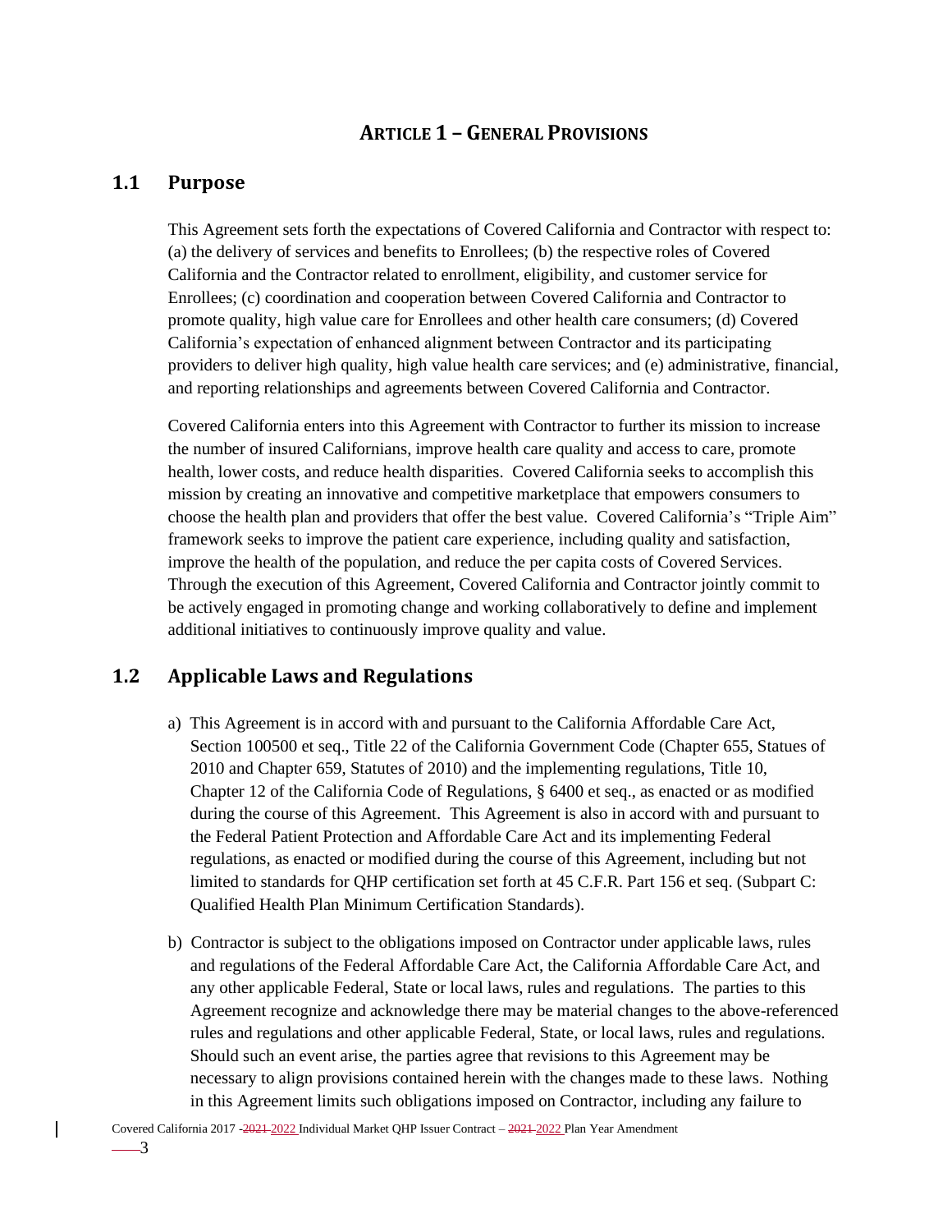## ARTICLE 1 – GENERAL PROVISIONS

### 1.1 Purpose

This Agreement sets forth the expectations of Covered California and Contractor with respect to: (a) the delivery of services and benefits to Enrollees; (b) the respective roles of Covered California and the Contractor related to enrollment, eligibility, and customer service for Enrollees; (c) coordination and cooperation between Covered California and Contractor to promote quality, high value care for Enrollees and other health care consumers; (d) Covered California's expectation of enhanced alignment between Contractor and its participating providers to deliver high quality, high value health care services; and (e) administrative, financial, and reporting relationships and agreements between Covered California and Contractor.

Covered California enters into this Agreement with Contractor to further its mission to increase the number of insured Californians, improve health care quality and access to care, promote health, lower costs, and reduce health disparities. Covered California seeks to accomplish this mission by creating an innovative and competitive marketplace that empowers consumers to choose the health plan and providers that offer the best value. Covered California's "Triple Aim" framework seeks to improve the patient care experience, including quality and satisfaction, improve the health of the population, and reduce the per capita costs of Covered Services. Through the execution of this Agreement, Covered California and Contractor jointly commit to be actively engaged in promoting change and working collaboratively to define and implement additional initiatives to continuously improve quality and value.

### 1.2 Applicable Laws and Regulations

a) This Agreement is in accord with and pursuant to the California Affordable Care Act, Section 100500 et seq., Title 22 of the California Government Code (Chapter 655, Statues of 2010 and Chapter 659, Statutes of 2010) and the implementing regulations, Title 10, Chapter 12 of the California Code of Regulations, § 6400 et seq., as enacted or as modified during the course of this Agreement. This Agreement is also in accord with and pursuant to the Federal Patient Protection and Affordable Care Act and its implementing Federal regulations, as enacted or modified during the course of this Agreement, including but not limited to standards for QHP certification set forth at 45 C.F.R. Part 156 et seq. (Subpart C: Qualified Health Plan Minimum Certification Standards).

b) Contractor is subject to the obligations imposed on Contractor under applicable laws, rules and regulations of the Federal Affordable Care Act, the California Affordable Care Act, and any other applicable Federal, State or local laws, rules and regulations. The parties to this Agreement recognize and acknowledge there may be material changes to the above-referenced rules and regulations and other applicable Federal, State, or local laws, rules and regulations. Should such an event arise, the parties agree that revisions to this Agreement may be necessary to align provisions contained herein with the changes made to these laws. Nothing in this Agreement limits such obligations imposed on Contractor, including any failure to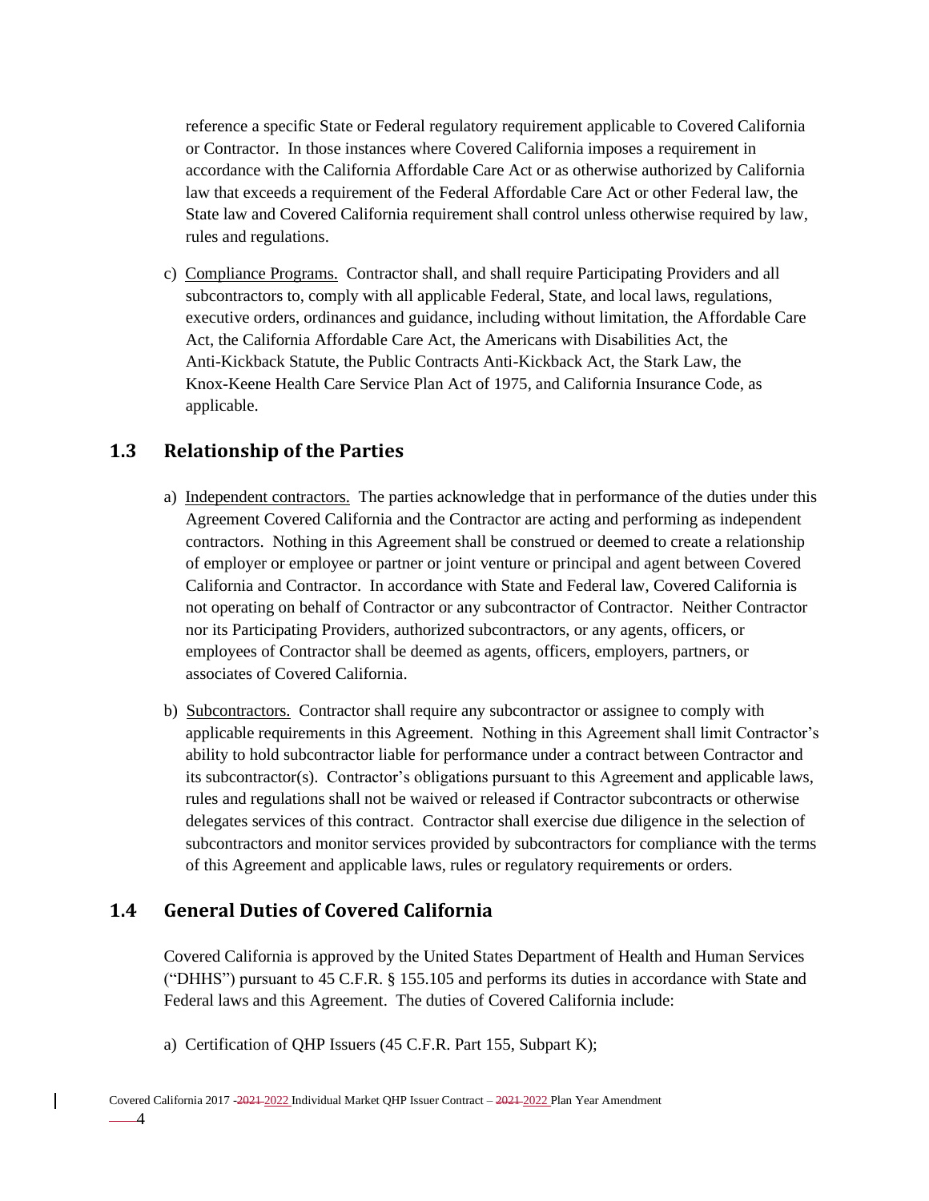reference a specific State or Federal regulatory requirement applicable to Covered California or Contractor. In those instances where Covered California imposes a requirement in accordance with the California Affordable Care Act or as otherwise authorized by California law that exceeds a requirement of the Federal Affordable Care Act or other Federal law, the State law and Covered California requirement shall control unless otherwise required by law, rules and regulations.

c) Compliance Programs. Contractor shall, and shall require Participating Providers and all subcontractors to, comply with all applicable Federal, State, and local laws, regulations, executive orders, ordinances and guidance, including without limitation, the Affordable Care Act, the California Affordable Care Act, the Americans with Disabilities Act, the Anti-Kickback Statute, the Public Contracts Anti-Kickback Act, the Stark Law, the Knox-Keene Health Care Service Plan Act of 1975, and California Insurance Code, as applicable.

## 1.3 Relationship of the Parties

a) Independent contractors. The parties acknowledge that in performance of the duties under this Agreement Covered California and the Contractor are acting and performing as independent contractors. Nothing in this Agreement shall be construed or deemed to create a relationship of employer or employee or partner or joint venture or principal and agent between Covered California and Contractor. In accordance with State and Federal law, Covered California is not operating on behalf of Contractor or any subcontractor of Contractor. Neither Contractor nor its Participating Providers, authorized subcontractors, or any agents, officers, or employees of Contractor shall be deemed as agents, officers, employers, partners, or associates of Covered California.

b) Subcontractors. Contractor shall require any subcontractor or assignee to comply with applicable requirements in this Agreement. Nothing in this Agreement shall limit Contractor's ability to hold subcontractor liable for performance under a contract between Contractor and its subcontractor(s). Contractor's obligations pursuant to this Agreement and applicable laws, rules and regulations shall not be waived or released if Contractor subcontracts or otherwise delegates services of this contract. Contractor shall exercise due diligence in the selection of subcontractors and monitor services provided by subcontractors for compliance with the terms of this Agreement and applicable laws, rules or regulatory requirements or orders.

## 1.4 General Duties of Covered California

Covered California is approved by the United States Department of Health and Human Services ("DHHS") pursuant to 45 C.F.R. § 155.105 and performs its duties in accordance with State and Federal laws and this Agreement. The duties of Covered California include:

a) Certification of QHP Issuers (45 C.F.R. Part 155, Subpart K);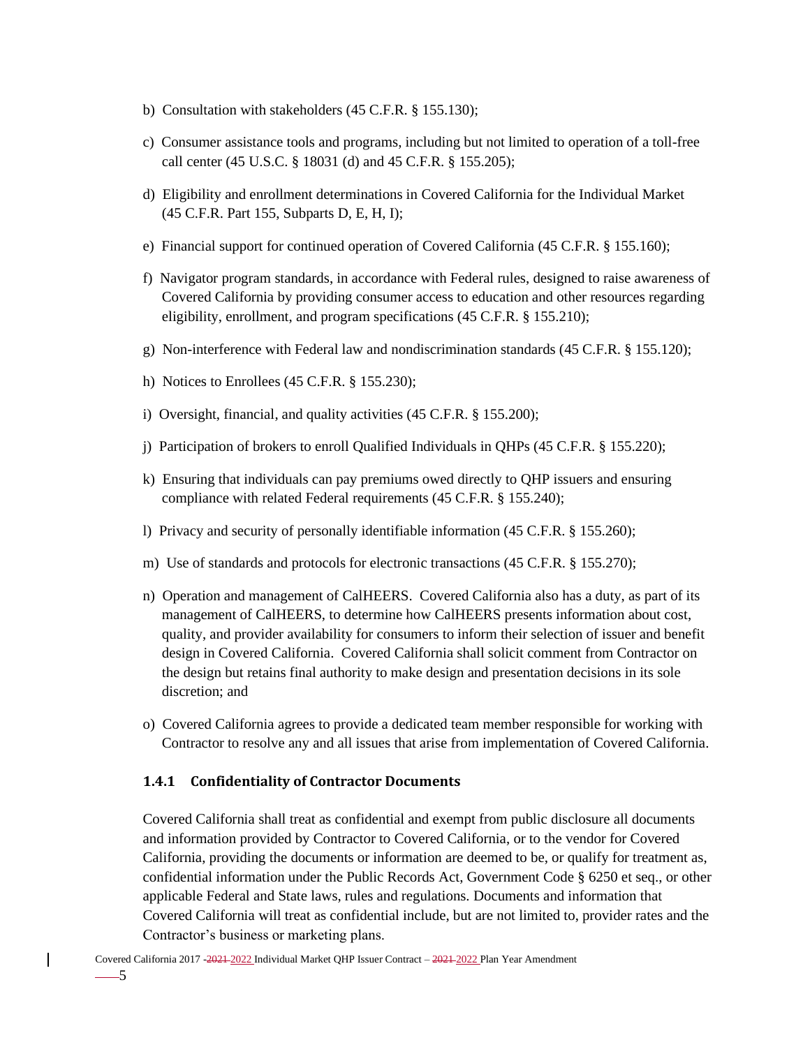b) Consultation with stakeholders (45 C.F.R. § 155.130);

c) Consumer assistance tools and programs, including but not limited to operation of a toll-free call center (45 U.S.C. § 18031 (d) and 45 C.F.R. § 155.205);

d) Eligibility and enrollment determinations in Covered California for the Individual Market (45 C.F.R. Part 155, Subparts D, E, H, I);

e) Financial support for continued operation of Covered California (45 C.F.R. § 155.160);

f) Navigator program standards, in accordance with Federal rules, designed to raise awareness of Covered California by providing consumer access to education and other resources regarding eligibility, enrollment, and program specifications (45 C.F.R. § 155.210);

g) Non-interference with Federal law and nondiscrimination standards (45 C.F.R. § 155.120);

h) Notices to Enrollees (45 C.F.R. § 155.230);

i) Oversight, financial, and quality activities (45 C.F.R. § 155.200);

j) Participation of brokers to enroll Qualified Individuals in QHPs (45 C.F.R. § 155.220);

k) Ensuring that individuals can pay premiums owed directly to QHP issuers and ensuring compliance with related Federal requirements (45 C.F.R. § 155.240);

l) Privacy and security of personally identifiable information (45 C.F.R. § 155.260);

m) Use of standards and protocols for electronic transactions (45 C.F.R. § 155.270);

n) Operation and management of CalHEERS. Covered California also has a duty, as part of its management of CalHEERS, to determine how CalHEERS presents information about cost, quality, and provider availability for consumers to inform their selection of issuer and benefit design in Covered California. Covered California shall solicit comment from Contractor on the design but retains final authority to make design and presentation decisions in its sole discretion; and

o) Covered California agrees to provide a dedicated team member responsible for working with Contractor to resolve any and all issues that arise from implementation of Covered California.

### 1.4.1 Confidentiality of Contractor Documents

Covered California shall treat as confidential and exempt from public disclosure all documents and information provided by Contractor to Covered California, or to the vendor for Covered California, providing the documents or information are deemed to be, or qualify for treatment as, confidential information under the Public Records Act, Government Code § 6250 et seq., or other applicable Federal and State laws, rules and regulations. Documents and information that Covered California will treat as confidential include, but are not limited to, provider rates and the Contractor's business or marketing plans.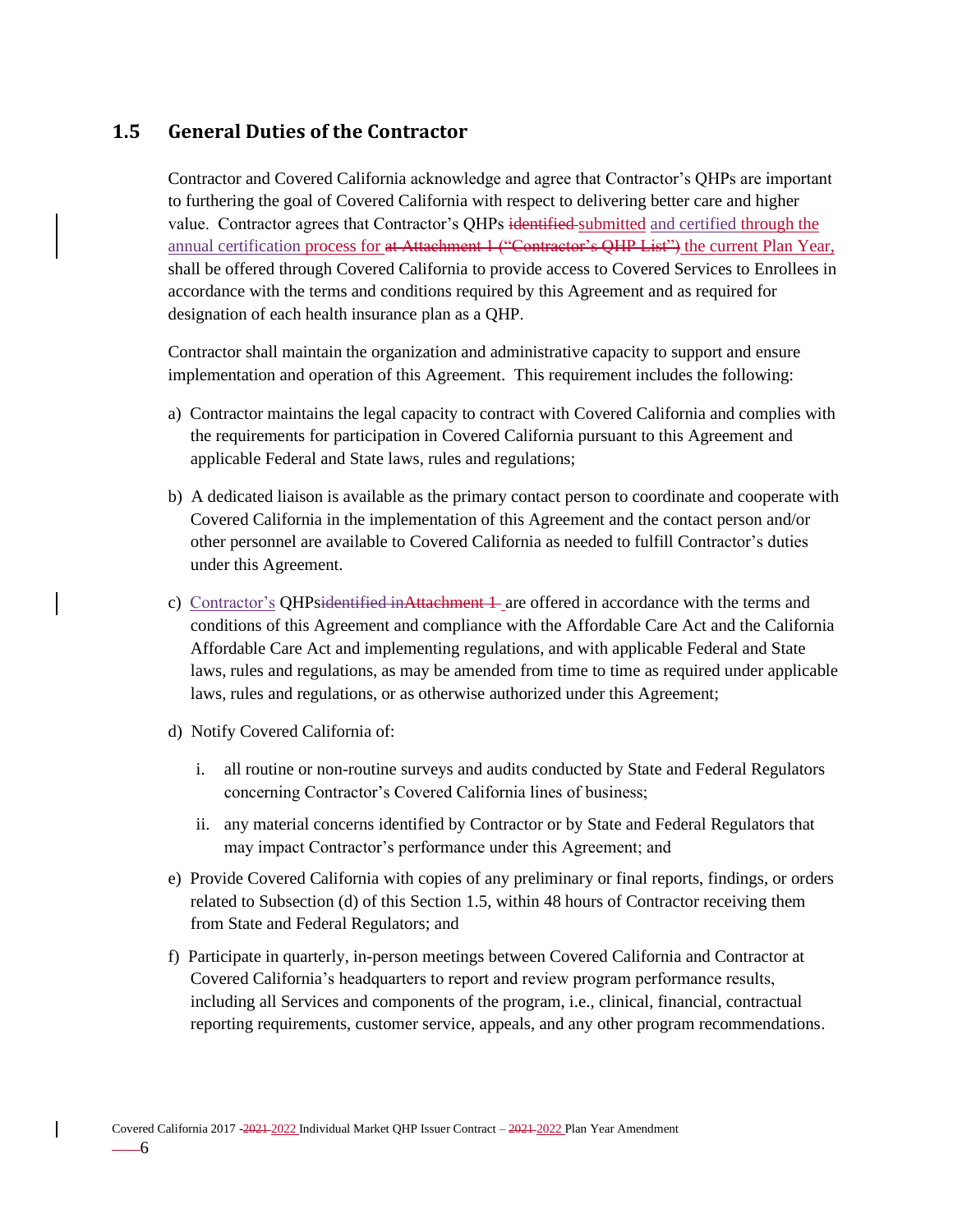## 1.5 General Duties of the Contractor

Contractor and Covered California acknowledge and agree that Contractor's QHPs are important to furthering the goal of Covered California with respect to delivering better care and higher value. Contractor agrees that Contractor's QHPs ~~identified~~ submitted and certified through the annual certification process for ~~at Attachment 1 ("Contractor's QHP List")~~ the current Plan Year, shall be offered through Covered California to provide access to Covered Services to Enrollees in accordance with the terms and conditions required by this Agreement and as required for designation of each health insurance plan as a QHP.

Contractor shall maintain the organization and administrative capacity to support and ensure implementation and operation of this Agreement. This requirement includes the following:

a) Contractor maintains the legal capacity to contract with Covered California and complies with the requirements for participation in Covered California pursuant to this Agreement and applicable Federal and State laws, rules and regulations;

b) A dedicated liaison is available as the primary contact person to coordinate and cooperate with Covered California in the implementation of this Agreement and the contact person and/or other personnel are available to Covered California as needed to fulfill Contractor's duties under this Agreement.

c) Contractor's QHPs~~identified inAttachment 1~~ are offered in accordance with the terms and conditions of this Agreement and compliance with the Affordable Care Act and the California Affordable Care Act and implementing regulations, and with applicable Federal and State laws, rules and regulations, as may be amended from time to time as required under applicable laws, rules and regulations, or as otherwise authorized under this Agreement;

d) Notify Covered California of:

   i. all routine or non-routine surveys and audits conducted by State and Federal Regulators concerning Contractor's Covered California lines of business;

   ii. any material concerns identified by Contractor or by State and Federal Regulators that may impact Contractor's performance under this Agreement; and

e) Provide Covered California with copies of any preliminary or final reports, findings, or orders related to Subsection (d) of this Section 1.5, within 48 hours of Contractor receiving them from State and Federal Regulators; and

f) Participate in quarterly, in-person meetings between Covered California and Contractor at Covered California's headquarters to report and review program performance results, including all Services and components of the program, i.e., clinical, financial, contractual reporting requirements, customer service, appeals, and any other program recommendations.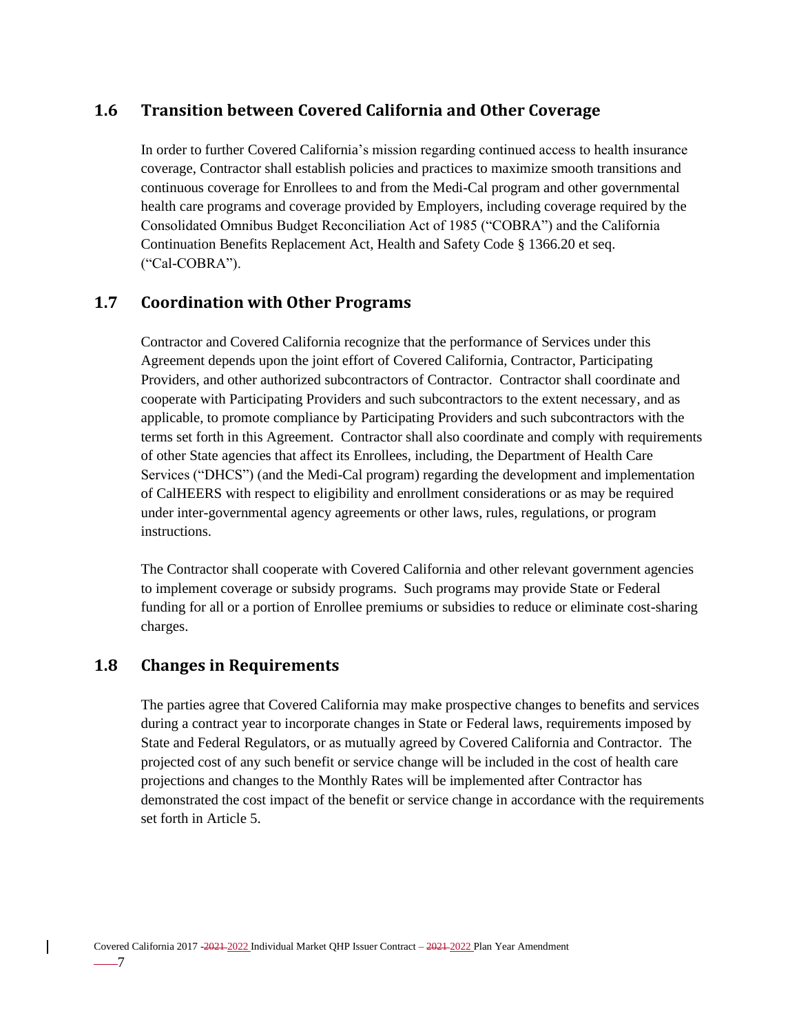## 1.6 Transition between Covered California and Other Coverage

In order to further Covered California's mission regarding continued access to health insurance coverage, Contractor shall establish policies and practices to maximize smooth transitions and continuous coverage for Enrollees to and from the Medi-Cal program and other governmental health care programs and coverage provided by Employers, including coverage required by the Consolidated Omnibus Budget Reconciliation Act of 1985 ("COBRA") and the California Continuation Benefits Replacement Act, Health and Safety Code § 1366.20 et seq. ("Cal-COBRA").

## 1.7 Coordination with Other Programs

Contractor and Covered California recognize that the performance of Services under this Agreement depends upon the joint effort of Covered California, Contractor, Participating Providers, and other authorized subcontractors of Contractor. Contractor shall coordinate and cooperate with Participating Providers and such subcontractors to the extent necessary, and as applicable, to promote compliance by Participating Providers and such subcontractors with the terms set forth in this Agreement. Contractor shall also coordinate and comply with requirements of other State agencies that affect its Enrollees, including, the Department of Health Care Services ("DHCS") (and the Medi-Cal program) regarding the development and implementation of CalHEERS with respect to eligibility and enrollment considerations or as may be required under inter-governmental agency agreements or other laws, rules, regulations, or program instructions.

The Contractor shall cooperate with Covered California and other relevant government agencies to implement coverage or subsidy programs. Such programs may provide State or Federal funding for all or a portion of Enrollee premiums or subsidies to reduce or eliminate cost-sharing charges.

## 1.8 Changes in Requirements

The parties agree that Covered California may make prospective changes to benefits and services during a contract year to incorporate changes in State or Federal laws, requirements imposed by State and Federal Regulators, or as mutually agreed by Covered California and Contractor. The projected cost of any such benefit or service change will be included in the cost of health care projections and changes to the Monthly Rates will be implemented after Contractor has demonstrated the cost impact of the benefit or service change in accordance with the requirements set forth in Article 5.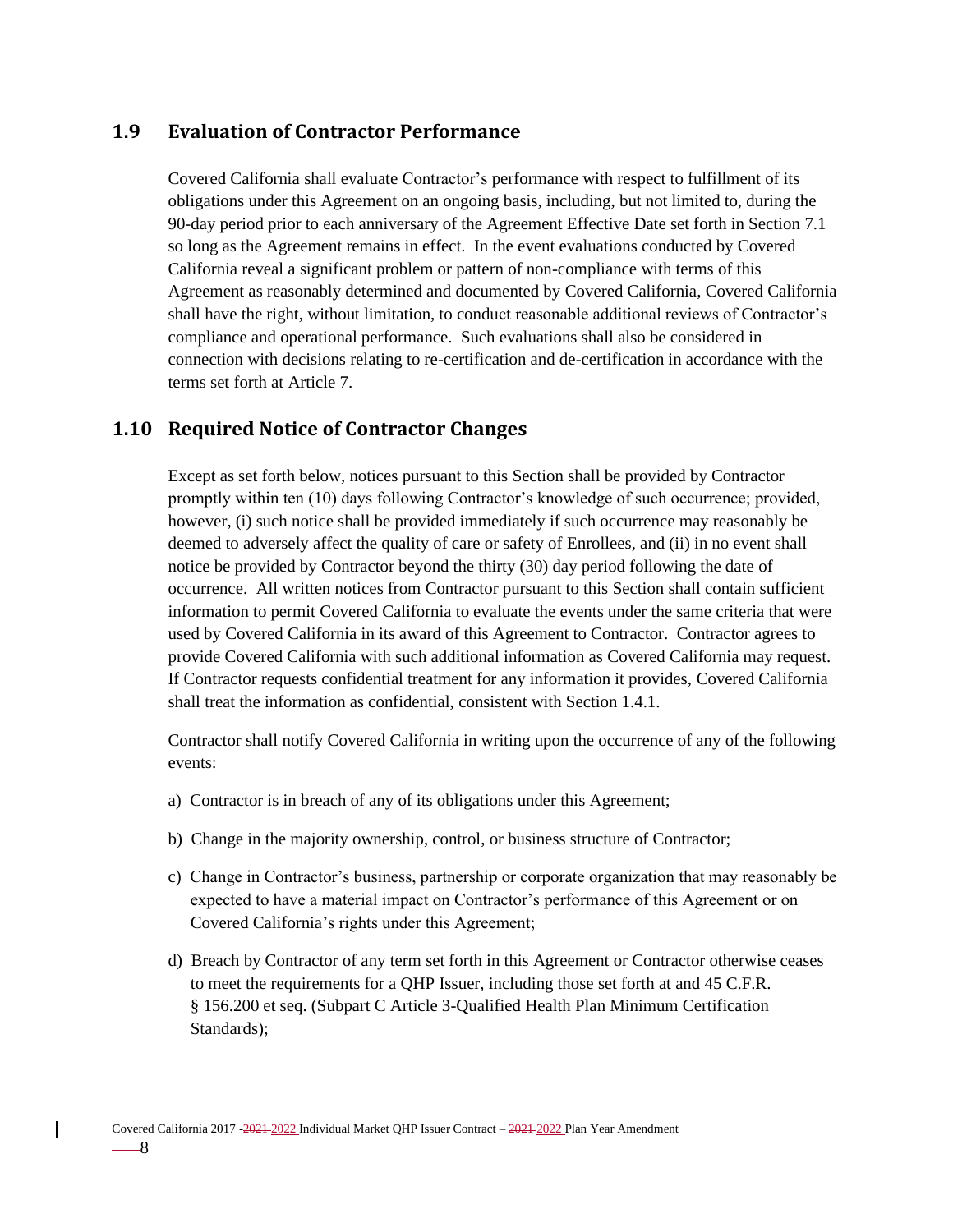## 1.9 Evaluation of Contractor Performance

Covered California shall evaluate Contractor's performance with respect to fulfillment of its obligations under this Agreement on an ongoing basis, including, but not limited to, during the 90-day period prior to each anniversary of the Agreement Effective Date set forth in Section 7.1 so long as the Agreement remains in effect. In the event evaluations conducted by Covered California reveal a significant problem or pattern of non-compliance with terms of this Agreement as reasonably determined and documented by Covered California, Covered California shall have the right, without limitation, to conduct reasonable additional reviews of Contractor's compliance and operational performance. Such evaluations shall also be considered in connection with decisions relating to re-certification and de-certification in accordance with the terms set forth at Article 7.

## 1.10 Required Notice of Contractor Changes

Except as set forth below, notices pursuant to this Section shall be provided by Contractor promptly within ten (10) days following Contractor's knowledge of such occurrence; provided, however, (i) such notice shall be provided immediately if such occurrence may reasonably be deemed to adversely affect the quality of care or safety of Enrollees, and (ii) in no event shall notice be provided by Contractor beyond the thirty (30) day period following the date of occurrence. All written notices from Contractor pursuant to this Section shall contain sufficient information to permit Covered California to evaluate the events under the same criteria that were used by Covered California in its award of this Agreement to Contractor. Contractor agrees to provide Covered California with such additional information as Covered California may request. If Contractor requests confidential treatment for any information it provides, Covered California shall treat the information as confidential, consistent with Section 1.4.1.

Contractor shall notify Covered California in writing upon the occurrence of any of the following events:

a) Contractor is in breach of any of its obligations under this Agreement;

b) Change in the majority ownership, control, or business structure of Contractor;

c) Change in Contractor's business, partnership or corporate organization that may reasonably be expected to have a material impact on Contractor's performance of this Agreement or on Covered California's rights under this Agreement;

d) Breach by Contractor of any term set forth in this Agreement or Contractor otherwise ceases to meet the requirements for a QHP Issuer, including those set forth at and 45 C.F.R. § 156.200 et seq. (Subpart C Article 3-Qualified Health Plan Minimum Certification Standards);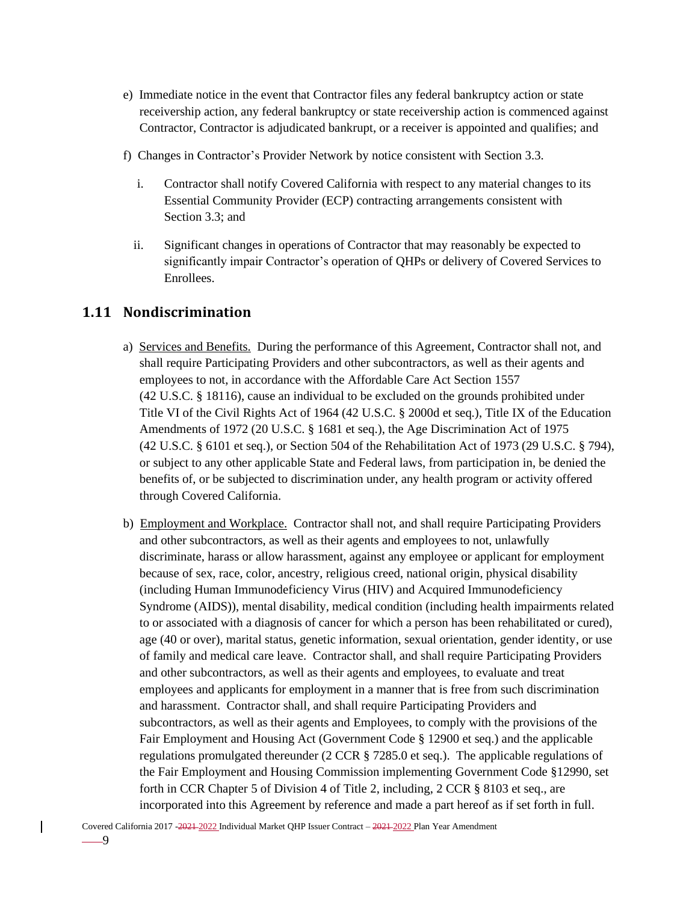e) Immediate notice in the event that Contractor files any federal bankruptcy action or state receivership action, any federal bankruptcy or state receivership action is commenced against Contractor, Contractor is adjudicated bankrupt, or a receiver is appointed and qualifies; and

f) Changes in Contractor's Provider Network by notice consistent with Section 3.3.

   i. Contractor shall notify Covered California with respect to any material changes to its Essential Community Provider (ECP) contracting arrangements consistent with Section 3.3; and

   ii. Significant changes in operations of Contractor that may reasonably be expected to significantly impair Contractor's operation of QHPs or delivery of Covered Services to Enrollees.

## 1.11 Nondiscrimination

a) Services and Benefits. During the performance of this Agreement, Contractor shall not, and shall require Participating Providers and other subcontractors, as well as their agents and employees to not, in accordance with the Affordable Care Act Section 1557 (42 U.S.C. § 18116), cause an individual to be excluded on the grounds prohibited under Title VI of the Civil Rights Act of 1964 (42 U.S.C. § 2000d et seq.), Title IX of the Education Amendments of 1972 (20 U.S.C. § 1681 et seq.), the Age Discrimination Act of 1975 (42 U.S.C. § 6101 et seq.), or Section 504 of the Rehabilitation Act of 1973 (29 U.S.C. § 794), or subject to any other applicable State and Federal laws, from participation in, be denied the benefits of, or be subjected to discrimination under, any health program or activity offered through Covered California.

b) Employment and Workplace. Contractor shall not, and shall require Participating Providers and other subcontractors, as well as their agents and employees to not, unlawfully discriminate, harass or allow harassment, against any employee or applicant for employment because of sex, race, color, ancestry, religious creed, national origin, physical disability (including Human Immunodeficiency Virus (HIV) and Acquired Immunodeficiency Syndrome (AIDS)), mental disability, medical condition (including health impairments related to or associated with a diagnosis of cancer for which a person has been rehabilitated or cured), age (40 or over), marital status, genetic information, sexual orientation, gender identity, or use of family and medical care leave. Contractor shall, and shall require Participating Providers and other subcontractors, as well as their agents and employees, to evaluate and treat employees and applicants for employment in a manner that is free from such discrimination and harassment. Contractor shall, and shall require Participating Providers and subcontractors, as well as their agents and Employees, to comply with the provisions of the Fair Employment and Housing Act (Government Code § 12900 et seq.) and the applicable regulations promulgated thereunder (2 CCR § 7285.0 et seq.). The applicable regulations of the Fair Employment and Housing Commission implementing Government Code §12990, set forth in CCR Chapter 5 of Division 4 of Title 2, including, 2 CCR § 8103 et seq., are incorporated into this Agreement by reference and made a part hereof as if set forth in full.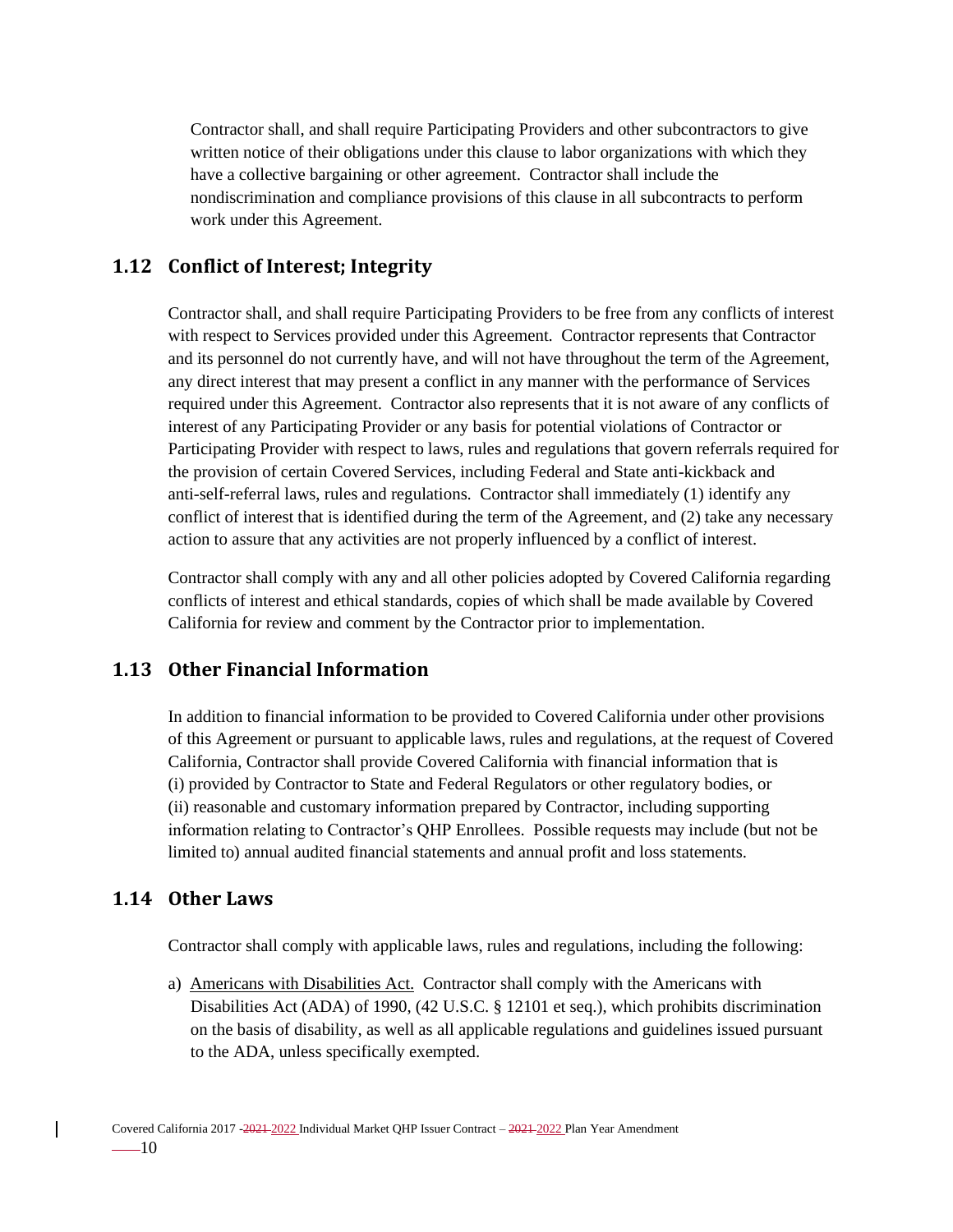Contractor shall, and shall require Participating Providers and other subcontractors to give written notice of their obligations under this clause to labor organizations with which they have a collective bargaining or other agreement. Contractor shall include the nondiscrimination and compliance provisions of this clause in all subcontracts to perform work under this Agreement.

## 1.12 Conflict of Interest; Integrity

Contractor shall, and shall require Participating Providers to be free from any conflicts of interest with respect to Services provided under this Agreement. Contractor represents that Contractor and its personnel do not currently have, and will not have throughout the term of the Agreement, any direct interest that may present a conflict in any manner with the performance of Services required under this Agreement. Contractor also represents that it is not aware of any conflicts of interest of any Participating Provider or any basis for potential violations of Contractor or Participating Provider with respect to laws, rules and regulations that govern referrals required for the provision of certain Covered Services, including Federal and State anti-kickback and anti-self-referral laws, rules and regulations. Contractor shall immediately (1) identify any conflict of interest that is identified during the term of the Agreement, and (2) take any necessary action to assure that any activities are not properly influenced by a conflict of interest.

Contractor shall comply with any and all other policies adopted by Covered California regarding conflicts of interest and ethical standards, copies of which shall be made available by Covered California for review and comment by the Contractor prior to implementation.

## 1.13 Other Financial Information

In addition to financial information to be provided to Covered California under other provisions of this Agreement or pursuant to applicable laws, rules and regulations, at the request of Covered California, Contractor shall provide Covered California with financial information that is (i) provided by Contractor to State and Federal Regulators or other regulatory bodies, or (ii) reasonable and customary information prepared by Contractor, including supporting information relating to Contractor's QHP Enrollees. Possible requests may include (but not be limited to) annual audited financial statements and annual profit and loss statements.

## 1.14 Other Laws

Contractor shall comply with applicable laws, rules and regulations, including the following:

a) Americans with Disabilities Act. Contractor shall comply with the Americans with Disabilities Act (ADA) of 1990, (42 U.S.C. § 12101 et seq.), which prohibits discrimination on the basis of disability, as well as all applicable regulations and guidelines issued pursuant to the ADA, unless specifically exempted.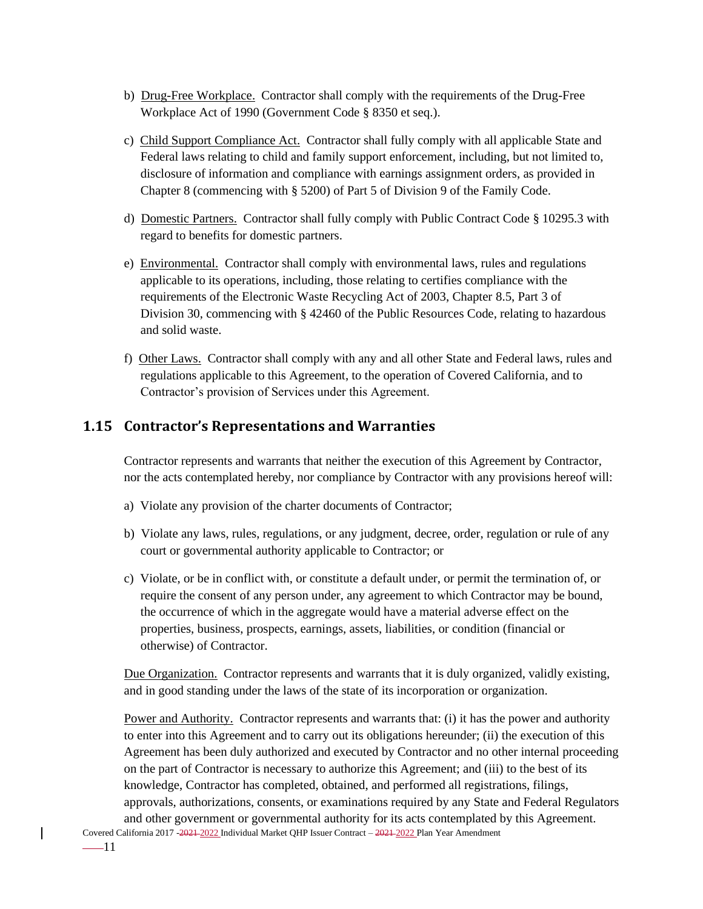b) Drug-Free Workplace. Contractor shall comply with the requirements of the Drug-Free Workplace Act of 1990 (Government Code § 8350 et seq.).

c) Child Support Compliance Act. Contractor shall fully comply with all applicable State and Federal laws relating to child and family support enforcement, including, but not limited to, disclosure of information and compliance with earnings assignment orders, as provided in Chapter 8 (commencing with § 5200) of Part 5 of Division 9 of the Family Code.

d) Domestic Partners. Contractor shall fully comply with Public Contract Code § 10295.3 with regard to benefits for domestic partners.

e) Environmental. Contractor shall comply with environmental laws, rules and regulations applicable to its operations, including, those relating to certifies compliance with the requirements of the Electronic Waste Recycling Act of 2003, Chapter 8.5, Part 3 of Division 30, commencing with § 42460 of the Public Resources Code, relating to hazardous and solid waste.

f) Other Laws. Contractor shall comply with any and all other State and Federal laws, rules and regulations applicable to this Agreement, to the operation of Covered California, and to Contractor's provision of Services under this Agreement.

## 1.15 Contractor's Representations and Warranties

Contractor represents and warrants that neither the execution of this Agreement by Contractor, nor the acts contemplated hereby, nor compliance by Contractor with any provisions hereof will:

a) Violate any provision of the charter documents of Contractor;

b) Violate any laws, rules, regulations, or any judgment, decree, order, regulation or rule of any court or governmental authority applicable to Contractor; or

c) Violate, or be in conflict with, or constitute a default under, or permit the termination of, or require the consent of any person under, any agreement to which Contractor may be bound, the occurrence of which in the aggregate would have a material adverse effect on the properties, business, prospects, earnings, assets, liabilities, or condition (financial or otherwise) of Contractor.

Due Organization. Contractor represents and warrants that it is duly organized, validly existing, and in good standing under the laws of the state of its incorporation or organization.

Power and Authority. Contractor represents and warrants that: (i) it has the power and authority to enter into this Agreement and to carry out its obligations hereunder; (ii) the execution of this Agreement has been duly authorized and executed by Contractor and no other internal proceeding on the part of Contractor is necessary to authorize this Agreement; and (iii) to the best of its knowledge, Contractor has completed, obtained, and performed all registrations, filings, approvals, authorizations, consents, or examinations required by any State and Federal Regulators and other government or governmental authority for its acts contemplated by this Agreement.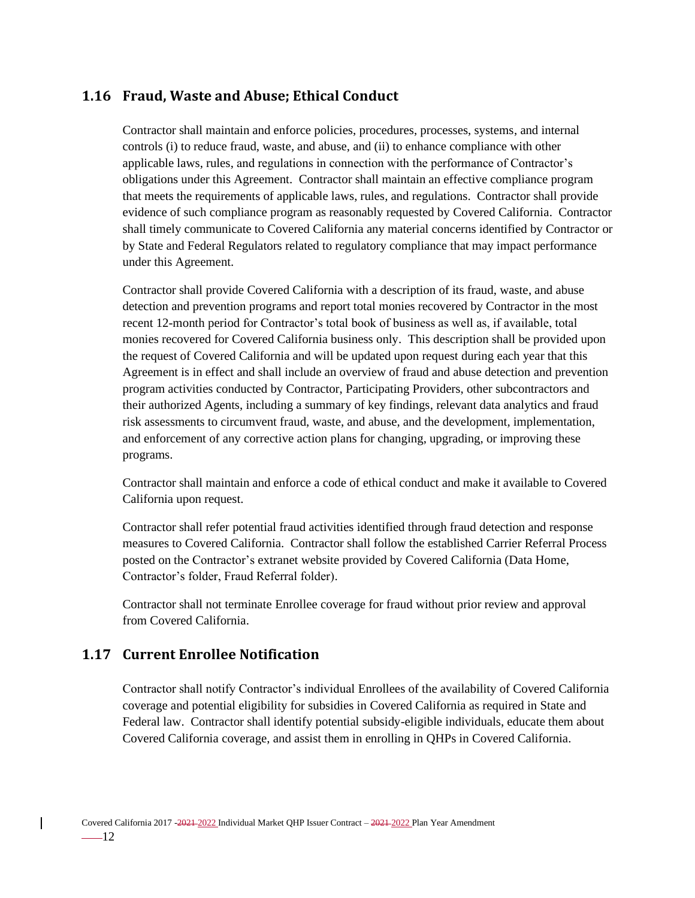## 1.16 Fraud, Waste and Abuse; Ethical Conduct

Contractor shall maintain and enforce policies, procedures, processes, systems, and internal controls (i) to reduce fraud, waste, and abuse, and (ii) to enhance compliance with other applicable laws, rules, and regulations in connection with the performance of Contractor's obligations under this Agreement. Contractor shall maintain an effective compliance program that meets the requirements of applicable laws, rules, and regulations. Contractor shall provide evidence of such compliance program as reasonably requested by Covered California. Contractor shall timely communicate to Covered California any material concerns identified by Contractor or by State and Federal Regulators related to regulatory compliance that may impact performance under this Agreement.

Contractor shall provide Covered California with a description of its fraud, waste, and abuse detection and prevention programs and report total monies recovered by Contractor in the most recent 12-month period for Contractor's total book of business as well as, if available, total monies recovered for Covered California business only. This description shall be provided upon the request of Covered California and will be updated upon request during each year that this Agreement is in effect and shall include an overview of fraud and abuse detection and prevention program activities conducted by Contractor, Participating Providers, other subcontractors and their authorized Agents, including a summary of key findings, relevant data analytics and fraud risk assessments to circumvent fraud, waste, and abuse, and the development, implementation, and enforcement of any corrective action plans for changing, upgrading, or improving these programs.

Contractor shall maintain and enforce a code of ethical conduct and make it available to Covered California upon request.

Contractor shall refer potential fraud activities identified through fraud detection and response measures to Covered California. Contractor shall follow the established Carrier Referral Process posted on the Contractor's extranet website provided by Covered California (Data Home, Contractor's folder, Fraud Referral folder).

Contractor shall not terminate Enrollee coverage for fraud without prior review and approval from Covered California.

## 1.17 Current Enrollee Notification

Contractor shall notify Contractor's individual Enrollees of the availability of Covered California coverage and potential eligibility for subsidies in Covered California as required in State and Federal law. Contractor shall identify potential subsidy-eligible individuals, educate them about Covered California coverage, and assist them in enrolling in QHPs in Covered California.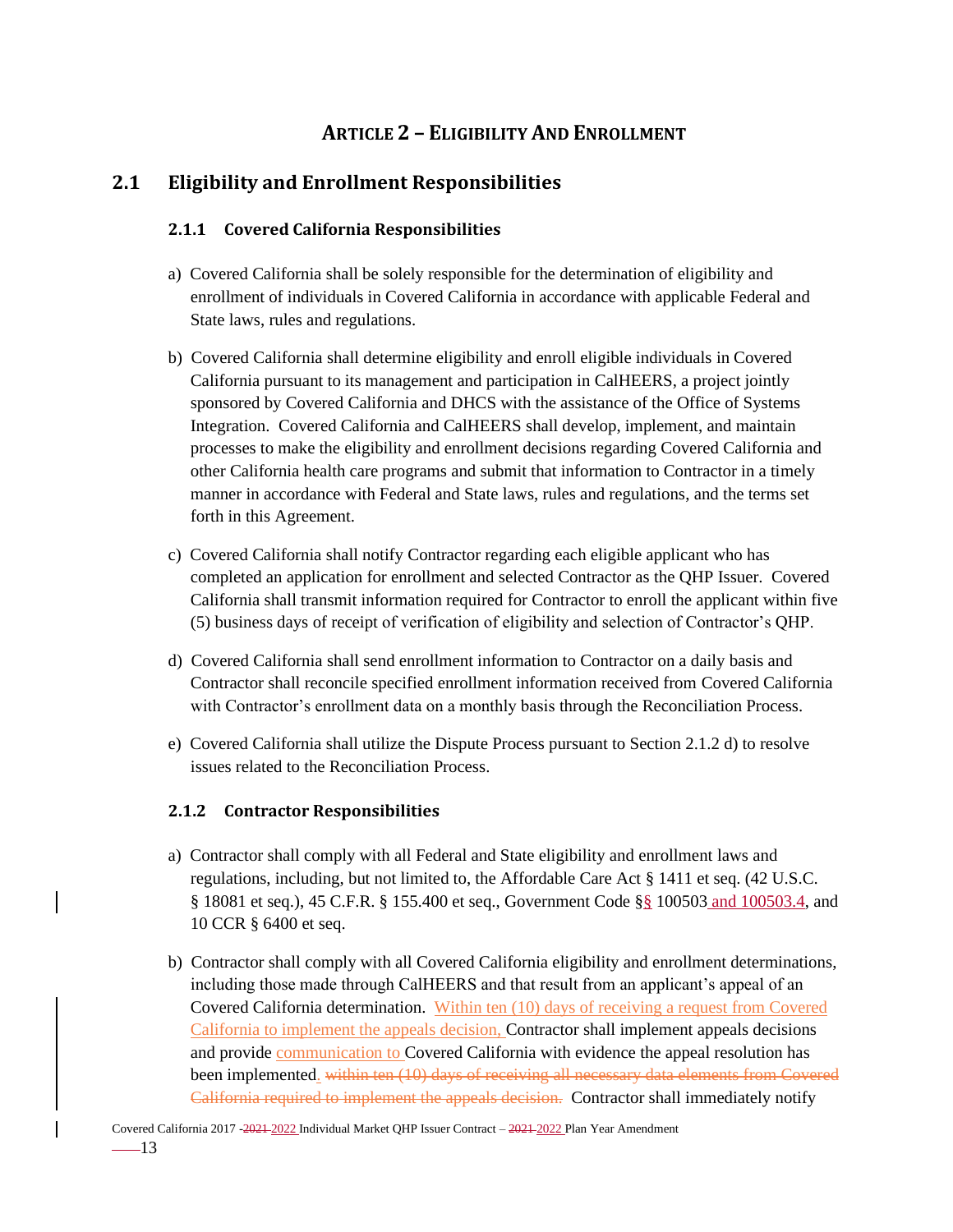# Article 2 – Eligibility And Enrollment

## 2.1 Eligibility and Enrollment Responsibilities

### 2.1.1 Covered California Responsibilities

a) Covered California shall be solely responsible for the determination of eligibility and enrollment of individuals in Covered California in accordance with applicable Federal and State laws, rules and regulations.

b) Covered California shall determine eligibility and enroll eligible individuals in Covered California pursuant to its management and participation in CalHEERS, a project jointly sponsored by Covered California and DHCS with the assistance of the Office of Systems Integration. Covered California and CalHEERS shall develop, implement, and maintain processes to make the eligibility and enrollment decisions regarding Covered California and other California health care programs and submit that information to Contractor in a timely manner in accordance with Federal and State laws, rules and regulations, and the terms set forth in this Agreement.

c) Covered California shall notify Contractor regarding each eligible applicant who has completed an application for enrollment and selected Contractor as the QHP Issuer. Covered California shall transmit information required for Contractor to enroll the applicant within five (5) business days of receipt of verification of eligibility and selection of Contractor's QHP.

d) Covered California shall send enrollment information to Contractor on a daily basis and Contractor shall reconcile specified enrollment information received from Covered California with Contractor's enrollment data on a monthly basis through the Reconciliation Process.

e) Covered California shall utilize the Dispute Process pursuant to Section 2.1.2 d) to resolve issues related to the Reconciliation Process.

### 2.1.2 Contractor Responsibilities

a) Contractor shall comply with all Federal and State eligibility and enrollment laws and regulations, including, but not limited to, the Affordable Care Act § 1411 et seq. (42 U.S.C. § 18081 et seq.), 45 C.F.R. § 155.400 et seq., Government Code §§ 100503 and 100503.4, and 10 CCR § 6400 et seq.

b) Contractor shall comply with all Covered California eligibility and enrollment determinations, including those made through CalHEERS and that result from an applicant's appeal of an Covered California determination. Within ten (10) days of receiving a request from Covered California to implement the appeals decision, Contractor shall implement appeals decisions and provide communication to Covered California with evidence the appeal resolution has been implemented. ~~within ten (10) days of receiving all necessary data elements from Covered California required to implement the appeals decision.~~ Contractor shall immediately notify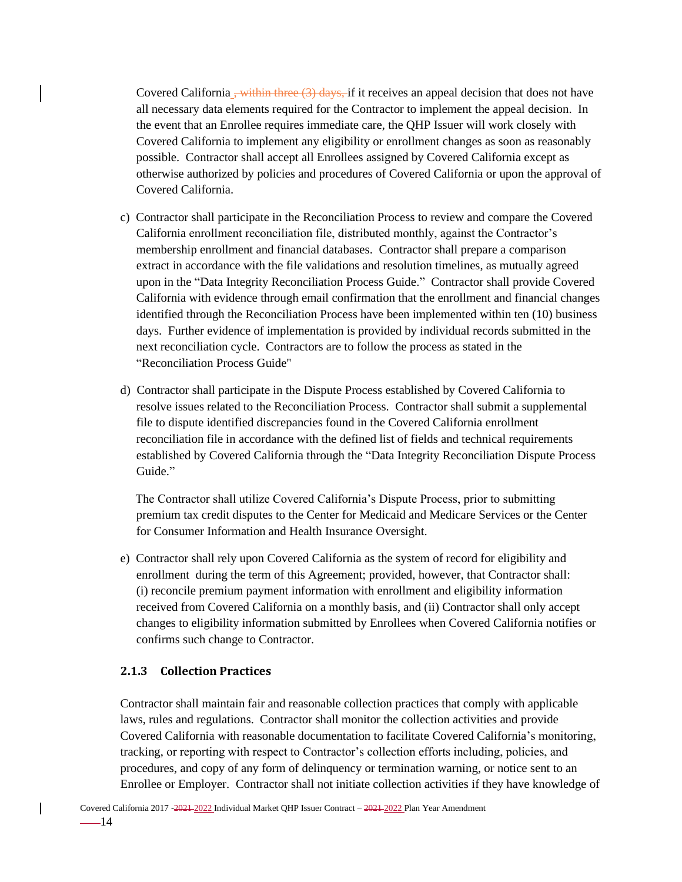Covered California , within three (3) days, if it receives an appeal decision that does not have all necessary data elements required for the Contractor to implement the appeal decision. In the event that an Enrollee requires immediate care, the QHP Issuer will work closely with Covered California to implement any eligibility or enrollment changes as soon as reasonably possible. Contractor shall accept all Enrollees assigned by Covered California except as otherwise authorized by policies and procedures of Covered California or upon the approval of Covered California.

c) Contractor shall participate in the Reconciliation Process to review and compare the Covered California enrollment reconciliation file, distributed monthly, against the Contractor's membership enrollment and financial databases. Contractor shall prepare a comparison extract in accordance with the file validations and resolution timelines, as mutually agreed upon in the "Data Integrity Reconciliation Process Guide." Contractor shall provide Covered California with evidence through email confirmation that the enrollment and financial changes identified through the Reconciliation Process have been implemented within ten (10) business days. Further evidence of implementation is provided by individual records submitted in the next reconciliation cycle. Contractors are to follow the process as stated in the "Reconciliation Process Guide"

d) Contractor shall participate in the Dispute Process established by Covered California to resolve issues related to the Reconciliation Process. Contractor shall submit a supplemental file to dispute identified discrepancies found in the Covered California enrollment reconciliation file in accordance with the defined list of fields and technical requirements established by Covered California through the "Data Integrity Reconciliation Dispute Process Guide."

   The Contractor shall utilize Covered California's Dispute Process, prior to submitting premium tax credit disputes to the Center for Medicaid and Medicare Services or the Center for Consumer Information and Health Insurance Oversight.

e) Contractor shall rely upon Covered California as the system of record for eligibility and enrollment during the term of this Agreement; provided, however, that Contractor shall: (i) reconcile premium payment information with enrollment and eligibility information received from Covered California on a monthly basis, and (ii) Contractor shall only accept changes to eligibility information submitted by Enrollees when Covered California notifies or confirms such change to Contractor.

### 2.1.3 Collection Practices

Contractor shall maintain fair and reasonable collection practices that comply with applicable laws, rules and regulations. Contractor shall monitor the collection activities and provide Covered California with reasonable documentation to facilitate Covered California's monitoring, tracking, or reporting with respect to Contractor's collection efforts including, policies, and procedures, and copy of any form of delinquency or termination warning, or notice sent to an Enrollee or Employer. Contractor shall not initiate collection activities if they have knowledge of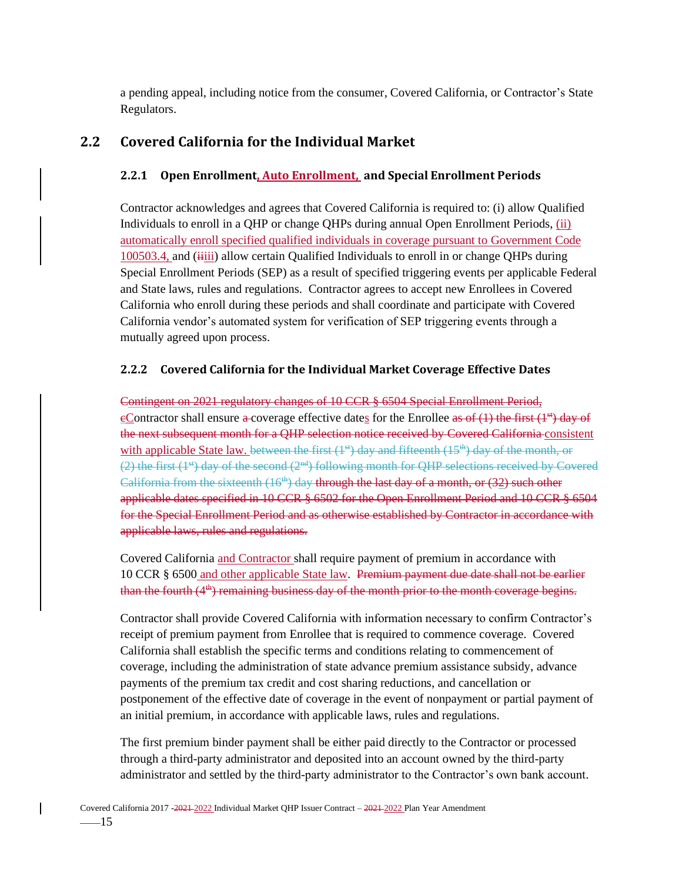a pending appeal, including notice from the consumer, Covered California, or Contractor's State Regulators.

## 2.2 Covered California for the Individual Market

### 2.2.1 Open Enrollment, Auto Enrollment, and Special Enrollment Periods

Contractor acknowledges and agrees that Covered California is required to: (i) allow Qualified Individuals to enroll in a QHP or change QHPs during annual Open Enrollment Periods, (ii) automatically enroll specified qualified individuals in coverage pursuant to Government Code 100503.4, and (~~ii~~iii) allow certain Qualified Individuals to enroll in or change QHPs during Special Enrollment Periods (SEP) as a result of specified triggering events per applicable Federal and State laws, rules and regulations. Contractor agrees to accept new Enrollees in Covered California who enroll during these periods and shall coordinate and participate with Covered California vendor's automated system for verification of SEP triggering events through a mutually agreed upon process.

### 2.2.2 Covered California for the Individual Market Coverage Effective Dates

~~Contingent on 2021 regulatory changes of 10 CCR § 6504 Special Enrollment Period, c~~Contractor shall ensure ~~a~~ coverage effective dates for the Enrollee ~~as of (1) the first (1st) day of the next subsequent month for a QHP selection notice received by Covered California~~ consistent with applicable State law. ~~between the first (1st) day and fifteenth (15th) day of the month, or (2) the first (1st) day of the second (2nd) following month for QHP selections received by Covered California from the sixteenth (16th) day through the last day of a month, or (32) such other applicable dates specified in 10 CCR § 6502 for the Open Enrollment Period and 10 CCR § 6504 for the Special Enrollment Period and as otherwise established by Contractor in accordance with applicable laws, rules and regulations.~~

Covered California and Contractor shall require payment of premium in accordance with 10 CCR § 6500 and other applicable State law. ~~Premium payment due date shall not be earlier than the fourth (4th) remaining business day of the month prior to the month coverage begins.~~

Contractor shall provide Covered California with information necessary to confirm Contractor's receipt of premium payment from Enrollee that is required to commence coverage. Covered California shall establish the specific terms and conditions relating to commencement of coverage, including the administration of state advance premium assistance subsidy, advance payments of the premium tax credit and cost sharing reductions, and cancellation or postponement of the effective date of coverage in the event of nonpayment or partial payment of an initial premium, in accordance with applicable laws, rules and regulations.

The first premium binder payment shall be either paid directly to the Contractor or processed through a third-party administrator and deposited into an account owned by the third-party administrator and settled by the third-party administrator to the Contractor's own bank account.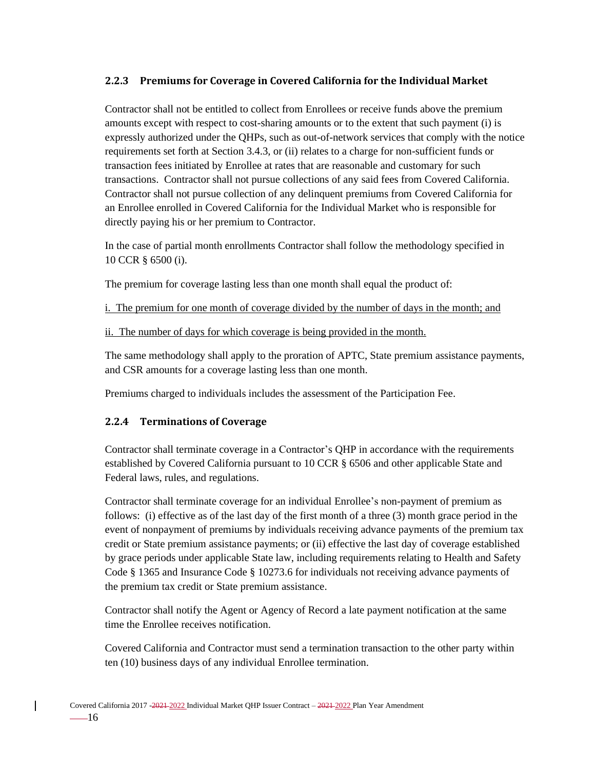### 2.2.3 Premiums for Coverage in Covered California for the Individual Market

Contractor shall not be entitled to collect from Enrollees or receive funds above the premium amounts except with respect to cost-sharing amounts or to the extent that such payment (i) is expressly authorized under the QHPs, such as out-of-network services that comply with the notice requirements set forth at Section 3.4.3, or (ii) relates to a charge for non-sufficient funds or transaction fees initiated by Enrollee at rates that are reasonable and customary for such transactions. Contractor shall not pursue collections of any said fees from Covered California. Contractor shall not pursue collection of any delinquent premiums from Covered California for an Enrollee enrolled in Covered California for the Individual Market who is responsible for directly paying his or her premium to Contractor.

In the case of partial month enrollments Contractor shall follow the methodology specified in 10 CCR § 6500 (i).

The premium for coverage lasting less than one month shall equal the product of:

i. The premium for one month of coverage divided by the number of days in the month; and

ii. The number of days for which coverage is being provided in the month.

The same methodology shall apply to the proration of APTC, State premium assistance payments, and CSR amounts for a coverage lasting less than one month.

Premiums charged to individuals includes the assessment of the Participation Fee.

### 2.2.4 Terminations of Coverage

Contractor shall terminate coverage in a Contractor's QHP in accordance with the requirements established by Covered California pursuant to 10 CCR § 6506 and other applicable State and Federal laws, rules, and regulations.

Contractor shall terminate coverage for an individual Enrollee's non-payment of premium as follows: (i) effective as of the last day of the first month of a three (3) month grace period in the event of nonpayment of premiums by individuals receiving advance payments of the premium tax credit or State premium assistance payments; or (ii) effective the last day of coverage established by grace periods under applicable State law, including requirements relating to Health and Safety Code § 1365 and Insurance Code § 10273.6 for individuals not receiving advance payments of the premium tax credit or State premium assistance.

Contractor shall notify the Agent or Agency of Record a late payment notification at the same time the Enrollee receives notification.

Covered California and Contractor must send a termination transaction to the other party within ten (10) business days of any individual Enrollee termination.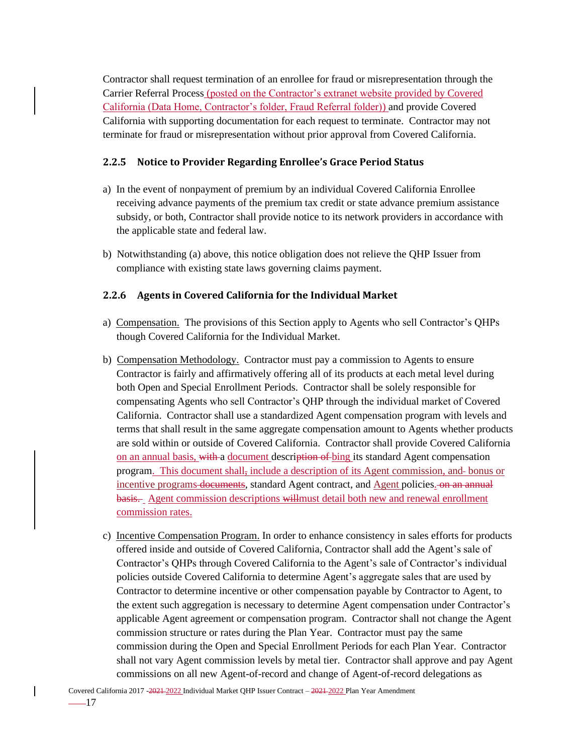Contractor shall request termination of an enrollee for fraud or misrepresentation through the Carrier Referral Process (posted on the Contractor's extranet website provided by Covered California (Data Home, Contractor's folder, Fraud Referral folder)) and provide Covered California with supporting documentation for each request to terminate. Contractor may not terminate for fraud or misrepresentation without prior approval from Covered California.

### 2.2.5 Notice to Provider Regarding Enrollee's Grace Period Status

a) In the event of nonpayment of premium by an individual Covered California Enrollee receiving advance payments of the premium tax credit or state advance premium assistance subsidy, or both, Contractor shall provide notice to its network providers in accordance with the applicable state and federal law.

b) Notwithstanding (a) above, this notice obligation does not relieve the QHP Issuer from compliance with existing state laws governing claims payment.

### 2.2.6 Agents in Covered California for the Individual Market

a) Compensation. The provisions of this Section apply to Agents who sell Contractor's QHPs though Covered California for the Individual Market.

b) Compensation Methodology. Contractor must pay a commission to Agents to ensure Contractor is fairly and affirmatively offering all of its products at each metal level during both Open and Special Enrollment Periods. Contractor shall be solely responsible for compensating Agents who sell Contractor's QHP through the individual market of Covered California. Contractor shall use a standardized Agent compensation program with levels and terms that shall result in the same aggregate compensation amount to Agents whether products are sold within or outside of Covered California. Contractor shall provide Covered California on an annual basis, ~~with~~ a document descri~~ption of~~bing its standard Agent compensation program. This document shall~~,~~ include a description of its Agent commission, and~~-~~ bonus or incentive programs ~~documents~~, standard Agent contract, and Agent policies. ~~on an annual basis.~~ Agent commission descriptions ~~will~~must detail both new and renewal enrollment commission rates.

c) Incentive Compensation Program. In order to enhance consistency in sales efforts for products offered inside and outside of Covered California, Contractor shall add the Agent's sale of Contractor's QHPs through Covered California to the Agent's sale of Contractor's individual policies outside Covered California to determine Agent's aggregate sales that are used by Contractor to determine incentive or other compensation payable by Contractor to Agent, to the extent such aggregation is necessary to determine Agent compensation under Contractor's applicable Agent agreement or compensation program. Contractor shall not change the Agent commission structure or rates during the Plan Year. Contractor must pay the same commission during the Open and Special Enrollment Periods for each Plan Year. Contractor shall not vary Agent commission levels by metal tier. Contractor shall approve and pay Agent commissions on all new Agent-of-record and change of Agent-of-record delegations as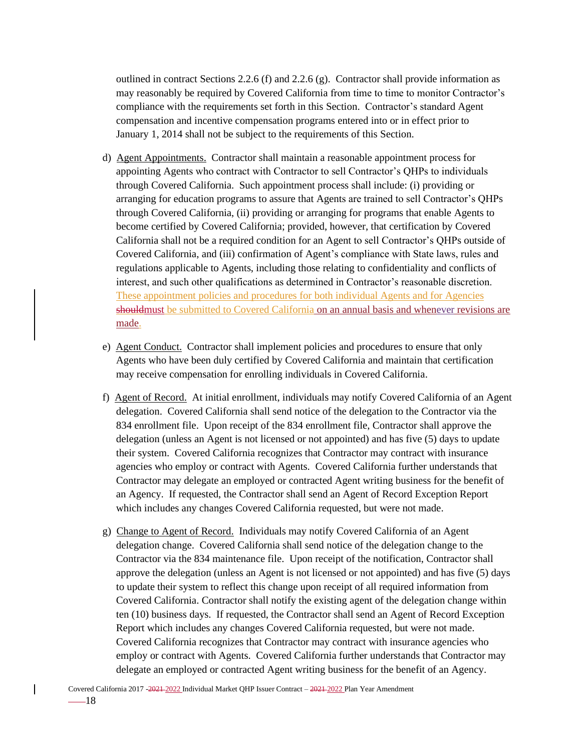outlined in contract Sections 2.2.6 (f) and 2.2.6 (g). Contractor shall provide information as may reasonably be required by Covered California from time to time to monitor Contractor's compliance with the requirements set forth in this Section. Contractor's standard Agent compensation and incentive compensation programs entered into or in effect prior to January 1, 2014 shall not be subject to the requirements of this Section.

d) Agent Appointments. Contractor shall maintain a reasonable appointment process for appointing Agents who contract with Contractor to sell Contractor's QHPs to individuals through Covered California. Such appointment process shall include: (i) providing or arranging for education programs to assure that Agents are trained to sell Contractor's QHPs through Covered California, (ii) providing or arranging for programs that enable Agents to become certified by Covered California; provided, however, that certification by Covered California shall not be a required condition for an Agent to sell Contractor's QHPs outside of Covered California, and (iii) confirmation of Agent's compliance with State laws, rules and regulations applicable to Agents, including those relating to confidentiality and conflicts of interest, and such other qualifications as determined in Contractor's reasonable discretion. These appointment policies and procedures for both individual Agents and for Agencies ~~should~~must be submitted to Covered California on an annual basis and whenever revisions are made.

e) Agent Conduct. Contractor shall implement policies and procedures to ensure that only Agents who have been duly certified by Covered California and maintain that certification may receive compensation for enrolling individuals in Covered California.

f) Agent of Record. At initial enrollment, individuals may notify Covered California of an Agent delegation. Covered California shall send notice of the delegation to the Contractor via the 834 enrollment file. Upon receipt of the 834 enrollment file, Contractor shall approve the delegation (unless an Agent is not licensed or not appointed) and has five (5) days to update their system. Covered California recognizes that Contractor may contract with insurance agencies who employ or contract with Agents. Covered California further understands that Contractor may delegate an employed or contracted Agent writing business for the benefit of an Agency. If requested, the Contractor shall send an Agent of Record Exception Report which includes any changes Covered California requested, but were not made.

g) Change to Agent of Record. Individuals may notify Covered California of an Agent delegation change. Covered California shall send notice of the delegation change to the Contractor via the 834 maintenance file. Upon receipt of the notification, Contractor shall approve the delegation (unless an Agent is not licensed or not appointed) and has five (5) days to update their system to reflect this change upon receipt of all required information from Covered California. Contractor shall notify the existing agent of the delegation change within ten (10) business days. If requested, the Contractor shall send an Agent of Record Exception Report which includes any changes Covered California requested, but were not made. Covered California recognizes that Contractor may contract with insurance agencies who employ or contract with Agents. Covered California further understands that Contractor may delegate an employed or contracted Agent writing business for the benefit of an Agency.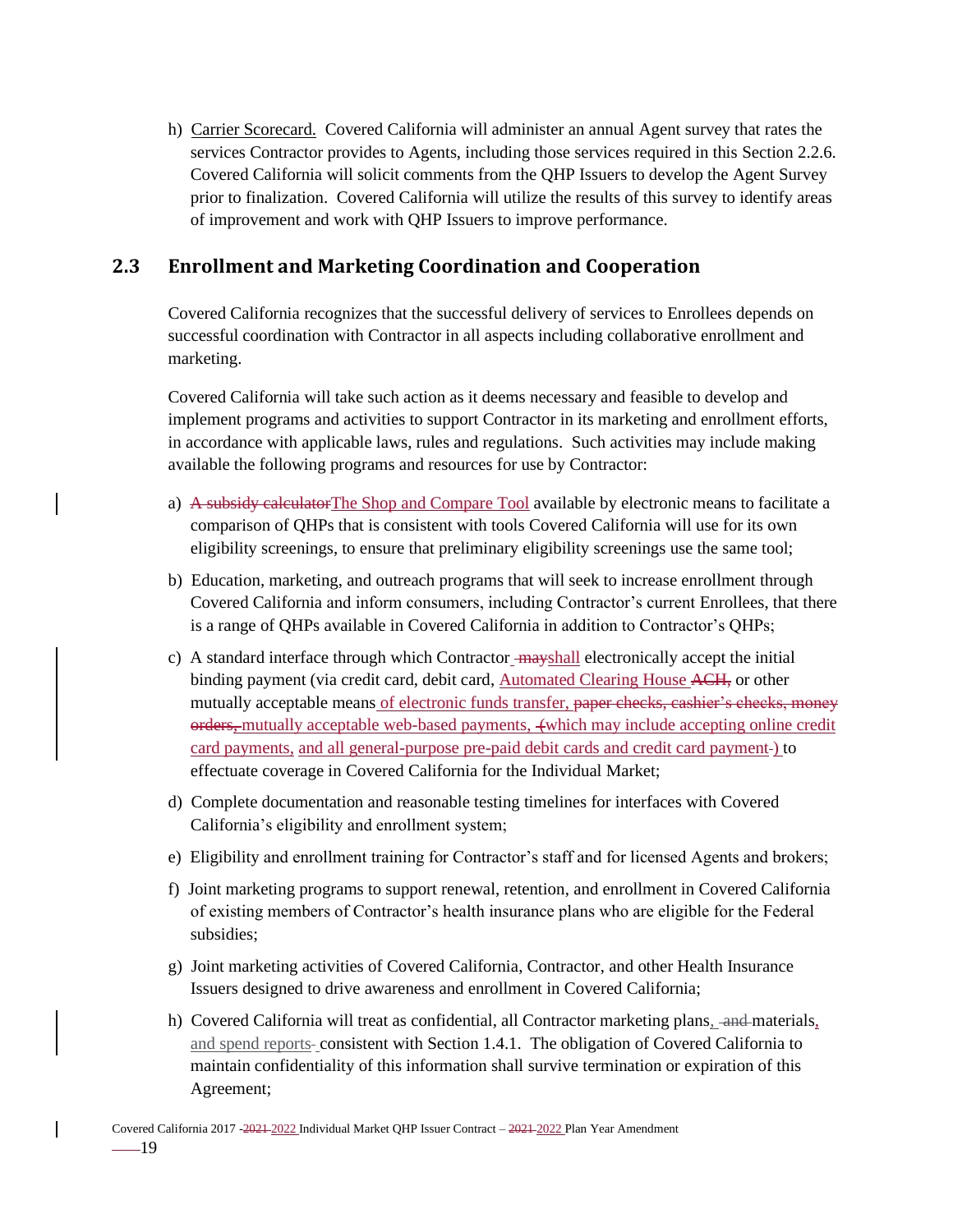h) Carrier Scorecard. Covered California will administer an annual Agent survey that rates the services Contractor provides to Agents, including those services required in this Section 2.2.6. Covered California will solicit comments from the QHP Issuers to develop the Agent Survey prior to finalization. Covered California will utilize the results of this survey to identify areas of improvement and work with QHP Issuers to improve performance.

## 2.3 Enrollment and Marketing Coordination and Cooperation

Covered California recognizes that the successful delivery of services to Enrollees depends on successful coordination with Contractor in all aspects including collaborative enrollment and marketing.

Covered California will take such action as it deems necessary and feasible to develop and implement programs and activities to support Contractor in its marketing and enrollment efforts, in accordance with applicable laws, rules and regulations. Such activities may include making available the following programs and resources for use by Contractor:

a) ~~A subsidy calculator~~The Shop and Compare Tool available by electronic means to facilitate a comparison of QHPs that is consistent with tools Covered California will use for its own eligibility screenings, to ensure that preliminary eligibility screenings use the same tool;

b) Education, marketing, and outreach programs that will seek to increase enrollment through Covered California and inform consumers, including Contractor's current Enrollees, that there is a range of QHPs available in Covered California in addition to Contractor's QHPs;

c) A standard interface through which Contractor ~~may~~shall electronically accept the initial binding payment (via credit card, debit card, Automated Clearing House ~~ACH,~~ or other mutually acceptable means of electronic funds transfer, ~~paper checks, cashier's checks, money orders,~~ mutually acceptable web-based payments, ~~(~~which may include accepting online credit card payments, and all general-purpose pre-paid debit cards and credit card payment~~)~~) to effectuate coverage in Covered California for the Individual Market;

d) Complete documentation and reasonable testing timelines for interfaces with Covered California's eligibility and enrollment system;

e) Eligibility and enrollment training for Contractor's staff and for licensed Agents and brokers;

f) Joint marketing programs to support renewal, retention, and enrollment in Covered California of existing members of Contractor's health insurance plans who are eligible for the Federal subsidies;

g) Joint marketing activities of Covered California, Contractor, and other Health Insurance Issuers designed to drive awareness and enrollment in Covered California;

h) Covered California will treat as confidential, all Contractor marketing plans, ~~and~~ materials, and spend reports consistent with Section 1.4.1. The obligation of Covered California to maintain confidentiality of this information shall survive termination or expiration of this Agreement;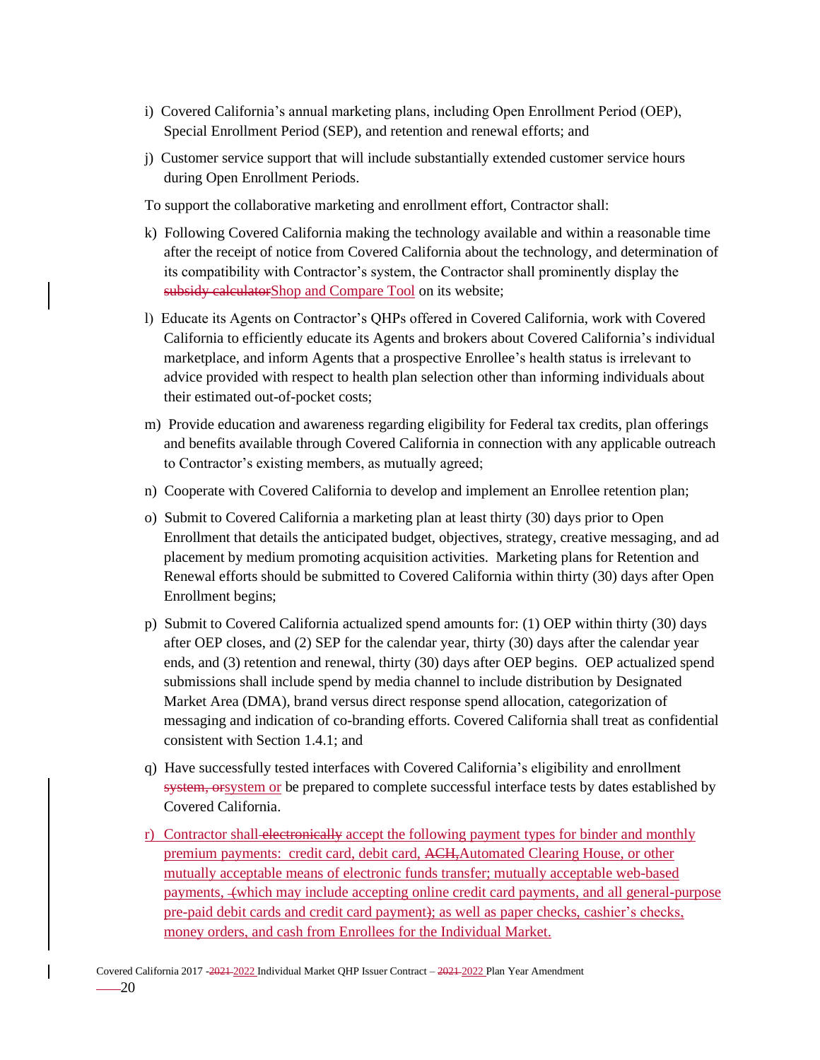i) Covered California's annual marketing plans, including Open Enrollment Period (OEP), Special Enrollment Period (SEP), and retention and renewal efforts; and

j) Customer service support that will include substantially extended customer service hours during Open Enrollment Periods.

To support the collaborative marketing and enrollment effort, Contractor shall:

k) Following Covered California making the technology available and within a reasonable time after the receipt of notice from Covered California about the technology, and determination of its compatibility with Contractor's system, the Contractor shall prominently display the ~~subsidy calculator~~Shop and Compare Tool on its website;

l) Educate its Agents on Contractor's QHPs offered in Covered California, work with Covered California to efficiently educate its Agents and brokers about Covered California's individual marketplace, and inform Agents that a prospective Enrollee's health status is irrelevant to advice provided with respect to health plan selection other than informing individuals about their estimated out-of-pocket costs;

m) Provide education and awareness regarding eligibility for Federal tax credits, plan offerings and benefits available through Covered California in connection with any applicable outreach to Contractor's existing members, as mutually agreed;

n) Cooperate with Covered California to develop and implement an Enrollee retention plan;

o) Submit to Covered California a marketing plan at least thirty (30) days prior to Open Enrollment that details the anticipated budget, objectives, strategy, creative messaging, and ad placement by medium promoting acquisition activities. Marketing plans for Retention and Renewal efforts should be submitted to Covered California within thirty (30) days after Open Enrollment begins;

p) Submit to Covered California actualized spend amounts for: (1) OEP within thirty (30) days after OEP closes, and (2) SEP for the calendar year, thirty (30) days after the calendar year ends, and (3) retention and renewal, thirty (30) days after OEP begins. OEP actualized spend submissions shall include spend by media channel to include distribution by Designated Market Area (DMA), brand versus direct response spend allocation, categorization of messaging and indication of co-branding efforts. Covered California shall treat as confidential consistent with Section 1.4.1; and

q) Have successfully tested interfaces with Covered California's eligibility and enrollment ~~system, or~~system or be prepared to complete successful interface tests by dates established by Covered California.

r) Contractor shall ~~electronically~~ accept the following payment types for binder and monthly premium payments: credit card, debit card, ~~ACH,~~Automated Clearing House, or other mutually acceptable means of electronic funds transfer; mutually acceptable web-based payments, ~~(~~which may include accepting online credit card payments, and all general-purpose pre-paid debit cards and credit card payment~~)~~; as well as paper checks, cashier's checks, money orders, and cash from Enrollees for the Individual Market.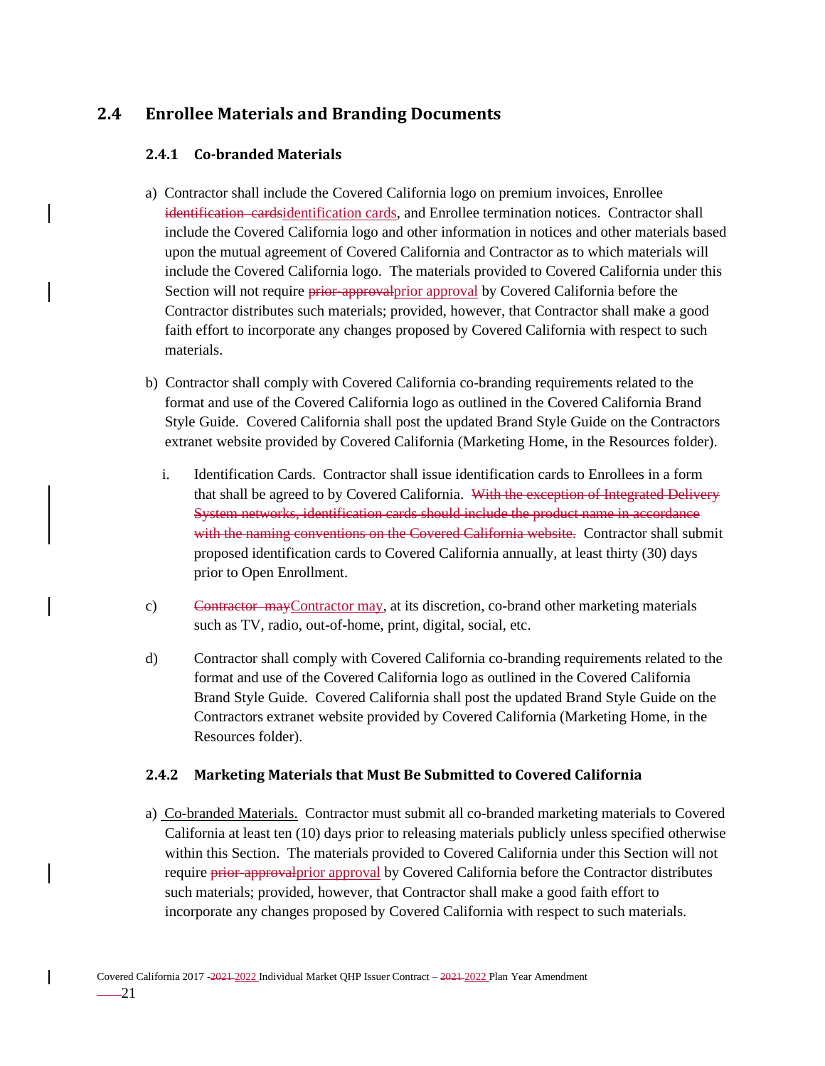## 2.4 Enrollee Materials and Branding Documents

### 2.4.1 Co-branded Materials

a) Contractor shall include the Covered California logo on premium invoices, Enrollee ~~identification cards~~identification cards, and Enrollee termination notices. Contractor shall include the Covered California logo and other information in notices and other materials based upon the mutual agreement of Covered California and Contractor as to which materials will include the Covered California logo. The materials provided to Covered California under this Section will not require ~~prior-approval~~prior approval by Covered California before the Contractor distributes such materials; provided, however, that Contractor shall make a good faith effort to incorporate any changes proposed by Covered California with respect to such materials.

b) Contractor shall comply with Covered California co-branding requirements related to the format and use of the Covered California logo as outlined in the Covered California Brand Style Guide. Covered California shall post the updated Brand Style Guide on the Contractors extranet website provided by Covered California (Marketing Home, in the Resources folder).

   i. Identification Cards. Contractor shall issue identification cards to Enrollees in a form that shall be agreed to by Covered California. ~~With the exception of Integrated Delivery System networks, identification cards should include the product name in accordance with the naming conventions on the Covered California website.~~ Contractor shall submit proposed identification cards to Covered California annually, at least thirty (30) days prior to Open Enrollment.

c) ~~Contractor may~~Contractor may, at its discretion, co-brand other marketing materials such as TV, radio, out-of-home, print, digital, social, etc.

d) Contractor shall comply with Covered California co-branding requirements related to the format and use of the Covered California logo as outlined in the Covered California Brand Style Guide. Covered California shall post the updated Brand Style Guide on the Contractors extranet website provided by Covered California (Marketing Home, in the Resources folder).

### 2.4.2 Marketing Materials that Must Be Submitted to Covered California

a) Co-branded Materials. Contractor must submit all co-branded marketing materials to Covered California at least ten (10) days prior to releasing materials publicly unless specified otherwise within this Section. The materials provided to Covered California under this Section will not require ~~prior-approval~~prior approval by Covered California before the Contractor distributes such materials; provided, however, that Contractor shall make a good faith effort to incorporate any changes proposed by Covered California with respect to such materials.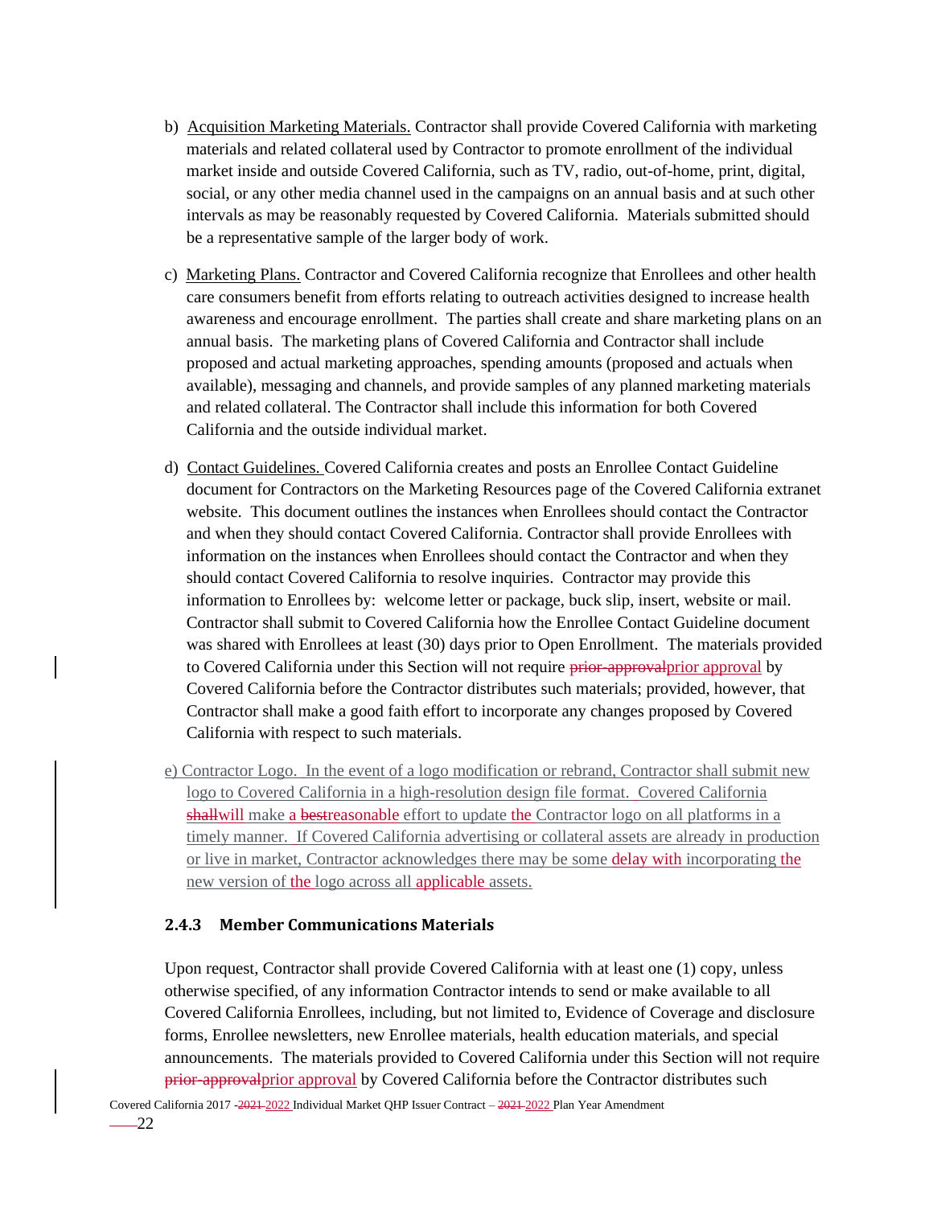b) Acquisition Marketing Materials. Contractor shall provide Covered California with marketing materials and related collateral used by Contractor to promote enrollment of the individual market inside and outside Covered California, such as TV, radio, out-of-home, print, digital, social, or any other media channel used in the campaigns on an annual basis and at such other intervals as may be reasonably requested by Covered California. Materials submitted should be a representative sample of the larger body of work.

c) Marketing Plans. Contractor and Covered California recognize that Enrollees and other health care consumers benefit from efforts relating to outreach activities designed to increase health awareness and encourage enrollment. The parties shall create and share marketing plans on an annual basis. The marketing plans of Covered California and Contractor shall include proposed and actual marketing approaches, spending amounts (proposed and actuals when available), messaging and channels, and provide samples of any planned marketing materials and related collateral. The Contractor shall include this information for both Covered California and the outside individual market.

d) Contact Guidelines. Covered California creates and posts an Enrollee Contact Guideline document for Contractors on the Marketing Resources page of the Covered California extranet website. This document outlines the instances when Enrollees should contact the Contractor and when they should contact Covered California. Contractor shall provide Enrollees with information on the instances when Enrollees should contact the Contractor and when they should contact Covered California to resolve inquiries. Contractor may provide this information to Enrollees by: welcome letter or package, buck slip, insert, website or mail. Contractor shall submit to Covered California how the Enrollee Contact Guideline document was shared with Enrollees at least (30) days prior to Open Enrollment. The materials provided to Covered California under this Section will not require ~~prior-approval~~prior approval by Covered California before the Contractor distributes such materials; provided, however, that Contractor shall make a good faith effort to incorporate any changes proposed by Covered California with respect to such materials.

e) Contractor Logo. In the event of a logo modification or rebrand, Contractor shall submit new logo to Covered California in a high-resolution design file format. Covered California ~~shall~~will make a ~~best~~reasonable effort to update the Contractor logo on all platforms in a timely manner. If Covered California advertising or collateral assets are already in production or live in market, Contractor acknowledges there may be some delay with incorporating the new version of the logo across all applicable assets.

### 2.4.3 Member Communications Materials

Upon request, Contractor shall provide Covered California with at least one (1) copy, unless otherwise specified, of any information Contractor intends to send or make available to all Covered California Enrollees, including, but not limited to, Evidence of Coverage and disclosure forms, Enrollee newsletters, new Enrollee materials, health education materials, and special announcements. The materials provided to Covered California under this Section will not require ~~prior-approval~~prior approval by Covered California before the Contractor distributes such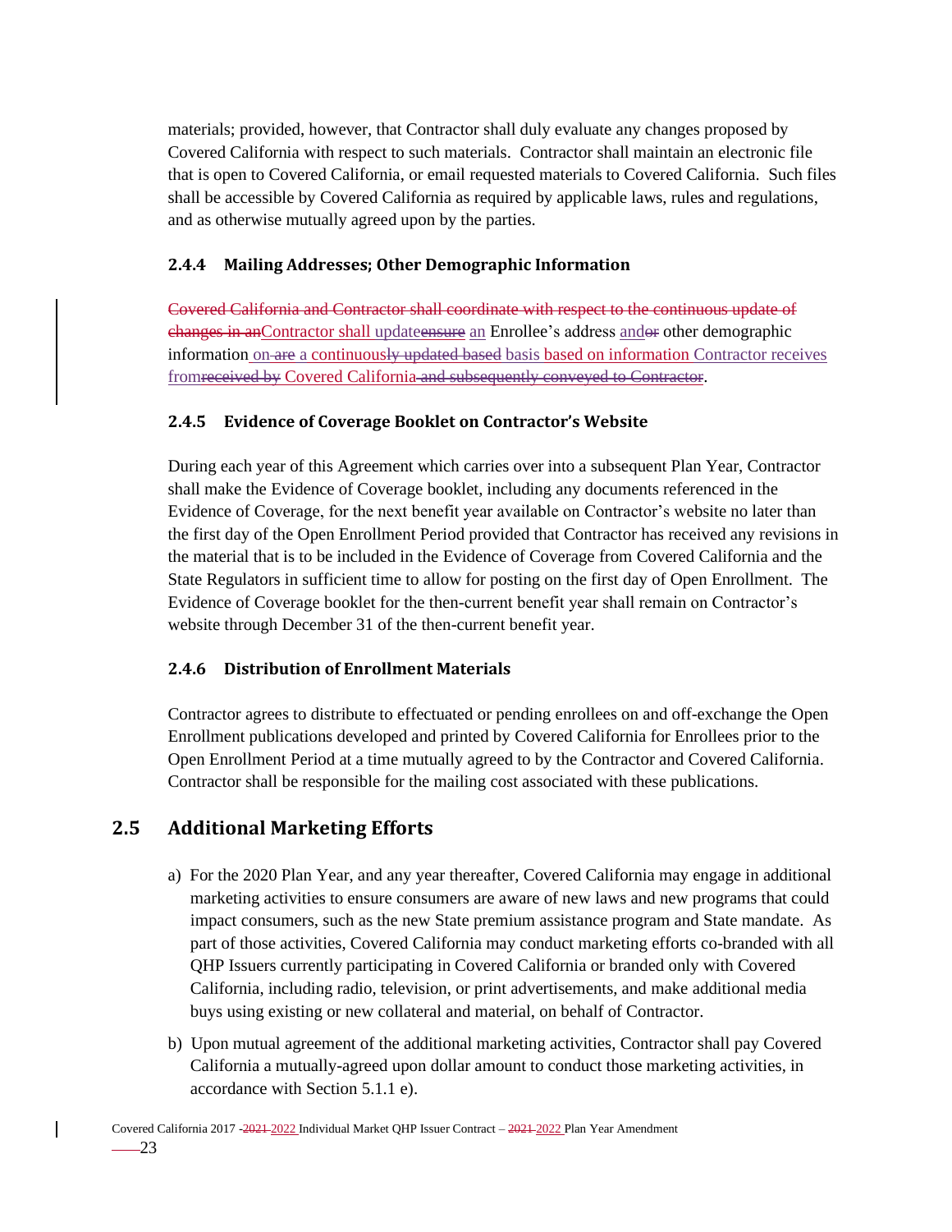materials; provided, however, that Contractor shall duly evaluate any changes proposed by Covered California with respect to such materials. Contractor shall maintain an electronic file that is open to Covered California, or email requested materials to Covered California. Such files shall be accessible by Covered California as required by applicable laws, rules and regulations, and as otherwise mutually agreed upon by the parties.

### 2.4.4 Mailing Addresses; Other Demographic Information

~~Covered California and Contractor shall coordinate with respect to the continuous update of changes in an~~Contractor shall update~~ensure~~ an Enrollee's address and~~or~~ other demographic information on ~~are~~ a continuous~~ly updated based~~ basis based on information Contractor receives from~~received by~~ Covered California~~ and subsequently conveyed to Contractor~~.

### 2.4.5 Evidence of Coverage Booklet on Contractor's Website

During each year of this Agreement which carries over into a subsequent Plan Year, Contractor shall make the Evidence of Coverage booklet, including any documents referenced in the Evidence of Coverage, for the next benefit year available on Contractor's website no later than the first day of the Open Enrollment Period provided that Contractor has received any revisions in the material that is to be included in the Evidence of Coverage from Covered California and the State Regulators in sufficient time to allow for posting on the first day of Open Enrollment. The Evidence of Coverage booklet for the then-current benefit year shall remain on Contractor's website through December 31 of the then-current benefit year.

### 2.4.6 Distribution of Enrollment Materials

Contractor agrees to distribute to effectuated or pending enrollees on and off-exchange the Open Enrollment publications developed and printed by Covered California for Enrollees prior to the Open Enrollment Period at a time mutually agreed to by the Contractor and Covered California. Contractor shall be responsible for the mailing cost associated with these publications.

## 2.5 Additional Marketing Efforts

a) For the 2020 Plan Year, and any year thereafter, Covered California may engage in additional marketing activities to ensure consumers are aware of new laws and new programs that could impact consumers, such as the new State premium assistance program and State mandate. As part of those activities, Covered California may conduct marketing efforts co-branded with all QHP Issuers currently participating in Covered California or branded only with Covered California, including radio, television, or print advertisements, and make additional media buys using existing or new collateral and material, on behalf of Contractor.

b) Upon mutual agreement of the additional marketing activities, Contractor shall pay Covered California a mutually-agreed upon dollar amount to conduct those marketing activities, in accordance with Section 5.1.1 e).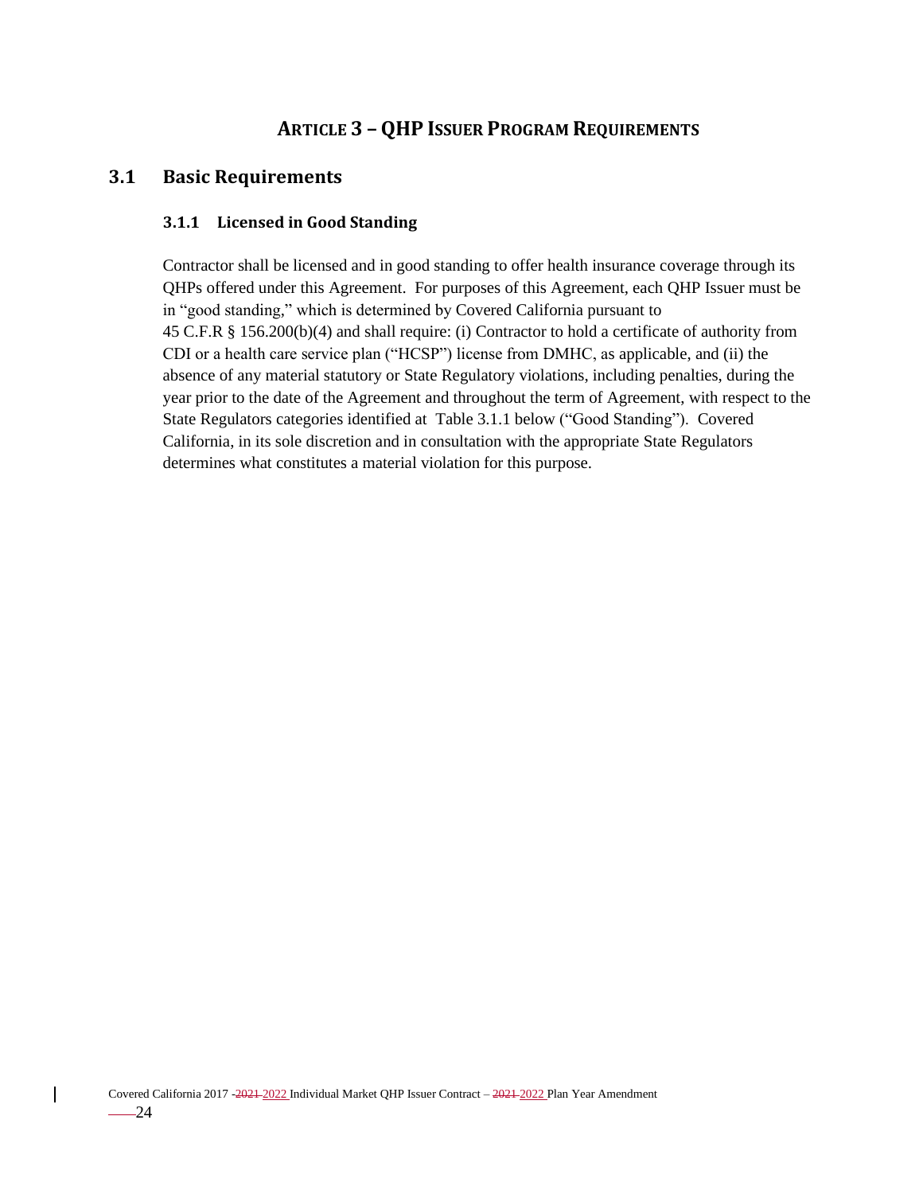# ARTICLE 3 – QHP ISSUER PROGRAM REQUIREMENTS

## 3.1 Basic Requirements

### 3.1.1 Licensed in Good Standing

Contractor shall be licensed and in good standing to offer health insurance coverage through its QHPs offered under this Agreement. For purposes of this Agreement, each QHP Issuer must be in "good standing," which is determined by Covered California pursuant to 45 C.F.R § 156.200(b)(4) and shall require: (i) Contractor to hold a certificate of authority from CDI or a health care service plan ("HCSP") license from DMHC, as applicable, and (ii) the absence of any material statutory or State Regulatory violations, including penalties, during the year prior to the date of the Agreement and throughout the term of Agreement, with respect to the State Regulators categories identified at Table 3.1.1 below ("Good Standing"). Covered California, in its sole discretion and in consultation with the appropriate State Regulators determines what constitutes a material violation for this purpose.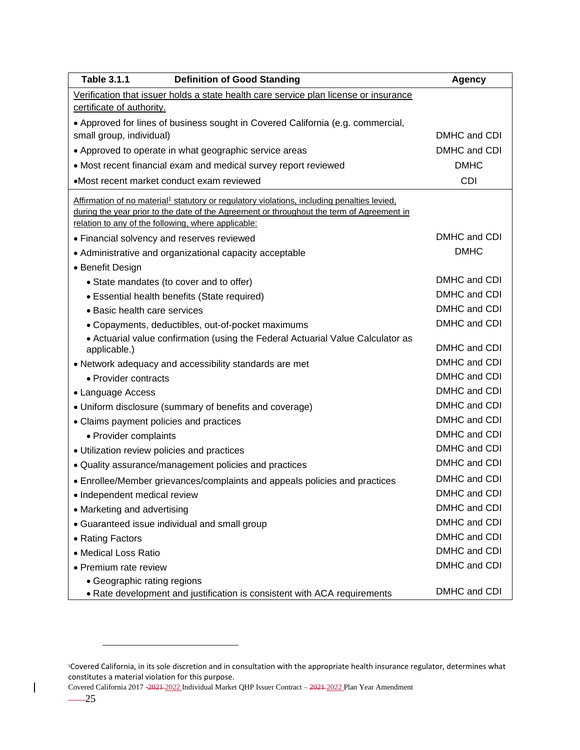| Table 3.1.1 Definition of Good Standing | Agency |
|---|---|
| <u>Verification that issuer holds a state health care service plan license or insurance certificate of authority.</u> | |
| • Approved for lines of business sought in Covered California (e.g. commercial, small group, individual) | DMHC and CDI |
| • Approved to operate in what geographic service areas | DMHC and CDI |
| • Most recent financial exam and medical survey report reviewed | DMHC |
| • Most recent market conduct exam reviewed | CDI |
| <u>Affirmation of no material[1] statutory or regulatory violations, including penalties levied, during the year prior to the date of the Agreement or throughout the term of Agreement in relation to any of the following, where applicable:</u> | |
| • Financial solvency and reserves reviewed | DMHC and CDI |
| • Administrative and organizational capacity acceptable | DMHC |
| • Benefit Design | |
| &nbsp;&nbsp;• State mandates (to cover and to offer) | DMHC and CDI |
| &nbsp;&nbsp;• Essential health benefits (State required) | DMHC and CDI |
| &nbsp;&nbsp;• Basic health care services | DMHC and CDI |
| &nbsp;&nbsp;• Copayments, deductibles, out-of-pocket maximums | DMHC and CDI |
| &nbsp;&nbsp;• Actuarial value confirmation (using the Federal Actuarial Value Calculator as applicable.) | DMHC and CDI |
| • Network adequacy and accessibility standards are met | DMHC and CDI |
| &nbsp;&nbsp;• Provider contracts | DMHC and CDI |
| • Language Access | DMHC and CDI |
| • Uniform disclosure (summary of benefits and coverage) | DMHC and CDI |
| • Claims payment policies and practices | DMHC and CDI |
| &nbsp;&nbsp;• Provider complaints | DMHC and CDI |
| • Utilization review policies and practices | DMHC and CDI |
| • Quality assurance/management policies and practices | DMHC and CDI |
| • Enrollee/Member grievances/complaints and appeals policies and practices | DMHC and CDI |
| • Independent medical review | DMHC and CDI |
| • Marketing and advertising | DMHC and CDI |
| • Guaranteed issue individual and small group | DMHC and CDI |
| • Rating Factors | DMHC and CDI |
| • Medical Loss Ratio | DMHC and CDI |
| • Premium rate review | DMHC and CDI |
| &nbsp;&nbsp;• Geographic rating regions | |
| &nbsp;&nbsp;• Rate development and justification is consistent with ACA requirements | DMHC and CDI |

[1]Covered California, in its sole discretion and in consultation with the appropriate health insurance regulator, determines what constitutes a material violation for this purpose.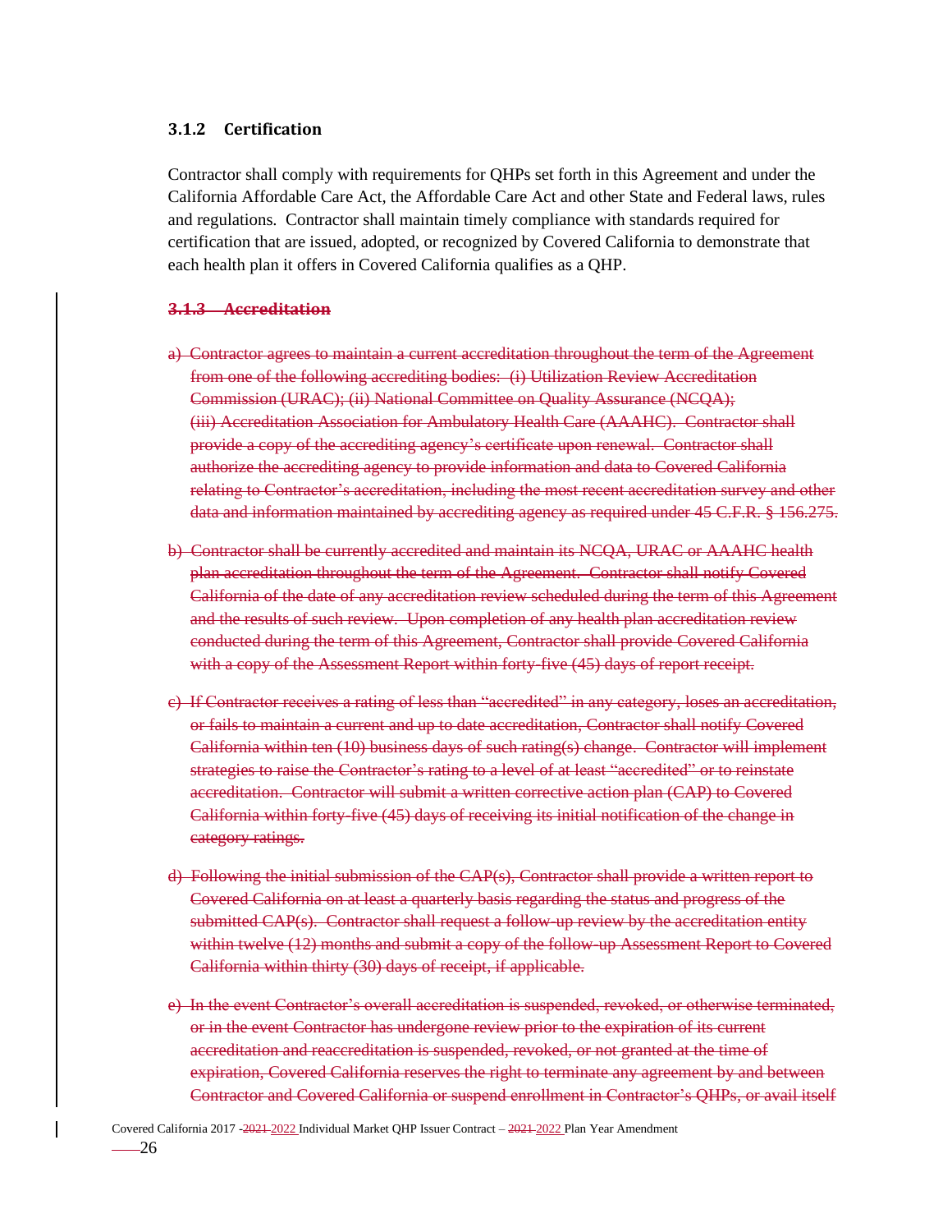### 3.1.2 Certification

Contractor shall comply with requirements for QHPs set forth in this Agreement and under the California Affordable Care Act, the Affordable Care Act and other State and Federal laws, rules and regulations. Contractor shall maintain timely compliance with standards required for certification that are issued, adopted, or recognized by Covered California to demonstrate that each health plan it offers in Covered California qualifies as a QHP.

### ~~3.1.3 Accreditation~~

~~a) Contractor agrees to maintain a current accreditation throughout the term of the Agreement from one of the following accrediting bodies: (i) Utilization Review Accreditation Commission (URAC); (ii) National Committee on Quality Assurance (NCQA); (iii) Accreditation Association for Ambulatory Health Care (AAAHC). Contractor shall provide a copy of the accrediting agency's certificate upon renewal. Contractor shall authorize the accrediting agency to provide information and data to Covered California relating to Contractor's accreditation, including the most recent accreditation survey and other data and information maintained by accrediting agency as required under 45 C.F.R. § 156.275.~~

~~b) Contractor shall be currently accredited and maintain its NCQA, URAC or AAAHC health plan accreditation throughout the term of the Agreement. Contractor shall notify Covered California of the date of any accreditation review scheduled during the term of this Agreement and the results of such review. Upon completion of any health plan accreditation review conducted during the term of this Agreement, Contractor shall provide Covered California with a copy of the Assessment Report within forty-five (45) days of report receipt.~~

~~c) If Contractor receives a rating of less than "accredited" in any category, loses an accreditation, or fails to maintain a current and up to date accreditation, Contractor shall notify Covered California within ten (10) business days of such rating(s) change. Contractor will implement strategies to raise the Contractor's rating to a level of at least "accredited" or to reinstate accreditation. Contractor will submit a written corrective action plan (CAP) to Covered California within forty-five (45) days of receiving its initial notification of the change in category ratings.~~

~~d) Following the initial submission of the CAP(s), Contractor shall provide a written report to Covered California on at least a quarterly basis regarding the status and progress of the submitted CAP(s). Contractor shall request a follow-up review by the accreditation entity within twelve (12) months and submit a copy of the follow-up Assessment Report to Covered California within thirty (30) days of receipt, if applicable.~~

~~e) In the event Contractor's overall accreditation is suspended, revoked, or otherwise terminated, or in the event Contractor has undergone review prior to the expiration of its current accreditation and reaccreditation is suspended, revoked, or not granted at the time of expiration, Covered California reserves the right to terminate any agreement by and between Contractor and Covered California or suspend enrollment in Contractor's QHPs, or avail itself~~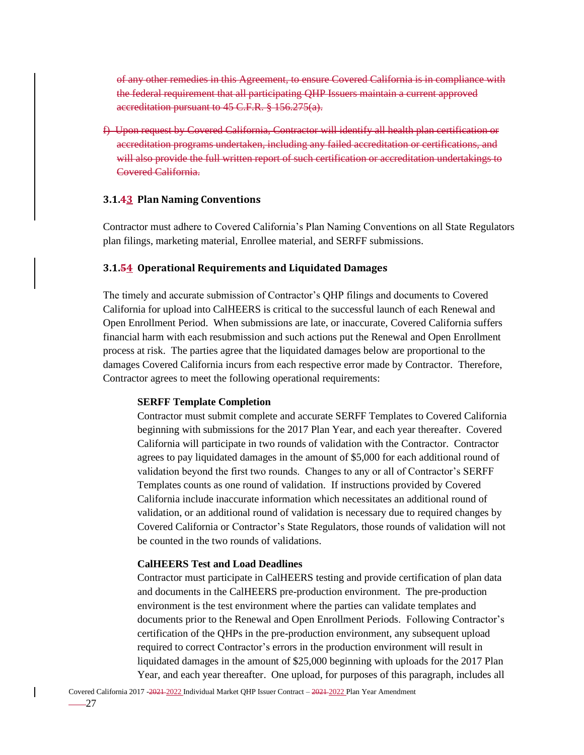~~of any other remedies in this Agreement, to ensure Covered California is in compliance with the federal requirement that all participating QHP Issuers maintain a current approved accreditation pursuant to 45 C.F.R. § 156.275(a).~~

~~f) Upon request by Covered California, Contractor will identify all health plan certification or accreditation programs undertaken, including any failed accreditation or certifications, and will also provide the full written report of such certification or accreditation undertakings to Covered California.~~

### 3.1.~~4~~3 Plan Naming Conventions

Contractor must adhere to Covered California's Plan Naming Conventions on all State Regulators plan filings, marketing material, Enrollee material, and SERFF submissions.

### 3.1.~~5~~4 Operational Requirements and Liquidated Damages

The timely and accurate submission of Contractor's QHP filings and documents to Covered California for upload into CalHEERS is critical to the successful launch of each Renewal and Open Enrollment Period. When submissions are late, or inaccurate, Covered California suffers financial harm with each resubmission and such actions put the Renewal and Open Enrollment process at risk. The parties agree that the liquidated damages below are proportional to the damages Covered California incurs from each respective error made by Contractor. Therefore, Contractor agrees to meet the following operational requirements:

**SERFF Template Completion**

Contractor must submit complete and accurate SERFF Templates to Covered California beginning with submissions for the 2017 Plan Year, and each year thereafter. Covered California will participate in two rounds of validation with the Contractor. Contractor agrees to pay liquidated damages in the amount of $5,000 for each additional round of validation beyond the first two rounds. Changes to any or all of Contractor's SERFF Templates counts as one round of validation. If instructions provided by Covered California include inaccurate information which necessitates an additional round of validation, or an additional round of validation is necessary due to required changes by Covered California or Contractor's State Regulators, those rounds of validation will not be counted in the two rounds of validations.

**CalHEERS Test and Load Deadlines**

Contractor must participate in CalHEERS testing and provide certification of plan data and documents in the CalHEERS pre-production environment. The pre-production environment is the test environment where the parties can validate templates and documents prior to the Renewal and Open Enrollment Periods. Following Contractor's certification of the QHPs in the pre-production environment, any subsequent upload required to correct Contractor's errors in the production environment will result in liquidated damages in the amount of $25,000 beginning with uploads for the 2017 Plan Year, and each year thereafter. One upload, for purposes of this paragraph, includes all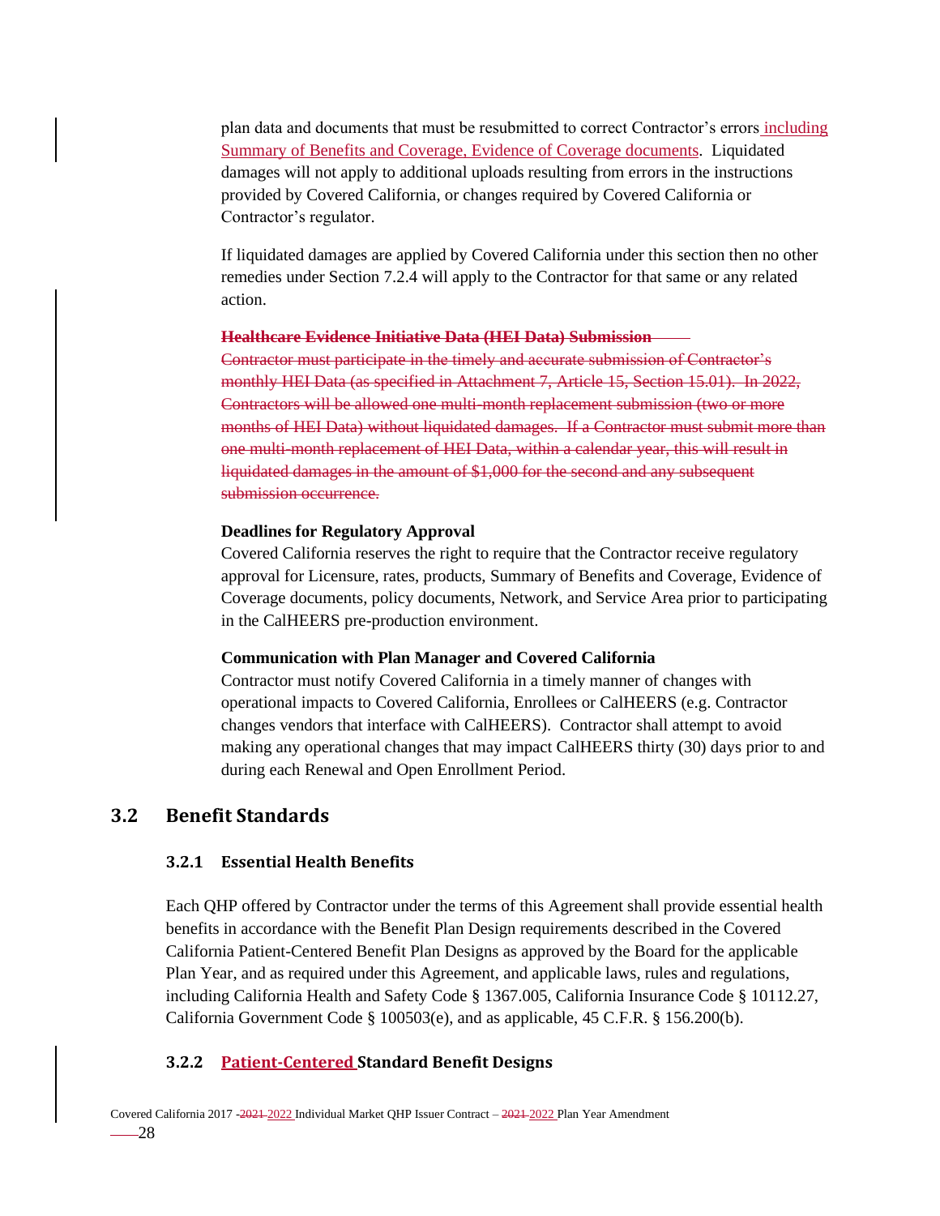plan data and documents that must be resubmitted to correct Contractor's errors including Summary of Benefits and Coverage, Evidence of Coverage documents. Liquidated damages will not apply to additional uploads resulting from errors in the instructions provided by Covered California, or changes required by Covered California or Contractor's regulator.

If liquidated damages are applied by Covered California under this section then no other remedies under Section 7.2.4 will apply to the Contractor for that same or any related action.

~~**Healthcare Evidence Initiative Data (HEI Data) Submission**~~
~~Contractor must participate in the timely and accurate submission of Contractor's monthly HEI Data (as specified in Attachment 7, Article 15, Section 15.01). In 2022, Contractors will be allowed one multi-month replacement submission (two or more months of HEI Data) without liquidated damages. If a Contractor must submit more than one multi-month replacement of HEI Data, within a calendar year, this will result in liquidated damages in the amount of $1,000 for the second and any subsequent submission occurrence.~~

**Deadlines for Regulatory Approval**
Covered California reserves the right to require that the Contractor receive regulatory approval for Licensure, rates, products, Summary of Benefits and Coverage, Evidence of Coverage documents, policy documents, Network, and Service Area prior to participating in the CalHEERS pre-production environment.

**Communication with Plan Manager and Covered California**
Contractor must notify Covered California in a timely manner of changes with operational impacts to Covered California, Enrollees or CalHEERS (e.g. Contractor changes vendors that interface with CalHEERS). Contractor shall attempt to avoid making any operational changes that may impact CalHEERS thirty (30) days prior to and during each Renewal and Open Enrollment Period.

## 3.2 Benefit Standards

### 3.2.1 Essential Health Benefits

Each QHP offered by Contractor under the terms of this Agreement shall provide essential health benefits in accordance with the Benefit Plan Design requirements described in the Covered California Patient-Centered Benefit Plan Designs as approved by the Board for the applicable Plan Year, and as required under this Agreement, and applicable laws, rules and regulations, including California Health and Safety Code § 1367.005, California Insurance Code § 10112.27, California Government Code § 100503(e), and as applicable, 45 C.F.R. § 156.200(b).

### 3.2.2 Patient-Centered Standard Benefit Designs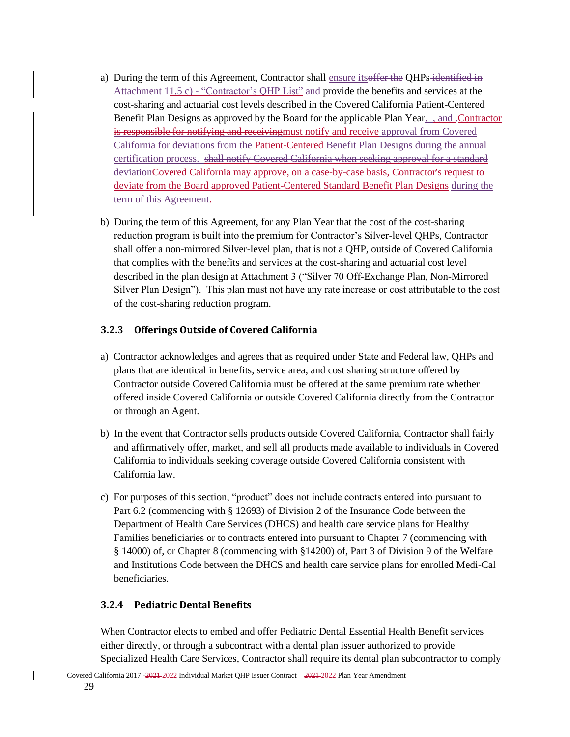a) During the term of this Agreement, Contractor shall ensure itsoffer the QHPs identified in Attachment 11.5 c) - "Contractor's QHP List" and provide the benefits and services at the cost-sharing and actuarial cost levels described in the Covered California Patient-Centered Benefit Plan Designs as approved by the Board for the applicable Plan Year. , and .Contractor is responsible for notifying and receivingmust notify and receive approval from Covered California for deviations from the Patient-Centered Benefit Plan Designs during the annual certification process. shall notify Covered California when seeking approval for a standard deviationCovered California may approve, on a case-by-case basis, Contractor's request to deviate from the Board approved Patient-Centered Standard Benefit Plan Designs during the term of this Agreement.

b) During the term of this Agreement, for any Plan Year that the cost of the cost-sharing reduction program is built into the premium for Contractor's Silver-level QHPs, Contractor shall offer a non-mirrored Silver-level plan, that is not a QHP, outside of Covered California that complies with the benefits and services at the cost-sharing and actuarial cost level described in the plan design at Attachment 3 ("Silver 70 Off-Exchange Plan, Non-Mirrored Silver Plan Design"). This plan must not have any rate increase or cost attributable to the cost of the cost-sharing reduction program.

### 3.2.3 Offerings Outside of Covered California

a) Contractor acknowledges and agrees that as required under State and Federal law, QHPs and plans that are identical in benefits, service area, and cost sharing structure offered by Contractor outside Covered California must be offered at the same premium rate whether offered inside Covered California or outside Covered California directly from the Contractor or through an Agent.

b) In the event that Contractor sells products outside Covered California, Contractor shall fairly and affirmatively offer, market, and sell all products made available to individuals in Covered California to individuals seeking coverage outside Covered California consistent with California law.

c) For purposes of this section, "product" does not include contracts entered into pursuant to Part 6.2 (commencing with § 12693) of Division 2 of the Insurance Code between the Department of Health Care Services (DHCS) and health care service plans for Healthy Families beneficiaries or to contracts entered into pursuant to Chapter 7 (commencing with § 14000) of, or Chapter 8 (commencing with §14200) of, Part 3 of Division 9 of the Welfare and Institutions Code between the DHCS and health care service plans for enrolled Medi-Cal beneficiaries.

### 3.2.4 Pediatric Dental Benefits

When Contractor elects to embed and offer Pediatric Dental Essential Health Benefit services either directly, or through a subcontract with a dental plan issuer authorized to provide Specialized Health Care Services, Contractor shall require its dental plan subcontractor to comply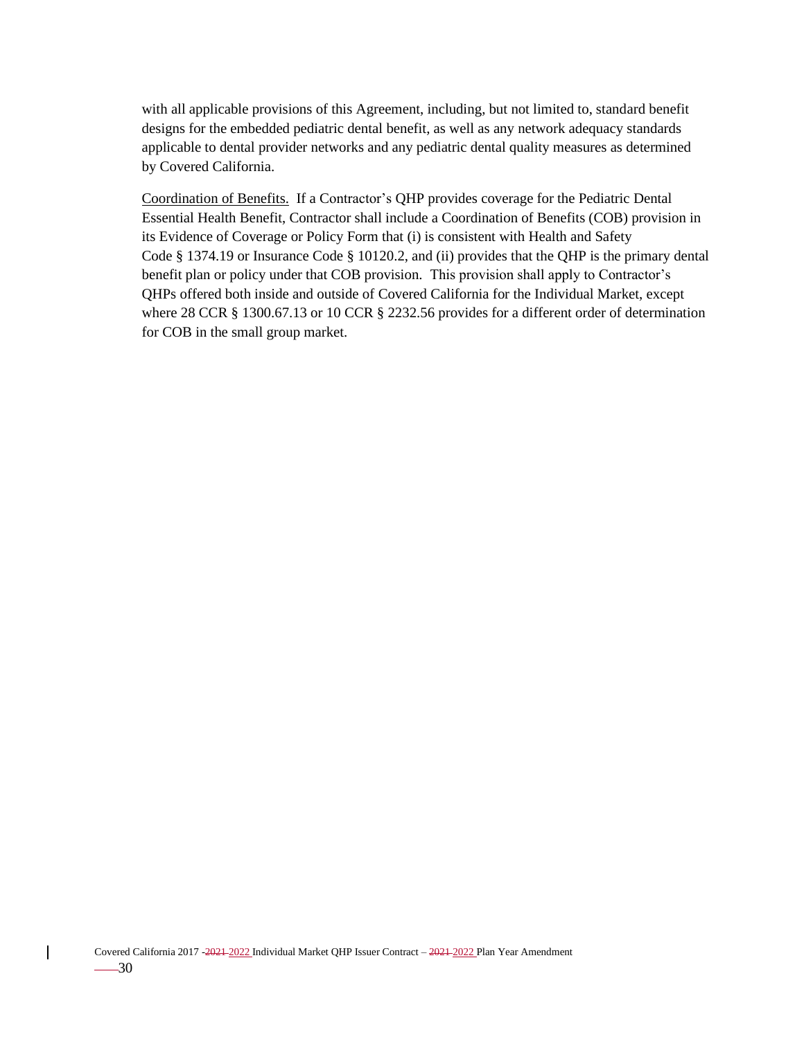with all applicable provisions of this Agreement, including, but not limited to, standard benefit designs for the embedded pediatric dental benefit, as well as any network adequacy standards applicable to dental provider networks and any pediatric dental quality measures as determined by Covered California.

Coordination of Benefits. If a Contractor's QHP provides coverage for the Pediatric Dental Essential Health Benefit, Contractor shall include a Coordination of Benefits (COB) provision in its Evidence of Coverage or Policy Form that (i) is consistent with Health and Safety Code § 1374.19 or Insurance Code § 10120.2, and (ii) provides that the QHP is the primary dental benefit plan or policy under that COB provision. This provision shall apply to Contractor's QHPs offered both inside and outside of Covered California for the Individual Market, except where 28 CCR § 1300.67.13 or 10 CCR § 2232.56 provides for a different order of determination for COB in the small group market.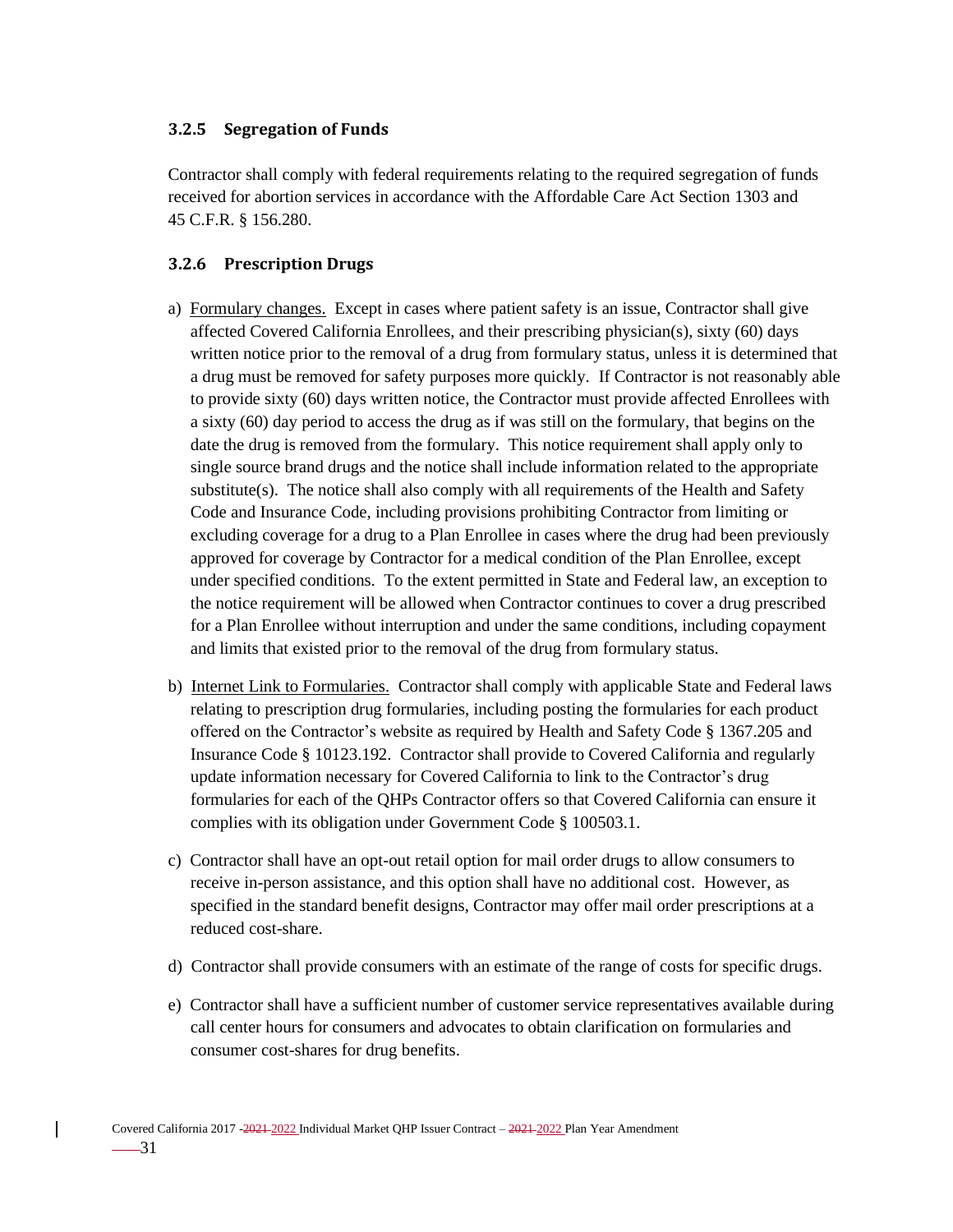### 3.2.5 Segregation of Funds

Contractor shall comply with federal requirements relating to the required segregation of funds received for abortion services in accordance with the Affordable Care Act Section 1303 and 45 C.F.R. § 156.280.

### 3.2.6 Prescription Drugs

a) Formulary changes. Except in cases where patient safety is an issue, Contractor shall give affected Covered California Enrollees, and their prescribing physician(s), sixty (60) days written notice prior to the removal of a drug from formulary status, unless it is determined that a drug must be removed for safety purposes more quickly. If Contractor is not reasonably able to provide sixty (60) days written notice, the Contractor must provide affected Enrollees with a sixty (60) day period to access the drug as if was still on the formulary, that begins on the date the drug is removed from the formulary. This notice requirement shall apply only to single source brand drugs and the notice shall include information related to the appropriate substitute(s). The notice shall also comply with all requirements of the Health and Safety Code and Insurance Code, including provisions prohibiting Contractor from limiting or excluding coverage for a drug to a Plan Enrollee in cases where the drug had been previously approved for coverage by Contractor for a medical condition of the Plan Enrollee, except under specified conditions. To the extent permitted in State and Federal law, an exception to the notice requirement will be allowed when Contractor continues to cover a drug prescribed for a Plan Enrollee without interruption and under the same conditions, including copayment and limits that existed prior to the removal of the drug from formulary status.

b) Internet Link to Formularies. Contractor shall comply with applicable State and Federal laws relating to prescription drug formularies, including posting the formularies for each product offered on the Contractor's website as required by Health and Safety Code § 1367.205 and Insurance Code § 10123.192. Contractor shall provide to Covered California and regularly update information necessary for Covered California to link to the Contractor's drug formularies for each of the QHPs Contractor offers so that Covered California can ensure it complies with its obligation under Government Code § 100503.1.

c) Contractor shall have an opt-out retail option for mail order drugs to allow consumers to receive in-person assistance, and this option shall have no additional cost. However, as specified in the standard benefit designs, Contractor may offer mail order prescriptions at a reduced cost-share.

d) Contractor shall provide consumers with an estimate of the range of costs for specific drugs.

e) Contractor shall have a sufficient number of customer service representatives available during call center hours for consumers and advocates to obtain clarification on formularies and consumer cost-shares for drug benefits.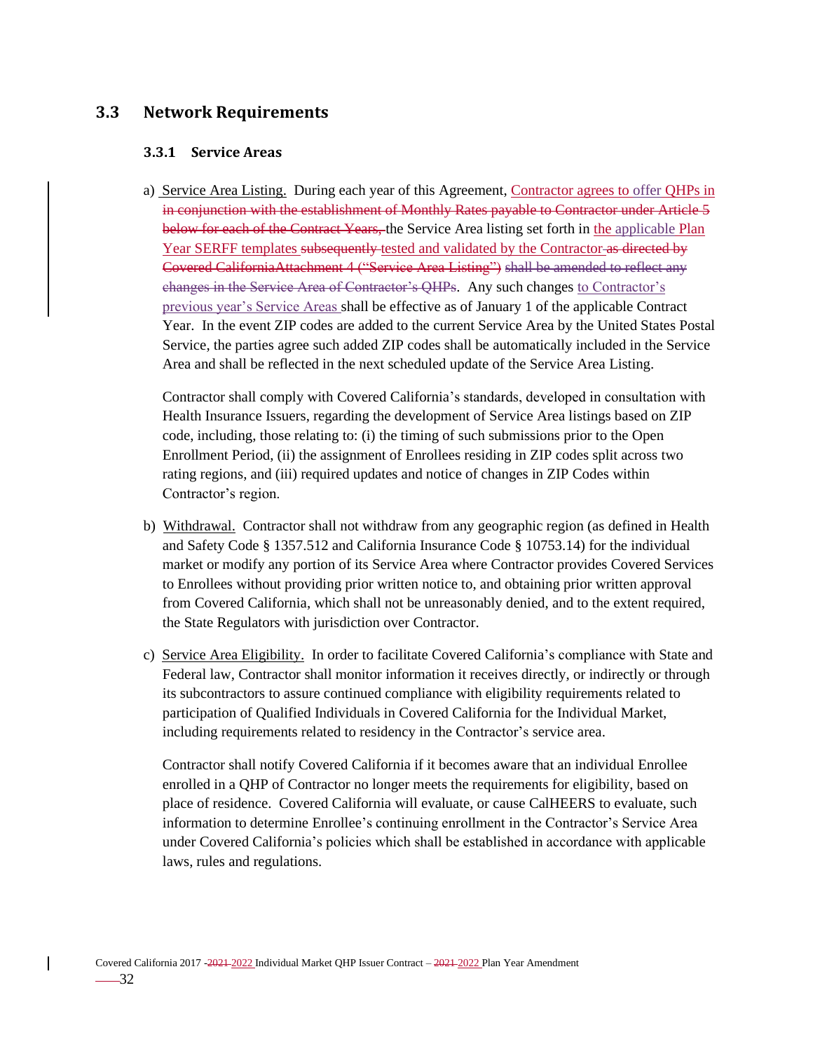## 3.3 Network Requirements

### 3.3.1 Service Areas

a) Service Area Listing. During each year of this Agreement, Contractor agrees to offer QHPs in ~~in conjunction with the establishment of Monthly Rates payable to Contractor under Article 5 below for each of the Contract Years,~~ the Service Area listing set forth in the applicable Plan Year SERFF templates ~~subsequently~~ tested and validated by the Contractor ~~as directed by Covered CaliforniaAttachment 4 ("Service Area Listing") shall be amended to reflect any changes in the Service Area of Contractor's QHPs~~. Any such changes to Contractor's previous year's Service Areas shall be effective as of January 1 of the applicable Contract Year. In the event ZIP codes are added to the current Service Area by the United States Postal Service, the parties agree such added ZIP codes shall be automatically included in the Service Area and shall be reflected in the next scheduled update of the Service Area Listing.

   Contractor shall comply with Covered California's standards, developed in consultation with Health Insurance Issuers, regarding the development of Service Area listings based on ZIP code, including, those relating to: (i) the timing of such submissions prior to the Open Enrollment Period, (ii) the assignment of Enrollees residing in ZIP codes split across two rating regions, and (iii) required updates and notice of changes in ZIP Codes within Contractor's region.

b) Withdrawal. Contractor shall not withdraw from any geographic region (as defined in Health and Safety Code § 1357.512 and California Insurance Code § 10753.14) for the individual market or modify any portion of its Service Area where Contractor provides Covered Services to Enrollees without providing prior written notice to, and obtaining prior written approval from Covered California, which shall not be unreasonably denied, and to the extent required, the State Regulators with jurisdiction over Contractor.

c) Service Area Eligibility. In order to facilitate Covered California's compliance with State and Federal law, Contractor shall monitor information it receives directly, or indirectly or through its subcontractors to assure continued compliance with eligibility requirements related to participation of Qualified Individuals in Covered California for the Individual Market, including requirements related to residency in the Contractor's service area.

   Contractor shall notify Covered California if it becomes aware that an individual Enrollee enrolled in a QHP of Contractor no longer meets the requirements for eligibility, based on place of residence. Covered California will evaluate, or cause CalHEERS to evaluate, such information to determine Enrollee's continuing enrollment in the Contractor's Service Area under Covered California's policies which shall be established in accordance with applicable laws, rules and regulations.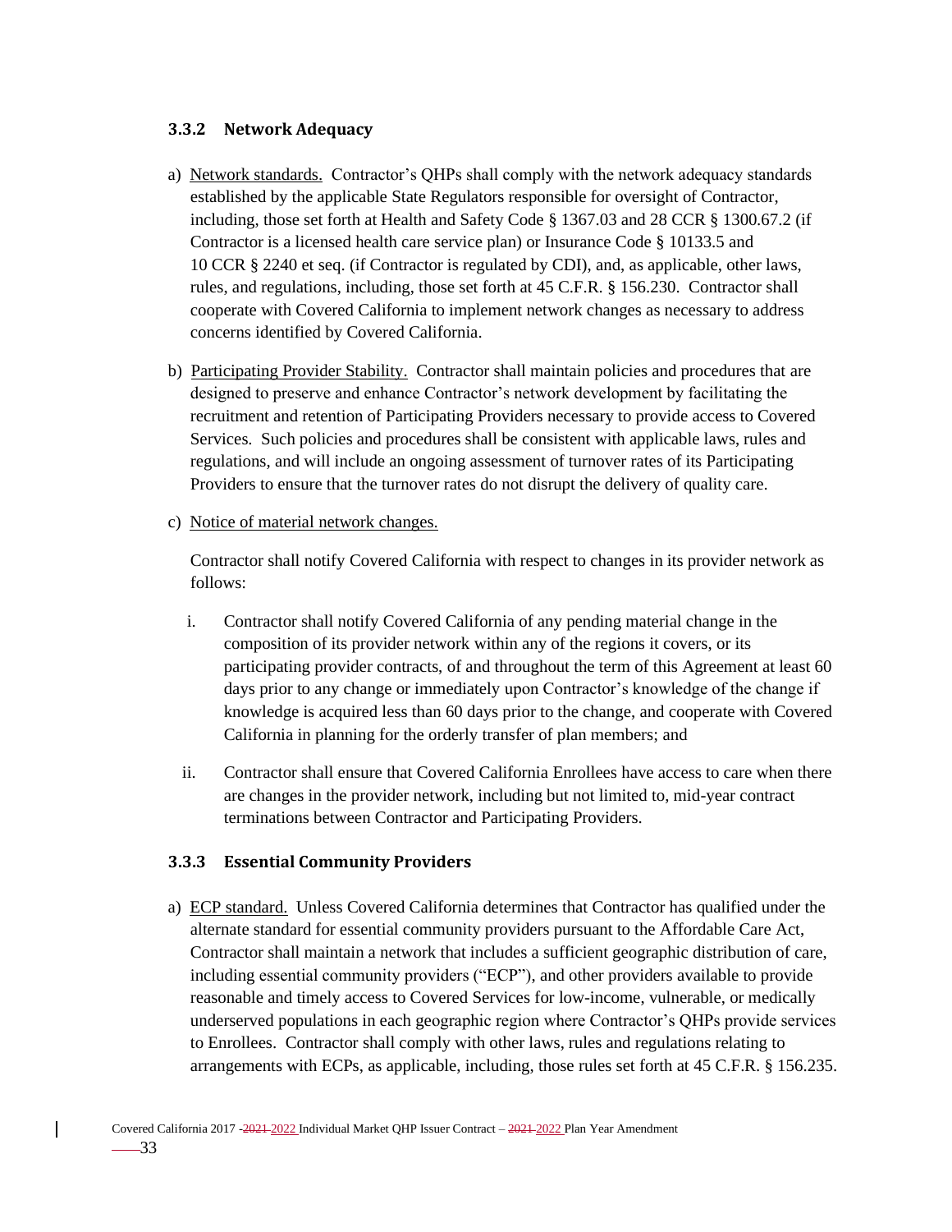### 3.3.2 Network Adequacy

a) Network standards. Contractor's QHPs shall comply with the network adequacy standards established by the applicable State Regulators responsible for oversight of Contractor, including, those set forth at Health and Safety Code § 1367.03 and 28 CCR § 1300.67.2 (if Contractor is a licensed health care service plan) or Insurance Code § 10133.5 and 10 CCR § 2240 et seq. (if Contractor is regulated by CDI), and, as applicable, other laws, rules, and regulations, including, those set forth at 45 C.F.R. § 156.230. Contractor shall cooperate with Covered California to implement network changes as necessary to address concerns identified by Covered California.

b) Participating Provider Stability. Contractor shall maintain policies and procedures that are designed to preserve and enhance Contractor's network development by facilitating the recruitment and retention of Participating Providers necessary to provide access to Covered Services. Such policies and procedures shall be consistent with applicable laws, rules and regulations, and will include an ongoing assessment of turnover rates of its Participating Providers to ensure that the turnover rates do not disrupt the delivery of quality care.

c) Notice of material network changes.

Contractor shall notify Covered California with respect to changes in its provider network as follows:

i. Contractor shall notify Covered California of any pending material change in the composition of its provider network within any of the regions it covers, or its participating provider contracts, of and throughout the term of this Agreement at least 60 days prior to any change or immediately upon Contractor's knowledge of the change if knowledge is acquired less than 60 days prior to the change, and cooperate with Covered California in planning for the orderly transfer of plan members; and

ii. Contractor shall ensure that Covered California Enrollees have access to care when there are changes in the provider network, including but not limited to, mid-year contract terminations between Contractor and Participating Providers.

### 3.3.3 Essential Community Providers

a) ECP standard. Unless Covered California determines that Contractor has qualified under the alternate standard for essential community providers pursuant to the Affordable Care Act, Contractor shall maintain a network that includes a sufficient geographic distribution of care, including essential community providers ("ECP"), and other providers available to provide reasonable and timely access to Covered Services for low-income, vulnerable, or medically underserved populations in each geographic region where Contractor's QHPs provide services to Enrollees. Contractor shall comply with other laws, rules and regulations relating to arrangements with ECPs, as applicable, including, those rules set forth at 45 C.F.R. § 156.235.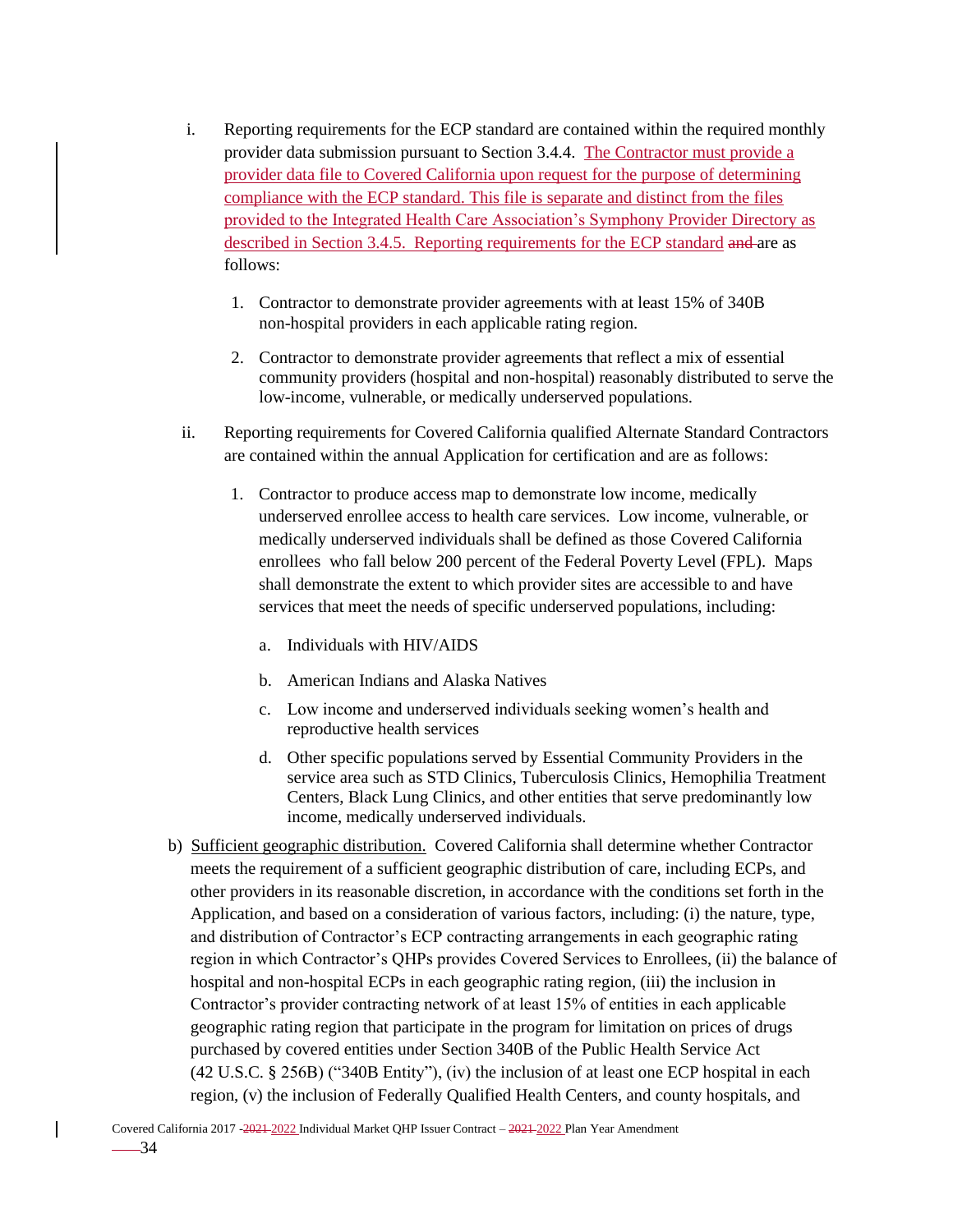i. Reporting requirements for the ECP standard are contained within the required monthly provider data submission pursuant to Section 3.4.4. The Contractor must provide a provider data file to Covered California upon request for the purpose of determining compliance with the ECP standard. This file is separate and distinct from the files provided to the Integrated Health Care Association's Symphony Provider Directory as described in Section 3.4.5. Reporting requirements for the ECP standard ~~and~~ are as follows:

   1. Contractor to demonstrate provider agreements with at least 15% of 340B non-hospital providers in each applicable rating region.

   2. Contractor to demonstrate provider agreements that reflect a mix of essential community providers (hospital and non-hospital) reasonably distributed to serve the low-income, vulnerable, or medically underserved populations.

ii. Reporting requirements for Covered California qualified Alternate Standard Contractors are contained within the annual Application for certification and are as follows:

   1. Contractor to produce access map to demonstrate low income, medically underserved enrollee access to health care services. Low income, vulnerable, or medically underserved individuals shall be defined as those Covered California enrollees who fall below 200 percent of the Federal Poverty Level (FPL). Maps shall demonstrate the extent to which provider sites are accessible to and have services that meet the needs of specific underserved populations, including:

      a. Individuals with HIV/AIDS

      b. American Indians and Alaska Natives

      c. Low income and underserved individuals seeking women's health and reproductive health services

      d. Other specific populations served by Essential Community Providers in the service area such as STD Clinics, Tuberculosis Clinics, Hemophilia Treatment Centers, Black Lung Clinics, and other entities that serve predominantly low income, medically underserved individuals.

b) Sufficient geographic distribution. Covered California shall determine whether Contractor meets the requirement of a sufficient geographic distribution of care, including ECPs, and other providers in its reasonable discretion, in accordance with the conditions set forth in the Application, and based on a consideration of various factors, including: (i) the nature, type, and distribution of Contractor's ECP contracting arrangements in each geographic rating region in which Contractor's QHPs provides Covered Services to Enrollees, (ii) the balance of hospital and non-hospital ECPs in each geographic rating region, (iii) the inclusion in Contractor's provider contracting network of at least 15% of entities in each applicable geographic rating region that participate in the program for limitation on prices of drugs purchased by covered entities under Section 340B of the Public Health Service Act (42 U.S.C. § 256B) ("340B Entity"), (iv) the inclusion of at least one ECP hospital in each region, (v) the inclusion of Federally Qualified Health Centers, and county hospitals, and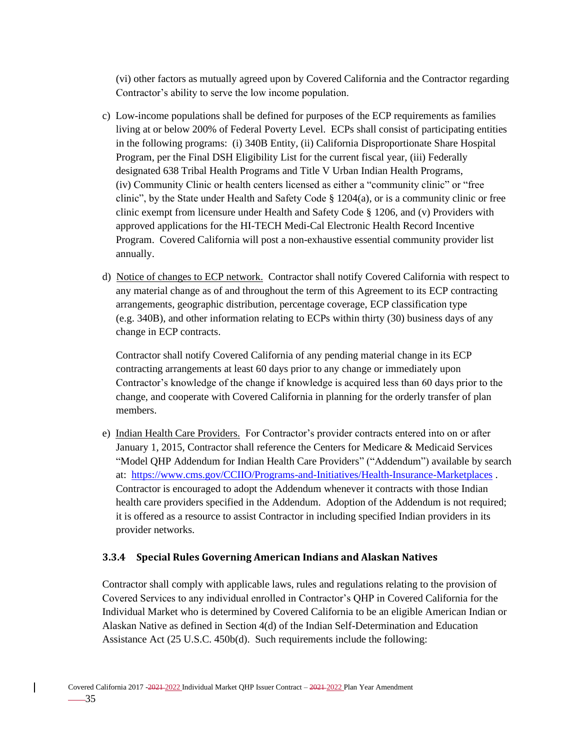(vi) other factors as mutually agreed upon by Covered California and the Contractor regarding Contractor's ability to serve the low income population.

c) Low-income populations shall be defined for purposes of the ECP requirements as families living at or below 200% of Federal Poverty Level. ECPs shall consist of participating entities in the following programs: (i) 340B Entity, (ii) California Disproportionate Share Hospital Program, per the Final DSH Eligibility List for the current fiscal year, (iii) Federally designated 638 Tribal Health Programs and Title V Urban Indian Health Programs, (iv) Community Clinic or health centers licensed as either a "community clinic" or "free clinic", by the State under Health and Safety Code § 1204(a), or is a community clinic or free clinic exempt from licensure under Health and Safety Code § 1206, and (v) Providers with approved applications for the HI-TECH Medi-Cal Electronic Health Record Incentive Program. Covered California will post a non-exhaustive essential community provider list annually.

d) Notice of changes to ECP network. Contractor shall notify Covered California with respect to any material change as of and throughout the term of this Agreement to its ECP contracting arrangements, geographic distribution, percentage coverage, ECP classification type (e.g. 340B), and other information relating to ECPs within thirty (30) business days of any change in ECP contracts.

Contractor shall notify Covered California of any pending material change in its ECP contracting arrangements at least 60 days prior to any change or immediately upon Contractor's knowledge of the change if knowledge is acquired less than 60 days prior to the change, and cooperate with Covered California in planning for the orderly transfer of plan members.

e) Indian Health Care Providers. For Contractor's provider contracts entered into on or after January 1, 2015, Contractor shall reference the Centers for Medicare & Medicaid Services "Model QHP Addendum for Indian Health Care Providers" ("Addendum") available by search at: https://www.cms.gov/CCIIO/Programs-and-Initiatives/Health-Insurance-Marketplaces . Contractor is encouraged to adopt the Addendum whenever it contracts with those Indian health care providers specified in the Addendum. Adoption of the Addendum is not required; it is offered as a resource to assist Contractor in including specified Indian providers in its provider networks.

### 3.3.4 Special Rules Governing American Indians and Alaskan Natives

Contractor shall comply with applicable laws, rules and regulations relating to the provision of Covered Services to any individual enrolled in Contractor's QHP in Covered California for the Individual Market who is determined by Covered California to be an eligible American Indian or Alaskan Native as defined in Section 4(d) of the Indian Self-Determination and Education Assistance Act (25 U.S.C. 450b(d). Such requirements include the following: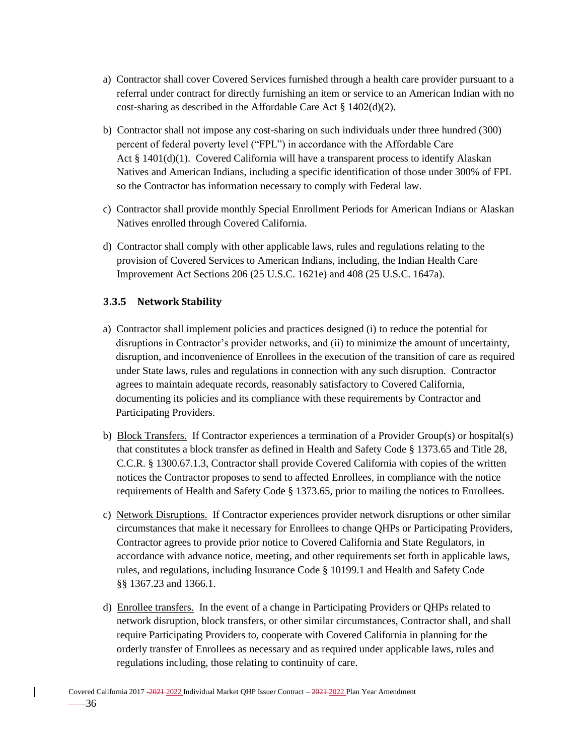a) Contractor shall cover Covered Services furnished through a health care provider pursuant to a referral under contract for directly furnishing an item or service to an American Indian with no cost-sharing as described in the Affordable Care Act § 1402(d)(2).

b) Contractor shall not impose any cost-sharing on such individuals under three hundred (300) percent of federal poverty level ("FPL") in accordance with the Affordable Care Act § 1401(d)(1). Covered California will have a transparent process to identify Alaskan Natives and American Indians, including a specific identification of those under 300% of FPL so the Contractor has information necessary to comply with Federal law.

c) Contractor shall provide monthly Special Enrollment Periods for American Indians or Alaskan Natives enrolled through Covered California.

d) Contractor shall comply with other applicable laws, rules and regulations relating to the provision of Covered Services to American Indians, including, the Indian Health Care Improvement Act Sections 206 (25 U.S.C. 1621e) and 408 (25 U.S.C. 1647a).

### 3.3.5 Network Stability

a) Contractor shall implement policies and practices designed (i) to reduce the potential for disruptions in Contractor's provider networks, and (ii) to minimize the amount of uncertainty, disruption, and inconvenience of Enrollees in the execution of the transition of care as required under State laws, rules and regulations in connection with any such disruption. Contractor agrees to maintain adequate records, reasonably satisfactory to Covered California, documenting its policies and its compliance with these requirements by Contractor and Participating Providers.

b) Block Transfers. If Contractor experiences a termination of a Provider Group(s) or hospital(s) that constitutes a block transfer as defined in Health and Safety Code § 1373.65 and Title 28, C.C.R. § 1300.67.1.3, Contractor shall provide Covered California with copies of the written notices the Contractor proposes to send to affected Enrollees, in compliance with the notice requirements of Health and Safety Code § 1373.65, prior to mailing the notices to Enrollees.

c) Network Disruptions. If Contractor experiences provider network disruptions or other similar circumstances that make it necessary for Enrollees to change QHPs or Participating Providers, Contractor agrees to provide prior notice to Covered California and State Regulators, in accordance with advance notice, meeting, and other requirements set forth in applicable laws, rules, and regulations, including Insurance Code § 10199.1 and Health and Safety Code §§ 1367.23 and 1366.1.

d) Enrollee transfers. In the event of a change in Participating Providers or QHPs related to network disruption, block transfers, or other similar circumstances, Contractor shall, and shall require Participating Providers to, cooperate with Covered California in planning for the orderly transfer of Enrollees as necessary and as required under applicable laws, rules and regulations including, those relating to continuity of care.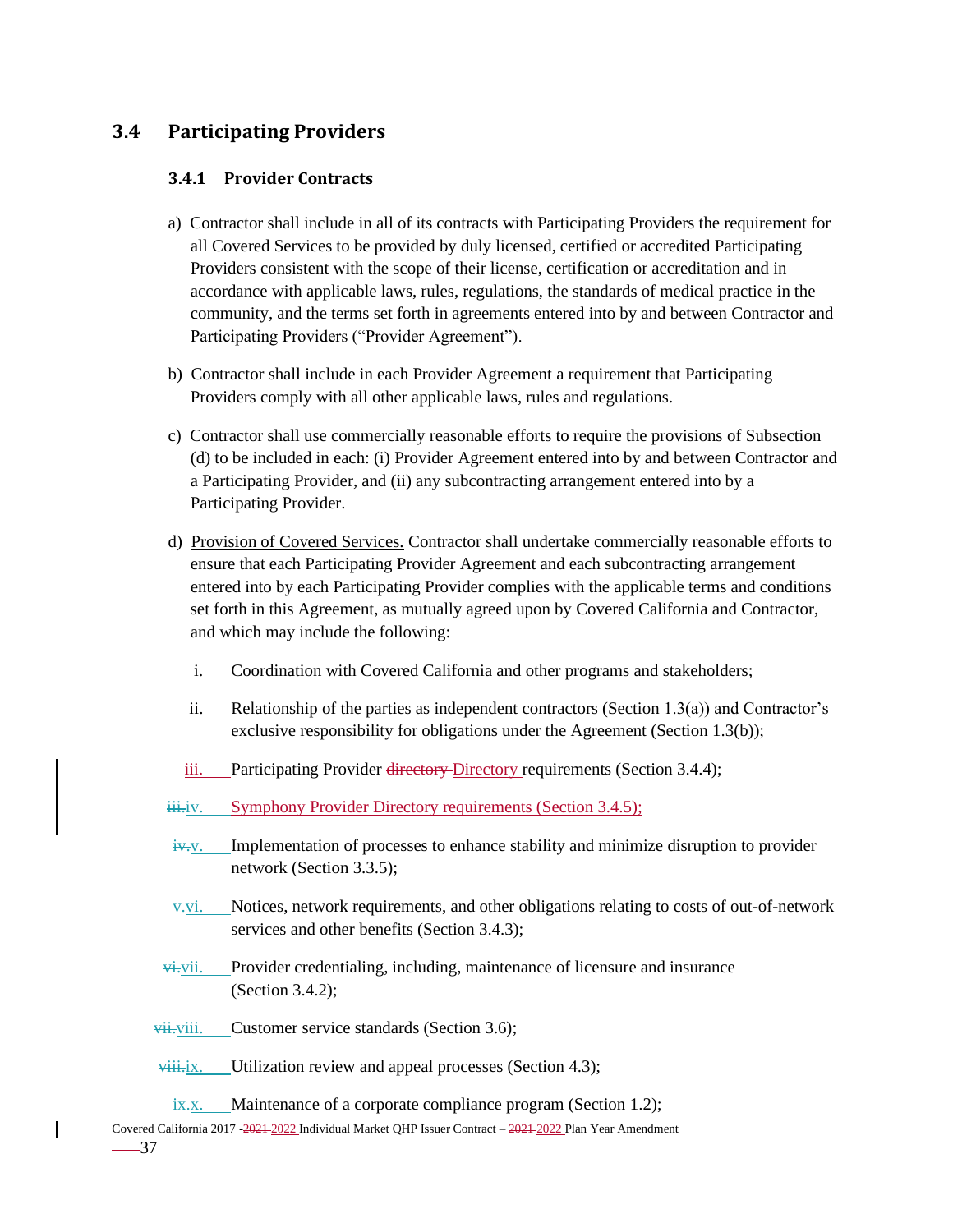## 3.4 Participating Providers

### 3.4.1 Provider Contracts

a) Contractor shall include in all of its contracts with Participating Providers the requirement for all Covered Services to be provided by duly licensed, certified or accredited Participating Providers consistent with the scope of their license, certification or accreditation and in accordance with applicable laws, rules, regulations, the standards of medical practice in the community, and the terms set forth in agreements entered into by and between Contractor and Participating Providers ("Provider Agreement").

b) Contractor shall include in each Provider Agreement a requirement that Participating Providers comply with all other applicable laws, rules and regulations.

c) Contractor shall use commercially reasonable efforts to require the provisions of Subsection (d) to be included in each: (i) Provider Agreement entered into by and between Contractor and a Participating Provider, and (ii) any subcontracting arrangement entered into by a Participating Provider.

d) Provision of Covered Services. Contractor shall undertake commercially reasonable efforts to ensure that each Participating Provider Agreement and each subcontracting arrangement entered into by each Participating Provider complies with the applicable terms and conditions set forth in this Agreement, as mutually agreed upon by Covered California and Contractor, and which may include the following:

   i. Coordination with Covered California and other programs and stakeholders;

   ii. Relationship of the parties as independent contractors (Section 1.3(a)) and Contractor's exclusive responsibility for obligations under the Agreement (Section 1.3(b));

   iii. Participating Provider ~~directory~~ Directory requirements (Section 3.4.4);

   ~~iii.~~ iv. Symphony Provider Directory requirements (Section 3.4.5);

   ~~iv.~~ v. Implementation of processes to enhance stability and minimize disruption to provider network (Section 3.3.5);

   ~~v.~~ vi. Notices, network requirements, and other obligations relating to costs of out-of-network services and other benefits (Section 3.4.3);

   ~~vi.~~ vii. Provider credentialing, including, maintenance of licensure and insurance (Section 3.4.2);

   ~~vii.~~ viii. Customer service standards (Section 3.6);

   ~~viii.~~ ix. Utilization review and appeal processes (Section 4.3);

   ~~ix.~~ x. Maintenance of a corporate compliance program (Section 1.2);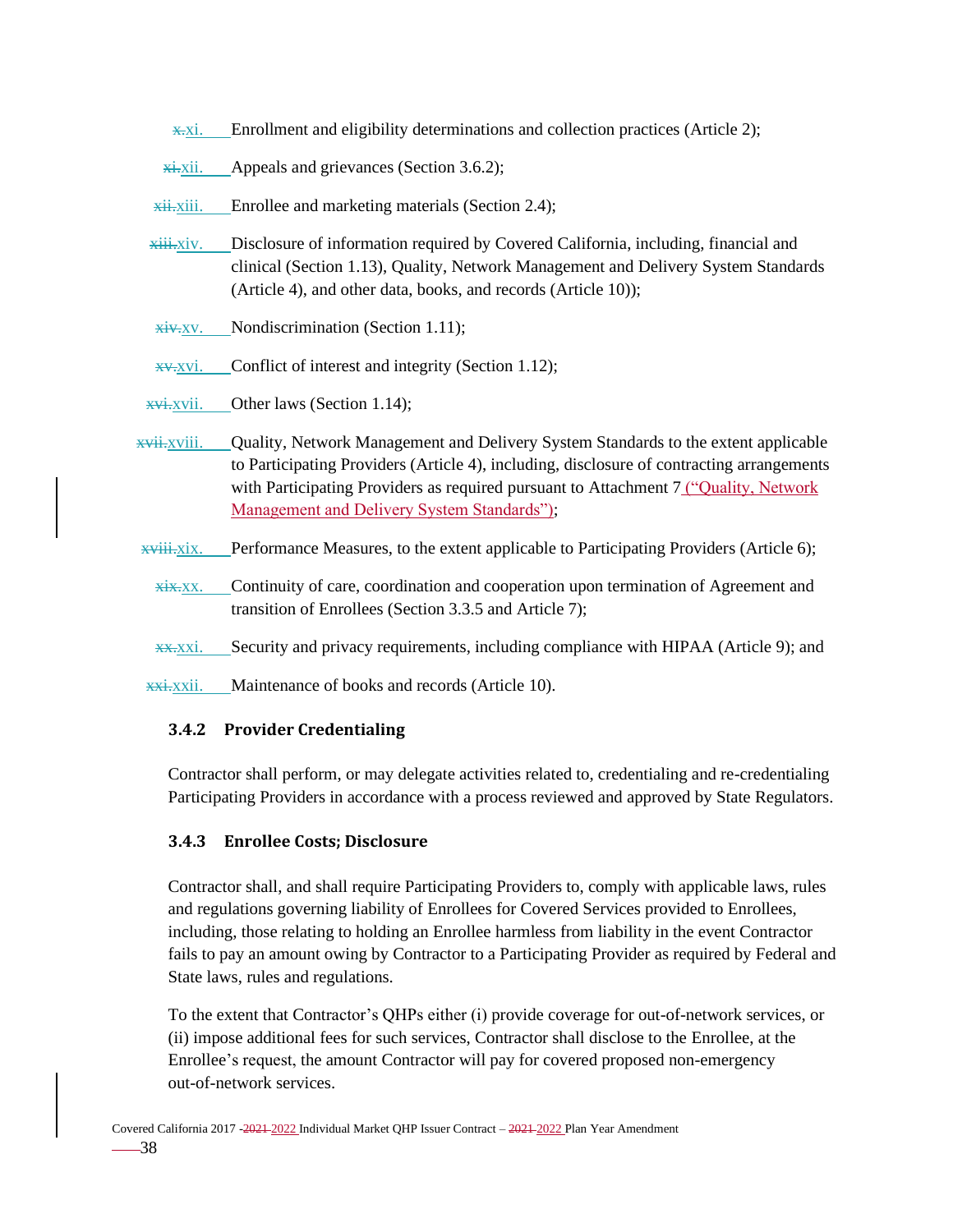x.xi. Enrollment and eligibility determinations and collection practices (Article 2);

xi.xii. Appeals and grievances (Section 3.6.2);

xii.xiii. Enrollee and marketing materials (Section 2.4);

xiii.xiv. Disclosure of information required by Covered California, including, financial and clinical (Section 1.13), Quality, Network Management and Delivery System Standards (Article 4), and other data, books, and records (Article 10));

xiv.xv. Nondiscrimination (Section 1.11);

xv.xvi. Conflict of interest and integrity (Section 1.12);

xvi.xvii. Other laws (Section 1.14);

xvii.xviii. Quality, Network Management and Delivery System Standards to the extent applicable to Participating Providers (Article 4), including, disclosure of contracting arrangements with Participating Providers as required pursuant to Attachment 7 ("Quality, Network Management and Delivery System Standards");

xviii.xix. Performance Measures, to the extent applicable to Participating Providers (Article 6);

xix.xx. Continuity of care, coordination and cooperation upon termination of Agreement and transition of Enrollees (Section 3.3.5 and Article 7);

xx.xxi. Security and privacy requirements, including compliance with HIPAA (Article 9); and

xxi.xxii. Maintenance of books and records (Article 10).

### 3.4.2 Provider Credentialing

Contractor shall perform, or may delegate activities related to, credentialing and re-credentialing Participating Providers in accordance with a process reviewed and approved by State Regulators.

### 3.4.3 Enrollee Costs; Disclosure

Contractor shall, and shall require Participating Providers to, comply with applicable laws, rules and regulations governing liability of Enrollees for Covered Services provided to Enrollees, including, those relating to holding an Enrollee harmless from liability in the event Contractor fails to pay an amount owing by Contractor to a Participating Provider as required by Federal and State laws, rules and regulations.

To the extent that Contractor's QHPs either (i) provide coverage for out-of-network services, or (ii) impose additional fees for such services, Contractor shall disclose to the Enrollee, at the Enrollee's request, the amount Contractor will pay for covered proposed non-emergency out-of-network services.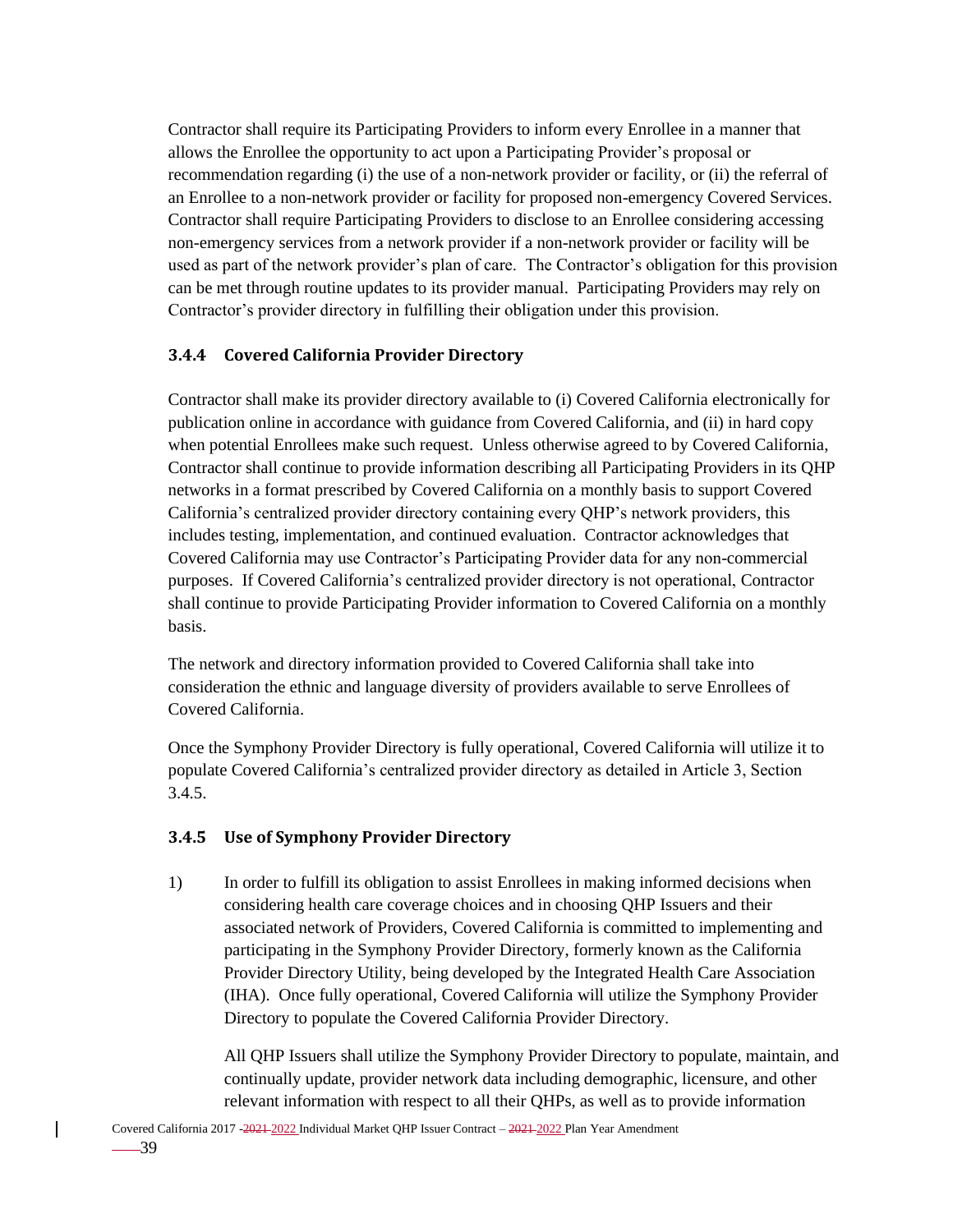Contractor shall require its Participating Providers to inform every Enrollee in a manner that allows the Enrollee the opportunity to act upon a Participating Provider's proposal or recommendation regarding (i) the use of a non-network provider or facility, or (ii) the referral of an Enrollee to a non-network provider or facility for proposed non-emergency Covered Services. Contractor shall require Participating Providers to disclose to an Enrollee considering accessing non-emergency services from a network provider if a non-network provider or facility will be used as part of the network provider's plan of care. The Contractor's obligation for this provision can be met through routine updates to its provider manual. Participating Providers may rely on Contractor's provider directory in fulfilling their obligation under this provision.

### 3.4.4 Covered California Provider Directory

Contractor shall make its provider directory available to (i) Covered California electronically for publication online in accordance with guidance from Covered California, and (ii) in hard copy when potential Enrollees make such request. Unless otherwise agreed to by Covered California, Contractor shall continue to provide information describing all Participating Providers in its QHP networks in a format prescribed by Covered California on a monthly basis to support Covered California's centralized provider directory containing every QHP's network providers, this includes testing, implementation, and continued evaluation. Contractor acknowledges that Covered California may use Contractor's Participating Provider data for any non-commercial purposes. If Covered California's centralized provider directory is not operational, Contractor shall continue to provide Participating Provider information to Covered California on a monthly basis.

The network and directory information provided to Covered California shall take into consideration the ethnic and language diversity of providers available to serve Enrollees of Covered California.

Once the Symphony Provider Directory is fully operational, Covered California will utilize it to populate Covered California's centralized provider directory as detailed in Article 3, Section 3.4.5.

### 3.4.5 Use of Symphony Provider Directory

1) In order to fulfill its obligation to assist Enrollees in making informed decisions when considering health care coverage choices and in choosing QHP Issuers and their associated network of Providers, Covered California is committed to implementing and participating in the Symphony Provider Directory, formerly known as the California Provider Directory Utility, being developed by the Integrated Health Care Association (IHA). Once fully operational, Covered California will utilize the Symphony Provider Directory to populate the Covered California Provider Directory.

   All QHP Issuers shall utilize the Symphony Provider Directory to populate, maintain, and continually update, provider network data including demographic, licensure, and other relevant information with respect to all their QHPs, as well as to provide information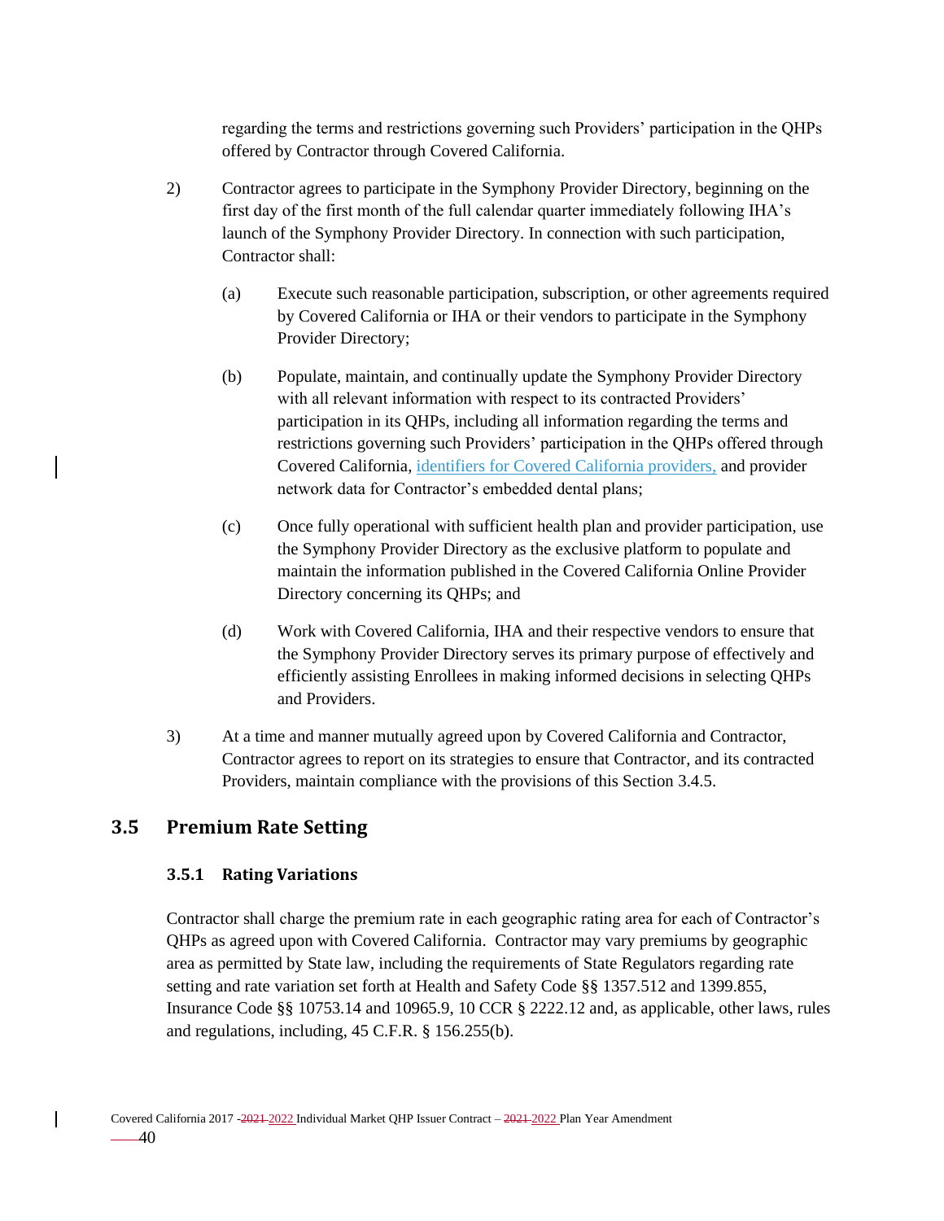regarding the terms and restrictions governing such Providers' participation in the QHPs offered by Contractor through Covered California.

2) Contractor agrees to participate in the Symphony Provider Directory, beginning on the first day of the first month of the full calendar quarter immediately following IHA's launch of the Symphony Provider Directory. In connection with such participation, Contractor shall:

   (a) Execute such reasonable participation, subscription, or other agreements required by Covered California or IHA or their vendors to participate in the Symphony Provider Directory;

   (b) Populate, maintain, and continually update the Symphony Provider Directory with all relevant information with respect to its contracted Providers' participation in its QHPs, including all information regarding the terms and restrictions governing such Providers' participation in the QHPs offered through Covered California, identifiers for Covered California providers, and provider network data for Contractor's embedded dental plans;

   (c) Once fully operational with sufficient health plan and provider participation, use the Symphony Provider Directory as the exclusive platform to populate and maintain the information published in the Covered California Online Provider Directory concerning its QHPs; and

   (d) Work with Covered California, IHA and their respective vendors to ensure that the Symphony Provider Directory serves its primary purpose of effectively and efficiently assisting Enrollees in making informed decisions in selecting QHPs and Providers.

3) At a time and manner mutually agreed upon by Covered California and Contractor, Contractor agrees to report on its strategies to ensure that Contractor, and its contracted Providers, maintain compliance with the provisions of this Section 3.4.5.

## 3.5 Premium Rate Setting

### 3.5.1 Rating Variations

Contractor shall charge the premium rate in each geographic rating area for each of Contractor's QHPs as agreed upon with Covered California. Contractor may vary premiums by geographic area as permitted by State law, including the requirements of State Regulators regarding rate setting and rate variation set forth at Health and Safety Code §§ 1357.512 and 1399.855, Insurance Code §§ 10753.14 and 10965.9, 10 CCR § 2222.12 and, as applicable, other laws, rules and regulations, including, 45 C.F.R. § 156.255(b).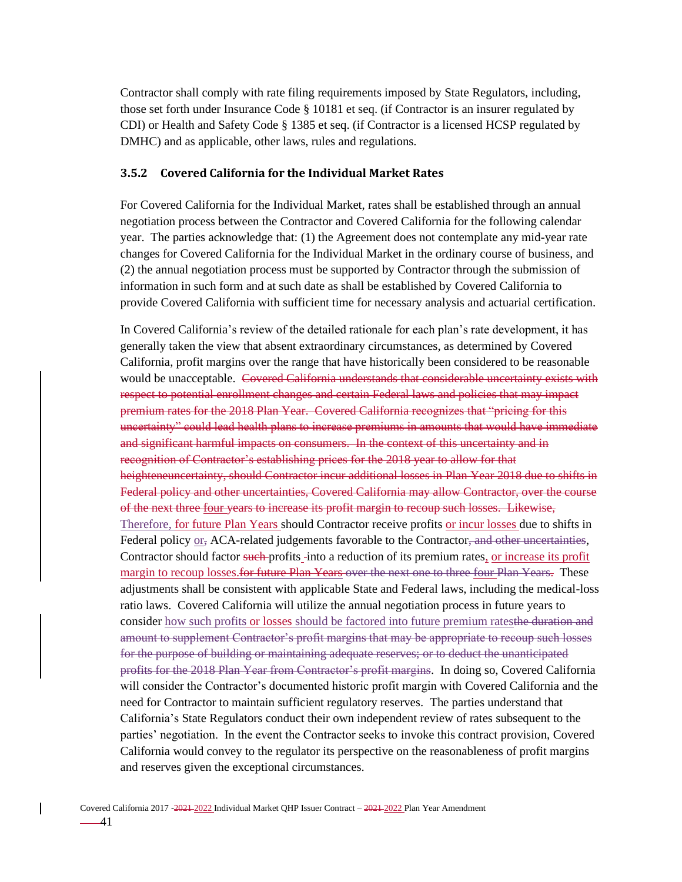Contractor shall comply with rate filing requirements imposed by State Regulators, including, those set forth under Insurance Code § 10181 et seq. (if Contractor is an insurer regulated by CDI) or Health and Safety Code § 1385 et seq. (if Contractor is a licensed HCSP regulated by DMHC) and as applicable, other laws, rules and regulations.

### 3.5.2 Covered California for the Individual Market Rates

For Covered California for the Individual Market, rates shall be established through an annual negotiation process between the Contractor and Covered California for the following calendar year. The parties acknowledge that: (1) the Agreement does not contemplate any mid-year rate changes for Covered California for the Individual Market in the ordinary course of business, and (2) the annual negotiation process must be supported by Contractor through the submission of information in such form and at such date as shall be established by Covered California to provide Covered California with sufficient time for necessary analysis and actuarial certification.

In Covered California's review of the detailed rationale for each plan's rate development, it has generally taken the view that absent extraordinary circumstances, as determined by Covered California, profit margins over the range that have historically been considered to be reasonable would be unacceptable. ~~Covered California understands that considerable uncertainty exists with respect to potential enrollment changes and certain Federal laws and policies that may impact premium rates for the 2018 Plan Year. Covered California recognizes that "pricing for this uncertainty" could lead health plans to increase premiums in amounts that would have immediate and significant harmful impacts on consumers. In the context of this uncertainty and in recognition of Contractor's establishing prices for the 2018 year to allow for that heighteneuncertainty, should Contractor incur additional losses in Plan Year 2018 due to shifts in Federal policy and other uncertainties, Covered California may allow Contractor, over the course of the next three four years to increase its profit margin to recoup such losses. Likewise,~~ Therefore, for future Plan Years should Contractor receive profits or incur losses due to shifts in Federal policy or~~,~~ ACA-related judgements favorable to the Contractor~~, and other uncertainties~~, Contractor should factor ~~such~~ profits into a reduction of its premium rates, or increase its profit margin to recoup losses.~~for future Plan Years over the next one to three four Plan Years.~~ These adjustments shall be consistent with applicable State and Federal laws, including the medical-loss ratio laws. Covered California will utilize the annual negotiation process in future years to consider how such profits or losses should be factored into future premium rates~~the duration and amount to supplement Contractor's profit margins that may be appropriate to recoup such losses for the purpose of building or maintaining adequate reserves; or to deduct the unanticipated profits for the 2018 Plan Year from Contractor's profit margins~~. In doing so, Covered California will consider the Contractor's documented historic profit margin with Covered California and the need for Contractor to maintain sufficient regulatory reserves. The parties understand that California's State Regulators conduct their own independent review of rates subsequent to the parties' negotiation. In the event the Contractor seeks to invoke this contract provision, Covered California would convey to the regulator its perspective on the reasonableness of profit margins and reserves given the exceptional circumstances.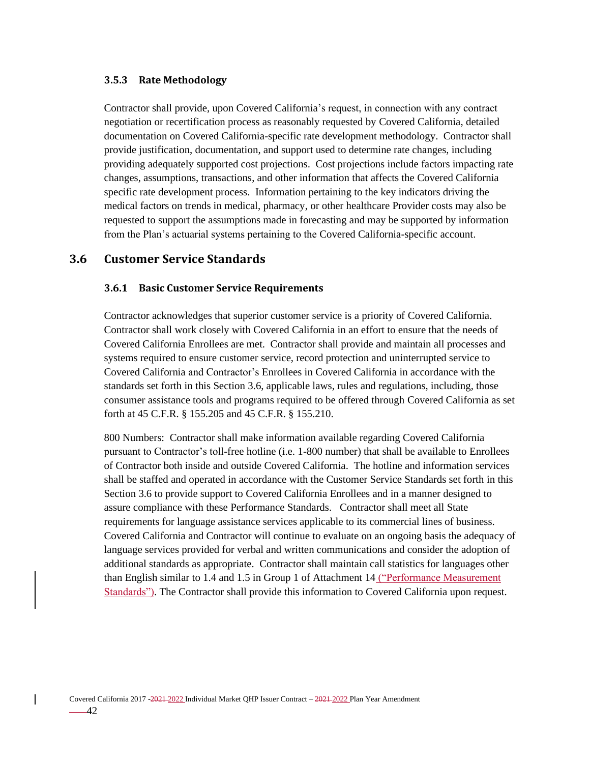### 3.5.3 Rate Methodology

Contractor shall provide, upon Covered California's request, in connection with any contract negotiation or recertification process as reasonably requested by Covered California, detailed documentation on Covered California-specific rate development methodology. Contractor shall provide justification, documentation, and support used to determine rate changes, including providing adequately supported cost projections. Cost projections include factors impacting rate changes, assumptions, transactions, and other information that affects the Covered California specific rate development process. Information pertaining to the key indicators driving the medical factors on trends in medical, pharmacy, or other healthcare Provider costs may also be requested to support the assumptions made in forecasting and may be supported by information from the Plan's actuarial systems pertaining to the Covered California-specific account.

## 3.6 Customer Service Standards

### 3.6.1 Basic Customer Service Requirements

Contractor acknowledges that superior customer service is a priority of Covered California. Contractor shall work closely with Covered California in an effort to ensure that the needs of Covered California Enrollees are met. Contractor shall provide and maintain all processes and systems required to ensure customer service, record protection and uninterrupted service to Covered California and Contractor's Enrollees in Covered California in accordance with the standards set forth in this Section 3.6, applicable laws, rules and regulations, including, those consumer assistance tools and programs required to be offered through Covered California as set forth at 45 C.F.R. § 155.205 and 45 C.F.R. § 155.210.

800 Numbers: Contractor shall make information available regarding Covered California pursuant to Contractor's toll-free hotline (i.e. 1-800 number) that shall be available to Enrollees of Contractor both inside and outside Covered California. The hotline and information services shall be staffed and operated in accordance with the Customer Service Standards set forth in this Section 3.6 to provide support to Covered California Enrollees and in a manner designed to assure compliance with these Performance Standards. Contractor shall meet all State requirements for language assistance services applicable to its commercial lines of business. Covered California and Contractor will continue to evaluate on an ongoing basis the adequacy of language services provided for verbal and written communications and consider the adoption of additional standards as appropriate. Contractor shall maintain call statistics for languages other than English similar to 1.4 and 1.5 in Group 1 of Attachment 14 ("Performance Measurement Standards"). The Contractor shall provide this information to Covered California upon request.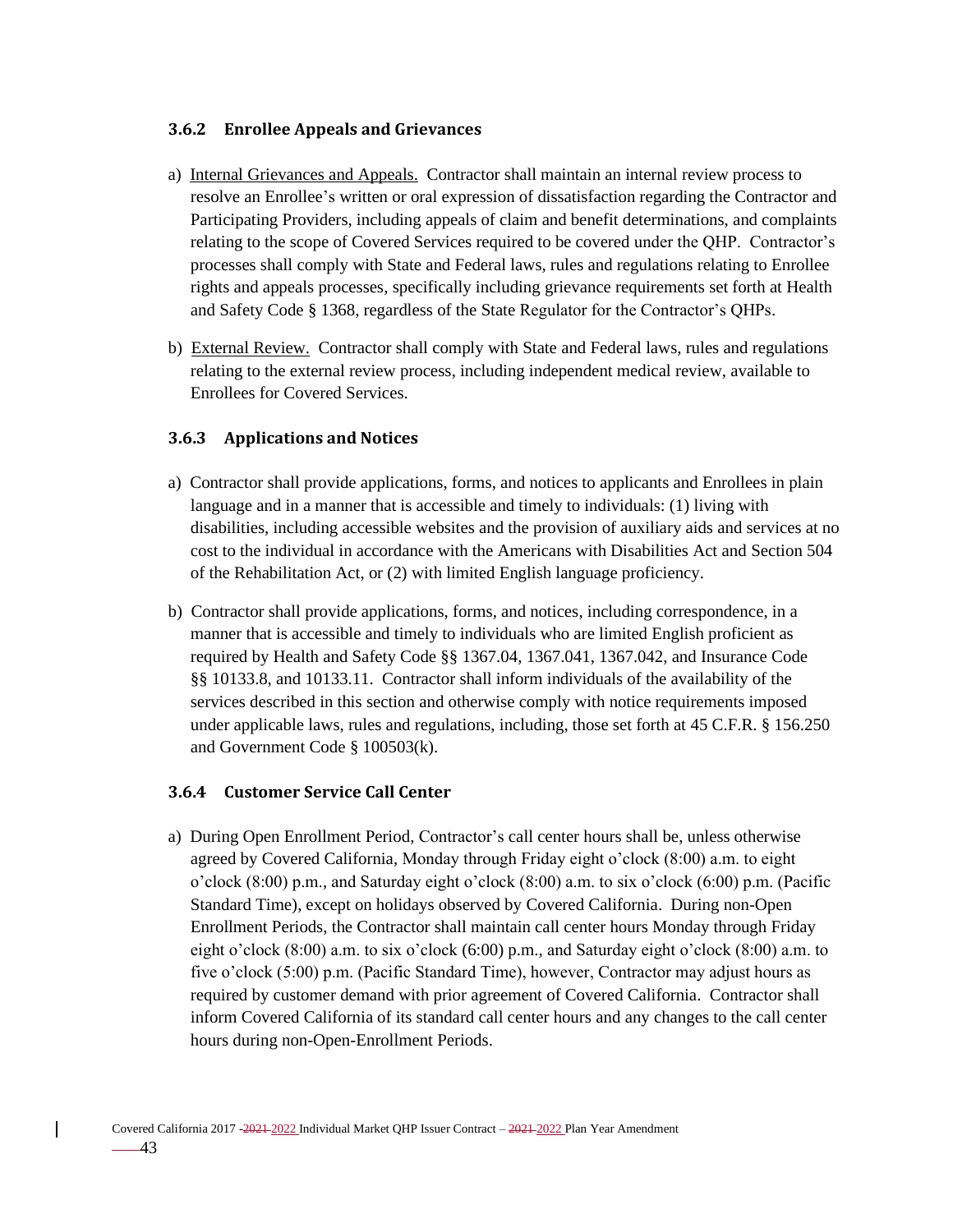### 3.6.2 Enrollee Appeals and Grievances

a) Internal Grievances and Appeals. Contractor shall maintain an internal review process to resolve an Enrollee's written or oral expression of dissatisfaction regarding the Contractor and Participating Providers, including appeals of claim and benefit determinations, and complaints relating to the scope of Covered Services required to be covered under the QHP. Contractor's processes shall comply with State and Federal laws, rules and regulations relating to Enrollee rights and appeals processes, specifically including grievance requirements set forth at Health and Safety Code § 1368, regardless of the State Regulator for the Contractor's QHPs.

b) External Review. Contractor shall comply with State and Federal laws, rules and regulations relating to the external review process, including independent medical review, available to Enrollees for Covered Services.

### 3.6.3 Applications and Notices

a) Contractor shall provide applications, forms, and notices to applicants and Enrollees in plain language and in a manner that is accessible and timely to individuals: (1) living with disabilities, including accessible websites and the provision of auxiliary aids and services at no cost to the individual in accordance with the Americans with Disabilities Act and Section 504 of the Rehabilitation Act, or (2) with limited English language proficiency.

b) Contractor shall provide applications, forms, and notices, including correspondence, in a manner that is accessible and timely to individuals who are limited English proficient as required by Health and Safety Code §§ 1367.04, 1367.041, 1367.042, and Insurance Code §§ 10133.8, and 10133.11. Contractor shall inform individuals of the availability of the services described in this section and otherwise comply with notice requirements imposed under applicable laws, rules and regulations, including, those set forth at 45 C.F.R. § 156.250 and Government Code § 100503(k).

### 3.6.4 Customer Service Call Center

a) During Open Enrollment Period, Contractor's call center hours shall be, unless otherwise agreed by Covered California, Monday through Friday eight o'clock (8:00) a.m. to eight o'clock (8:00) p.m., and Saturday eight o'clock (8:00) a.m. to six o'clock (6:00) p.m. (Pacific Standard Time), except on holidays observed by Covered California. During non-Open Enrollment Periods, the Contractor shall maintain call center hours Monday through Friday eight o'clock (8:00) a.m. to six o'clock (6:00) p.m., and Saturday eight o'clock (8:00) a.m. to five o'clock (5:00) p.m. (Pacific Standard Time), however, Contractor may adjust hours as required by customer demand with prior agreement of Covered California. Contractor shall inform Covered California of its standard call center hours and any changes to the call center hours during non-Open-Enrollment Periods.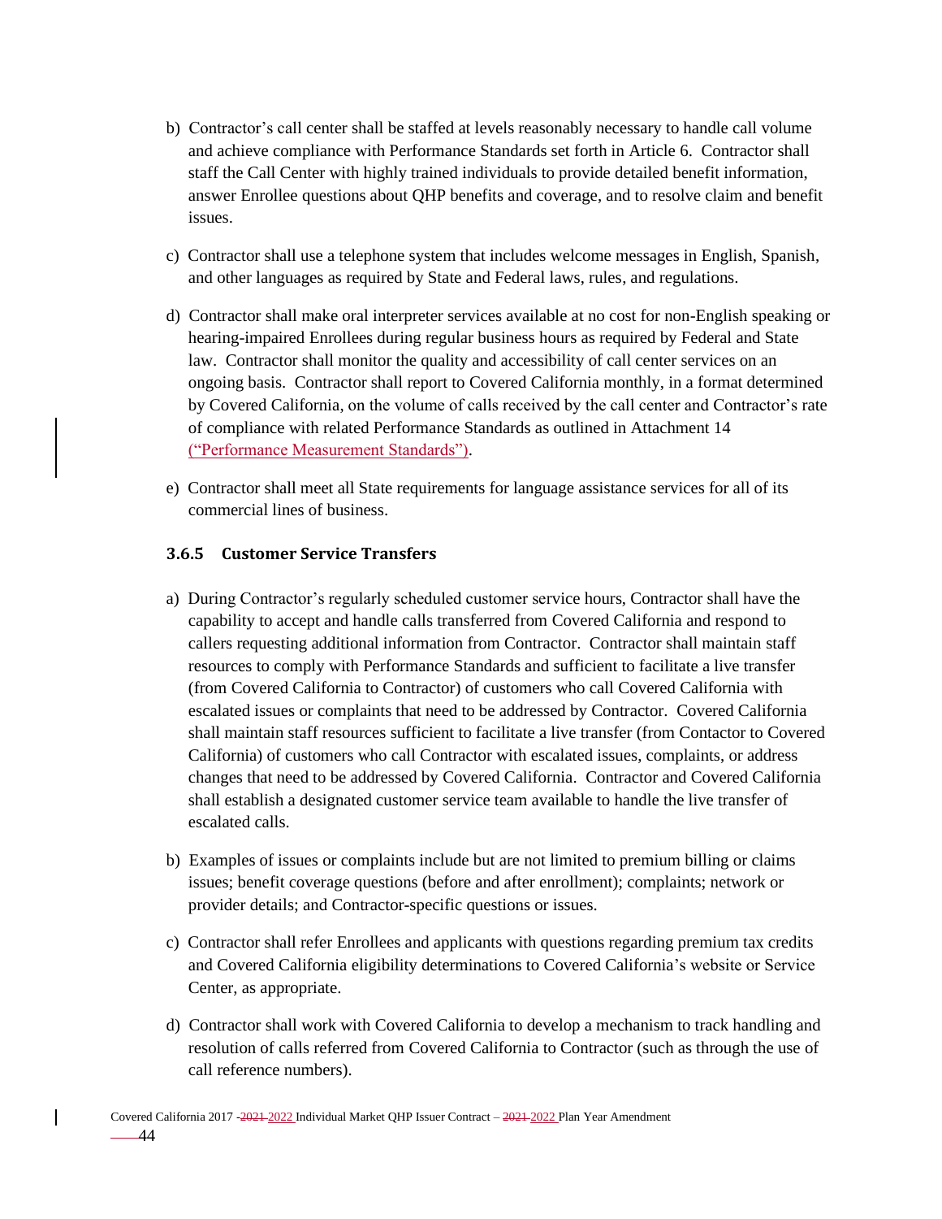b) Contractor's call center shall be staffed at levels reasonably necessary to handle call volume and achieve compliance with Performance Standards set forth in Article 6. Contractor shall staff the Call Center with highly trained individuals to provide detailed benefit information, answer Enrollee questions about QHP benefits and coverage, and to resolve claim and benefit issues.

c) Contractor shall use a telephone system that includes welcome messages in English, Spanish, and other languages as required by State and Federal laws, rules, and regulations.

d) Contractor shall make oral interpreter services available at no cost for non-English speaking or hearing-impaired Enrollees during regular business hours as required by Federal and State law. Contractor shall monitor the quality and accessibility of call center services on an ongoing basis. Contractor shall report to Covered California monthly, in a format determined by Covered California, on the volume of calls received by the call center and Contractor's rate of compliance with related Performance Standards as outlined in Attachment 14 ("Performance Measurement Standards").

e) Contractor shall meet all State requirements for language assistance services for all of its commercial lines of business.

### 3.6.5 Customer Service Transfers

a) During Contractor's regularly scheduled customer service hours, Contractor shall have the capability to accept and handle calls transferred from Covered California and respond to callers requesting additional information from Contractor. Contractor shall maintain staff resources to comply with Performance Standards and sufficient to facilitate a live transfer (from Covered California to Contractor) of customers who call Covered California with escalated issues or complaints that need to be addressed by Contractor. Covered California shall maintain staff resources sufficient to facilitate a live transfer (from Contactor to Covered California) of customers who call Contractor with escalated issues, complaints, or address changes that need to be addressed by Covered California. Contractor and Covered California shall establish a designated customer service team available to handle the live transfer of escalated calls.

b) Examples of issues or complaints include but are not limited to premium billing or claims issues; benefit coverage questions (before and after enrollment); complaints; network or provider details; and Contractor-specific questions or issues.

c) Contractor shall refer Enrollees and applicants with questions regarding premium tax credits and Covered California eligibility determinations to Covered California's website or Service Center, as appropriate.

d) Contractor shall work with Covered California to develop a mechanism to track handling and resolution of calls referred from Covered California to Contractor (such as through the use of call reference numbers).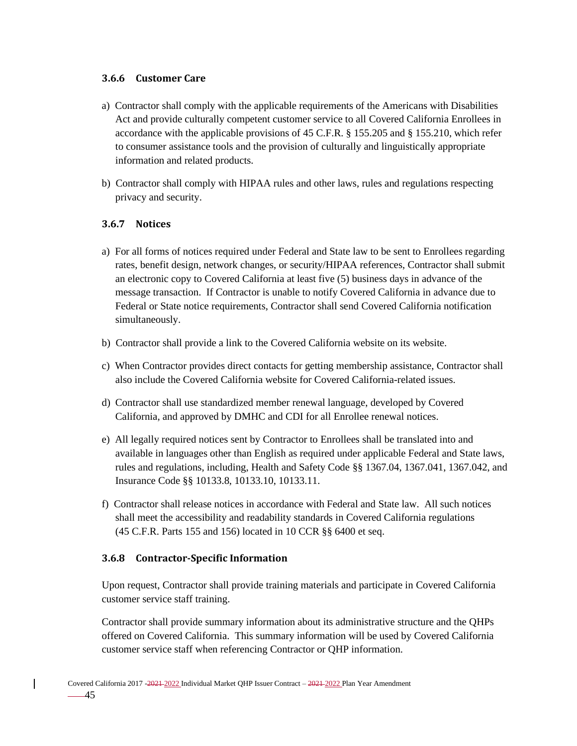### 3.6.6 Customer Care

a) Contractor shall comply with the applicable requirements of the Americans with Disabilities Act and provide culturally competent customer service to all Covered California Enrollees in accordance with the applicable provisions of 45 C.F.R. § 155.205 and § 155.210, which refer to consumer assistance tools and the provision of culturally and linguistically appropriate information and related products.

b) Contractor shall comply with HIPAA rules and other laws, rules and regulations respecting privacy and security.

### 3.6.7 Notices

a) For all forms of notices required under Federal and State law to be sent to Enrollees regarding rates, benefit design, network changes, or security/HIPAA references, Contractor shall submit an electronic copy to Covered California at least five (5) business days in advance of the message transaction. If Contractor is unable to notify Covered California in advance due to Federal or State notice requirements, Contractor shall send Covered California notification simultaneously.

b) Contractor shall provide a link to the Covered California website on its website.

c) When Contractor provides direct contacts for getting membership assistance, Contractor shall also include the Covered California website for Covered California-related issues.

d) Contractor shall use standardized member renewal language, developed by Covered California, and approved by DMHC and CDI for all Enrollee renewal notices.

e) All legally required notices sent by Contractor to Enrollees shall be translated into and available in languages other than English as required under applicable Federal and State laws, rules and regulations, including, Health and Safety Code §§ 1367.04, 1367.041, 1367.042, and Insurance Code §§ 10133.8, 10133.10, 10133.11.

f) Contractor shall release notices in accordance with Federal and State law. All such notices shall meet the accessibility and readability standards in Covered California regulations (45 C.F.R. Parts 155 and 156) located in 10 CCR §§ 6400 et seq.

### 3.6.8 Contractor-Specific Information

Upon request, Contractor shall provide training materials and participate in Covered California customer service staff training.

Contractor shall provide summary information about its administrative structure and the QHPs offered on Covered California. This summary information will be used by Covered California customer service staff when referencing Contractor or QHP information.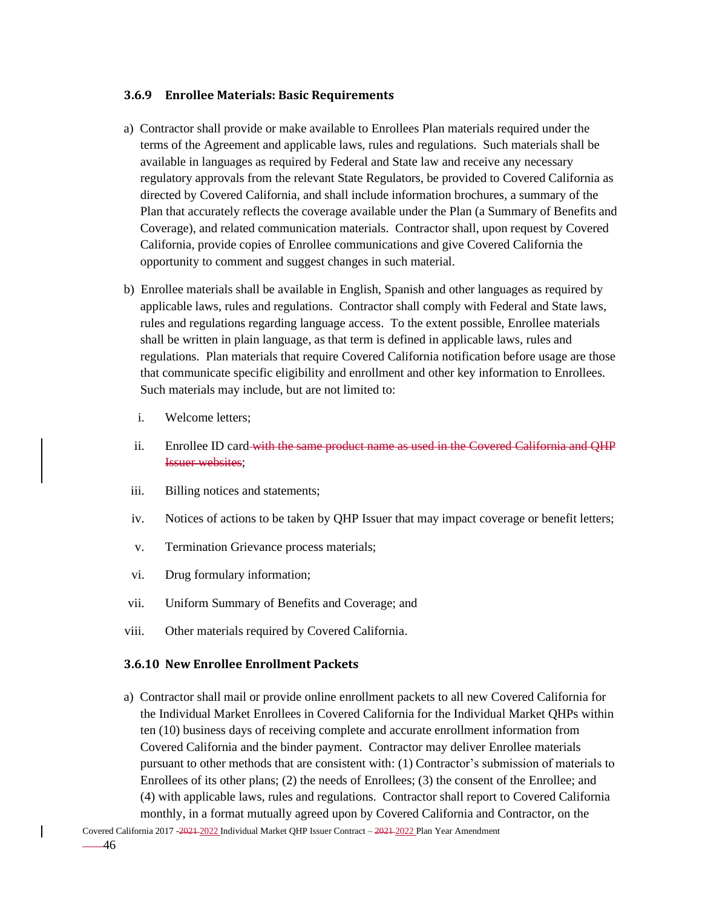### 3.6.9 Enrollee Materials: Basic Requirements

a) Contractor shall provide or make available to Enrollees Plan materials required under the terms of the Agreement and applicable laws, rules and regulations. Such materials shall be available in languages as required by Federal and State law and receive any necessary regulatory approvals from the relevant State Regulators, be provided to Covered California as directed by Covered California, and shall include information brochures, a summary of the Plan that accurately reflects the coverage available under the Plan (a Summary of Benefits and Coverage), and related communication materials. Contractor shall, upon request by Covered California, provide copies of Enrollee communications and give Covered California the opportunity to comment and suggest changes in such material.

b) Enrollee materials shall be available in English, Spanish and other languages as required by applicable laws, rules and regulations. Contractor shall comply with Federal and State laws, rules and regulations regarding language access. To the extent possible, Enrollee materials shall be written in plain language, as that term is defined in applicable laws, rules and regulations. Plan materials that require Covered California notification before usage are those that communicate specific eligibility and enrollment and other key information to Enrollees. Such materials may include, but are not limited to:

   i. Welcome letters;

   ii. Enrollee ID card ~~with the same product name as used in the Covered California and QHP Issuer websites~~;

   iii. Billing notices and statements;

   iv. Notices of actions to be taken by QHP Issuer that may impact coverage or benefit letters;

   v. Termination Grievance process materials;

   vi. Drug formulary information;

   vii. Uniform Summary of Benefits and Coverage; and

   viii. Other materials required by Covered California.

### 3.6.10 New Enrollee Enrollment Packets

a) Contractor shall mail or provide online enrollment packets to all new Covered California for the Individual Market Enrollees in Covered California for the Individual Market QHPs within ten (10) business days of receiving complete and accurate enrollment information from Covered California and the binder payment. Contractor may deliver Enrollee materials pursuant to other methods that are consistent with: (1) Contractor's submission of materials to Enrollees of its other plans; (2) the needs of Enrollees; (3) the consent of the Enrollee; and (4) with applicable laws, rules and regulations. Contractor shall report to Covered California monthly, in a format mutually agreed upon by Covered California and Contractor, on the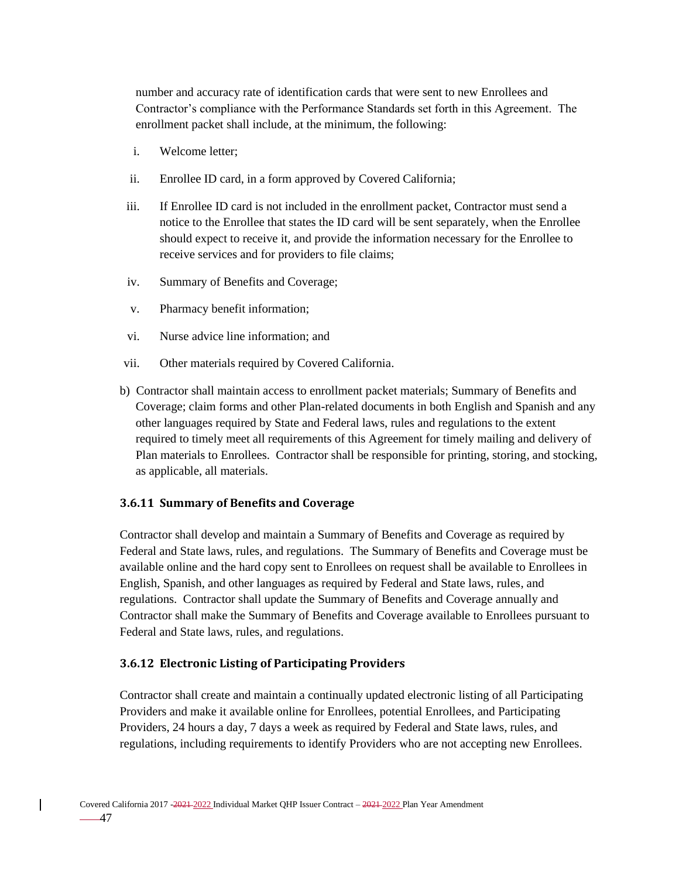number and accuracy rate of identification cards that were sent to new Enrollees and Contractor's compliance with the Performance Standards set forth in this Agreement. The enrollment packet shall include, at the minimum, the following:

i. Welcome letter;

ii. Enrollee ID card, in a form approved by Covered California;

iii. If Enrollee ID card is not included in the enrollment packet, Contractor must send a notice to the Enrollee that states the ID card will be sent separately, when the Enrollee should expect to receive it, and provide the information necessary for the Enrollee to receive services and for providers to file claims;

iv. Summary of Benefits and Coverage;

v. Pharmacy benefit information;

vi. Nurse advice line information; and

vii. Other materials required by Covered California.

b) Contractor shall maintain access to enrollment packet materials; Summary of Benefits and Coverage; claim forms and other Plan-related documents in both English and Spanish and any other languages required by State and Federal laws, rules and regulations to the extent required to timely meet all requirements of this Agreement for timely mailing and delivery of Plan materials to Enrollees. Contractor shall be responsible for printing, storing, and stocking, as applicable, all materials.

### 3.6.11 Summary of Benefits and Coverage

Contractor shall develop and maintain a Summary of Benefits and Coverage as required by Federal and State laws, rules, and regulations. The Summary of Benefits and Coverage must be available online and the hard copy sent to Enrollees on request shall be available to Enrollees in English, Spanish, and other languages as required by Federal and State laws, rules, and regulations. Contractor shall update the Summary of Benefits and Coverage annually and Contractor shall make the Summary of Benefits and Coverage available to Enrollees pursuant to Federal and State laws, rules, and regulations.

### 3.6.12 Electronic Listing of Participating Providers

Contractor shall create and maintain a continually updated electronic listing of all Participating Providers and make it available online for Enrollees, potential Enrollees, and Participating Providers, 24 hours a day, 7 days a week as required by Federal and State laws, rules, and regulations, including requirements to identify Providers who are not accepting new Enrollees.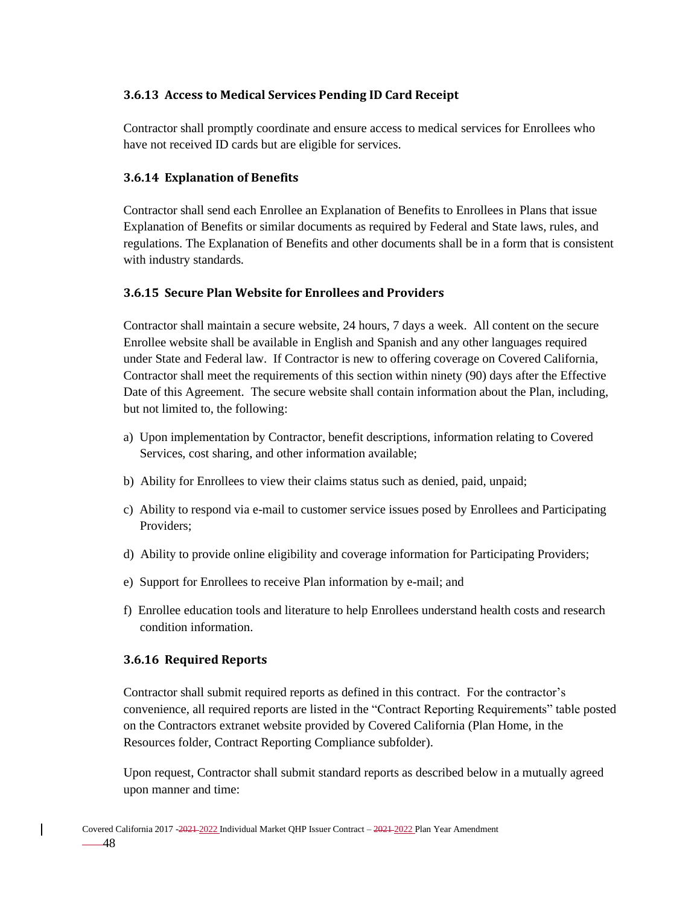### 3.6.13 Access to Medical Services Pending ID Card Receipt

Contractor shall promptly coordinate and ensure access to medical services for Enrollees who have not received ID cards but are eligible for services.

### 3.6.14 Explanation of Benefits

Contractor shall send each Enrollee an Explanation of Benefits to Enrollees in Plans that issue Explanation of Benefits or similar documents as required by Federal and State laws, rules, and regulations. The Explanation of Benefits and other documents shall be in a form that is consistent with industry standards.

### 3.6.15 Secure Plan Website for Enrollees and Providers

Contractor shall maintain a secure website, 24 hours, 7 days a week. All content on the secure Enrollee website shall be available in English and Spanish and any other languages required under State and Federal law. If Contractor is new to offering coverage on Covered California, Contractor shall meet the requirements of this section within ninety (90) days after the Effective Date of this Agreement. The secure website shall contain information about the Plan, including, but not limited to, the following:

a) Upon implementation by Contractor, benefit descriptions, information relating to Covered Services, cost sharing, and other information available;

b) Ability for Enrollees to view their claims status such as denied, paid, unpaid;

c) Ability to respond via e-mail to customer service issues posed by Enrollees and Participating Providers;

d) Ability to provide online eligibility and coverage information for Participating Providers;

e) Support for Enrollees to receive Plan information by e-mail; and

f) Enrollee education tools and literature to help Enrollees understand health costs and research condition information.

### 3.6.16 Required Reports

Contractor shall submit required reports as defined in this contract. For the contractor's convenience, all required reports are listed in the "Contract Reporting Requirements" table posted on the Contractors extranet website provided by Covered California (Plan Home, in the Resources folder, Contract Reporting Compliance subfolder).

Upon request, Contractor shall submit standard reports as described below in a mutually agreed upon manner and time: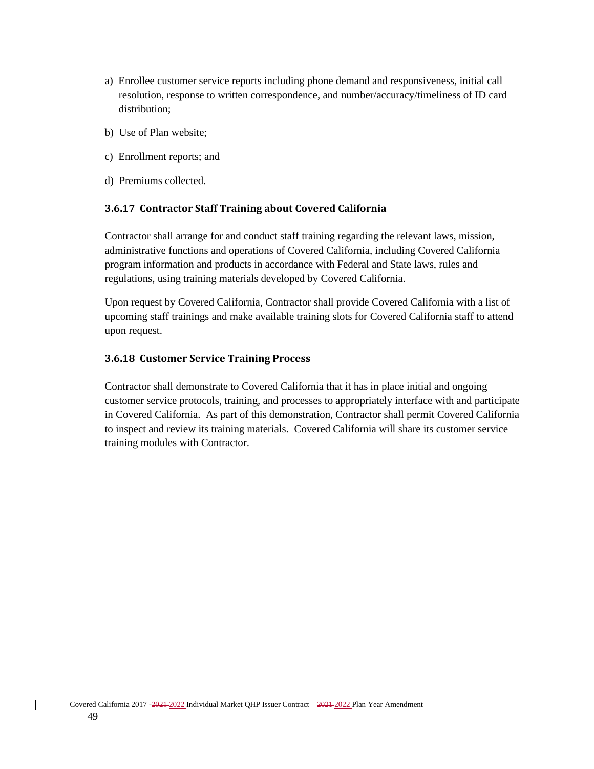a) Enrollee customer service reports including phone demand and responsiveness, initial call resolution, response to written correspondence, and number/accuracy/timeliness of ID card distribution;

b) Use of Plan website;

c) Enrollment reports; and

d) Premiums collected.

### 3.6.17 Contractor Staff Training about Covered California

Contractor shall arrange for and conduct staff training regarding the relevant laws, mission, administrative functions and operations of Covered California, including Covered California program information and products in accordance with Federal and State laws, rules and regulations, using training materials developed by Covered California.

Upon request by Covered California, Contractor shall provide Covered California with a list of upcoming staff trainings and make available training slots for Covered California staff to attend upon request.

### 3.6.18 Customer Service Training Process

Contractor shall demonstrate to Covered California that it has in place initial and ongoing customer service protocols, training, and processes to appropriately interface with and participate in Covered California. As part of this demonstration, Contractor shall permit Covered California to inspect and review its training materials. Covered California will share its customer service training modules with Contractor.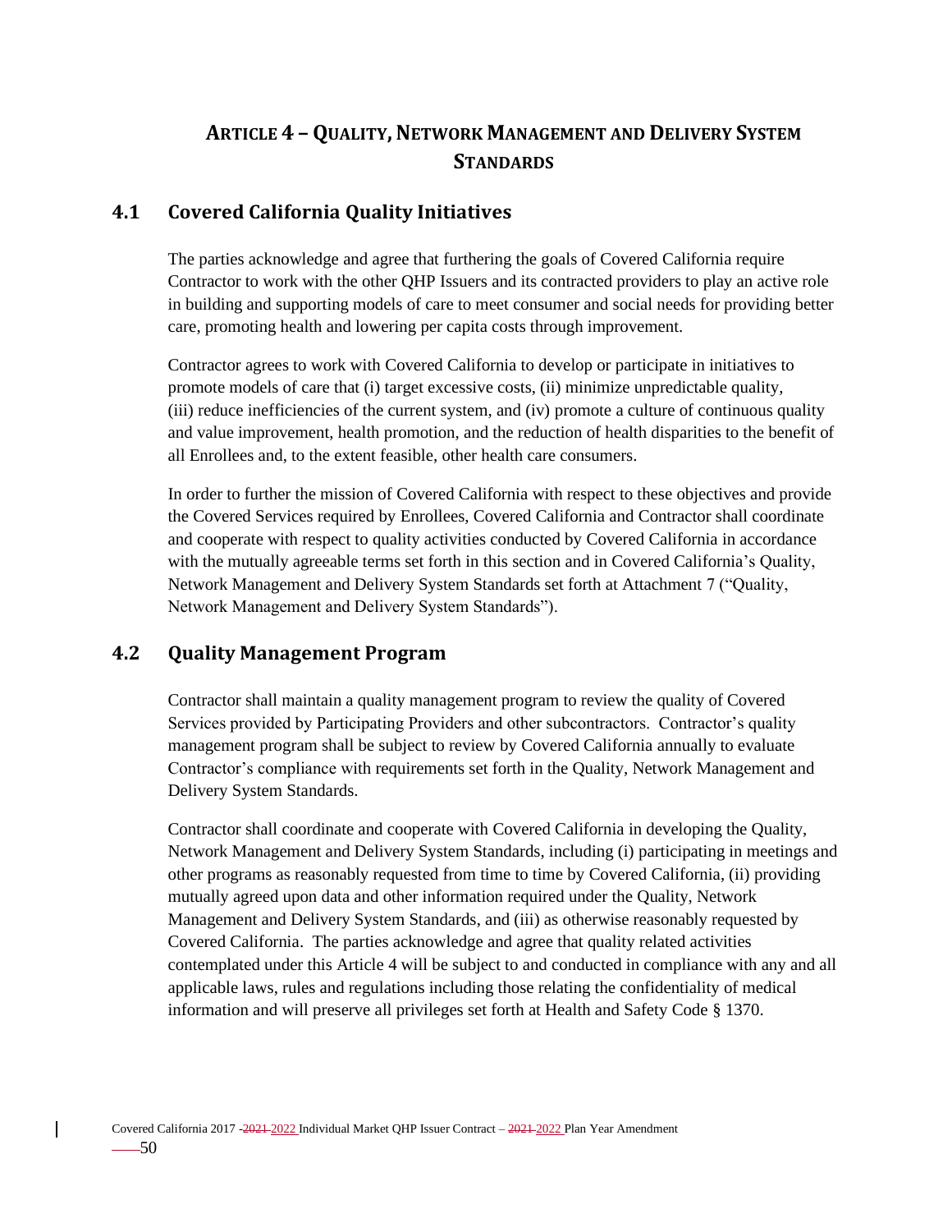# ARTICLE 4 – QUALITY, NETWORK MANAGEMENT AND DELIVERY SYSTEM STANDARDS

## 4.1 Covered California Quality Initiatives

The parties acknowledge and agree that furthering the goals of Covered California require Contractor to work with the other QHP Issuers and its contracted providers to play an active role in building and supporting models of care to meet consumer and social needs for providing better care, promoting health and lowering per capita costs through improvement.

Contractor agrees to work with Covered California to develop or participate in initiatives to promote models of care that (i) target excessive costs, (ii) minimize unpredictable quality, (iii) reduce inefficiencies of the current system, and (iv) promote a culture of continuous quality and value improvement, health promotion, and the reduction of health disparities to the benefit of all Enrollees and, to the extent feasible, other health care consumers.

In order to further the mission of Covered California with respect to these objectives and provide the Covered Services required by Enrollees, Covered California and Contractor shall coordinate and cooperate with respect to quality activities conducted by Covered California in accordance with the mutually agreeable terms set forth in this section and in Covered California's Quality, Network Management and Delivery System Standards set forth at Attachment 7 ("Quality, Network Management and Delivery System Standards").

## 4.2 Quality Management Program

Contractor shall maintain a quality management program to review the quality of Covered Services provided by Participating Providers and other subcontractors. Contractor's quality management program shall be subject to review by Covered California annually to evaluate Contractor's compliance with requirements set forth in the Quality, Network Management and Delivery System Standards.

Contractor shall coordinate and cooperate with Covered California in developing the Quality, Network Management and Delivery System Standards, including (i) participating in meetings and other programs as reasonably requested from time to time by Covered California, (ii) providing mutually agreed upon data and other information required under the Quality, Network Management and Delivery System Standards, and (iii) as otherwise reasonably requested by Covered California. The parties acknowledge and agree that quality related activities contemplated under this Article 4 will be subject to and conducted in compliance with any and all applicable laws, rules and regulations including those relating the confidentiality of medical information and will preserve all privileges set forth at Health and Safety Code § 1370.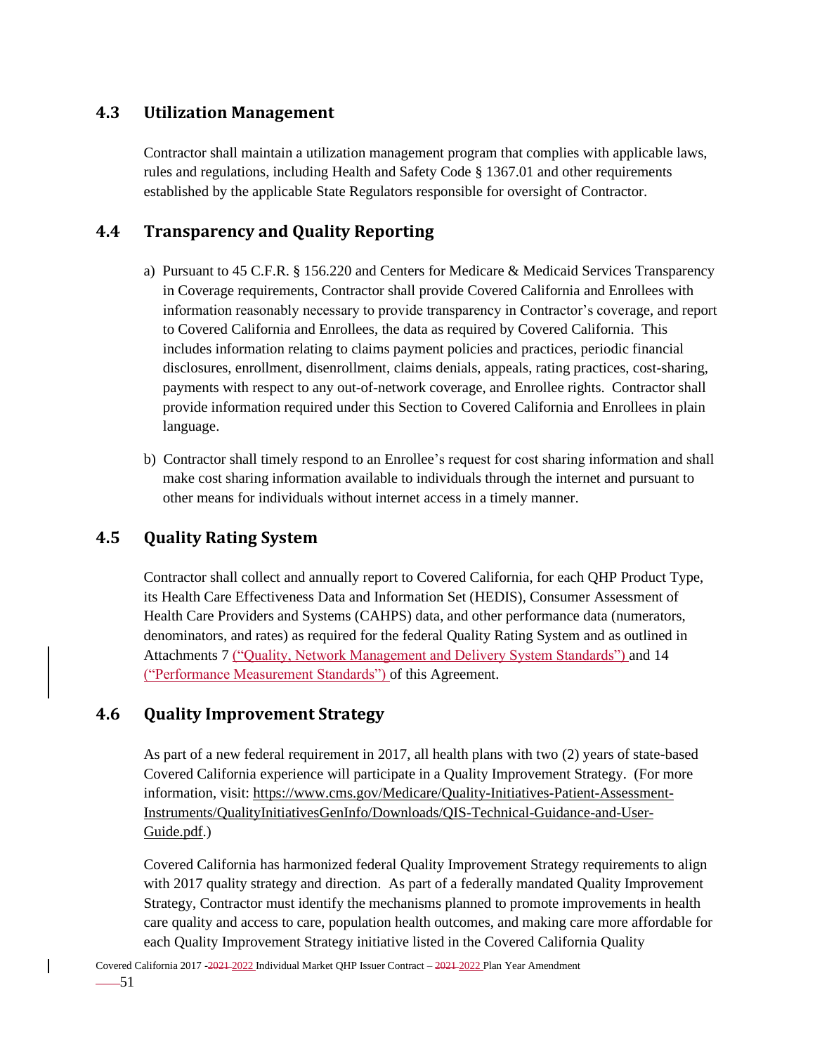## 4.3 Utilization Management

Contractor shall maintain a utilization management program that complies with applicable laws, rules and regulations, including Health and Safety Code § 1367.01 and other requirements established by the applicable State Regulators responsible for oversight of Contractor.

## 4.4 Transparency and Quality Reporting

a) Pursuant to 45 C.F.R. § 156.220 and Centers for Medicare & Medicaid Services Transparency in Coverage requirements, Contractor shall provide Covered California and Enrollees with information reasonably necessary to provide transparency in Contractor's coverage, and report to Covered California and Enrollees, the data as required by Covered California. This includes information relating to claims payment policies and practices, periodic financial disclosures, enrollment, disenrollment, claims denials, appeals, rating practices, cost-sharing, payments with respect to any out-of-network coverage, and Enrollee rights. Contractor shall provide information required under this Section to Covered California and Enrollees in plain language.

b) Contractor shall timely respond to an Enrollee's request for cost sharing information and shall make cost sharing information available to individuals through the internet and pursuant to other means for individuals without internet access in a timely manner.

## 4.5 Quality Rating System

Contractor shall collect and annually report to Covered California, for each QHP Product Type, its Health Care Effectiveness Data and Information Set (HEDIS), Consumer Assessment of Health Care Providers and Systems (CAHPS) data, and other performance data (numerators, denominators, and rates) as required for the federal Quality Rating System and as outlined in Attachments 7 ("Quality, Network Management and Delivery System Standards") and 14 ("Performance Measurement Standards") of this Agreement.

## 4.6 Quality Improvement Strategy

As part of a new federal requirement in 2017, all health plans with two (2) years of state-based Covered California experience will participate in a Quality Improvement Strategy. (For more information, visit: https://www.cms.gov/Medicare/Quality-Initiatives-Patient-Assessment-Instruments/QualityInitiativesGenInfo/Downloads/QIS-Technical-Guidance-and-User-Guide.pdf.)

Covered California has harmonized federal Quality Improvement Strategy requirements to align with 2017 quality strategy and direction. As part of a federally mandated Quality Improvement Strategy, Contractor must identify the mechanisms planned to promote improvements in health care quality and access to care, population health outcomes, and making care more affordable for each Quality Improvement Strategy initiative listed in the Covered California Quality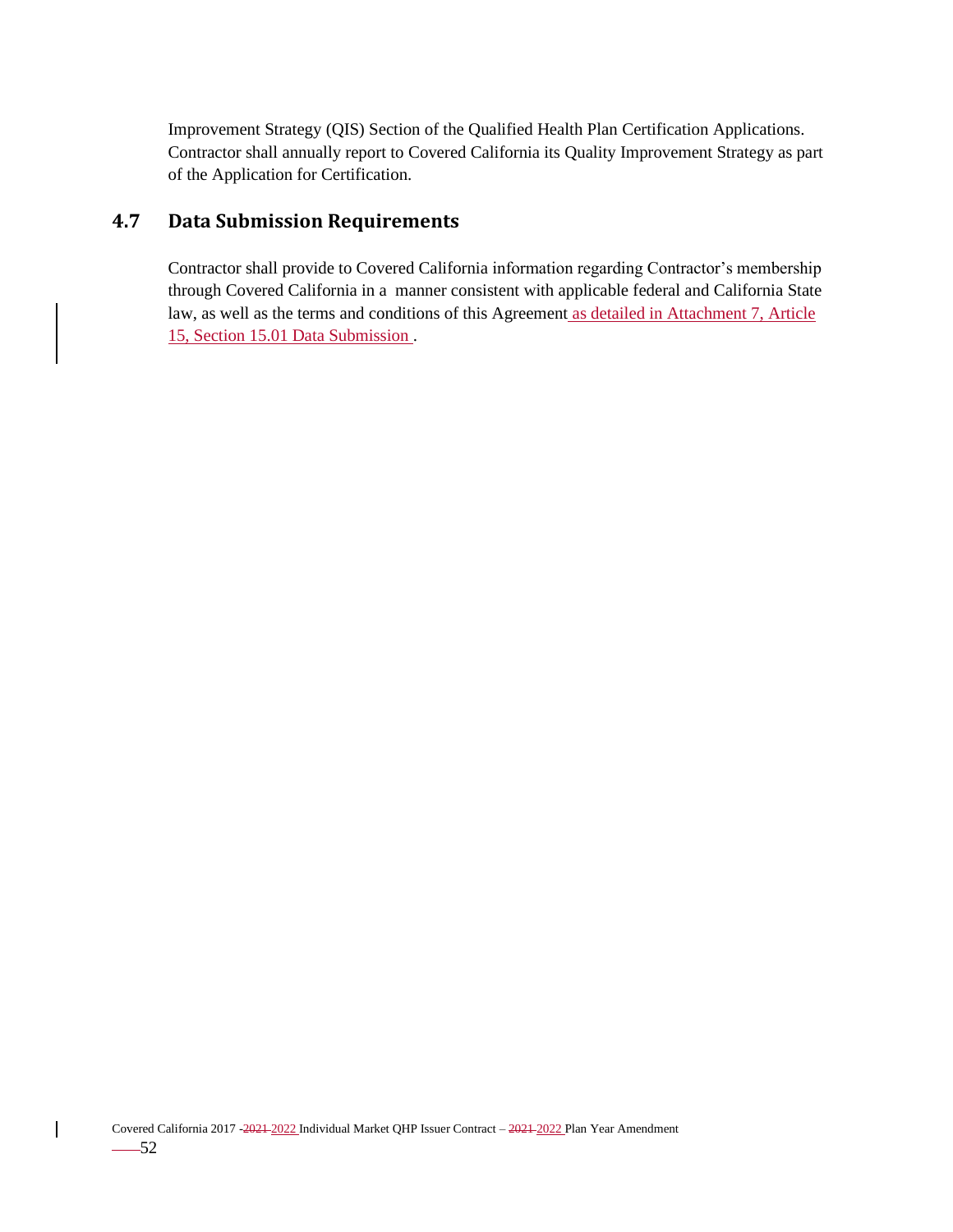Improvement Strategy (QIS) Section of the Qualified Health Plan Certification Applications. Contractor shall annually report to Covered California its Quality Improvement Strategy as part of the Application for Certification.

## 4.7 Data Submission Requirements

Contractor shall provide to Covered California information regarding Contractor's membership through Covered California in a manner consistent with applicable federal and California State law, as well as the terms and conditions of this Agreement as detailed in Attachment 7, Article 15, Section 15.01 Data Submission .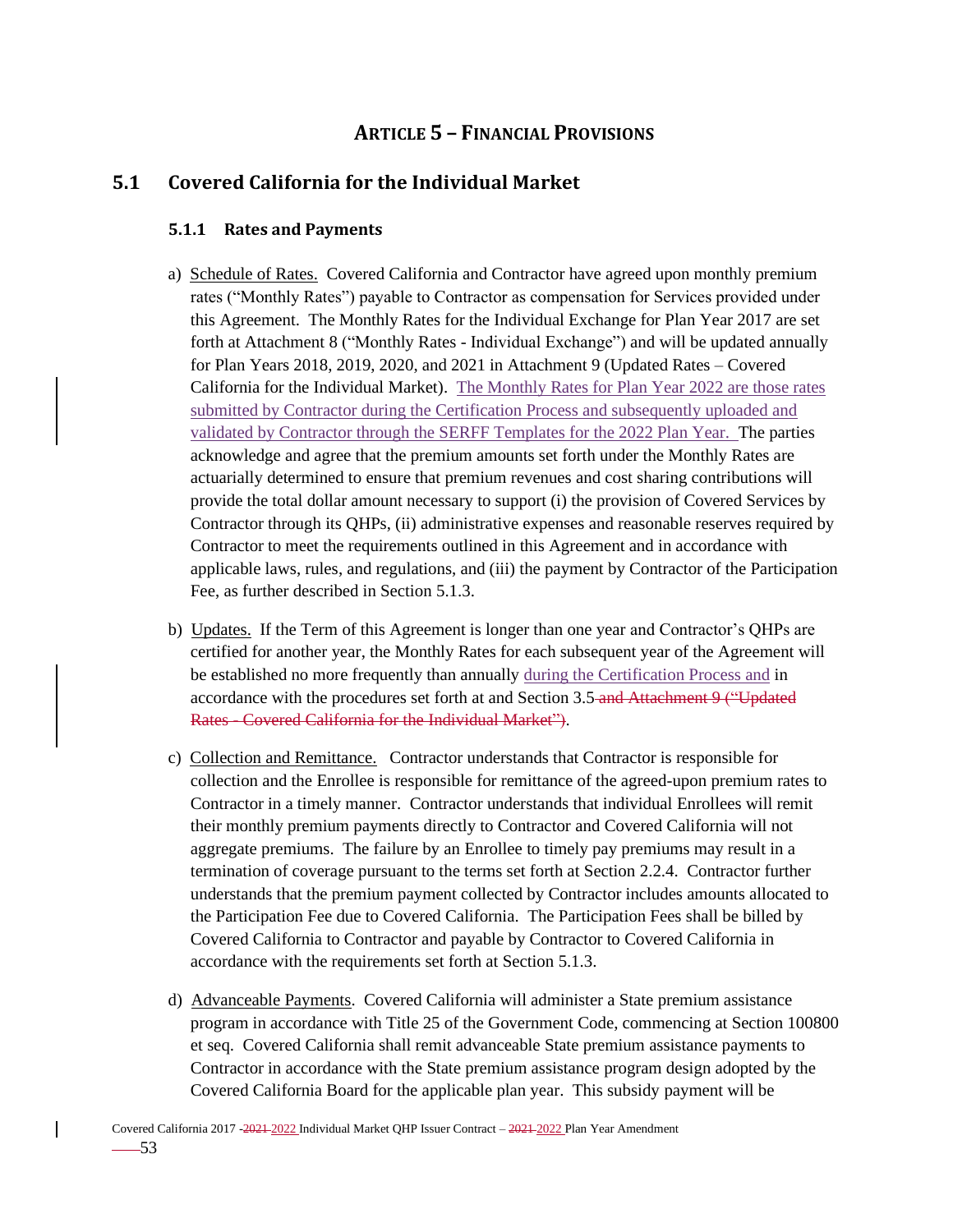# ARTICLE 5 – FINANCIAL PROVISIONS

## 5.1 Covered California for the Individual Market

### 5.1.1 Rates and Payments

a) Schedule of Rates. Covered California and Contractor have agreed upon monthly premium rates ("Monthly Rates") payable to Contractor as compensation for Services provided under this Agreement. The Monthly Rates for the Individual Exchange for Plan Year 2017 are set forth at Attachment 8 ("Monthly Rates - Individual Exchange") and will be updated annually for Plan Years 2018, 2019, 2020, and 2021 in Attachment 9 (Updated Rates – Covered California for the Individual Market). The Monthly Rates for Plan Year 2022 are those rates submitted by Contractor during the Certification Process and subsequently uploaded and validated by Contractor through the SERFF Templates for the 2022 Plan Year. The parties acknowledge and agree that the premium amounts set forth under the Monthly Rates are actuarially determined to ensure that premium revenues and cost sharing contributions will provide the total dollar amount necessary to support (i) the provision of Covered Services by Contractor through its QHPs, (ii) administrative expenses and reasonable reserves required by Contractor to meet the requirements outlined in this Agreement and in accordance with applicable laws, rules, and regulations, and (iii) the payment by Contractor of the Participation Fee, as further described in Section 5.1.3.

b) Updates. If the Term of this Agreement is longer than one year and Contractor's QHPs are certified for another year, the Monthly Rates for each subsequent year of the Agreement will be established no more frequently than annually during the Certification Process and in accordance with the procedures set forth at and Section 3.5 ~~and Attachment 9 ("Updated Rates - Covered California for the Individual Market")~~.

c) Collection and Remittance. Contractor understands that Contractor is responsible for collection and the Enrollee is responsible for remittance of the agreed-upon premium rates to Contractor in a timely manner. Contractor understands that individual Enrollees will remit their monthly premium payments directly to Contractor and Covered California will not aggregate premiums. The failure by an Enrollee to timely pay premiums may result in a termination of coverage pursuant to the terms set forth at Section 2.2.4. Contractor further understands that the premium payment collected by Contractor includes amounts allocated to the Participation Fee due to Covered California. The Participation Fees shall be billed by Covered California to Contractor and payable by Contractor to Covered California in accordance with the requirements set forth at Section 5.1.3.

d) Advanceable Payments. Covered California will administer a State premium assistance program in accordance with Title 25 of the Government Code, commencing at Section 100800 et seq. Covered California shall remit advanceable State premium assistance payments to Contractor in accordance with the State premium assistance program design adopted by the Covered California Board for the applicable plan year. This subsidy payment will be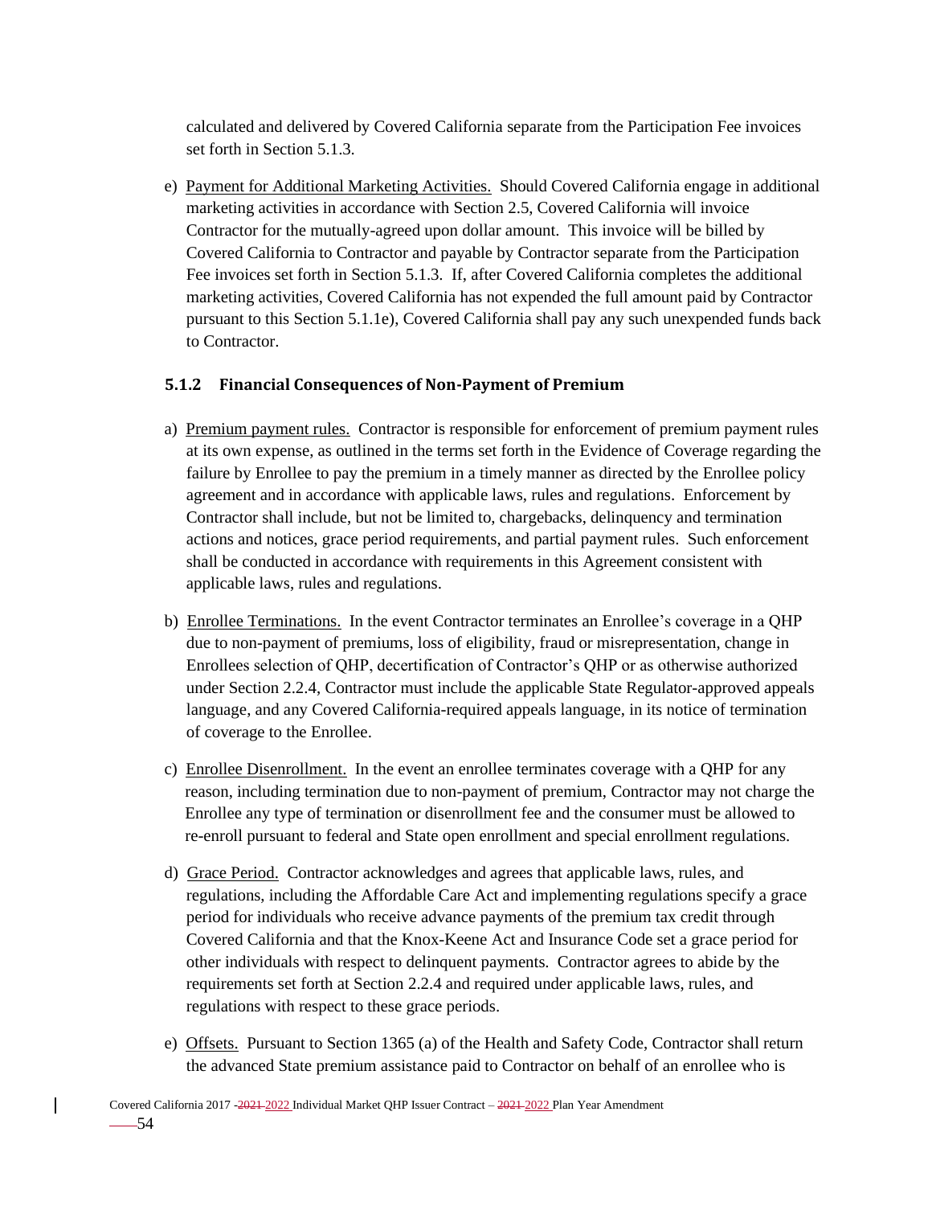calculated and delivered by Covered California separate from the Participation Fee invoices set forth in Section 5.1.3.

e) Payment for Additional Marketing Activities. Should Covered California engage in additional marketing activities in accordance with Section 2.5, Covered California will invoice Contractor for the mutually-agreed upon dollar amount. This invoice will be billed by Covered California to Contractor and payable by Contractor separate from the Participation Fee invoices set forth in Section 5.1.3. If, after Covered California completes the additional marketing activities, Covered California has not expended the full amount paid by Contractor pursuant to this Section 5.1.1e), Covered California shall pay any such unexpended funds back to Contractor.

### 5.1.2 Financial Consequences of Non-Payment of Premium

a) Premium payment rules. Contractor is responsible for enforcement of premium payment rules at its own expense, as outlined in the terms set forth in the Evidence of Coverage regarding the failure by Enrollee to pay the premium in a timely manner as directed by the Enrollee policy agreement and in accordance with applicable laws, rules and regulations. Enforcement by Contractor shall include, but not be limited to, chargebacks, delinquency and termination actions and notices, grace period requirements, and partial payment rules. Such enforcement shall be conducted in accordance with requirements in this Agreement consistent with applicable laws, rules and regulations.

b) Enrollee Terminations. In the event Contractor terminates an Enrollee's coverage in a QHP due to non-payment of premiums, loss of eligibility, fraud or misrepresentation, change in Enrollees selection of QHP, decertification of Contractor's QHP or as otherwise authorized under Section 2.2.4, Contractor must include the applicable State Regulator-approved appeals language, and any Covered California-required appeals language, in its notice of termination of coverage to the Enrollee.

c) Enrollee Disenrollment. In the event an enrollee terminates coverage with a QHP for any reason, including termination due to non-payment of premium, Contractor may not charge the Enrollee any type of termination or disenrollment fee and the consumer must be allowed to re-enroll pursuant to federal and State open enrollment and special enrollment regulations.

d) Grace Period. Contractor acknowledges and agrees that applicable laws, rules, and regulations, including the Affordable Care Act and implementing regulations specify a grace period for individuals who receive advance payments of the premium tax credit through Covered California and that the Knox-Keene Act and Insurance Code set a grace period for other individuals with respect to delinquent payments. Contractor agrees to abide by the requirements set forth at Section 2.2.4 and required under applicable laws, rules, and regulations with respect to these grace periods.

e) Offsets. Pursuant to Section 1365 (a) of the Health and Safety Code, Contractor shall return the advanced State premium assistance paid to Contractor on behalf of an enrollee who is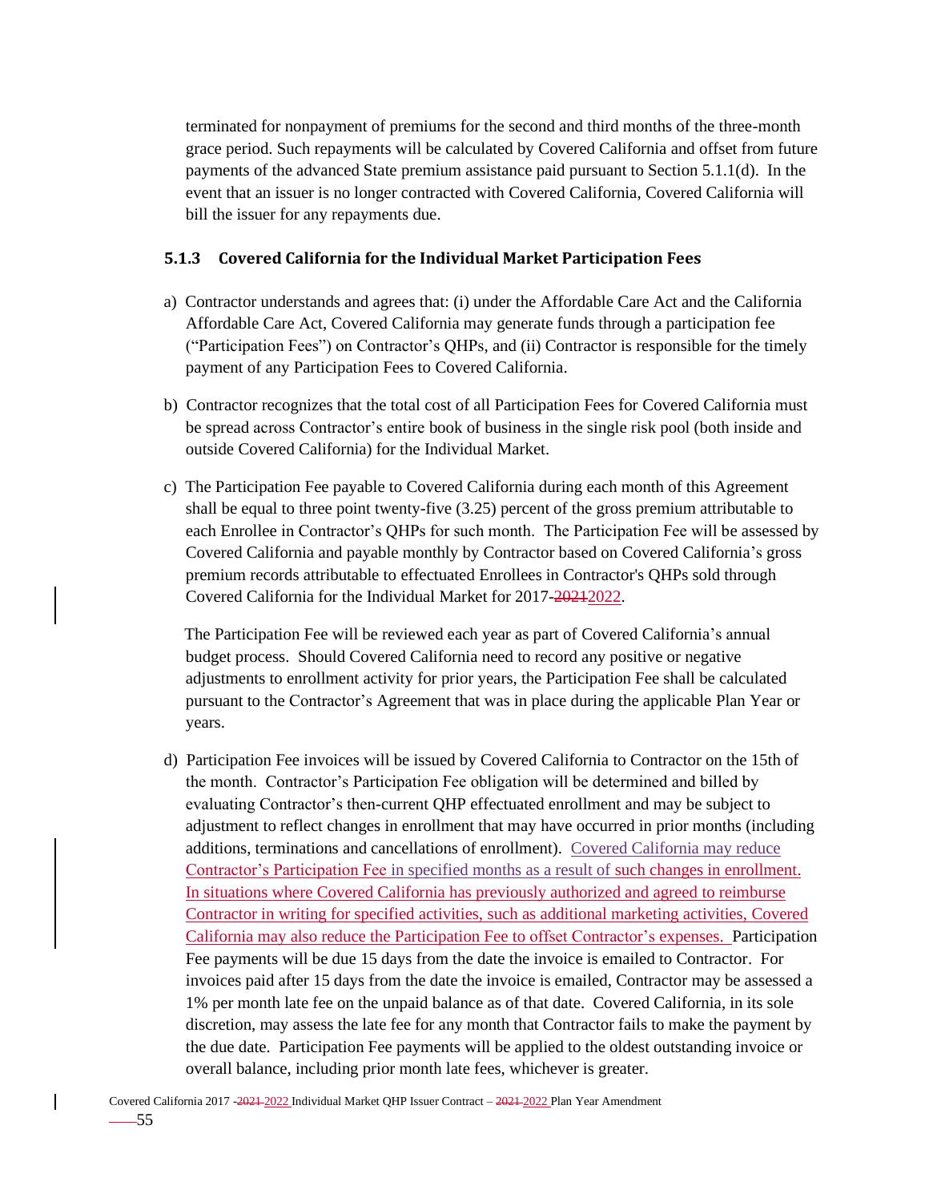terminated for nonpayment of premiums for the second and third months of the three-month grace period. Such repayments will be calculated by Covered California and offset from future payments of the advanced State premium assistance paid pursuant to Section 5.1.1(d). In the event that an issuer is no longer contracted with Covered California, Covered California will bill the issuer for any repayments due.

### 5.1.3 Covered California for the Individual Market Participation Fees

a) Contractor understands and agrees that: (i) under the Affordable Care Act and the California Affordable Care Act, Covered California may generate funds through a participation fee ("Participation Fees") on Contractor's QHPs, and (ii) Contractor is responsible for the timely payment of any Participation Fees to Covered California.

b) Contractor recognizes that the total cost of all Participation Fees for Covered California must be spread across Contractor's entire book of business in the single risk pool (both inside and outside Covered California) for the Individual Market.

c) The Participation Fee payable to Covered California during each month of this Agreement shall be equal to three point twenty-five (3.25) percent of the gross premium attributable to each Enrollee in Contractor's QHPs for such month. The Participation Fee will be assessed by Covered California and payable monthly by Contractor based on Covered California's gross premium records attributable to effectuated Enrollees in Contractor's QHPs sold through Covered California for the Individual Market for 2017-~~2021~~2022.

   The Participation Fee will be reviewed each year as part of Covered California's annual budget process. Should Covered California need to record any positive or negative adjustments to enrollment activity for prior years, the Participation Fee shall be calculated pursuant to the Contractor's Agreement that was in place during the applicable Plan Year or years.

d) Participation Fee invoices will be issued by Covered California to Contractor on the 15th of the month. Contractor's Participation Fee obligation will be determined and billed by evaluating Contractor's then-current QHP effectuated enrollment and may be subject to adjustment to reflect changes in enrollment that may have occurred in prior months (including additions, terminations and cancellations of enrollment). Covered California may reduce Contractor's Participation Fee in specified months as a result of such changes in enrollment. In situations where Covered California has previously authorized and agreed to reimburse Contractor in writing for specified activities, such as additional marketing activities, Covered California may also reduce the Participation Fee to offset Contractor's expenses. Participation Fee payments will be due 15 days from the date the invoice is emailed to Contractor. For invoices paid after 15 days from the date the invoice is emailed, Contractor may be assessed a 1% per month late fee on the unpaid balance as of that date. Covered California, in its sole discretion, may assess the late fee for any month that Contractor fails to make the payment by the due date. Participation Fee payments will be applied to the oldest outstanding invoice or overall balance, including prior month late fees, whichever is greater.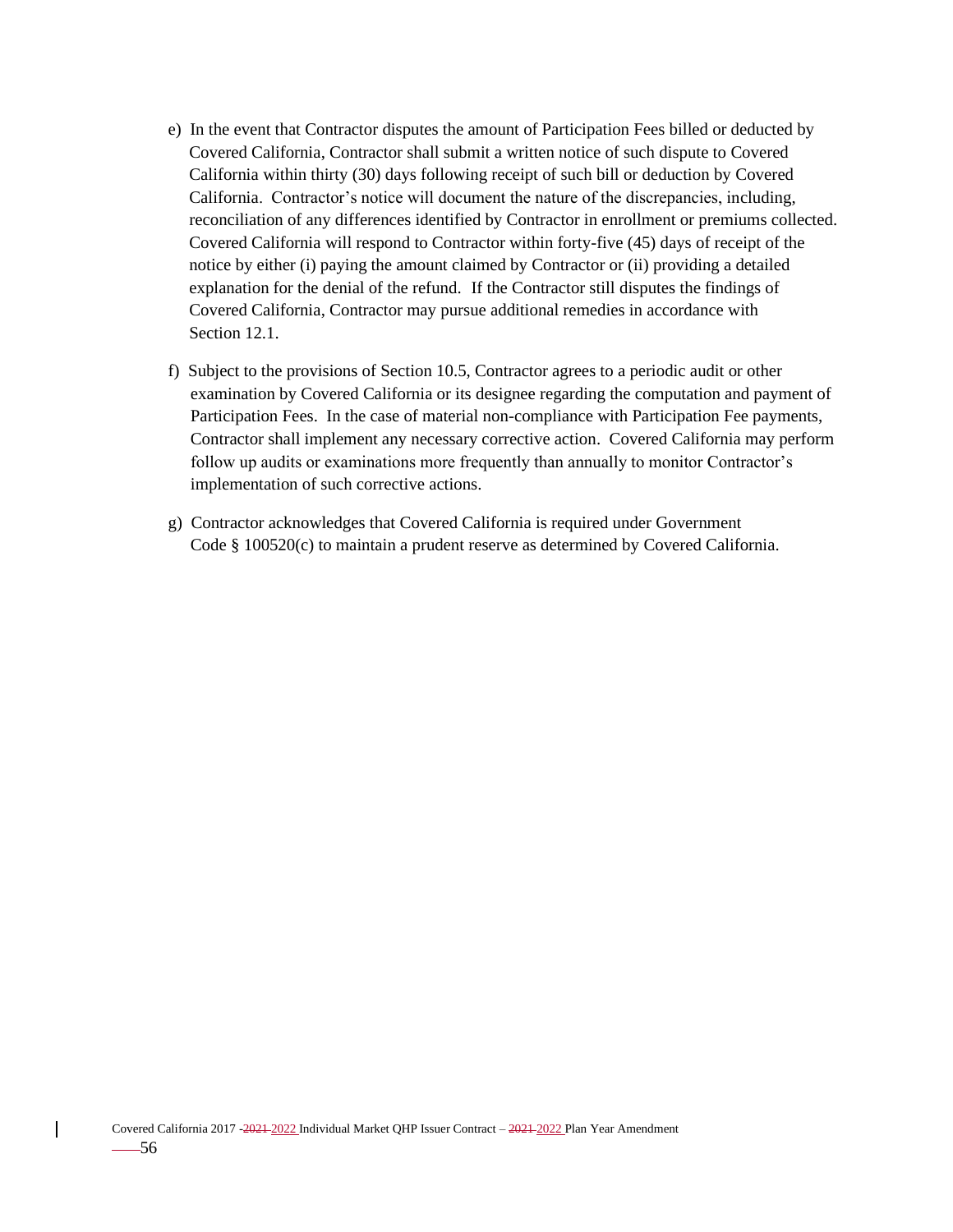e) In the event that Contractor disputes the amount of Participation Fees billed or deducted by Covered California, Contractor shall submit a written notice of such dispute to Covered California within thirty (30) days following receipt of such bill or deduction by Covered California. Contractor's notice will document the nature of the discrepancies, including, reconciliation of any differences identified by Contractor in enrollment or premiums collected. Covered California will respond to Contractor within forty-five (45) days of receipt of the notice by either (i) paying the amount claimed by Contractor or (ii) providing a detailed explanation for the denial of the refund. If the Contractor still disputes the findings of Covered California, Contractor may pursue additional remedies in accordance with Section 12.1.

f) Subject to the provisions of Section 10.5, Contractor agrees to a periodic audit or other examination by Covered California or its designee regarding the computation and payment of Participation Fees. In the case of material non-compliance with Participation Fee payments, Contractor shall implement any necessary corrective action. Covered California may perform follow up audits or examinations more frequently than annually to monitor Contractor's implementation of such corrective actions.

g) Contractor acknowledges that Covered California is required under Government Code § 100520(c) to maintain a prudent reserve as determined by Covered California.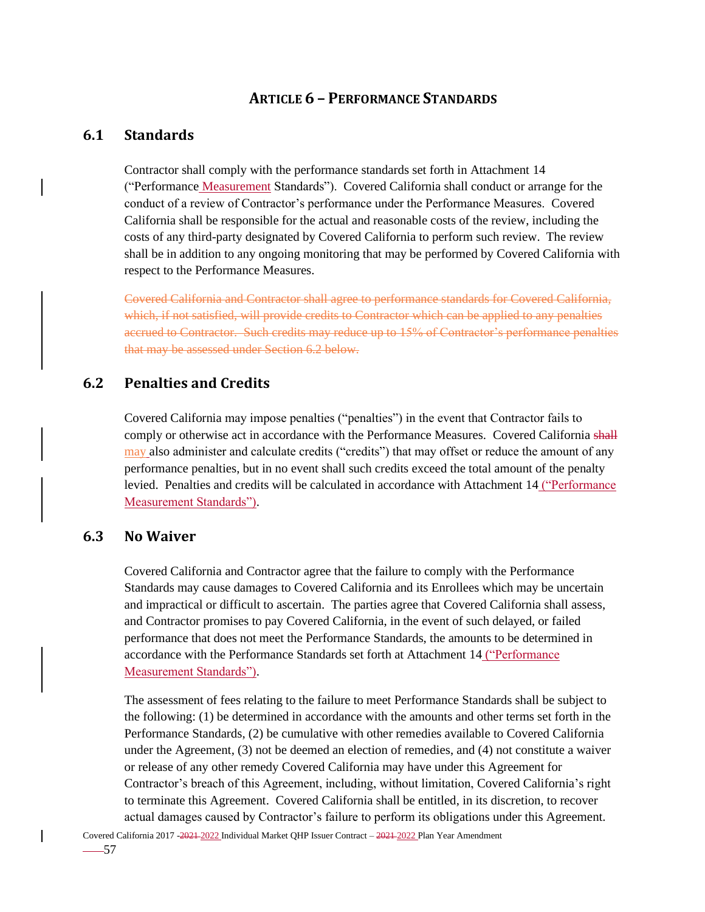## ARTICLE 6 – PERFORMANCE STANDARDS

### 6.1 Standards

Contractor shall comply with the performance standards set forth in Attachment 14 ("Performance Measurement Standards"). Covered California shall conduct or arrange for the conduct of a review of Contractor's performance under the Performance Measures. Covered California shall be responsible for the actual and reasonable costs of the review, including the costs of any third-party designated by Covered California to perform such review. The review shall be in addition to any ongoing monitoring that may be performed by Covered California with respect to the Performance Measures.

~~Covered California and Contractor shall agree to performance standards for Covered California, which, if not satisfied, will provide credits to Contractor which can be applied to any penalties accrued to Contractor. Such credits may reduce up to 15% of Contractor's performance penalties that may be assessed under Section 6.2 below.~~

### 6.2 Penalties and Credits

Covered California may impose penalties ("penalties") in the event that Contractor fails to comply or otherwise act in accordance with the Performance Measures. Covered California ~~shall~~ may also administer and calculate credits ("credits") that may offset or reduce the amount of any performance penalties, but in no event shall such credits exceed the total amount of the penalty levied. Penalties and credits will be calculated in accordance with Attachment 14 ("Performance Measurement Standards").

### 6.3 No Waiver

Covered California and Contractor agree that the failure to comply with the Performance Standards may cause damages to Covered California and its Enrollees which may be uncertain and impractical or difficult to ascertain. The parties agree that Covered California shall assess, and Contractor promises to pay Covered California, in the event of such delayed, or failed performance that does not meet the Performance Standards, the amounts to be determined in accordance with the Performance Standards set forth at Attachment 14 ("Performance Measurement Standards").

The assessment of fees relating to the failure to meet Performance Standards shall be subject to the following: (1) be determined in accordance with the amounts and other terms set forth in the Performance Standards, (2) be cumulative with other remedies available to Covered California under the Agreement, (3) not be deemed an election of remedies, and (4) not constitute a waiver or release of any other remedy Covered California may have under this Agreement for Contractor's breach of this Agreement, including, without limitation, Covered California's right to terminate this Agreement. Covered California shall be entitled, in its discretion, to recover actual damages caused by Contractor's failure to perform its obligations under this Agreement.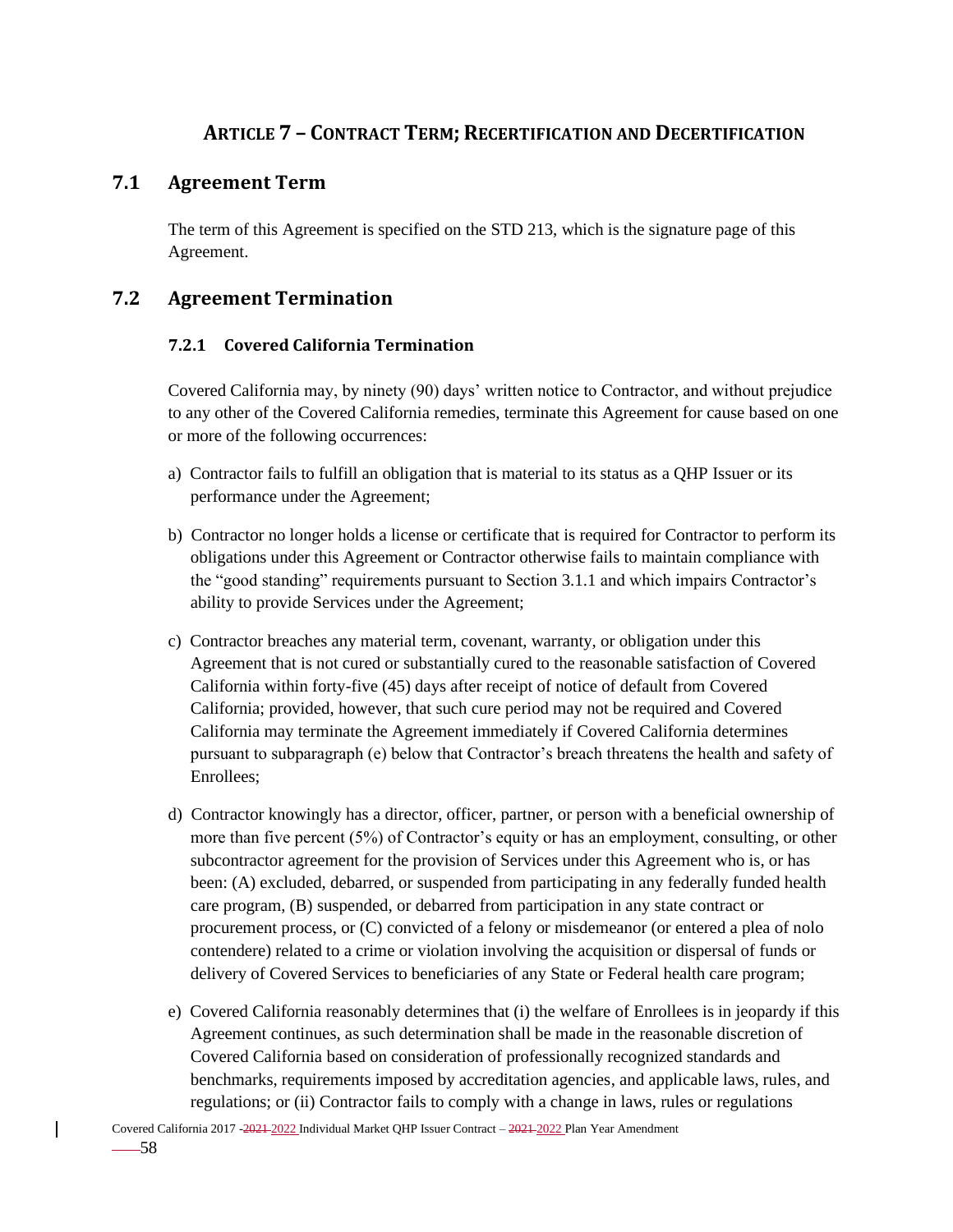## ARTICLE 7 – CONTRACT TERM; RECERTIFICATION AND DECERTIFICATION

### 7.1 Agreement Term

The term of this Agreement is specified on the STD 213, which is the signature page of this Agreement.

### 7.2 Agreement Termination

#### 7.2.1 Covered California Termination

Covered California may, by ninety (90) days' written notice to Contractor, and without prejudice to any other of the Covered California remedies, terminate this Agreement for cause based on one or more of the following occurrences:

a) Contractor fails to fulfill an obligation that is material to its status as a QHP Issuer or its performance under the Agreement;

b) Contractor no longer holds a license or certificate that is required for Contractor to perform its obligations under this Agreement or Contractor otherwise fails to maintain compliance with the "good standing" requirements pursuant to Section 3.1.1 and which impairs Contractor's ability to provide Services under the Agreement;

c) Contractor breaches any material term, covenant, warranty, or obligation under this Agreement that is not cured or substantially cured to the reasonable satisfaction of Covered California within forty-five (45) days after receipt of notice of default from Covered California; provided, however, that such cure period may not be required and Covered California may terminate the Agreement immediately if Covered California determines pursuant to subparagraph (e) below that Contractor's breach threatens the health and safety of Enrollees;

d) Contractor knowingly has a director, officer, partner, or person with a beneficial ownership of more than five percent (5%) of Contractor's equity or has an employment, consulting, or other subcontractor agreement for the provision of Services under this Agreement who is, or has been: (A) excluded, debarred, or suspended from participating in any federally funded health care program, (B) suspended, or debarred from participation in any state contract or procurement process, or (C) convicted of a felony or misdemeanor (or entered a plea of nolo contendere) related to a crime or violation involving the acquisition or dispersal of funds or delivery of Covered Services to beneficiaries of any State or Federal health care program;

e) Covered California reasonably determines that (i) the welfare of Enrollees is in jeopardy if this Agreement continues, as such determination shall be made in the reasonable discretion of Covered California based on consideration of professionally recognized standards and benchmarks, requirements imposed by accreditation agencies, and applicable laws, rules, and regulations; or (ii) Contractor fails to comply with a change in laws, rules or regulations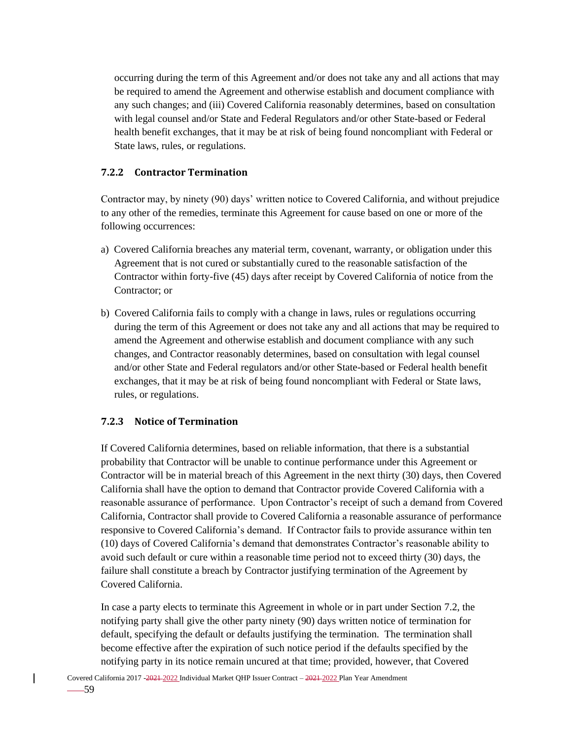occurring during the term of this Agreement and/or does not take any and all actions that may be required to amend the Agreement and otherwise establish and document compliance with any such changes; and (iii) Covered California reasonably determines, based on consultation with legal counsel and/or State and Federal Regulators and/or other State-based or Federal health benefit exchanges, that it may be at risk of being found noncompliant with Federal or State laws, rules, or regulations.

### 7.2.2 Contractor Termination

Contractor may, by ninety (90) days' written notice to Covered California, and without prejudice to any other of the remedies, terminate this Agreement for cause based on one or more of the following occurrences:

a) Covered California breaches any material term, covenant, warranty, or obligation under this Agreement that is not cured or substantially cured to the reasonable satisfaction of the Contractor within forty-five (45) days after receipt by Covered California of notice from the Contractor; or

b) Covered California fails to comply with a change in laws, rules or regulations occurring during the term of this Agreement or does not take any and all actions that may be required to amend the Agreement and otherwise establish and document compliance with any such changes, and Contractor reasonably determines, based on consultation with legal counsel and/or other State and Federal regulators and/or other State-based or Federal health benefit exchanges, that it may be at risk of being found noncompliant with Federal or State laws, rules, or regulations.

### 7.2.3 Notice of Termination

If Covered California determines, based on reliable information, that there is a substantial probability that Contractor will be unable to continue performance under this Agreement or Contractor will be in material breach of this Agreement in the next thirty (30) days, then Covered California shall have the option to demand that Contractor provide Covered California with a reasonable assurance of performance. Upon Contractor's receipt of such a demand from Covered California, Contractor shall provide to Covered California a reasonable assurance of performance responsive to Covered California's demand. If Contractor fails to provide assurance within ten (10) days of Covered California's demand that demonstrates Contractor's reasonable ability to avoid such default or cure within a reasonable time period not to exceed thirty (30) days, the failure shall constitute a breach by Contractor justifying termination of the Agreement by Covered California.

In case a party elects to terminate this Agreement in whole or in part under Section 7.2, the notifying party shall give the other party ninety (90) days written notice of termination for default, specifying the default or defaults justifying the termination. The termination shall become effective after the expiration of such notice period if the defaults specified by the notifying party in its notice remain uncured at that time; provided, however, that Covered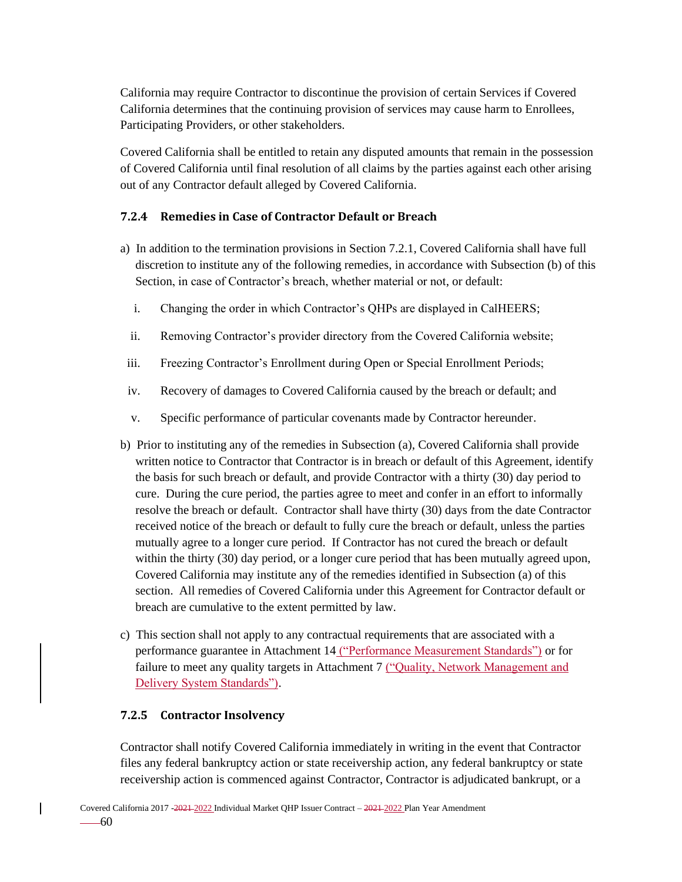California may require Contractor to discontinue the provision of certain Services if Covered California determines that the continuing provision of services may cause harm to Enrollees, Participating Providers, or other stakeholders.

Covered California shall be entitled to retain any disputed amounts that remain in the possession of Covered California until final resolution of all claims by the parties against each other arising out of any Contractor default alleged by Covered California.

### 7.2.4 Remedies in Case of Contractor Default or Breach

a) In addition to the termination provisions in Section 7.2.1, Covered California shall have full discretion to institute any of the following remedies, in accordance with Subsection (b) of this Section, in case of Contractor's breach, whether material or not, or default:

   i. Changing the order in which Contractor's QHPs are displayed in CalHEERS;

   ii. Removing Contractor's provider directory from the Covered California website;

   iii. Freezing Contractor's Enrollment during Open or Special Enrollment Periods;

   iv. Recovery of damages to Covered California caused by the breach or default; and

   v. Specific performance of particular covenants made by Contractor hereunder.

b) Prior to instituting any of the remedies in Subsection (a), Covered California shall provide written notice to Contractor that Contractor is in breach or default of this Agreement, identify the basis for such breach or default, and provide Contractor with a thirty (30) day period to cure. During the cure period, the parties agree to meet and confer in an effort to informally resolve the breach or default. Contractor shall have thirty (30) days from the date Contractor received notice of the breach or default to fully cure the breach or default, unless the parties mutually agree to a longer cure period. If Contractor has not cured the breach or default within the thirty (30) day period, or a longer cure period that has been mutually agreed upon, Covered California may institute any of the remedies identified in Subsection (a) of this section. All remedies of Covered California under this Agreement for Contractor default or breach are cumulative to the extent permitted by law.

c) This section shall not apply to any contractual requirements that are associated with a performance guarantee in Attachment 14 ("Performance Measurement Standards") or for failure to meet any quality targets in Attachment 7 ("Quality, Network Management and Delivery System Standards").

### 7.2.5 Contractor Insolvency

Contractor shall notify Covered California immediately in writing in the event that Contractor files any federal bankruptcy action or state receivership action, any federal bankruptcy or state receivership action is commenced against Contractor, Contractor is adjudicated bankrupt, or a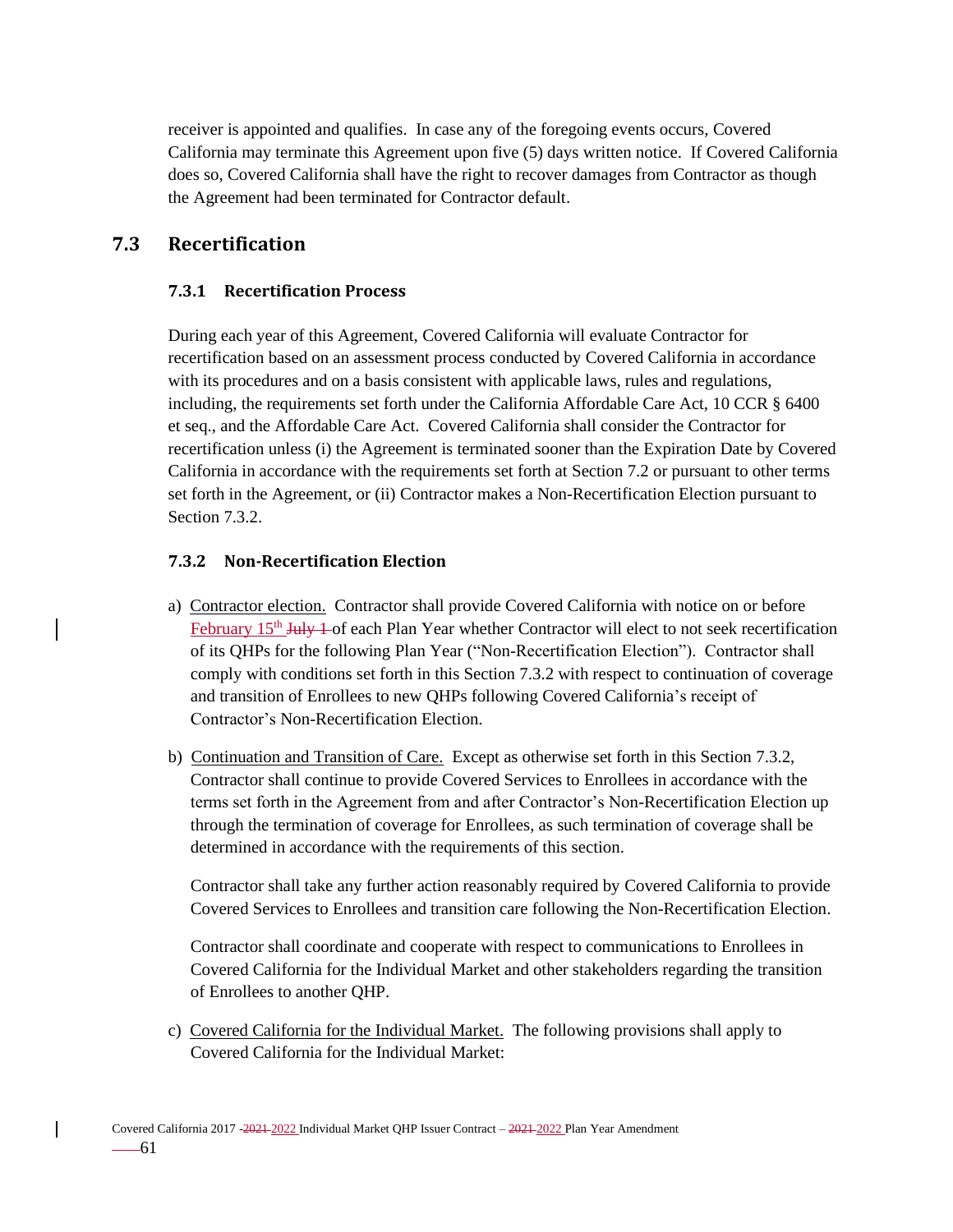receiver is appointed and qualifies. In case any of the foregoing events occurs, Covered California may terminate this Agreement upon five (5) days written notice. If Covered California does so, Covered California shall have the right to recover damages from Contractor as though the Agreement had been terminated for Contractor default.

## 7.3 Recertification

### 7.3.1 Recertification Process

During each year of this Agreement, Covered California will evaluate Contractor for recertification based on an assessment process conducted by Covered California in accordance with its procedures and on a basis consistent with applicable laws, rules and regulations, including, the requirements set forth under the California Affordable Care Act, 10 CCR § 6400 et seq., and the Affordable Care Act. Covered California shall consider the Contractor for recertification unless (i) the Agreement is terminated sooner than the Expiration Date by Covered California in accordance with the requirements set forth at Section 7.2 or pursuant to other terms set forth in the Agreement, or (ii) Contractor makes a Non-Recertification Election pursuant to Section 7.3.2.

### 7.3.2 Non-Recertification Election

a) Contractor election. Contractor shall provide Covered California with notice on or before February 15th ~~July 1~~ of each Plan Year whether Contractor will elect to not seek recertification of its QHPs for the following Plan Year ("Non-Recertification Election"). Contractor shall comply with conditions set forth in this Section 7.3.2 with respect to continuation of coverage and transition of Enrollees to new QHPs following Covered California's receipt of Contractor's Non-Recertification Election.

b) Continuation and Transition of Care. Except as otherwise set forth in this Section 7.3.2, Contractor shall continue to provide Covered Services to Enrollees in accordance with the terms set forth in the Agreement from and after Contractor's Non-Recertification Election up through the termination of coverage for Enrollees, as such termination of coverage shall be determined in accordance with the requirements of this section.

   Contractor shall take any further action reasonably required by Covered California to provide Covered Services to Enrollees and transition care following the Non-Recertification Election.

   Contractor shall coordinate and cooperate with respect to communications to Enrollees in Covered California for the Individual Market and other stakeholders regarding the transition of Enrollees to another QHP.

c) Covered California for the Individual Market. The following provisions shall apply to Covered California for the Individual Market: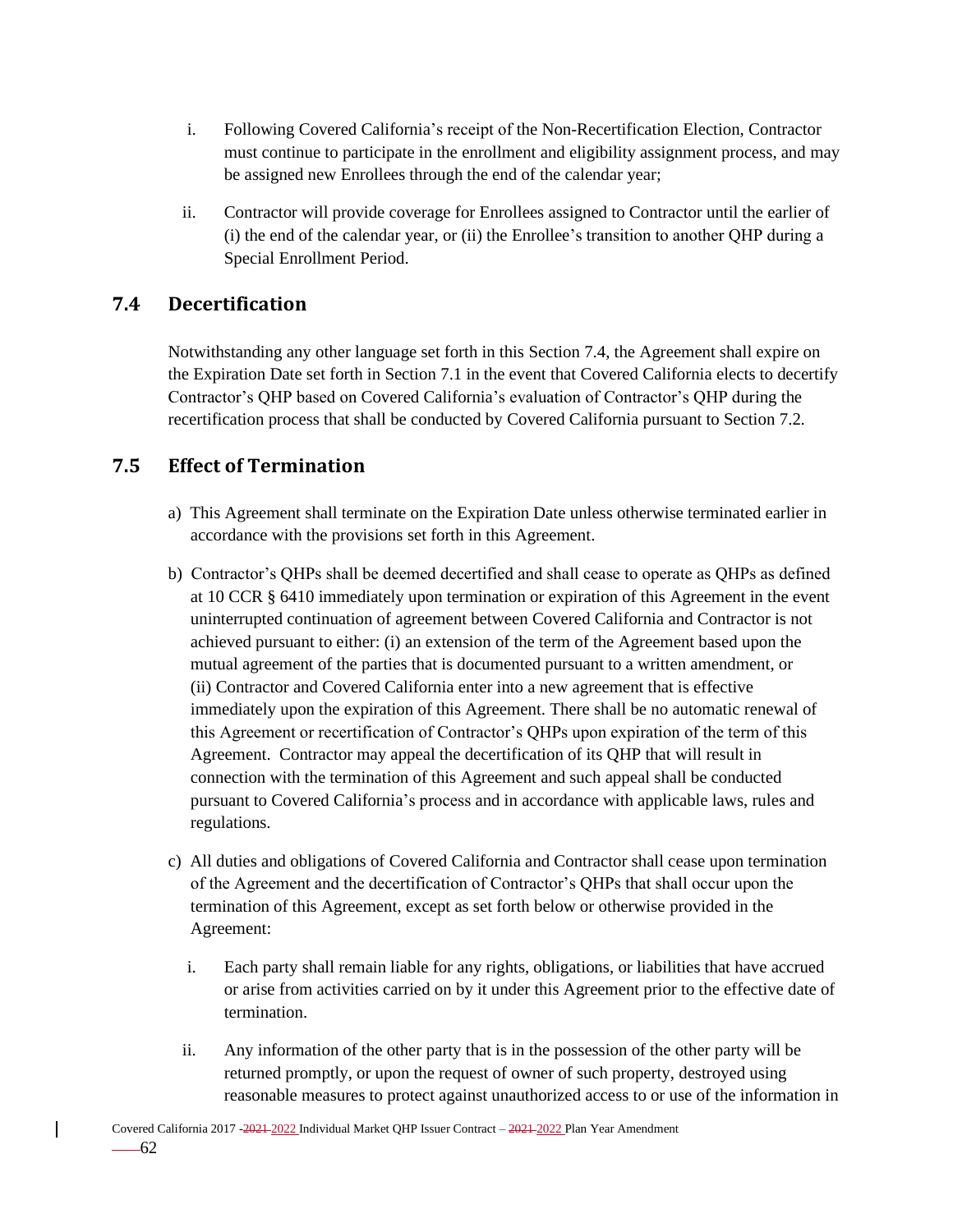i. Following Covered California's receipt of the Non-Recertification Election, Contractor must continue to participate in the enrollment and eligibility assignment process, and may be assigned new Enrollees through the end of the calendar year;

ii. Contractor will provide coverage for Enrollees assigned to Contractor until the earlier of (i) the end of the calendar year, or (ii) the Enrollee's transition to another QHP during a Special Enrollment Period.

## 7.4 Decertification

Notwithstanding any other language set forth in this Section 7.4, the Agreement shall expire on the Expiration Date set forth in Section 7.1 in the event that Covered California elects to decertify Contractor's QHP based on Covered California's evaluation of Contractor's QHP during the recertification process that shall be conducted by Covered California pursuant to Section 7.2.

## 7.5 Effect of Termination

a) This Agreement shall terminate on the Expiration Date unless otherwise terminated earlier in accordance with the provisions set forth in this Agreement.

b) Contractor's QHPs shall be deemed decertified and shall cease to operate as QHPs as defined at 10 CCR § 6410 immediately upon termination or expiration of this Agreement in the event uninterrupted continuation of agreement between Covered California and Contractor is not achieved pursuant to either: (i) an extension of the term of the Agreement based upon the mutual agreement of the parties that is documented pursuant to a written amendment, or (ii) Contractor and Covered California enter into a new agreement that is effective immediately upon the expiration of this Agreement. There shall be no automatic renewal of this Agreement or recertification of Contractor's QHPs upon expiration of the term of this Agreement. Contractor may appeal the decertification of its QHP that will result in connection with the termination of this Agreement and such appeal shall be conducted pursuant to Covered California's process and in accordance with applicable laws, rules and regulations.

c) All duties and obligations of Covered California and Contractor shall cease upon termination of the Agreement and the decertification of Contractor's QHPs that shall occur upon the termination of this Agreement, except as set forth below or otherwise provided in the Agreement:

i. Each party shall remain liable for any rights, obligations, or liabilities that have accrued or arise from activities carried on by it under this Agreement prior to the effective date of termination.

ii. Any information of the other party that is in the possession of the other party will be returned promptly, or upon the request of owner of such property, destroyed using reasonable measures to protect against unauthorized access to or use of the information in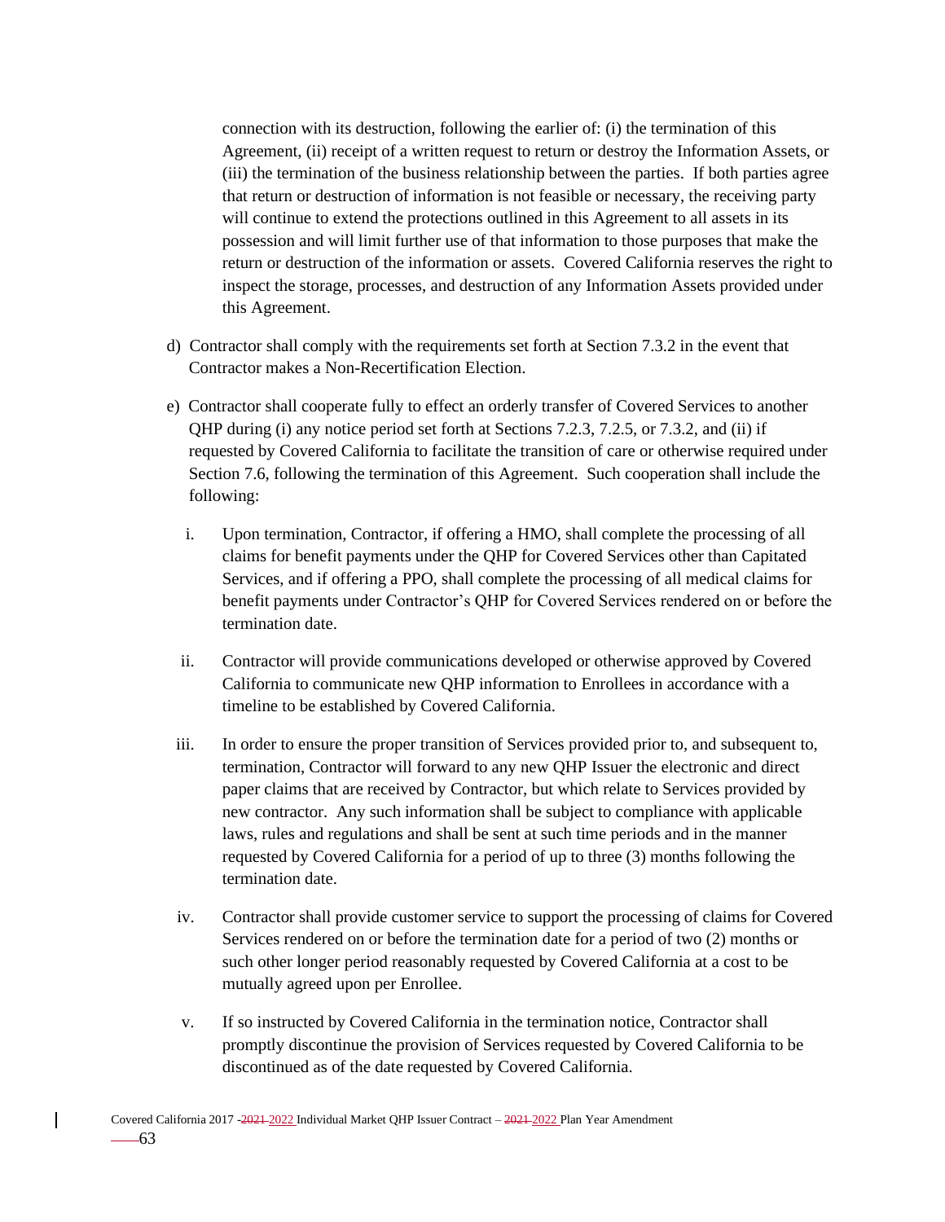connection with its destruction, following the earlier of: (i) the termination of this Agreement, (ii) receipt of a written request to return or destroy the Information Assets, or (iii) the termination of the business relationship between the parties. If both parties agree that return or destruction of information is not feasible or necessary, the receiving party will continue to extend the protections outlined in this Agreement to all assets in its possession and will limit further use of that information to those purposes that make the return or destruction of the information or assets. Covered California reserves the right to inspect the storage, processes, and destruction of any Information Assets provided under this Agreement.

d) Contractor shall comply with the requirements set forth at Section 7.3.2 in the event that Contractor makes a Non-Recertification Election.

e) Contractor shall cooperate fully to effect an orderly transfer of Covered Services to another QHP during (i) any notice period set forth at Sections 7.2.3, 7.2.5, or 7.3.2, and (ii) if requested by Covered California to facilitate the transition of care or otherwise required under Section 7.6, following the termination of this Agreement. Such cooperation shall include the following:

   i. Upon termination, Contractor, if offering a HMO, shall complete the processing of all claims for benefit payments under the QHP for Covered Services other than Capitated Services, and if offering a PPO, shall complete the processing of all medical claims for benefit payments under Contractor's QHP for Covered Services rendered on or before the termination date.

   ii. Contractor will provide communications developed or otherwise approved by Covered California to communicate new QHP information to Enrollees in accordance with a timeline to be established by Covered California.

   iii. In order to ensure the proper transition of Services provided prior to, and subsequent to, termination, Contractor will forward to any new QHP Issuer the electronic and direct paper claims that are received by Contractor, but which relate to Services provided by new contractor. Any such information shall be subject to compliance with applicable laws, rules and regulations and shall be sent at such time periods and in the manner requested by Covered California for a period of up to three (3) months following the termination date.

   iv. Contractor shall provide customer service to support the processing of claims for Covered Services rendered on or before the termination date for a period of two (2) months or such other longer period reasonably requested by Covered California at a cost to be mutually agreed upon per Enrollee.

   v. If so instructed by Covered California in the termination notice, Contractor shall promptly discontinue the provision of Services requested by Covered California to be discontinued as of the date requested by Covered California.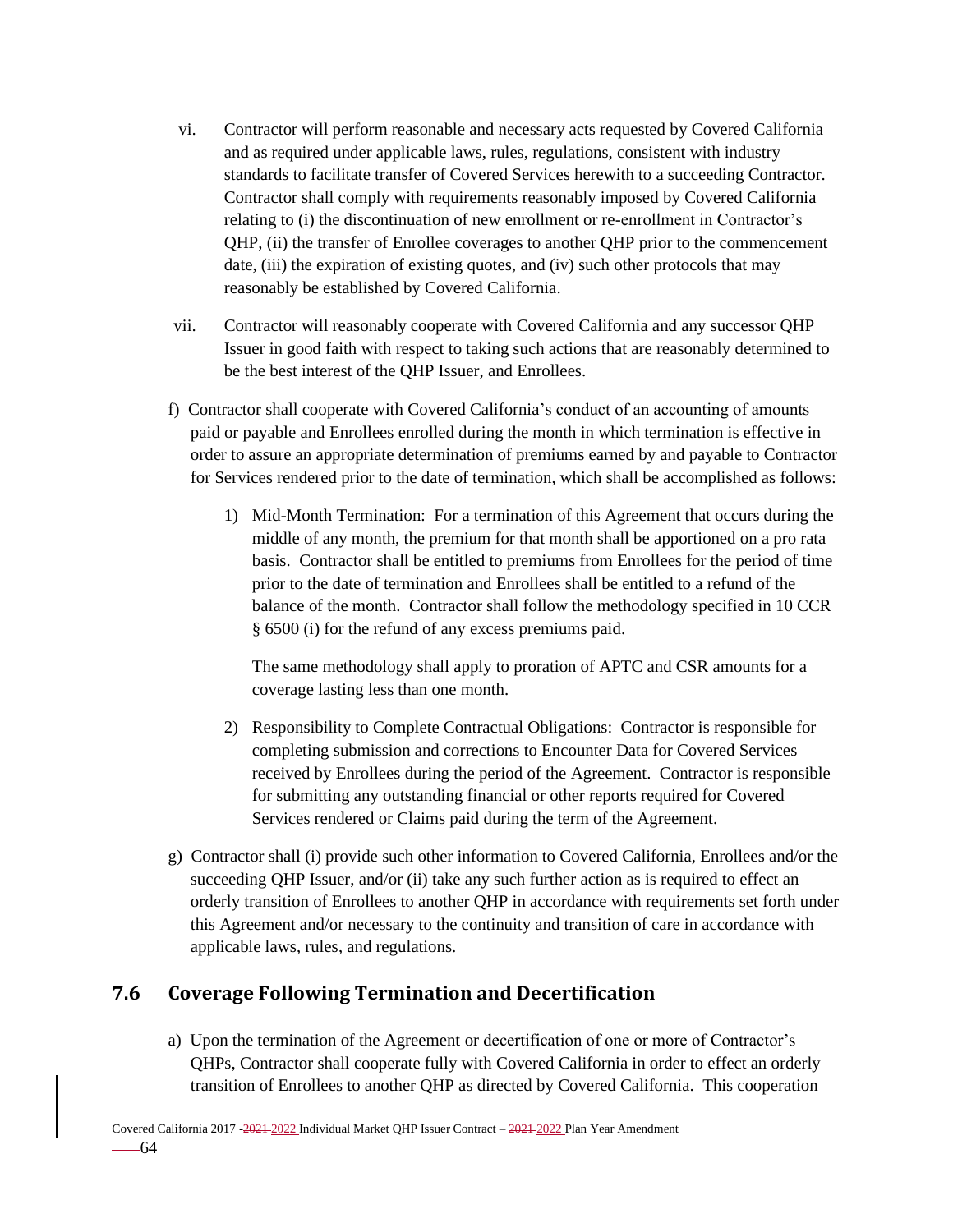vi. Contractor will perform reasonable and necessary acts requested by Covered California and as required under applicable laws, rules, regulations, consistent with industry standards to facilitate transfer of Covered Services herewith to a succeeding Contractor. Contractor shall comply with requirements reasonably imposed by Covered California relating to (i) the discontinuation of new enrollment or re-enrollment in Contractor's QHP, (ii) the transfer of Enrollee coverages to another QHP prior to the commencement date, (iii) the expiration of existing quotes, and (iv) such other protocols that may reasonably be established by Covered California.

vii. Contractor will reasonably cooperate with Covered California and any successor QHP Issuer in good faith with respect to taking such actions that are reasonably determined to be the best interest of the QHP Issuer, and Enrollees.

f) Contractor shall cooperate with Covered California's conduct of an accounting of amounts paid or payable and Enrollees enrolled during the month in which termination is effective in order to assure an appropriate determination of premiums earned by and payable to Contractor for Services rendered prior to the date of termination, which shall be accomplished as follows:

1) Mid-Month Termination: For a termination of this Agreement that occurs during the middle of any month, the premium for that month shall be apportioned on a pro rata basis. Contractor shall be entitled to premiums from Enrollees for the period of time prior to the date of termination and Enrollees shall be entitled to a refund of the balance of the month. Contractor shall follow the methodology specified in 10 CCR § 6500 (i) for the refund of any excess premiums paid.

   The same methodology shall apply to proration of APTC and CSR amounts for a coverage lasting less than one month.

2) Responsibility to Complete Contractual Obligations: Contractor is responsible for completing submission and corrections to Encounter Data for Covered Services received by Enrollees during the period of the Agreement. Contractor is responsible for submitting any outstanding financial or other reports required for Covered Services rendered or Claims paid during the term of the Agreement.

g) Contractor shall (i) provide such other information to Covered California, Enrollees and/or the succeeding QHP Issuer, and/or (ii) take any such further action as is required to effect an orderly transition of Enrollees to another QHP in accordance with requirements set forth under this Agreement and/or necessary to the continuity and transition of care in accordance with applicable laws, rules, and regulations.

## 7.6 Coverage Following Termination and Decertification

a) Upon the termination of the Agreement or decertification of one or more of Contractor's QHPs, Contractor shall cooperate fully with Covered California in order to effect an orderly transition of Enrollees to another QHP as directed by Covered California. This cooperation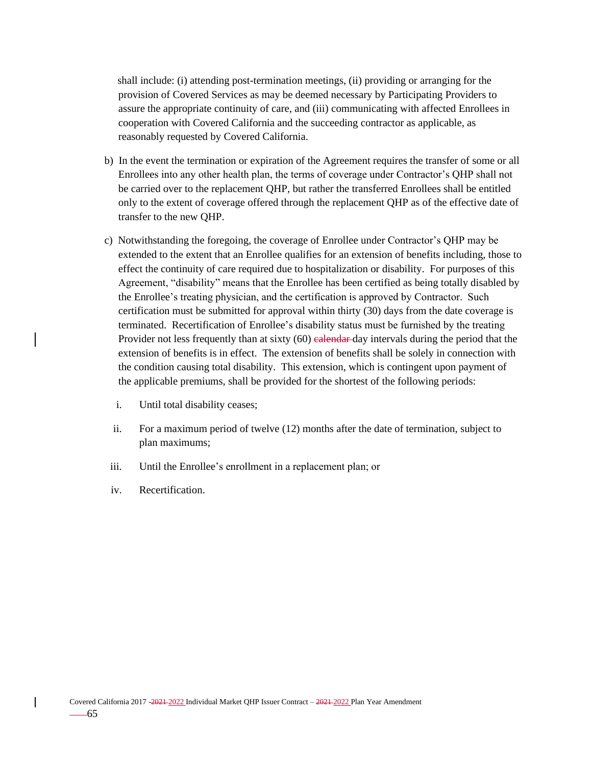shall include: (i) attending post-termination meetings, (ii) providing or arranging for the provision of Covered Services as may be deemed necessary by Participating Providers to assure the appropriate continuity of care, and (iii) communicating with affected Enrollees in cooperation with Covered California and the succeeding contractor as applicable, as reasonably requested by Covered California.

b) In the event the termination or expiration of the Agreement requires the transfer of some or all Enrollees into any other health plan, the terms of coverage under Contractor's QHP shall not be carried over to the replacement QHP, but rather the transferred Enrollees shall be entitled only to the extent of coverage offered through the replacement QHP as of the effective date of transfer to the new QHP.

c) Notwithstanding the foregoing, the coverage of Enrollee under Contractor's QHP may be extended to the extent that an Enrollee qualifies for an extension of benefits including, those to effect the continuity of care required due to hospitalization or disability. For purposes of this Agreement, "disability" means that the Enrollee has been certified as being totally disabled by the Enrollee's treating physician, and the certification is approved by Contractor. Such certification must be submitted for approval within thirty (30) days from the date coverage is terminated. Recertification of Enrollee's disability status must be furnished by the treating Provider not less frequently than at sixty (60) ~~calendar~~ day intervals during the period that the extension of benefits is in effect. The extension of benefits shall be solely in connection with the condition causing total disability. This extension, which is contingent upon payment of the applicable premiums, shall be provided for the shortest of the following periods:

   i. Until total disability ceases;

   ii. For a maximum period of twelve (12) months after the date of termination, subject to plan maximums;

   iii. Until the Enrollee's enrollment in a replacement plan; or

   iv. Recertification.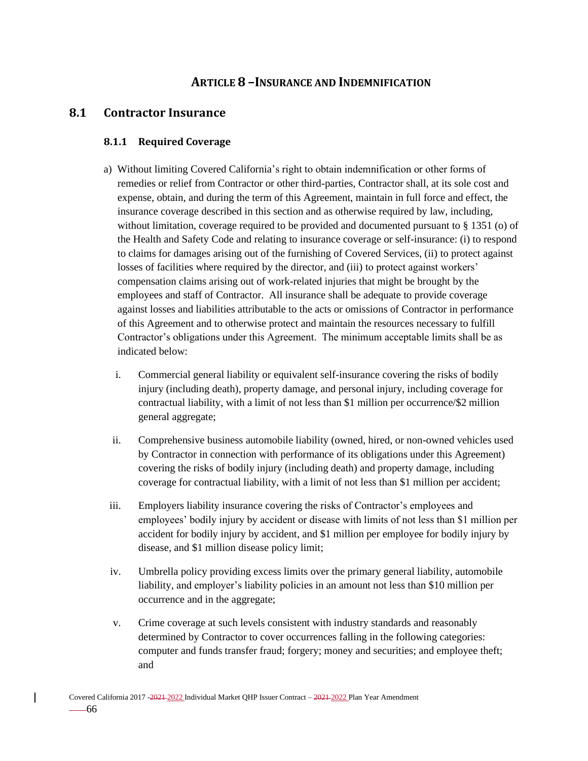## ARTICLE 8 – INSURANCE AND INDEMNIFICATION

## 8.1 Contractor Insurance

### 8.1.1 Required Coverage

a) Without limiting Covered California's right to obtain indemnification or other forms of remedies or relief from Contractor or other third-parties, Contractor shall, at its sole cost and expense, obtain, and during the term of this Agreement, maintain in full force and effect, the insurance coverage described in this section and as otherwise required by law, including, without limitation, coverage required to be provided and documented pursuant to § 1351 (o) of the Health and Safety Code and relating to insurance coverage or self-insurance: (i) to respond to claims for damages arising out of the furnishing of Covered Services, (ii) to protect against losses of facilities where required by the director, and (iii) to protect against workers' compensation claims arising out of work-related injuries that might be brought by the employees and staff of Contractor. All insurance shall be adequate to provide coverage against losses and liabilities attributable to the acts or omissions of Contractor in performance of this Agreement and to otherwise protect and maintain the resources necessary to fulfill Contractor's obligations under this Agreement. The minimum acceptable limits shall be as indicated below:

   i. Commercial general liability or equivalent self-insurance covering the risks of bodily injury (including death), property damage, and personal injury, including coverage for contractual liability, with a limit of not less than $1 million per occurrence/$2 million general aggregate;

   ii. Comprehensive business automobile liability (owned, hired, or non-owned vehicles used by Contractor in connection with performance of its obligations under this Agreement) covering the risks of bodily injury (including death) and property damage, including coverage for contractual liability, with a limit of not less than $1 million per accident;

   iii. Employers liability insurance covering the risks of Contractor's employees and employees' bodily injury by accident or disease with limits of not less than $1 million per accident for bodily injury by accident, and $1 million per employee for bodily injury by disease, and $1 million disease policy limit;

   iv. Umbrella policy providing excess limits over the primary general liability, automobile liability, and employer's liability policies in an amount not less than $10 million per occurrence and in the aggregate;

   v. Crime coverage at such levels consistent with industry standards and reasonably determined by Contractor to cover occurrences falling in the following categories: computer and funds transfer fraud; forgery; money and securities; and employee theft; and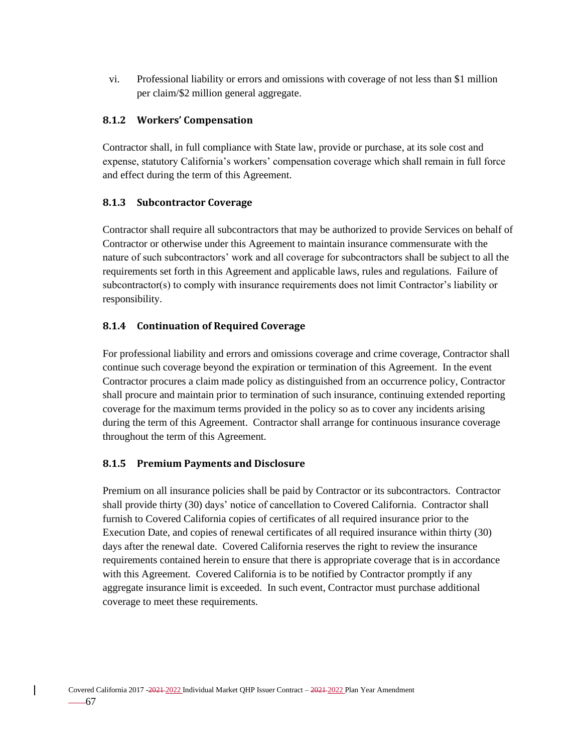vi. Professional liability or errors and omissions with coverage of not less than $1 million per claim/$2 million general aggregate.

### 8.1.2 Workers' Compensation

Contractor shall, in full compliance with State law, provide or purchase, at its sole cost and expense, statutory California's workers' compensation coverage which shall remain in full force and effect during the term of this Agreement.

### 8.1.3 Subcontractor Coverage

Contractor shall require all subcontractors that may be authorized to provide Services on behalf of Contractor or otherwise under this Agreement to maintain insurance commensurate with the nature of such subcontractors' work and all coverage for subcontractors shall be subject to all the requirements set forth in this Agreement and applicable laws, rules and regulations. Failure of subcontractor(s) to comply with insurance requirements does not limit Contractor's liability or responsibility.

### 8.1.4 Continuation of Required Coverage

For professional liability and errors and omissions coverage and crime coverage, Contractor shall continue such coverage beyond the expiration or termination of this Agreement. In the event Contractor procures a claim made policy as distinguished from an occurrence policy, Contractor shall procure and maintain prior to termination of such insurance, continuing extended reporting coverage for the maximum terms provided in the policy so as to cover any incidents arising during the term of this Agreement. Contractor shall arrange for continuous insurance coverage throughout the term of this Agreement.

### 8.1.5 Premium Payments and Disclosure

Premium on all insurance policies shall be paid by Contractor or its subcontractors. Contractor shall provide thirty (30) days' notice of cancellation to Covered California. Contractor shall furnish to Covered California copies of certificates of all required insurance prior to the Execution Date, and copies of renewal certificates of all required insurance within thirty (30) days after the renewal date. Covered California reserves the right to review the insurance requirements contained herein to ensure that there is appropriate coverage that is in accordance with this Agreement. Covered California is to be notified by Contractor promptly if any aggregate insurance limit is exceeded. In such event, Contractor must purchase additional coverage to meet these requirements.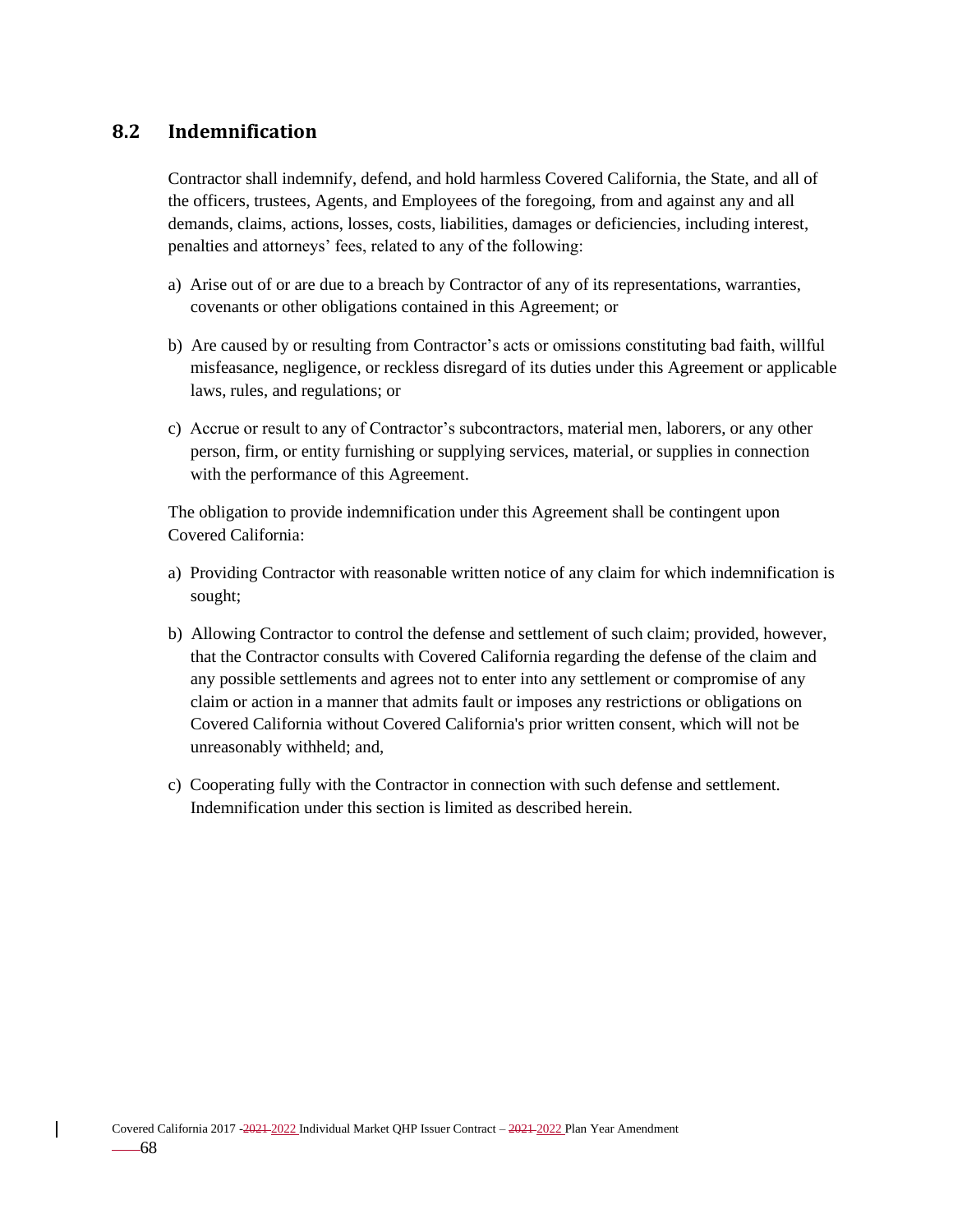## 8.2 Indemnification

Contractor shall indemnify, defend, and hold harmless Covered California, the State, and all of the officers, trustees, Agents, and Employees of the foregoing, from and against any and all demands, claims, actions, losses, costs, liabilities, damages or deficiencies, including interest, penalties and attorneys' fees, related to any of the following:

a) Arise out of or are due to a breach by Contractor of any of its representations, warranties, covenants or other obligations contained in this Agreement; or

b) Are caused by or resulting from Contractor's acts or omissions constituting bad faith, willful misfeasance, negligence, or reckless disregard of its duties under this Agreement or applicable laws, rules, and regulations; or

c) Accrue or result to any of Contractor's subcontractors, material men, laborers, or any other person, firm, or entity furnishing or supplying services, material, or supplies in connection with the performance of this Agreement.

The obligation to provide indemnification under this Agreement shall be contingent upon Covered California:

a) Providing Contractor with reasonable written notice of any claim for which indemnification is sought;

b) Allowing Contractor to control the defense and settlement of such claim; provided, however, that the Contractor consults with Covered California regarding the defense of the claim and any possible settlements and agrees not to enter into any settlement or compromise of any claim or action in a manner that admits fault or imposes any restrictions or obligations on Covered California without Covered California's prior written consent, which will not be unreasonably withheld; and,

c) Cooperating fully with the Contractor in connection with such defense and settlement. Indemnification under this section is limited as described herein.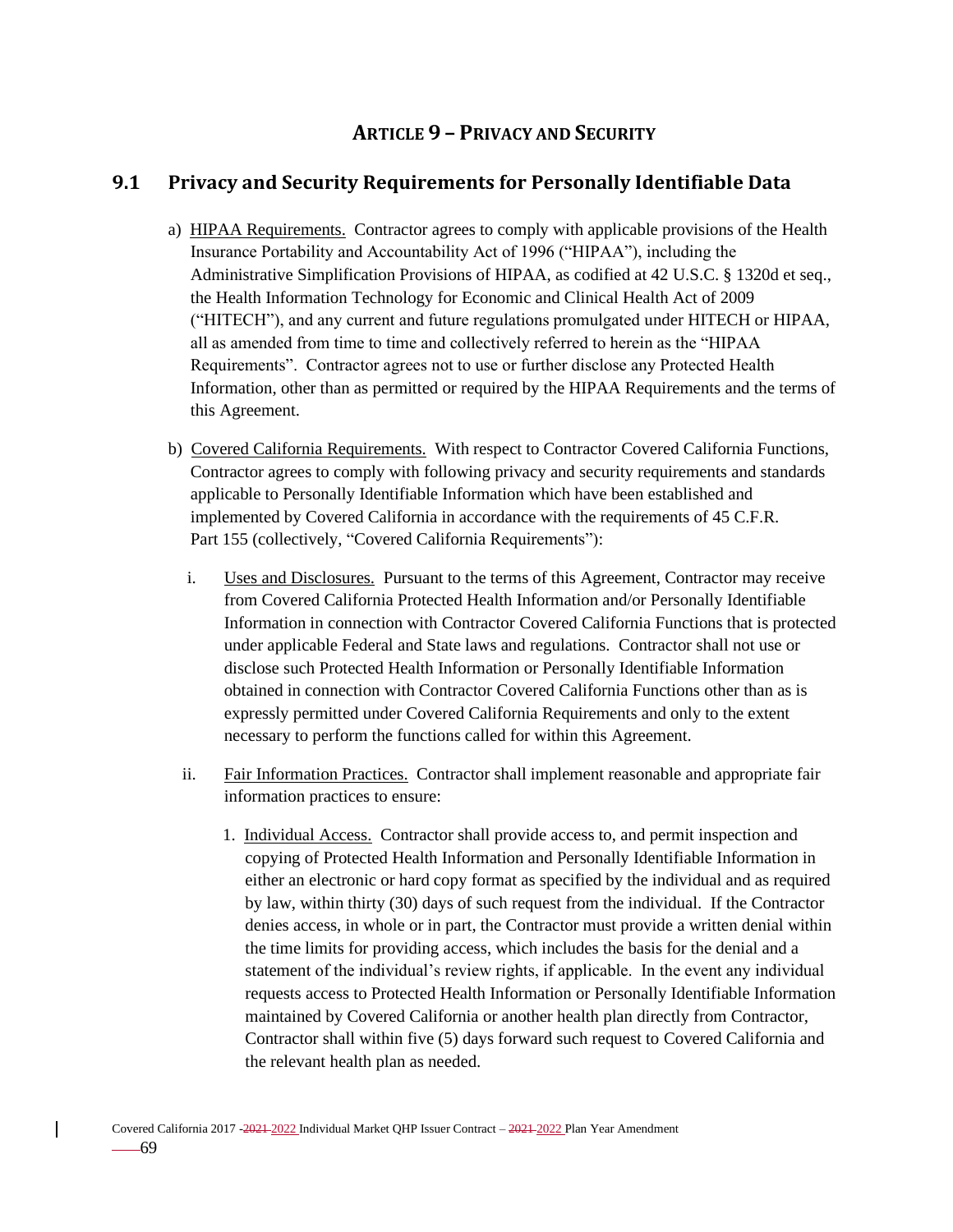## ARTICLE 9 – PRIVACY AND SECURITY

### 9.1 Privacy and Security Requirements for Personally Identifiable Data

a) HIPAA Requirements. Contractor agrees to comply with applicable provisions of the Health Insurance Portability and Accountability Act of 1996 ("HIPAA"), including the Administrative Simplification Provisions of HIPAA, as codified at 42 U.S.C. § 1320d et seq., the Health Information Technology for Economic and Clinical Health Act of 2009 ("HITECH"), and any current and future regulations promulgated under HITECH or HIPAA, all as amended from time to time and collectively referred to herein as the "HIPAA Requirements". Contractor agrees not to use or further disclose any Protected Health Information, other than as permitted or required by the HIPAA Requirements and the terms of this Agreement.

b) Covered California Requirements. With respect to Contractor Covered California Functions, Contractor agrees to comply with following privacy and security requirements and standards applicable to Personally Identifiable Information which have been established and implemented by Covered California in accordance with the requirements of 45 C.F.R. Part 155 (collectively, "Covered California Requirements"):

   i. Uses and Disclosures. Pursuant to the terms of this Agreement, Contractor may receive from Covered California Protected Health Information and/or Personally Identifiable Information in connection with Contractor Covered California Functions that is protected under applicable Federal and State laws and regulations. Contractor shall not use or disclose such Protected Health Information or Personally Identifiable Information obtained in connection with Contractor Covered California Functions other than as is expressly permitted under Covered California Requirements and only to the extent necessary to perform the functions called for within this Agreement.

   ii. Fair Information Practices. Contractor shall implement reasonable and appropriate fair information practices to ensure:

      1. Individual Access. Contractor shall provide access to, and permit inspection and copying of Protected Health Information and Personally Identifiable Information in either an electronic or hard copy format as specified by the individual and as required by law, within thirty (30) days of such request from the individual. If the Contractor denies access, in whole or in part, the Contractor must provide a written denial within the time limits for providing access, which includes the basis for the denial and a statement of the individual's review rights, if applicable. In the event any individual requests access to Protected Health Information or Personally Identifiable Information maintained by Covered California or another health plan directly from Contractor, Contractor shall within five (5) days forward such request to Covered California and the relevant health plan as needed.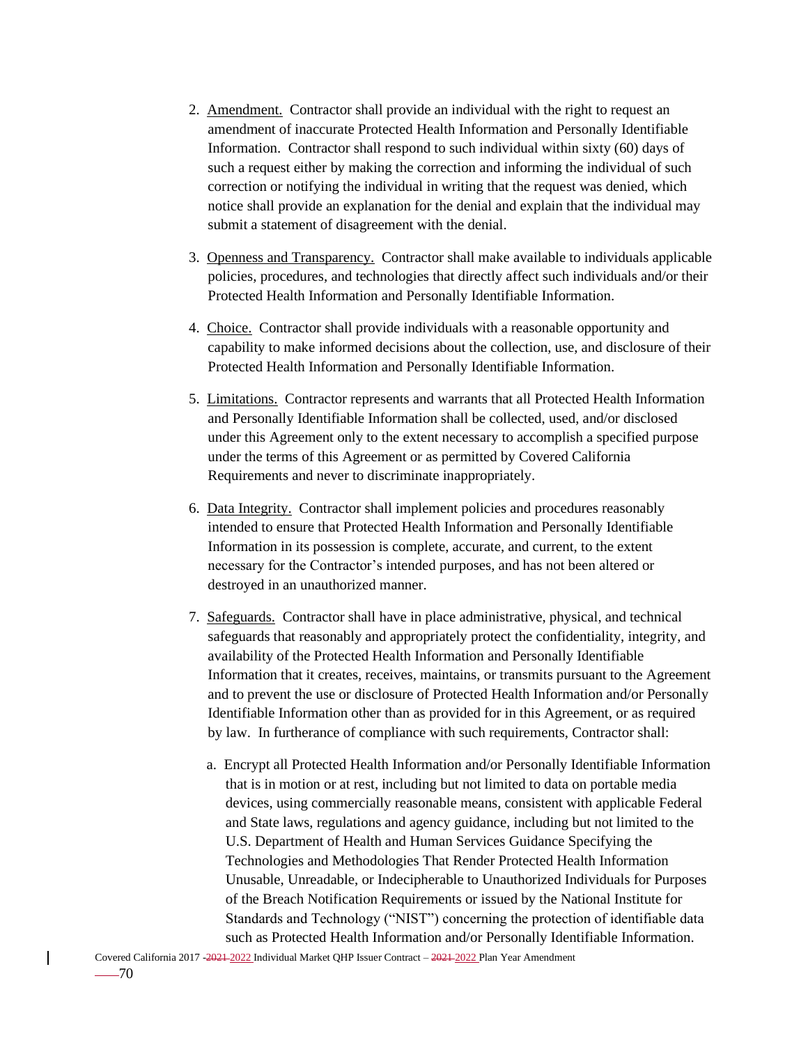2. Amendment. Contractor shall provide an individual with the right to request an amendment of inaccurate Protected Health Information and Personally Identifiable Information. Contractor shall respond to such individual within sixty (60) days of such a request either by making the correction and informing the individual of such correction or notifying the individual in writing that the request was denied, which notice shall provide an explanation for the denial and explain that the individual may submit a statement of disagreement with the denial.

3. Openness and Transparency. Contractor shall make available to individuals applicable policies, procedures, and technologies that directly affect such individuals and/or their Protected Health Information and Personally Identifiable Information.

4. Choice. Contractor shall provide individuals with a reasonable opportunity and capability to make informed decisions about the collection, use, and disclosure of their Protected Health Information and Personally Identifiable Information.

5. Limitations. Contractor represents and warrants that all Protected Health Information and Personally Identifiable Information shall be collected, used, and/or disclosed under this Agreement only to the extent necessary to accomplish a specified purpose under the terms of this Agreement or as permitted by Covered California Requirements and never to discriminate inappropriately.

6. Data Integrity. Contractor shall implement policies and procedures reasonably intended to ensure that Protected Health Information and Personally Identifiable Information in its possession is complete, accurate, and current, to the extent necessary for the Contractor's intended purposes, and has not been altered or destroyed in an unauthorized manner.

7. Safeguards. Contractor shall have in place administrative, physical, and technical safeguards that reasonably and appropriately protect the confidentiality, integrity, and availability of the Protected Health Information and Personally Identifiable Information that it creates, receives, maintains, or transmits pursuant to the Agreement and to prevent the use or disclosure of Protected Health Information and/or Personally Identifiable Information other than as provided for in this Agreement, or as required by law. In furtherance of compliance with such requirements, Contractor shall:

   a. Encrypt all Protected Health Information and/or Personally Identifiable Information that is in motion or at rest, including but not limited to data on portable media devices, using commercially reasonable means, consistent with applicable Federal and State laws, regulations and agency guidance, including but not limited to the U.S. Department of Health and Human Services Guidance Specifying the Technologies and Methodologies That Render Protected Health Information Unusable, Unreadable, or Indecipherable to Unauthorized Individuals for Purposes of the Breach Notification Requirements or issued by the National Institute for Standards and Technology ("NIST") concerning the protection of identifiable data such as Protected Health Information and/or Personally Identifiable Information.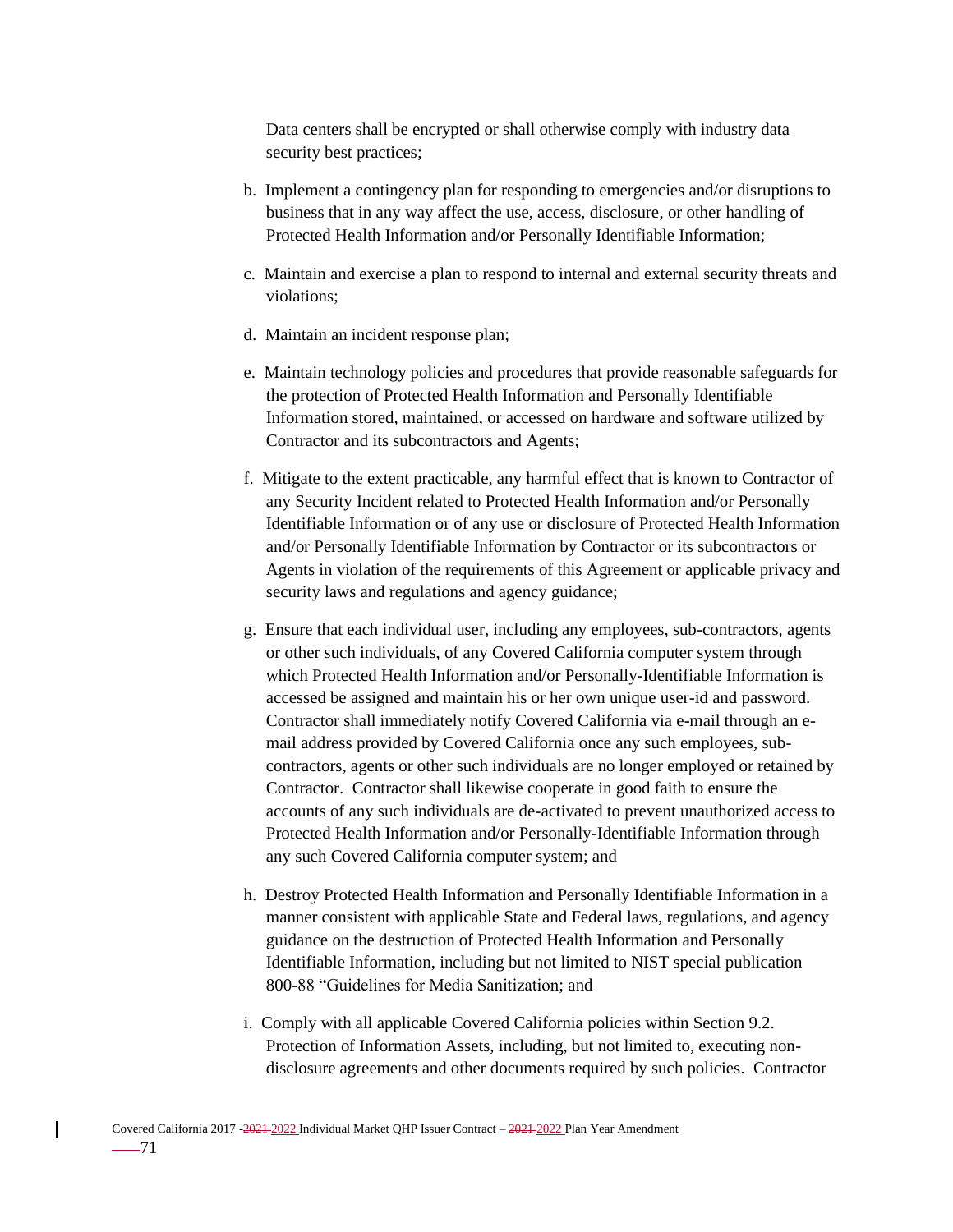Data centers shall be encrypted or shall otherwise comply with industry data security best practices;

b. Implement a contingency plan for responding to emergencies and/or disruptions to business that in any way affect the use, access, disclosure, or other handling of Protected Health Information and/or Personally Identifiable Information;

c. Maintain and exercise a plan to respond to internal and external security threats and violations;

d. Maintain an incident response plan;

e. Maintain technology policies and procedures that provide reasonable safeguards for the protection of Protected Health Information and Personally Identifiable Information stored, maintained, or accessed on hardware and software utilized by Contractor and its subcontractors and Agents;

f. Mitigate to the extent practicable, any harmful effect that is known to Contractor of any Security Incident related to Protected Health Information and/or Personally Identifiable Information or of any use or disclosure of Protected Health Information and/or Personally Identifiable Information by Contractor or its subcontractors or Agents in violation of the requirements of this Agreement or applicable privacy and security laws and regulations and agency guidance;

g. Ensure that each individual user, including any employees, sub-contractors, agents or other such individuals, of any Covered California computer system through which Protected Health Information and/or Personally-Identifiable Information is accessed be assigned and maintain his or her own unique user-id and password. Contractor shall immediately notify Covered California via e-mail through an e-mail address provided by Covered California once any such employees, sub-contractors, agents or other such individuals are no longer employed or retained by Contractor. Contractor shall likewise cooperate in good faith to ensure the accounts of any such individuals are de-activated to prevent unauthorized access to Protected Health Information and/or Personally-Identifiable Information through any such Covered California computer system; and

h. Destroy Protected Health Information and Personally Identifiable Information in a manner consistent with applicable State and Federal laws, regulations, and agency guidance on the destruction of Protected Health Information and Personally Identifiable Information, including but not limited to NIST special publication 800-88 "Guidelines for Media Sanitization; and

i. Comply with all applicable Covered California policies within Section 9.2. Protection of Information Assets, including, but not limited to, executing non-disclosure agreements and other documents required by such policies. Contractor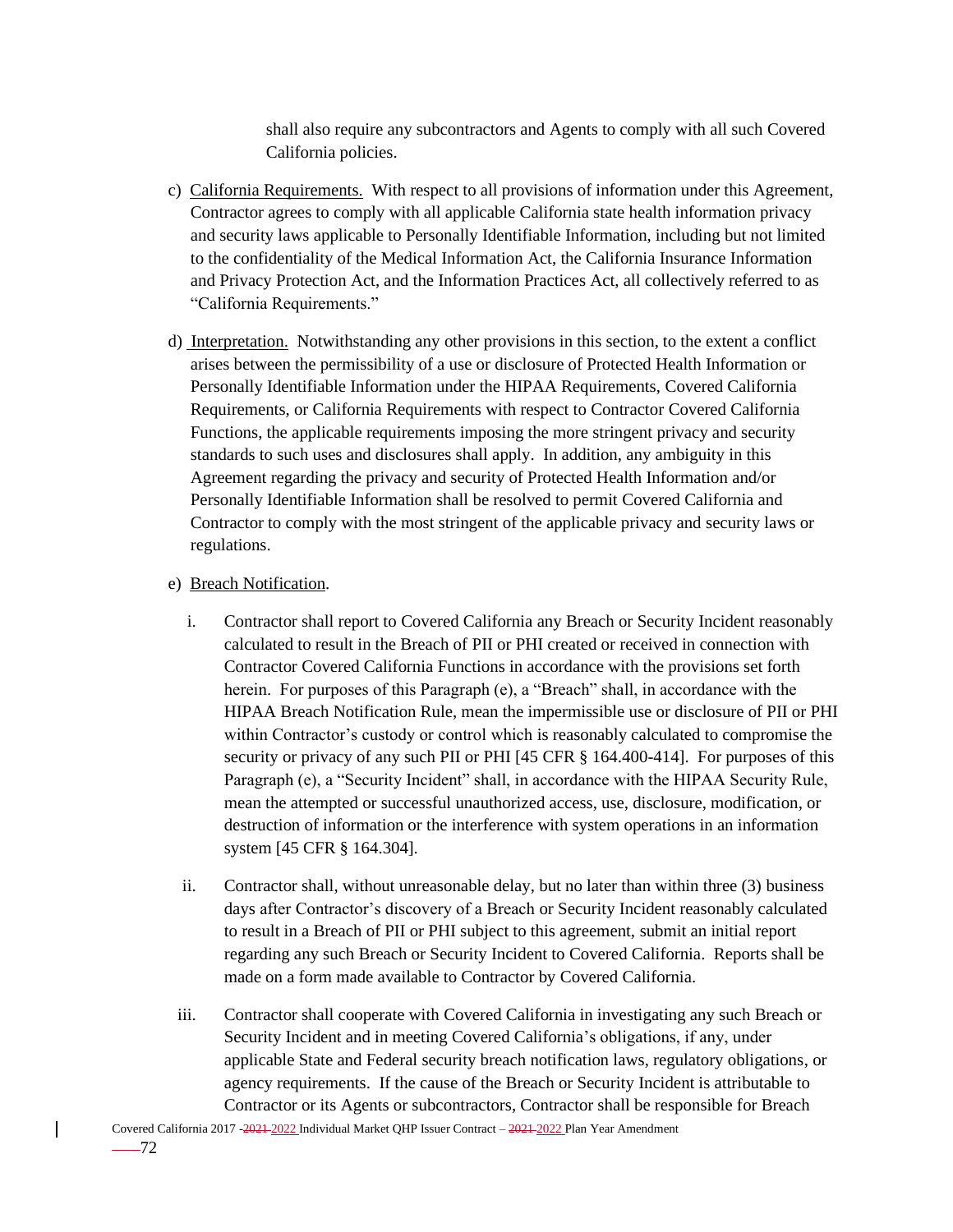shall also require any subcontractors and Agents to comply with all such Covered California policies.

c) California Requirements. With respect to all provisions of information under this Agreement, Contractor agrees to comply with all applicable California state health information privacy and security laws applicable to Personally Identifiable Information, including but not limited to the confidentiality of the Medical Information Act, the California Insurance Information and Privacy Protection Act, and the Information Practices Act, all collectively referred to as "California Requirements."

d) Interpretation. Notwithstanding any other provisions in this section, to the extent a conflict arises between the permissibility of a use or disclosure of Protected Health Information or Personally Identifiable Information under the HIPAA Requirements, Covered California Requirements, or California Requirements with respect to Contractor Covered California Functions, the applicable requirements imposing the more stringent privacy and security standards to such uses and disclosures shall apply. In addition, any ambiguity in this Agreement regarding the privacy and security of Protected Health Information and/or Personally Identifiable Information shall be resolved to permit Covered California and Contractor to comply with the most stringent of the applicable privacy and security laws or regulations.

e) Breach Notification.

  i. Contractor shall report to Covered California any Breach or Security Incident reasonably calculated to result in the Breach of PII or PHI created or received in connection with Contractor Covered California Functions in accordance with the provisions set forth herein. For purposes of this Paragraph (e), a "Breach" shall, in accordance with the HIPAA Breach Notification Rule, mean the impermissible use or disclosure of PII or PHI within Contractor's custody or control which is reasonably calculated to compromise the security or privacy of any such PII or PHI [45 CFR § 164.400-414]. For purposes of this Paragraph (e), a "Security Incident" shall, in accordance with the HIPAA Security Rule, mean the attempted or successful unauthorized access, use, disclosure, modification, or destruction of information or the interference with system operations in an information system [45 CFR § 164.304].

  ii. Contractor shall, without unreasonable delay, but no later than within three (3) business days after Contractor's discovery of a Breach or Security Incident reasonably calculated to result in a Breach of PII or PHI subject to this agreement, submit an initial report regarding any such Breach or Security Incident to Covered California. Reports shall be made on a form made available to Contractor by Covered California.

  iii. Contractor shall cooperate with Covered California in investigating any such Breach or Security Incident and in meeting Covered California's obligations, if any, under applicable State and Federal security breach notification laws, regulatory obligations, or agency requirements. If the cause of the Breach or Security Incident is attributable to Contractor or its Agents or subcontractors, Contractor shall be responsible for Breach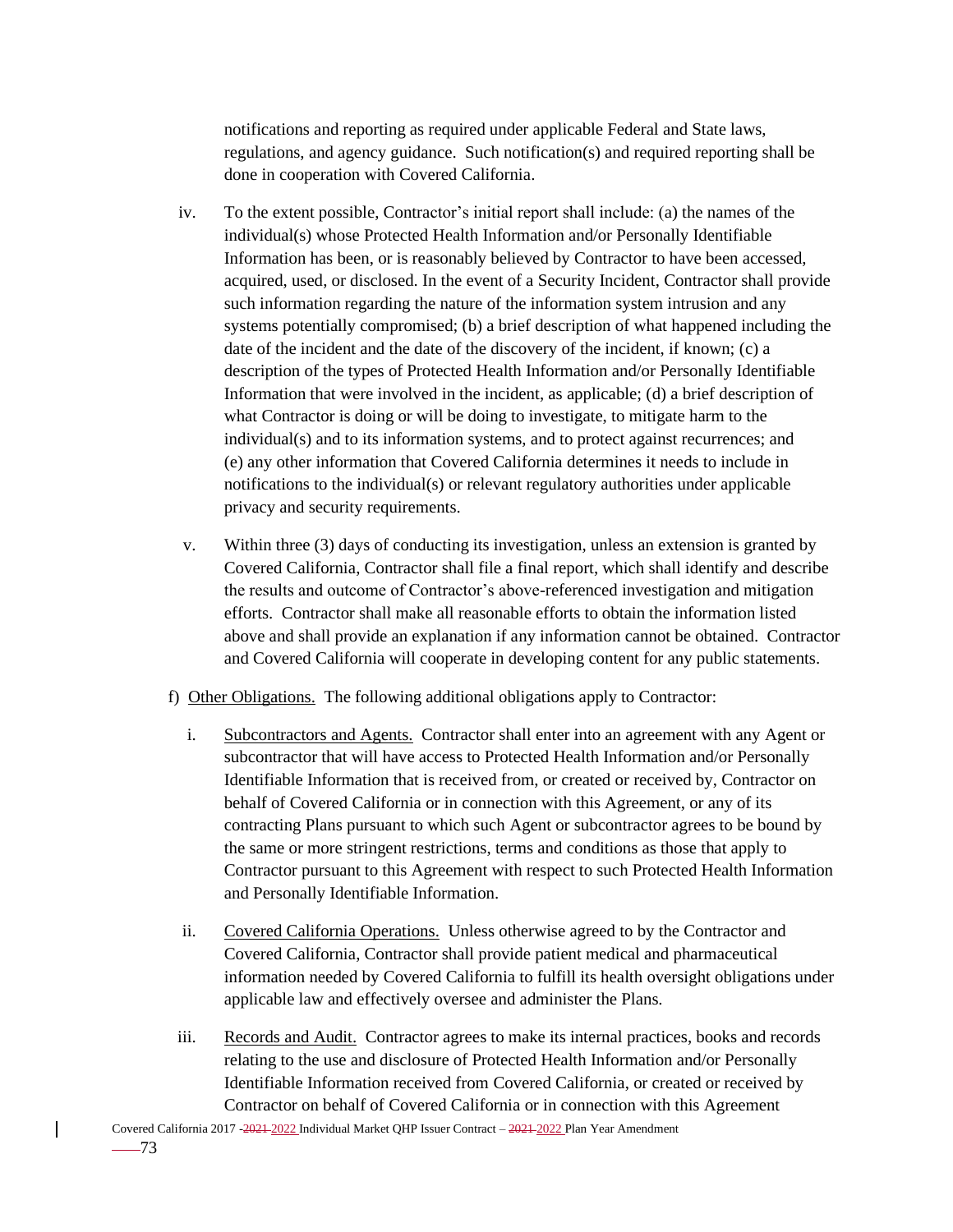notifications and reporting as required under applicable Federal and State laws, regulations, and agency guidance. Such notification(s) and required reporting shall be done in cooperation with Covered California.

iv. To the extent possible, Contractor's initial report shall include: (a) the names of the individual(s) whose Protected Health Information and/or Personally Identifiable Information has been, or is reasonably believed by Contractor to have been accessed, acquired, used, or disclosed. In the event of a Security Incident, Contractor shall provide such information regarding the nature of the information system intrusion and any systems potentially compromised; (b) a brief description of what happened including the date of the incident and the date of the discovery of the incident, if known; (c) a description of the types of Protected Health Information and/or Personally Identifiable Information that were involved in the incident, as applicable; (d) a brief description of what Contractor is doing or will be doing to investigate, to mitigate harm to the individual(s) and to its information systems, and to protect against recurrences; and (e) any other information that Covered California determines it needs to include in notifications to the individual(s) or relevant regulatory authorities under applicable privacy and security requirements.

v. Within three (3) days of conducting its investigation, unless an extension is granted by Covered California, Contractor shall file a final report, which shall identify and describe the results and outcome of Contractor's above-referenced investigation and mitigation efforts. Contractor shall make all reasonable efforts to obtain the information listed above and shall provide an explanation if any information cannot be obtained. Contractor and Covered California will cooperate in developing content for any public statements.

f) Other Obligations. The following additional obligations apply to Contractor:

i. Subcontractors and Agents. Contractor shall enter into an agreement with any Agent or subcontractor that will have access to Protected Health Information and/or Personally Identifiable Information that is received from, or created or received by, Contractor on behalf of Covered California or in connection with this Agreement, or any of its contracting Plans pursuant to which such Agent or subcontractor agrees to be bound by the same or more stringent restrictions, terms and conditions as those that apply to Contractor pursuant to this Agreement with respect to such Protected Health Information and Personally Identifiable Information.

ii. Covered California Operations. Unless otherwise agreed to by the Contractor and Covered California, Contractor shall provide patient medical and pharmaceutical information needed by Covered California to fulfill its health oversight obligations under applicable law and effectively oversee and administer the Plans.

iii. Records and Audit. Contractor agrees to make its internal practices, books and records relating to the use and disclosure of Protected Health Information and/or Personally Identifiable Information received from Covered California, or created or received by Contractor on behalf of Covered California or in connection with this Agreement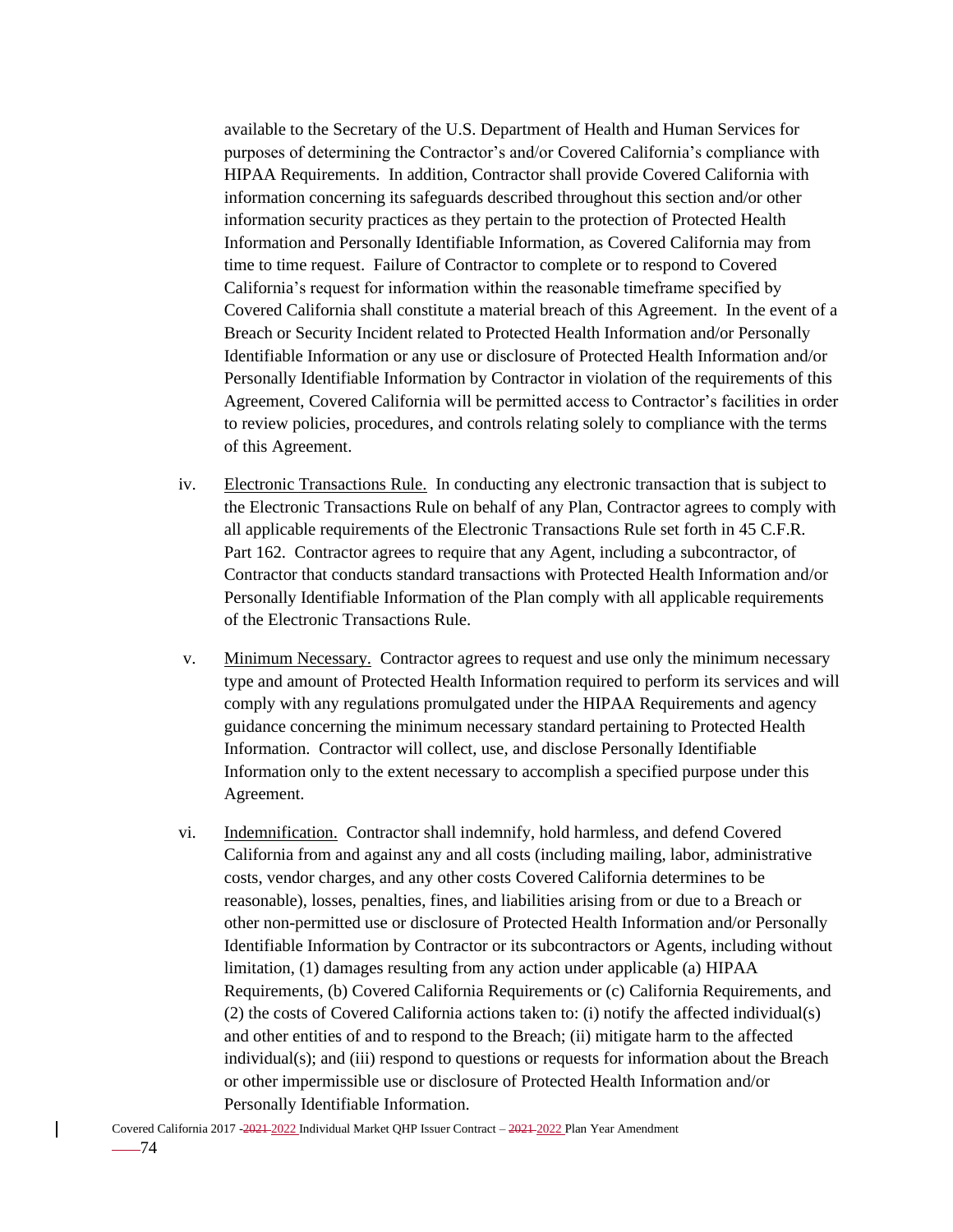available to the Secretary of the U.S. Department of Health and Human Services for purposes of determining the Contractor's and/or Covered California's compliance with HIPAA Requirements. In addition, Contractor shall provide Covered California with information concerning its safeguards described throughout this section and/or other information security practices as they pertain to the protection of Protected Health Information and Personally Identifiable Information, as Covered California may from time to time request. Failure of Contractor to complete or to respond to Covered California's request for information within the reasonable timeframe specified by Covered California shall constitute a material breach of this Agreement. In the event of a Breach or Security Incident related to Protected Health Information and/or Personally Identifiable Information or any use or disclosure of Protected Health Information and/or Personally Identifiable Information by Contractor in violation of the requirements of this Agreement, Covered California will be permitted access to Contractor's facilities in order to review policies, procedures, and controls relating solely to compliance with the terms of this Agreement.

iv. Electronic Transactions Rule. In conducting any electronic transaction that is subject to the Electronic Transactions Rule on behalf of any Plan, Contractor agrees to comply with all applicable requirements of the Electronic Transactions Rule set forth in 45 C.F.R. Part 162. Contractor agrees to require that any Agent, including a subcontractor, of Contractor that conducts standard transactions with Protected Health Information and/or Personally Identifiable Information of the Plan comply with all applicable requirements of the Electronic Transactions Rule.

v. Minimum Necessary. Contractor agrees to request and use only the minimum necessary type and amount of Protected Health Information required to perform its services and will comply with any regulations promulgated under the HIPAA Requirements and agency guidance concerning the minimum necessary standard pertaining to Protected Health Information. Contractor will collect, use, and disclose Personally Identifiable Information only to the extent necessary to accomplish a specified purpose under this Agreement.

vi. Indemnification. Contractor shall indemnify, hold harmless, and defend Covered California from and against any and all costs (including mailing, labor, administrative costs, vendor charges, and any other costs Covered California determines to be reasonable), losses, penalties, fines, and liabilities arising from or due to a Breach or other non-permitted use or disclosure of Protected Health Information and/or Personally Identifiable Information by Contractor or its subcontractors or Agents, including without limitation, (1) damages resulting from any action under applicable (a) HIPAA Requirements, (b) Covered California Requirements or (c) California Requirements, and (2) the costs of Covered California actions taken to: (i) notify the affected individual(s) and other entities of and to respond to the Breach; (ii) mitigate harm to the affected individual(s); and (iii) respond to questions or requests for information about the Breach or other impermissible use or disclosure of Protected Health Information and/or Personally Identifiable Information.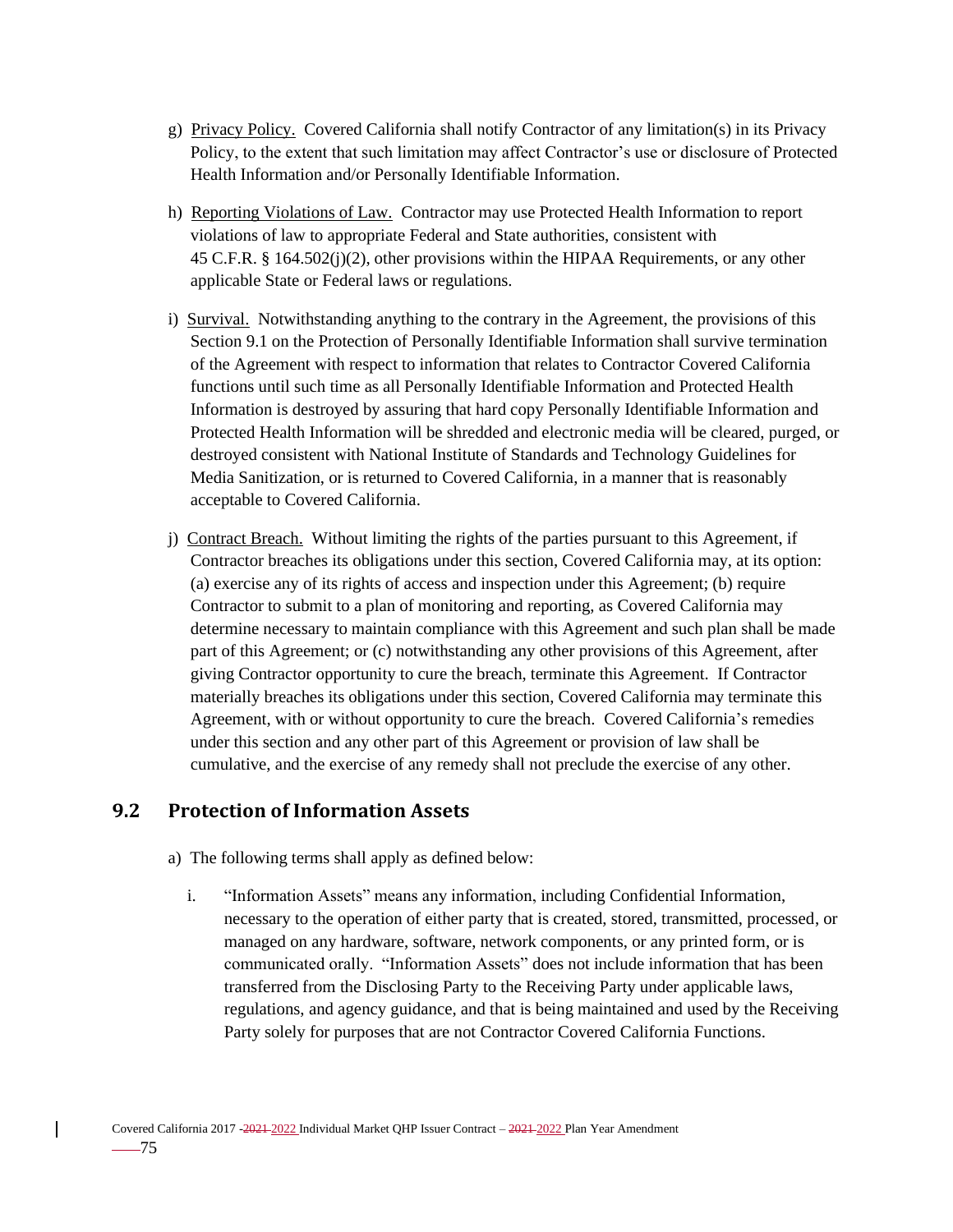g) Privacy Policy. Covered California shall notify Contractor of any limitation(s) in its Privacy Policy, to the extent that such limitation may affect Contractor's use or disclosure of Protected Health Information and/or Personally Identifiable Information.

h) Reporting Violations of Law. Contractor may use Protected Health Information to report violations of law to appropriate Federal and State authorities, consistent with 45 C.F.R. § 164.502(j)(2), other provisions within the HIPAA Requirements, or any other applicable State or Federal laws or regulations.

i) Survival. Notwithstanding anything to the contrary in the Agreement, the provisions of this Section 9.1 on the Protection of Personally Identifiable Information shall survive termination of the Agreement with respect to information that relates to Contractor Covered California functions until such time as all Personally Identifiable Information and Protected Health Information is destroyed by assuring that hard copy Personally Identifiable Information and Protected Health Information will be shredded and electronic media will be cleared, purged, or destroyed consistent with National Institute of Standards and Technology Guidelines for Media Sanitization, or is returned to Covered California, in a manner that is reasonably acceptable to Covered California.

j) Contract Breach. Without limiting the rights of the parties pursuant to this Agreement, if Contractor breaches its obligations under this section, Covered California may, at its option: (a) exercise any of its rights of access and inspection under this Agreement; (b) require Contractor to submit to a plan of monitoring and reporting, as Covered California may determine necessary to maintain compliance with this Agreement and such plan shall be made part of this Agreement; or (c) notwithstanding any other provisions of this Agreement, after giving Contractor opportunity to cure the breach, terminate this Agreement. If Contractor materially breaches its obligations under this section, Covered California may terminate this Agreement, with or without opportunity to cure the breach. Covered California's remedies under this section and any other part of this Agreement or provision of law shall be cumulative, and the exercise of any remedy shall not preclude the exercise of any other.

## 9.2 Protection of Information Assets

a) The following terms shall apply as defined below:

   i. "Information Assets" means any information, including Confidential Information, necessary to the operation of either party that is created, stored, transmitted, processed, or managed on any hardware, software, network components, or any printed form, or is communicated orally. "Information Assets" does not include information that has been transferred from the Disclosing Party to the Receiving Party under applicable laws, regulations, and agency guidance, and that is being maintained and used by the Receiving Party solely for purposes that are not Contractor Covered California Functions.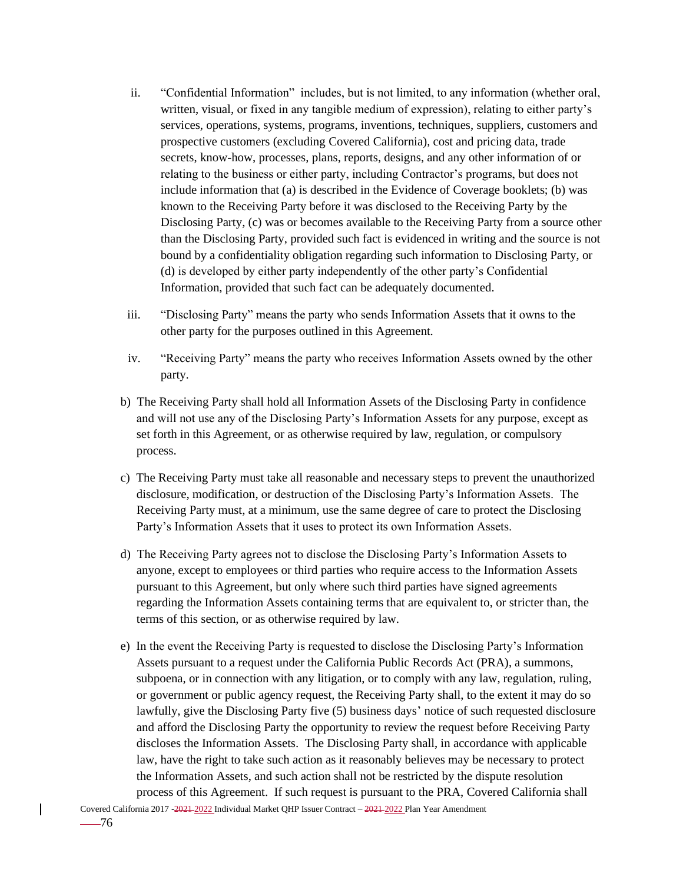ii. "Confidential Information" includes, but is not limited, to any information (whether oral, written, visual, or fixed in any tangible medium of expression), relating to either party's services, operations, systems, programs, inventions, techniques, suppliers, customers and prospective customers (excluding Covered California), cost and pricing data, trade secrets, know-how, processes, plans, reports, designs, and any other information of or relating to the business or either party, including Contractor's programs, but does not include information that (a) is described in the Evidence of Coverage booklets; (b) was known to the Receiving Party before it was disclosed to the Receiving Party by the Disclosing Party, (c) was or becomes available to the Receiving Party from a source other than the Disclosing Party, provided such fact is evidenced in writing and the source is not bound by a confidentiality obligation regarding such information to Disclosing Party, or (d) is developed by either party independently of the other party's Confidential Information, provided that such fact can be adequately documented.

iii. "Disclosing Party" means the party who sends Information Assets that it owns to the other party for the purposes outlined in this Agreement.

iv. "Receiving Party" means the party who receives Information Assets owned by the other party.

b) The Receiving Party shall hold all Information Assets of the Disclosing Party in confidence and will not use any of the Disclosing Party's Information Assets for any purpose, except as set forth in this Agreement, or as otherwise required by law, regulation, or compulsory process.

c) The Receiving Party must take all reasonable and necessary steps to prevent the unauthorized disclosure, modification, or destruction of the Disclosing Party's Information Assets. The Receiving Party must, at a minimum, use the same degree of care to protect the Disclosing Party's Information Assets that it uses to protect its own Information Assets.

d) The Receiving Party agrees not to disclose the Disclosing Party's Information Assets to anyone, except to employees or third parties who require access to the Information Assets pursuant to this Agreement, but only where such third parties have signed agreements regarding the Information Assets containing terms that are equivalent to, or stricter than, the terms of this section, or as otherwise required by law.

e) In the event the Receiving Party is requested to disclose the Disclosing Party's Information Assets pursuant to a request under the California Public Records Act (PRA), a summons, subpoena, or in connection with any litigation, or to comply with any law, regulation, ruling, or government or public agency request, the Receiving Party shall, to the extent it may do so lawfully, give the Disclosing Party five (5) business days' notice of such requested disclosure and afford the Disclosing Party the opportunity to review the request before Receiving Party discloses the Information Assets. The Disclosing Party shall, in accordance with applicable law, have the right to take such action as it reasonably believes may be necessary to protect the Information Assets, and such action shall not be restricted by the dispute resolution process of this Agreement. If such request is pursuant to the PRA, Covered California shall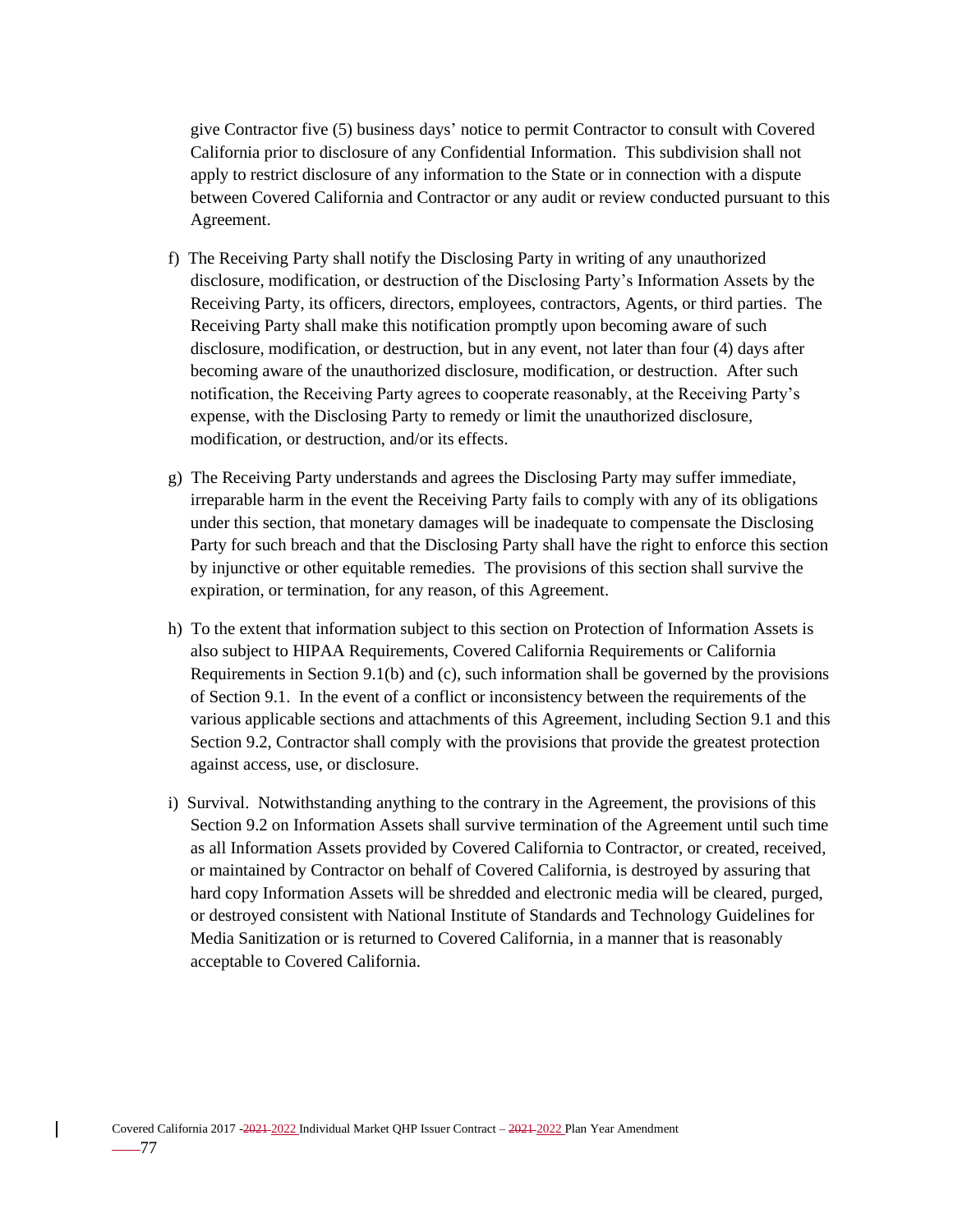give Contractor five (5) business days' notice to permit Contractor to consult with Covered California prior to disclosure of any Confidential Information. This subdivision shall not apply to restrict disclosure of any information to the State or in connection with a dispute between Covered California and Contractor or any audit or review conducted pursuant to this Agreement.

f) The Receiving Party shall notify the Disclosing Party in writing of any unauthorized disclosure, modification, or destruction of the Disclosing Party's Information Assets by the Receiving Party, its officers, directors, employees, contractors, Agents, or third parties. The Receiving Party shall make this notification promptly upon becoming aware of such disclosure, modification, or destruction, but in any event, not later than four (4) days after becoming aware of the unauthorized disclosure, modification, or destruction. After such notification, the Receiving Party agrees to cooperate reasonably, at the Receiving Party's expense, with the Disclosing Party to remedy or limit the unauthorized disclosure, modification, or destruction, and/or its effects.

g) The Receiving Party understands and agrees the Disclosing Party may suffer immediate, irreparable harm in the event the Receiving Party fails to comply with any of its obligations under this section, that monetary damages will be inadequate to compensate the Disclosing Party for such breach and that the Disclosing Party shall have the right to enforce this section by injunctive or other equitable remedies. The provisions of this section shall survive the expiration, or termination, for any reason, of this Agreement.

h) To the extent that information subject to this section on Protection of Information Assets is also subject to HIPAA Requirements, Covered California Requirements or California Requirements in Section 9.1(b) and (c), such information shall be governed by the provisions of Section 9.1. In the event of a conflict or inconsistency between the requirements of the various applicable sections and attachments of this Agreement, including Section 9.1 and this Section 9.2, Contractor shall comply with the provisions that provide the greatest protection against access, use, or disclosure.

i) Survival. Notwithstanding anything to the contrary in the Agreement, the provisions of this Section 9.2 on Information Assets shall survive termination of the Agreement until such time as all Information Assets provided by Covered California to Contractor, or created, received, or maintained by Contractor on behalf of Covered California, is destroyed by assuring that hard copy Information Assets will be shredded and electronic media will be cleared, purged, or destroyed consistent with National Institute of Standards and Technology Guidelines for Media Sanitization or is returned to Covered California, in a manner that is reasonably acceptable to Covered California.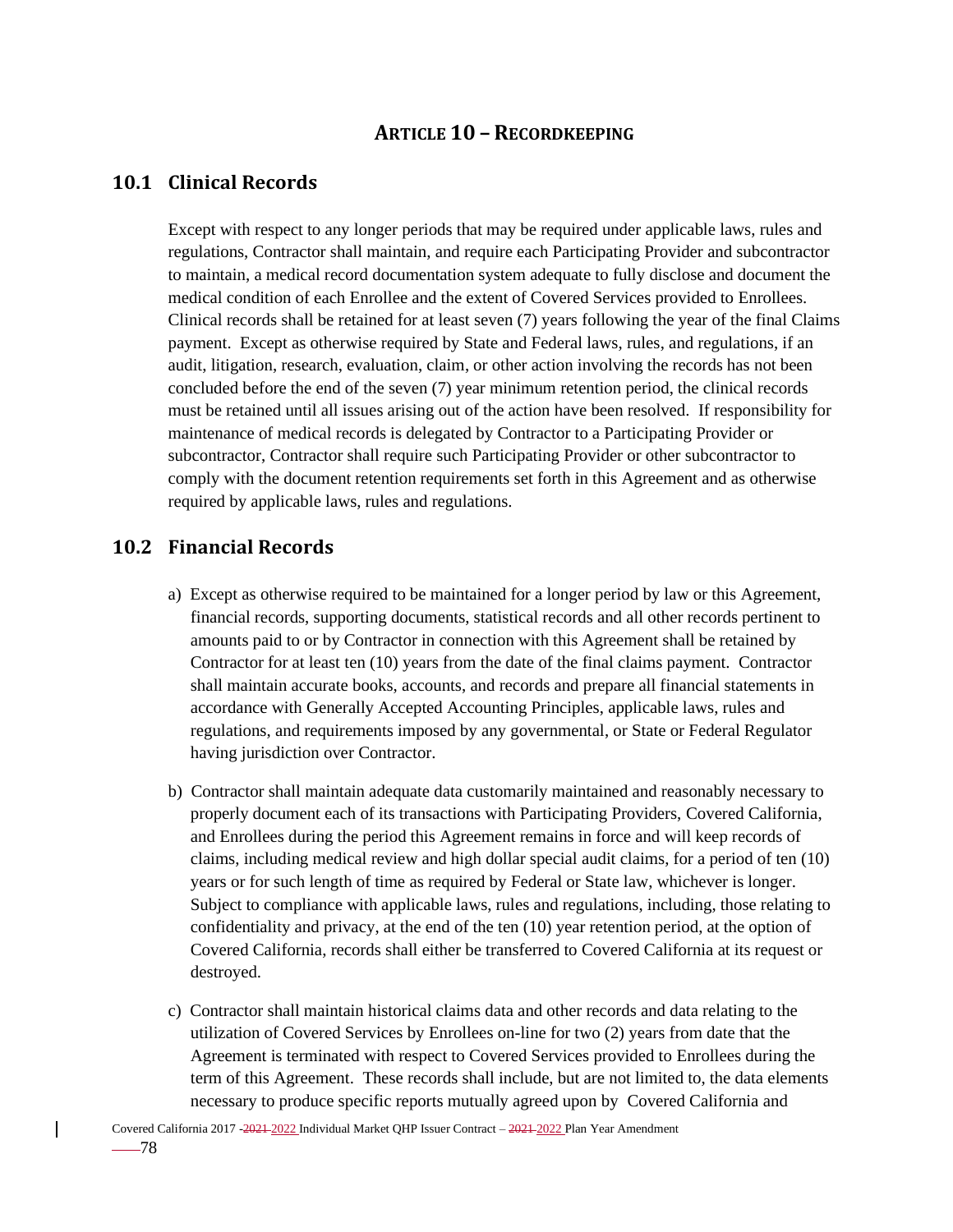# ARTICLE 10 – RECORDKEEPING

## 10.1 Clinical Records

Except with respect to any longer periods that may be required under applicable laws, rules and regulations, Contractor shall maintain, and require each Participating Provider and subcontractor to maintain, a medical record documentation system adequate to fully disclose and document the medical condition of each Enrollee and the extent of Covered Services provided to Enrollees. Clinical records shall be retained for at least seven (7) years following the year of the final Claims payment. Except as otherwise required by State and Federal laws, rules, and regulations, if an audit, litigation, research, evaluation, claim, or other action involving the records has not been concluded before the end of the seven (7) year minimum retention period, the clinical records must be retained until all issues arising out of the action have been resolved. If responsibility for maintenance of medical records is delegated by Contractor to a Participating Provider or subcontractor, Contractor shall require such Participating Provider or other subcontractor to comply with the document retention requirements set forth in this Agreement and as otherwise required by applicable laws, rules and regulations.

## 10.2 Financial Records

a) Except as otherwise required to be maintained for a longer period by law or this Agreement, financial records, supporting documents, statistical records and all other records pertinent to amounts paid to or by Contractor in connection with this Agreement shall be retained by Contractor for at least ten (10) years from the date of the final claims payment. Contractor shall maintain accurate books, accounts, and records and prepare all financial statements in accordance with Generally Accepted Accounting Principles, applicable laws, rules and regulations, and requirements imposed by any governmental, or State or Federal Regulator having jurisdiction over Contractor.

b) Contractor shall maintain adequate data customarily maintained and reasonably necessary to properly document each of its transactions with Participating Providers, Covered California, and Enrollees during the period this Agreement remains in force and will keep records of claims, including medical review and high dollar special audit claims, for a period of ten (10) years or for such length of time as required by Federal or State law, whichever is longer. Subject to compliance with applicable laws, rules and regulations, including, those relating to confidentiality and privacy, at the end of the ten (10) year retention period, at the option of Covered California, records shall either be transferred to Covered California at its request or destroyed.

c) Contractor shall maintain historical claims data and other records and data relating to the utilization of Covered Services by Enrollees on-line for two (2) years from date that the Agreement is terminated with respect to Covered Services provided to Enrollees during the term of this Agreement. These records shall include, but are not limited to, the data elements necessary to produce specific reports mutually agreed upon by Covered California and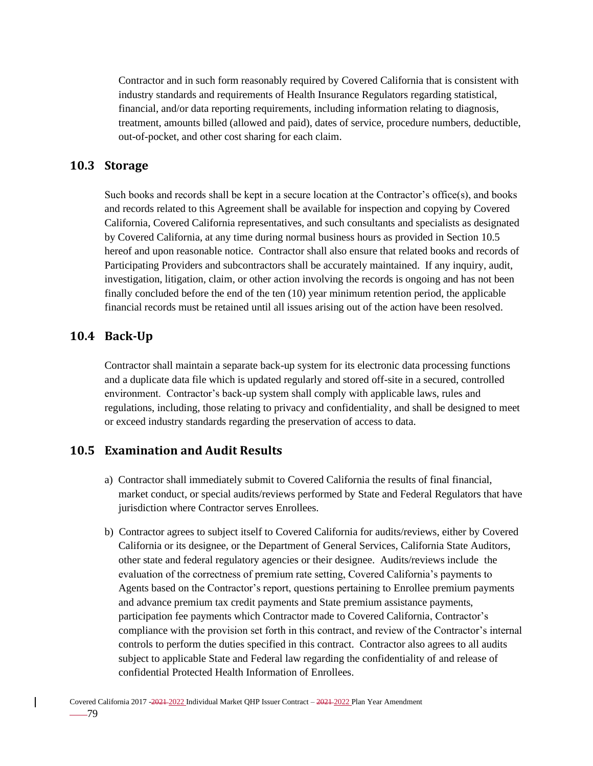Contractor and in such form reasonably required by Covered California that is consistent with industry standards and requirements of Health Insurance Regulators regarding statistical, financial, and/or data reporting requirements, including information relating to diagnosis, treatment, amounts billed (allowed and paid), dates of service, procedure numbers, deductible, out-of-pocket, and other cost sharing for each claim.

## 10.3 Storage

Such books and records shall be kept in a secure location at the Contractor's office(s), and books and records related to this Agreement shall be available for inspection and copying by Covered California, Covered California representatives, and such consultants and specialists as designated by Covered California, at any time during normal business hours as provided in Section 10.5 hereof and upon reasonable notice. Contractor shall also ensure that related books and records of Participating Providers and subcontractors shall be accurately maintained. If any inquiry, audit, investigation, litigation, claim, or other action involving the records is ongoing and has not been finally concluded before the end of the ten (10) year minimum retention period, the applicable financial records must be retained until all issues arising out of the action have been resolved.

## 10.4 Back-Up

Contractor shall maintain a separate back-up system for its electronic data processing functions and a duplicate data file which is updated regularly and stored off-site in a secured, controlled environment. Contractor's back-up system shall comply with applicable laws, rules and regulations, including, those relating to privacy and confidentiality, and shall be designed to meet or exceed industry standards regarding the preservation of access to data.

## 10.5 Examination and Audit Results

a) Contractor shall immediately submit to Covered California the results of final financial, market conduct, or special audits/reviews performed by State and Federal Regulators that have jurisdiction where Contractor serves Enrollees.

b) Contractor agrees to subject itself to Covered California for audits/reviews, either by Covered California or its designee, or the Department of General Services, California State Auditors, other state and federal regulatory agencies or their designee. Audits/reviews include the evaluation of the correctness of premium rate setting, Covered California's payments to Agents based on the Contractor's report, questions pertaining to Enrollee premium payments and advance premium tax credit payments and State premium assistance payments, participation fee payments which Contractor made to Covered California, Contractor's compliance with the provision set forth in this contract, and review of the Contractor's internal controls to perform the duties specified in this contract. Contractor also agrees to all audits subject to applicable State and Federal law regarding the confidentiality of and release of confidential Protected Health Information of Enrollees.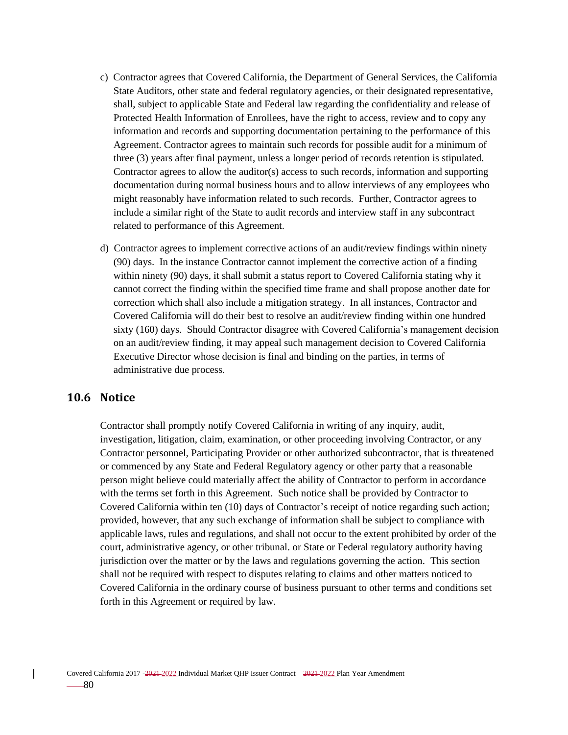c) Contractor agrees that Covered California, the Department of General Services, the California State Auditors, other state and federal regulatory agencies, or their designated representative, shall, subject to applicable State and Federal law regarding the confidentiality and release of Protected Health Information of Enrollees, have the right to access, review and to copy any information and records and supporting documentation pertaining to the performance of this Agreement. Contractor agrees to maintain such records for possible audit for a minimum of three (3) years after final payment, unless a longer period of records retention is stipulated. Contractor agrees to allow the auditor(s) access to such records, information and supporting documentation during normal business hours and to allow interviews of any employees who might reasonably have information related to such records. Further, Contractor agrees to include a similar right of the State to audit records and interview staff in any subcontract related to performance of this Agreement.

d) Contractor agrees to implement corrective actions of an audit/review findings within ninety (90) days. In the instance Contractor cannot implement the corrective action of a finding within ninety (90) days, it shall submit a status report to Covered California stating why it cannot correct the finding within the specified time frame and shall propose another date for correction which shall also include a mitigation strategy. In all instances, Contractor and Covered California will do their best to resolve an audit/review finding within one hundred sixty (160) days. Should Contractor disagree with Covered California's management decision on an audit/review finding, it may appeal such management decision to Covered California Executive Director whose decision is final and binding on the parties, in terms of administrative due process.

## 10.6 Notice

Contractor shall promptly notify Covered California in writing of any inquiry, audit, investigation, litigation, claim, examination, or other proceeding involving Contractor, or any Contractor personnel, Participating Provider or other authorized subcontractor, that is threatened or commenced by any State and Federal Regulatory agency or other party that a reasonable person might believe could materially affect the ability of Contractor to perform in accordance with the terms set forth in this Agreement. Such notice shall be provided by Contractor to Covered California within ten (10) days of Contractor's receipt of notice regarding such action; provided, however, that any such exchange of information shall be subject to compliance with applicable laws, rules and regulations, and shall not occur to the extent prohibited by order of the court, administrative agency, or other tribunal. or State or Federal regulatory authority having jurisdiction over the matter or by the laws and regulations governing the action. This section shall not be required with respect to disputes relating to claims and other matters noticed to Covered California in the ordinary course of business pursuant to other terms and conditions set forth in this Agreement or required by law.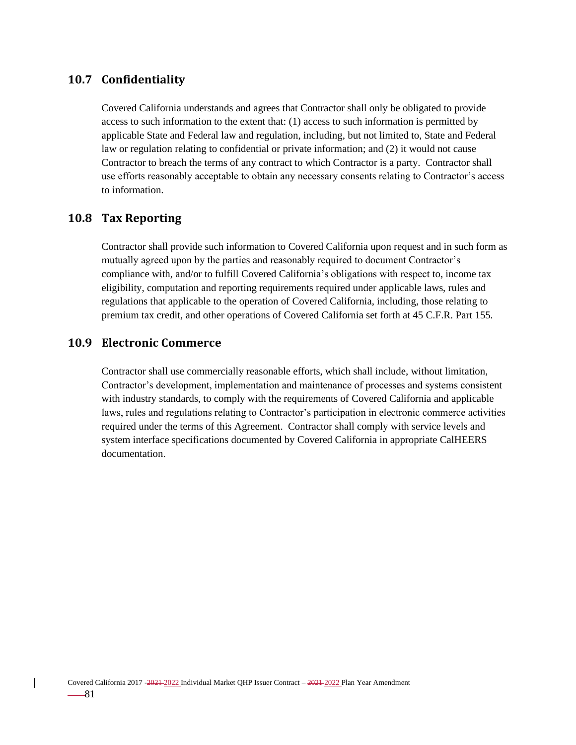## 10.7 Confidentiality

Covered California understands and agrees that Contractor shall only be obligated to provide access to such information to the extent that: (1) access to such information is permitted by applicable State and Federal law and regulation, including, but not limited to, State and Federal law or regulation relating to confidential or private information; and (2) it would not cause Contractor to breach the terms of any contract to which Contractor is a party. Contractor shall use efforts reasonably acceptable to obtain any necessary consents relating to Contractor's access to information.

## 10.8 Tax Reporting

Contractor shall provide such information to Covered California upon request and in such form as mutually agreed upon by the parties and reasonably required to document Contractor's compliance with, and/or to fulfill Covered California's obligations with respect to, income tax eligibility, computation and reporting requirements required under applicable laws, rules and regulations that applicable to the operation of Covered California, including, those relating to premium tax credit, and other operations of Covered California set forth at 45 C.F.R. Part 155.

## 10.9 Electronic Commerce

Contractor shall use commercially reasonable efforts, which shall include, without limitation, Contractor's development, implementation and maintenance of processes and systems consistent with industry standards, to comply with the requirements of Covered California and applicable laws, rules and regulations relating to Contractor's participation in electronic commerce activities required under the terms of this Agreement. Contractor shall comply with service levels and system interface specifications documented by Covered California in appropriate CalHEERS documentation.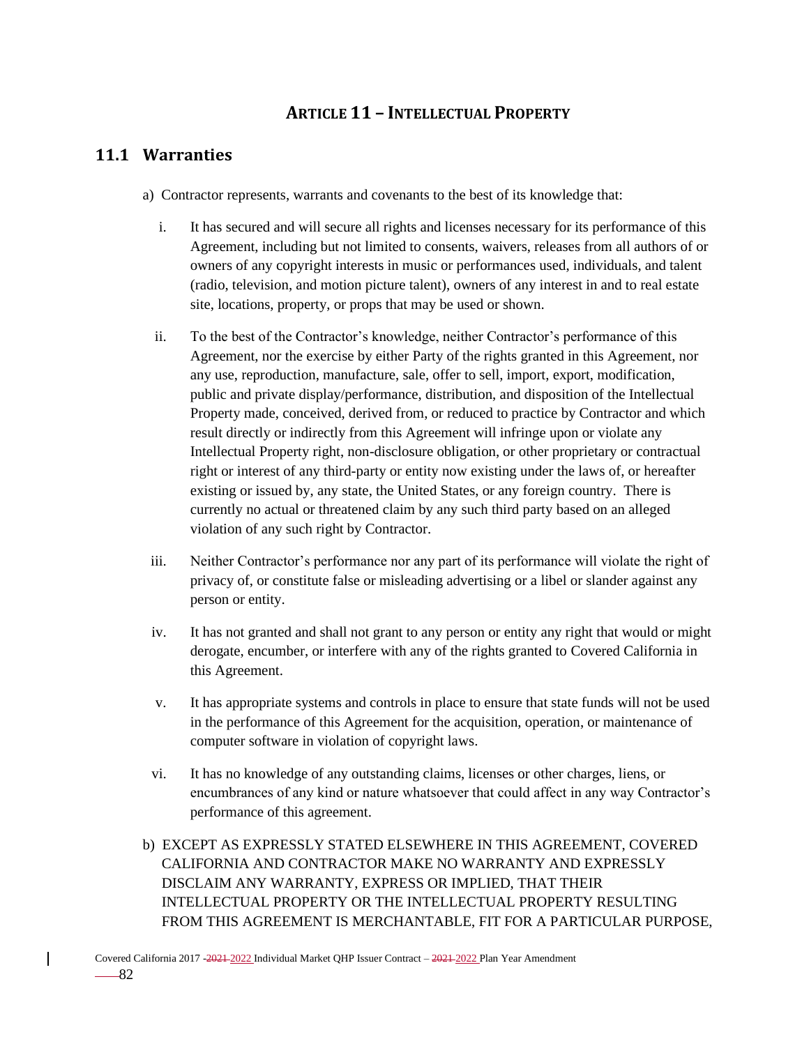# ARTICLE 11 – INTELLECTUAL PROPERTY

## 11.1 Warranties

a) Contractor represents, warrants and covenants to the best of its knowledge that:

   i. It has secured and will secure all rights and licenses necessary for its performance of this Agreement, including but not limited to consents, waivers, releases from all authors of or owners of any copyright interests in music or performances used, individuals, and talent (radio, television, and motion picture talent), owners of any interest in and to real estate site, locations, property, or props that may be used or shown.

   ii. To the best of the Contractor's knowledge, neither Contractor's performance of this Agreement, nor the exercise by either Party of the rights granted in this Agreement, nor any use, reproduction, manufacture, sale, offer to sell, import, export, modification, public and private display/performance, distribution, and disposition of the Intellectual Property made, conceived, derived from, or reduced to practice by Contractor and which result directly or indirectly from this Agreement will infringe upon or violate any Intellectual Property right, non-disclosure obligation, or other proprietary or contractual right or interest of any third-party or entity now existing under the laws of, or hereafter existing or issued by, any state, the United States, or any foreign country. There is currently no actual or threatened claim by any such third party based on an alleged violation of any such right by Contractor.

   iii. Neither Contractor's performance nor any part of its performance will violate the right of privacy of, or constitute false or misleading advertising or a libel or slander against any person or entity.

   iv. It has not granted and shall not grant to any person or entity any right that would or might derogate, encumber, or interfere with any of the rights granted to Covered California in this Agreement.

   v. It has appropriate systems and controls in place to ensure that state funds will not be used in the performance of this Agreement for the acquisition, operation, or maintenance of computer software in violation of copyright laws.

   vi. It has no knowledge of any outstanding claims, licenses or other charges, liens, or encumbrances of any kind or nature whatsoever that could affect in any way Contractor's performance of this agreement.

b) EXCEPT AS EXPRESSLY STATED ELSEWHERE IN THIS AGREEMENT, COVERED CALIFORNIA AND CONTRACTOR MAKE NO WARRANTY AND EXPRESSLY DISCLAIM ANY WARRANTY, EXPRESS OR IMPLIED, THAT THEIR INTELLECTUAL PROPERTY OR THE INTELLECTUAL PROPERTY RESULTING FROM THIS AGREEMENT IS MERCHANTABLE, FIT FOR A PARTICULAR PURPOSE,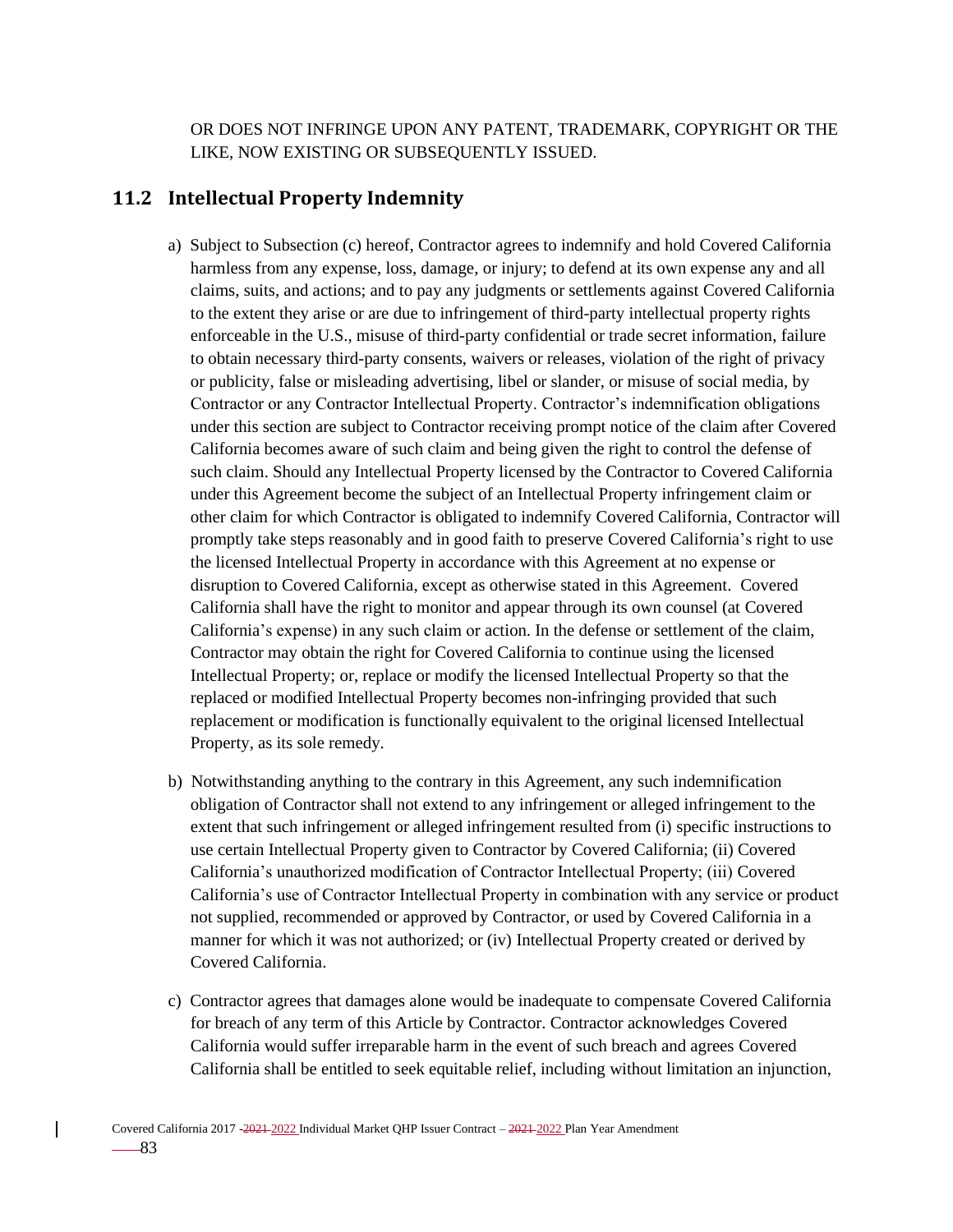OR DOES NOT INFRINGE UPON ANY PATENT, TRADEMARK, COPYRIGHT OR THE LIKE, NOW EXISTING OR SUBSEQUENTLY ISSUED.

## 11.2 Intellectual Property Indemnity

a) Subject to Subsection (c) hereof, Contractor agrees to indemnify and hold Covered California harmless from any expense, loss, damage, or injury; to defend at its own expense any and all claims, suits, and actions; and to pay any judgments or settlements against Covered California to the extent they arise or are due to infringement of third-party intellectual property rights enforceable in the U.S., misuse of third-party confidential or trade secret information, failure to obtain necessary third-party consents, waivers or releases, violation of the right of privacy or publicity, false or misleading advertising, libel or slander, or misuse of social media, by Contractor or any Contractor Intellectual Property. Contractor's indemnification obligations under this section are subject to Contractor receiving prompt notice of the claim after Covered California becomes aware of such claim and being given the right to control the defense of such claim. Should any Intellectual Property licensed by the Contractor to Covered California under this Agreement become the subject of an Intellectual Property infringement claim or other claim for which Contractor is obligated to indemnify Covered California, Contractor will promptly take steps reasonably and in good faith to preserve Covered California's right to use the licensed Intellectual Property in accordance with this Agreement at no expense or disruption to Covered California, except as otherwise stated in this Agreement. Covered California shall have the right to monitor and appear through its own counsel (at Covered California's expense) in any such claim or action. In the defense or settlement of the claim, Contractor may obtain the right for Covered California to continue using the licensed Intellectual Property; or, replace or modify the licensed Intellectual Property so that the replaced or modified Intellectual Property becomes non-infringing provided that such replacement or modification is functionally equivalent to the original licensed Intellectual Property, as its sole remedy.

b) Notwithstanding anything to the contrary in this Agreement, any such indemnification obligation of Contractor shall not extend to any infringement or alleged infringement to the extent that such infringement or alleged infringement resulted from (i) specific instructions to use certain Intellectual Property given to Contractor by Covered California; (ii) Covered California's unauthorized modification of Contractor Intellectual Property; (iii) Covered California's use of Contractor Intellectual Property in combination with any service or product not supplied, recommended or approved by Contractor, or used by Covered California in a manner for which it was not authorized; or (iv) Intellectual Property created or derived by Covered California.

c) Contractor agrees that damages alone would be inadequate to compensate Covered California for breach of any term of this Article by Contractor. Contractor acknowledges Covered California would suffer irreparable harm in the event of such breach and agrees Covered California shall be entitled to seek equitable relief, including without limitation an injunction,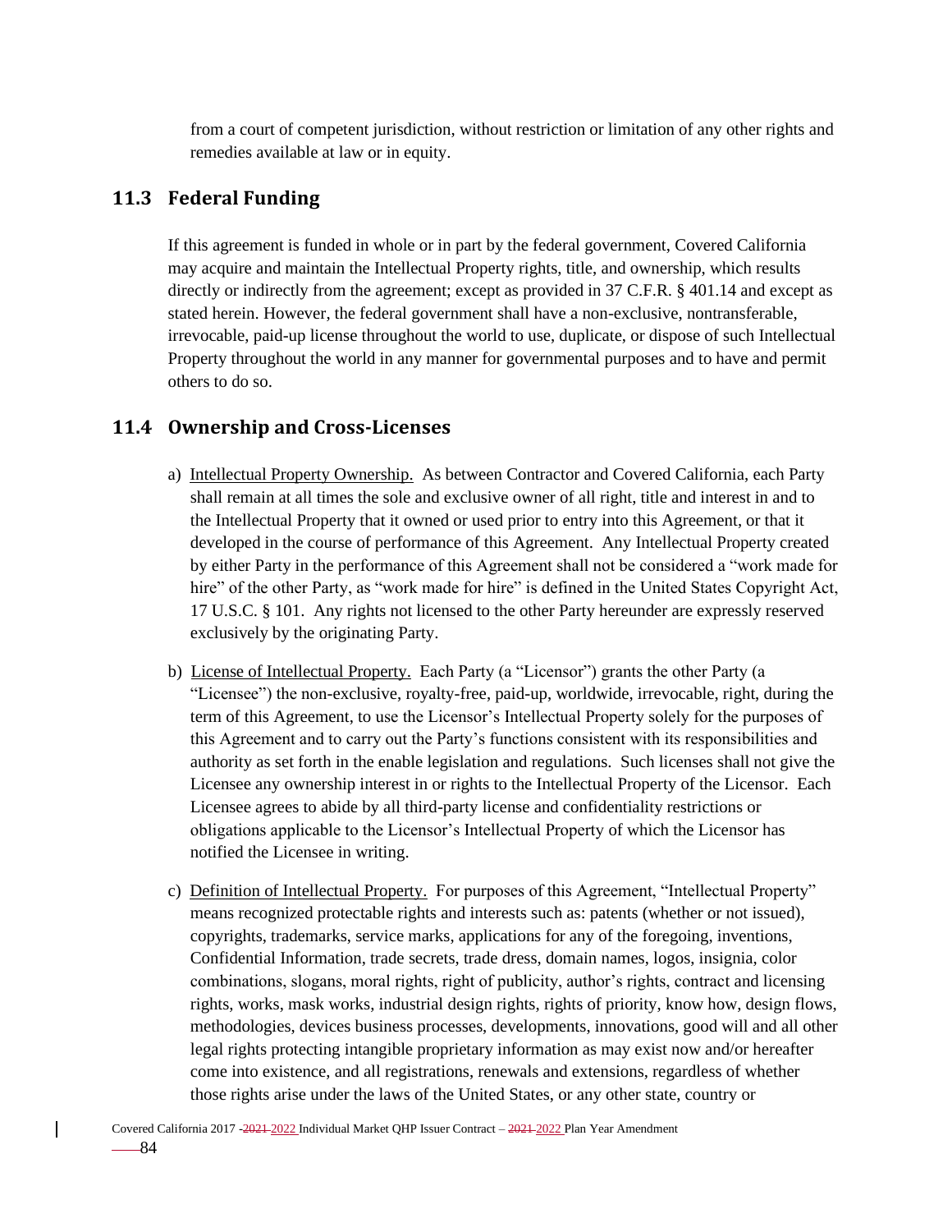from a court of competent jurisdiction, without restriction or limitation of any other rights and remedies available at law or in equity.

## 11.3 Federal Funding

If this agreement is funded in whole or in part by the federal government, Covered California may acquire and maintain the Intellectual Property rights, title, and ownership, which results directly or indirectly from the agreement; except as provided in 37 C.F.R. § 401.14 and except as stated herein. However, the federal government shall have a non-exclusive, nontransferable, irrevocable, paid-up license throughout the world to use, duplicate, or dispose of such Intellectual Property throughout the world in any manner for governmental purposes and to have and permit others to do so.

## 11.4 Ownership and Cross-Licenses

a) Intellectual Property Ownership. As between Contractor and Covered California, each Party shall remain at all times the sole and exclusive owner of all right, title and interest in and to the Intellectual Property that it owned or used prior to entry into this Agreement, or that it developed in the course of performance of this Agreement. Any Intellectual Property created by either Party in the performance of this Agreement shall not be considered a "work made for hire" of the other Party, as "work made for hire" is defined in the United States Copyright Act, 17 U.S.C. § 101. Any rights not licensed to the other Party hereunder are expressly reserved exclusively by the originating Party.

b) License of Intellectual Property. Each Party (a "Licensor") grants the other Party (a "Licensee") the non-exclusive, royalty-free, paid-up, worldwide, irrevocable, right, during the term of this Agreement, to use the Licensor's Intellectual Property solely for the purposes of this Agreement and to carry out the Party's functions consistent with its responsibilities and authority as set forth in the enable legislation and regulations. Such licenses shall not give the Licensee any ownership interest in or rights to the Intellectual Property of the Licensor. Each Licensee agrees to abide by all third-party license and confidentiality restrictions or obligations applicable to the Licensor's Intellectual Property of which the Licensor has notified the Licensee in writing.

c) Definition of Intellectual Property. For purposes of this Agreement, "Intellectual Property" means recognized protectable rights and interests such as: patents (whether or not issued), copyrights, trademarks, service marks, applications for any of the foregoing, inventions, Confidential Information, trade secrets, trade dress, domain names, logos, insignia, color combinations, slogans, moral rights, right of publicity, author's rights, contract and licensing rights, works, mask works, industrial design rights, rights of priority, know how, design flows, methodologies, devices business processes, developments, innovations, good will and all other legal rights protecting intangible proprietary information as may exist now and/or hereafter come into existence, and all registrations, renewals and extensions, regardless of whether those rights arise under the laws of the United States, or any other state, country or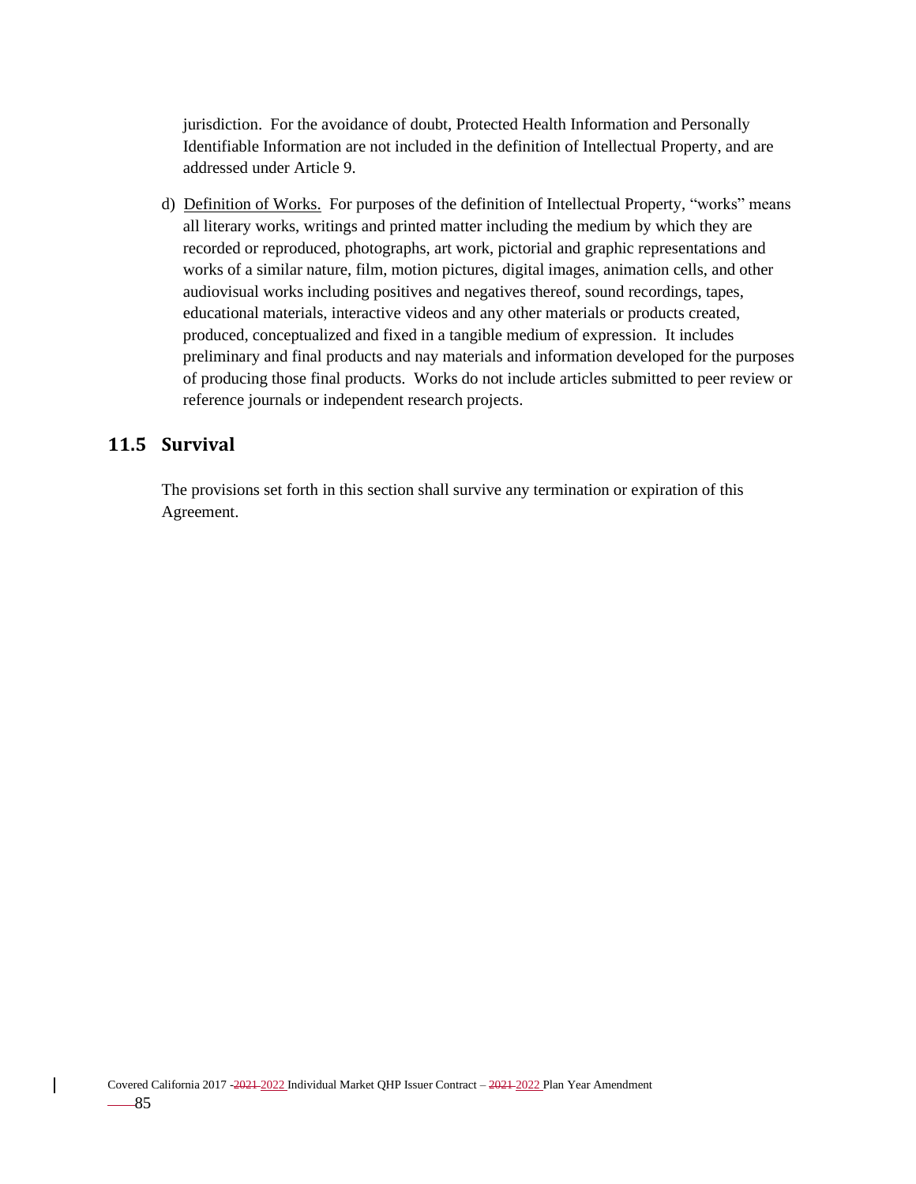jurisdiction. For the avoidance of doubt, Protected Health Information and Personally Identifiable Information are not included in the definition of Intellectual Property, and are addressed under Article 9.

d) Definition of Works. For purposes of the definition of Intellectual Property, "works" means all literary works, writings and printed matter including the medium by which they are recorded or reproduced, photographs, art work, pictorial and graphic representations and works of a similar nature, film, motion pictures, digital images, animation cells, and other audiovisual works including positives and negatives thereof, sound recordings, tapes, educational materials, interactive videos and any other materials or products created, produced, conceptualized and fixed in a tangible medium of expression. It includes preliminary and final products and nay materials and information developed for the purposes of producing those final products. Works do not include articles submitted to peer review or reference journals or independent research projects.

## 11.5 Survival

The provisions set forth in this section shall survive any termination or expiration of this Agreement.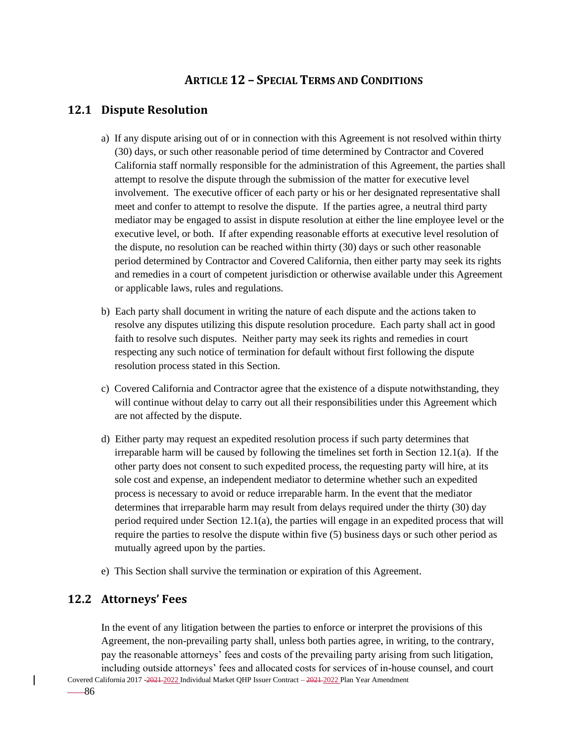# ARTICLE 12 – SPECIAL TERMS AND CONDITIONS

## 12.1 Dispute Resolution

a) If any dispute arising out of or in connection with this Agreement is not resolved within thirty (30) days, or such other reasonable period of time determined by Contractor and Covered California staff normally responsible for the administration of this Agreement, the parties shall attempt to resolve the dispute through the submission of the matter for executive level involvement. The executive officer of each party or his or her designated representative shall meet and confer to attempt to resolve the dispute. If the parties agree, a neutral third party mediator may be engaged to assist in dispute resolution at either the line employee level or the executive level, or both. If after expending reasonable efforts at executive level resolution of the dispute, no resolution can be reached within thirty (30) days or such other reasonable period determined by Contractor and Covered California, then either party may seek its rights and remedies in a court of competent jurisdiction or otherwise available under this Agreement or applicable laws, rules and regulations.

b) Each party shall document in writing the nature of each dispute and the actions taken to resolve any disputes utilizing this dispute resolution procedure. Each party shall act in good faith to resolve such disputes. Neither party may seek its rights and remedies in court respecting any such notice of termination for default without first following the dispute resolution process stated in this Section.

c) Covered California and Contractor agree that the existence of a dispute notwithstanding, they will continue without delay to carry out all their responsibilities under this Agreement which are not affected by the dispute.

d) Either party may request an expedited resolution process if such party determines that irreparable harm will be caused by following the timelines set forth in Section 12.1(a). If the other party does not consent to such expedited process, the requesting party will hire, at its sole cost and expense, an independent mediator to determine whether such an expedited process is necessary to avoid or reduce irreparable harm. In the event that the mediator determines that irreparable harm may result from delays required under the thirty (30) day period required under Section 12.1(a), the parties will engage in an expedited process that will require the parties to resolve the dispute within five (5) business days or such other period as mutually agreed upon by the parties.

e) This Section shall survive the termination or expiration of this Agreement.

## 12.2 Attorneys' Fees

In the event of any litigation between the parties to enforce or interpret the provisions of this Agreement, the non-prevailing party shall, unless both parties agree, in writing, to the contrary, pay the reasonable attorneys' fees and costs of the prevailing party arising from such litigation, including outside attorneys' fees and allocated costs for services of in-house counsel, and court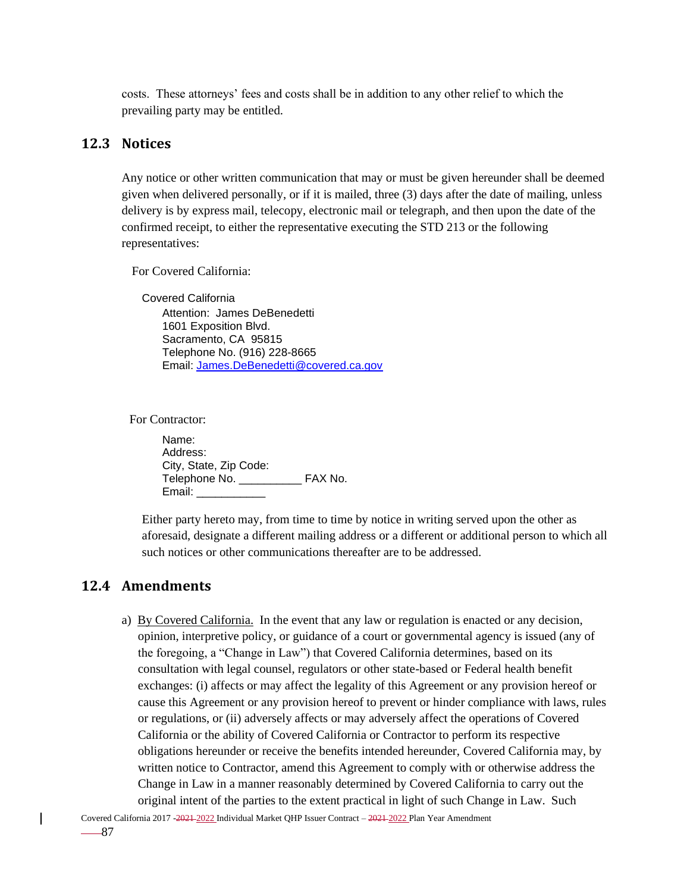costs. These attorneys' fees and costs shall be in addition to any other relief to which the prevailing party may be entitled.

## 12.3 Notices

Any notice or other written communication that may or must be given hereunder shall be deemed given when delivered personally, or if it is mailed, three (3) days after the date of mailing, unless delivery is by express mail, telecopy, electronic mail or telegraph, and then upon the date of the confirmed receipt, to either the representative executing the STD 213 or the following representatives:

For Covered California:

Covered California
Attention: James DeBenedetti
1601 Exposition Blvd.
Sacramento, CA 95815
Telephone No. (916) 228-8665
Email: James.DeBenedetti@covered.ca.gov

For Contractor:

Name:
Address:
City, State, Zip Code:
Telephone No. __________ FAX No.
Email: ___________

Either party hereto may, from time to time by notice in writing served upon the other as aforesaid, designate a different mailing address or a different or additional person to which all such notices or other communications thereafter are to be addressed.

## 12.4 Amendments

a) By Covered California. In the event that any law or regulation is enacted or any decision, opinion, interpretive policy, or guidance of a court or governmental agency is issued (any of the foregoing, a "Change in Law") that Covered California determines, based on its consultation with legal counsel, regulators or other state-based or Federal health benefit exchanges: (i) affects or may affect the legality of this Agreement or any provision hereof or cause this Agreement or any provision hereof to prevent or hinder compliance with laws, rules or regulations, or (ii) adversely affects or may adversely affect the operations of Covered California or the ability of Covered California or Contractor to perform its respective obligations hereunder or receive the benefits intended hereunder, Covered California may, by written notice to Contractor, amend this Agreement to comply with or otherwise address the Change in Law in a manner reasonably determined by Covered California to carry out the original intent of the parties to the extent practical in light of such Change in Law. Such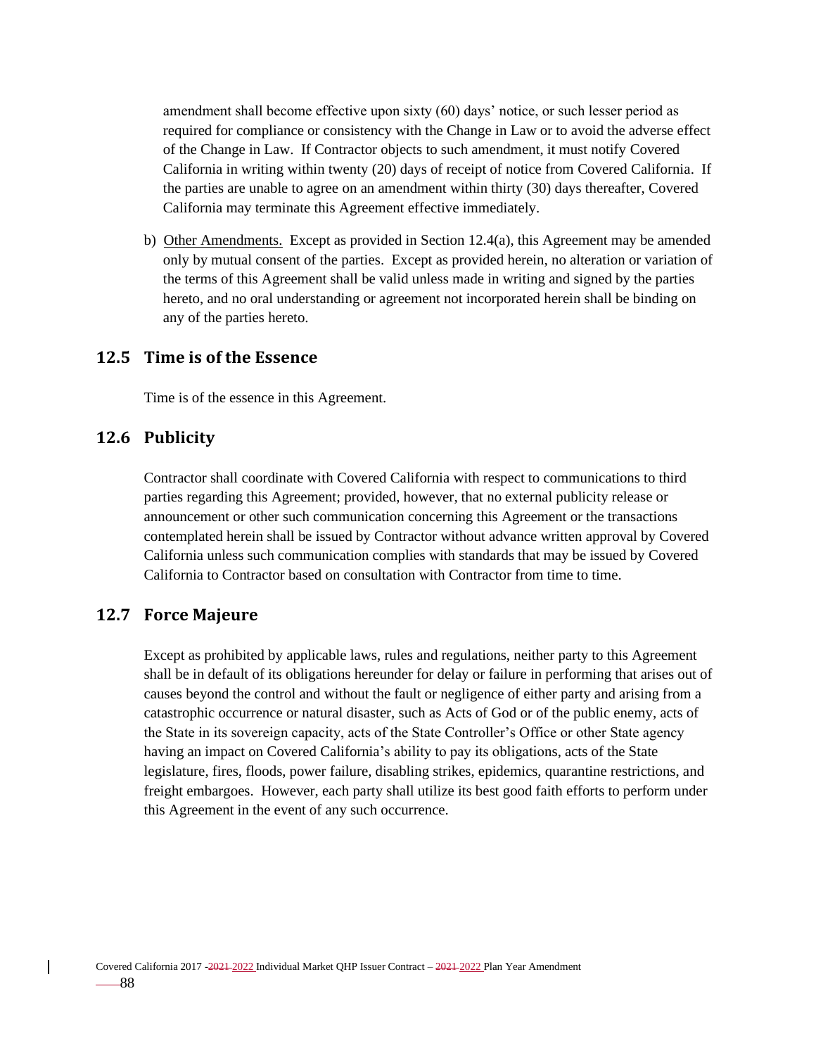amendment shall become effective upon sixty (60) days' notice, or such lesser period as required for compliance or consistency with the Change in Law or to avoid the adverse effect of the Change in Law. If Contractor objects to such amendment, it must notify Covered California in writing within twenty (20) days of receipt of notice from Covered California. If the parties are unable to agree on an amendment within thirty (30) days thereafter, Covered California may terminate this Agreement effective immediately.

b) Other Amendments. Except as provided in Section 12.4(a), this Agreement may be amended only by mutual consent of the parties. Except as provided herein, no alteration or variation of the terms of this Agreement shall be valid unless made in writing and signed by the parties hereto, and no oral understanding or agreement not incorporated herein shall be binding on any of the parties hereto.

## 12.5 Time is of the Essence

Time is of the essence in this Agreement.

## 12.6 Publicity

Contractor shall coordinate with Covered California with respect to communications to third parties regarding this Agreement; provided, however, that no external publicity release or announcement or other such communication concerning this Agreement or the transactions contemplated herein shall be issued by Contractor without advance written approval by Covered California unless such communication complies with standards that may be issued by Covered California to Contractor based on consultation with Contractor from time to time.

## 12.7 Force Majeure

Except as prohibited by applicable laws, rules and regulations, neither party to this Agreement shall be in default of its obligations hereunder for delay or failure in performing that arises out of causes beyond the control and without the fault or negligence of either party and arising from a catastrophic occurrence or natural disaster, such as Acts of God or of the public enemy, acts of the State in its sovereign capacity, acts of the State Controller's Office or other State agency having an impact on Covered California's ability to pay its obligations, acts of the State legislature, fires, floods, power failure, disabling strikes, epidemics, quarantine restrictions, and freight embargoes. However, each party shall utilize its best good faith efforts to perform under this Agreement in the event of any such occurrence.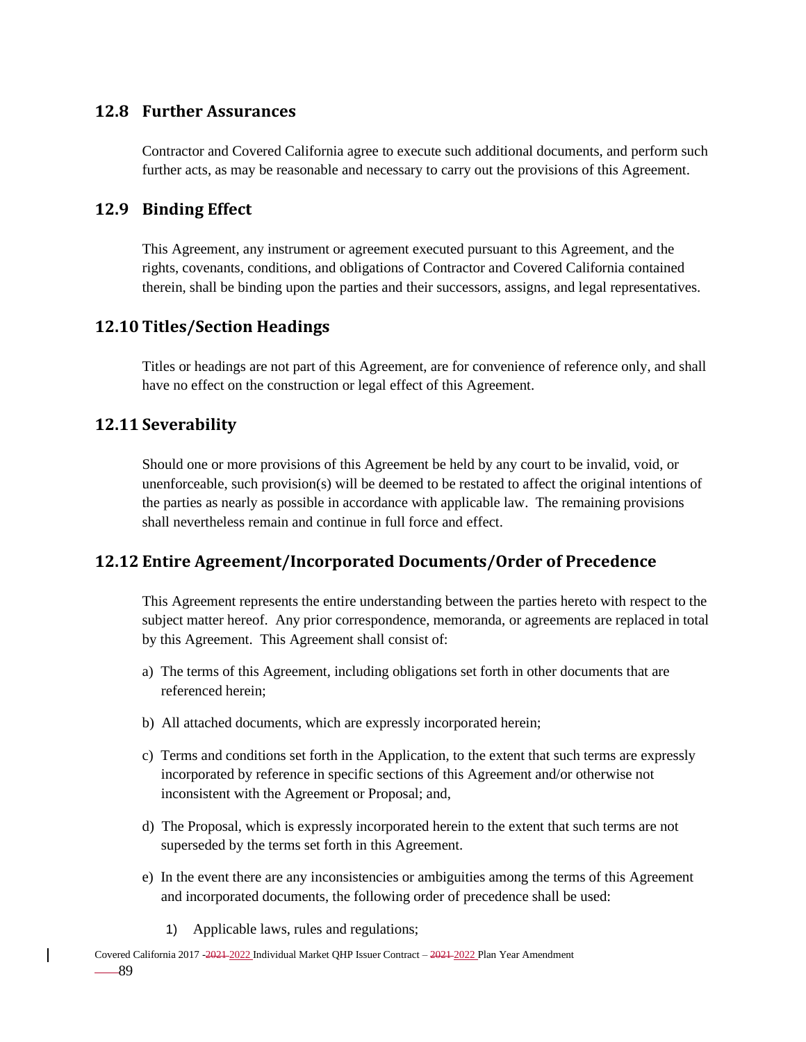## 12.8 Further Assurances

Contractor and Covered California agree to execute such additional documents, and perform such further acts, as may be reasonable and necessary to carry out the provisions of this Agreement.

## 12.9 Binding Effect

This Agreement, any instrument or agreement executed pursuant to this Agreement, and the rights, covenants, conditions, and obligations of Contractor and Covered California contained therein, shall be binding upon the parties and their successors, assigns, and legal representatives.

## 12.10 Titles/Section Headings

Titles or headings are not part of this Agreement, are for convenience of reference only, and shall have no effect on the construction or legal effect of this Agreement.

## 12.11 Severability

Should one or more provisions of this Agreement be held by any court to be invalid, void, or unenforceable, such provision(s) will be deemed to be restated to affect the original intentions of the parties as nearly as possible in accordance with applicable law. The remaining provisions shall nevertheless remain and continue in full force and effect.

## 12.12 Entire Agreement/Incorporated Documents/Order of Precedence

This Agreement represents the entire understanding between the parties hereto with respect to the subject matter hereof. Any prior correspondence, memoranda, or agreements are replaced in total by this Agreement. This Agreement shall consist of:

a) The terms of this Agreement, including obligations set forth in other documents that are referenced herein;

b) All attached documents, which are expressly incorporated herein;

c) Terms and conditions set forth in the Application, to the extent that such terms are expressly incorporated by reference in specific sections of this Agreement and/or otherwise not inconsistent with the Agreement or Proposal; and,

d) The Proposal, which is expressly incorporated herein to the extent that such terms are not superseded by the terms set forth in this Agreement.

e) In the event there are any inconsistencies or ambiguities among the terms of this Agreement and incorporated documents, the following order of precedence shall be used:

   1) Applicable laws, rules and regulations;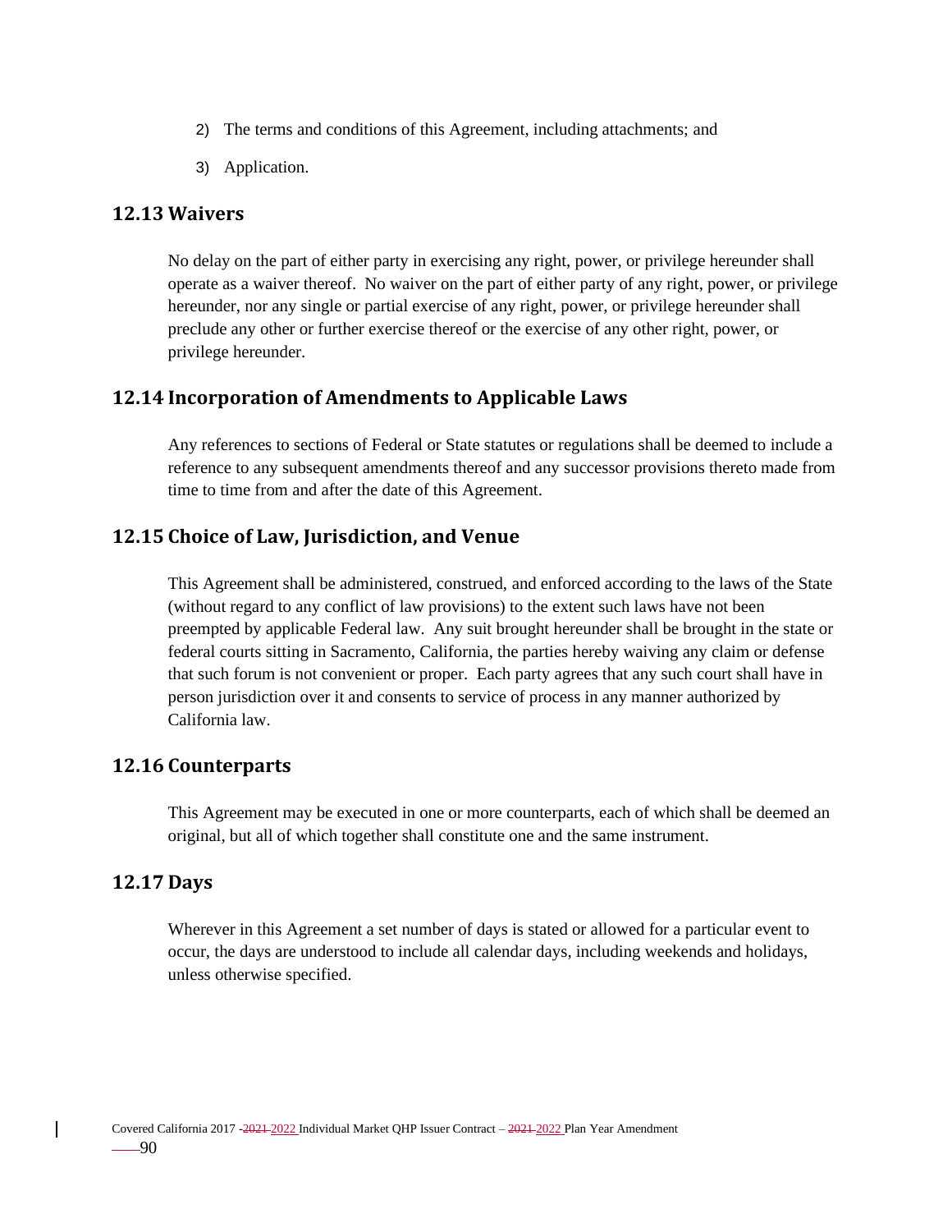2) The terms and conditions of this Agreement, including attachments; and

3) Application.

## 12.13 Waivers

No delay on the part of either party in exercising any right, power, or privilege hereunder shall operate as a waiver thereof. No waiver on the part of either party of any right, power, or privilege hereunder, nor any single or partial exercise of any right, power, or privilege hereunder shall preclude any other or further exercise thereof or the exercise of any other right, power, or privilege hereunder.

## 12.14 Incorporation of Amendments to Applicable Laws

Any references to sections of Federal or State statutes or regulations shall be deemed to include a reference to any subsequent amendments thereof and any successor provisions thereto made from time to time from and after the date of this Agreement.

## 12.15 Choice of Law, Jurisdiction, and Venue

This Agreement shall be administered, construed, and enforced according to the laws of the State (without regard to any conflict of law provisions) to the extent such laws have not been preempted by applicable Federal law. Any suit brought hereunder shall be brought in the state or federal courts sitting in Sacramento, California, the parties hereby waiving any claim or defense that such forum is not convenient or proper. Each party agrees that any such court shall have in person jurisdiction over it and consents to service of process in any manner authorized by California law.

## 12.16 Counterparts

This Agreement may be executed in one or more counterparts, each of which shall be deemed an original, but all of which together shall constitute one and the same instrument.

## 12.17 Days

Wherever in this Agreement a set number of days is stated or allowed for a particular event to occur, the days are understood to include all calendar days, including weekends and holidays, unless otherwise specified.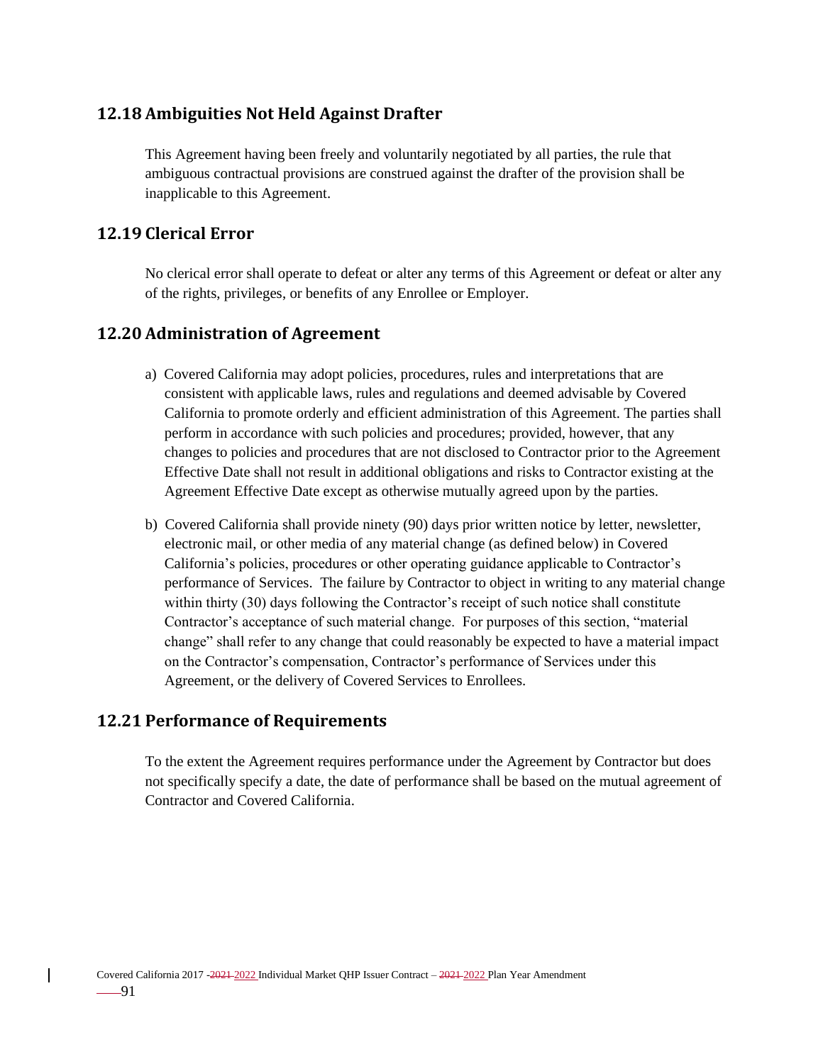## 12.18 Ambiguities Not Held Against Drafter

This Agreement having been freely and voluntarily negotiated by all parties, the rule that ambiguous contractual provisions are construed against the drafter of the provision shall be inapplicable to this Agreement.

## 12.19 Clerical Error

No clerical error shall operate to defeat or alter any terms of this Agreement or defeat or alter any of the rights, privileges, or benefits of any Enrollee or Employer.

## 12.20 Administration of Agreement

a) Covered California may adopt policies, procedures, rules and interpretations that are consistent with applicable laws, rules and regulations and deemed advisable by Covered California to promote orderly and efficient administration of this Agreement. The parties shall perform in accordance with such policies and procedures; provided, however, that any changes to policies and procedures that are not disclosed to Contractor prior to the Agreement Effective Date shall not result in additional obligations and risks to Contractor existing at the Agreement Effective Date except as otherwise mutually agreed upon by the parties.

b) Covered California shall provide ninety (90) days prior written notice by letter, newsletter, electronic mail, or other media of any material change (as defined below) in Covered California's policies, procedures or other operating guidance applicable to Contractor's performance of Services. The failure by Contractor to object in writing to any material change within thirty (30) days following the Contractor's receipt of such notice shall constitute Contractor's acceptance of such material change. For purposes of this section, "material change" shall refer to any change that could reasonably be expected to have a material impact on the Contractor's compensation, Contractor's performance of Services under this Agreement, or the delivery of Covered Services to Enrollees.

## 12.21 Performance of Requirements

To the extent the Agreement requires performance under the Agreement by Contractor but does not specifically specify a date, the date of performance shall be based on the mutual agreement of Contractor and Covered California.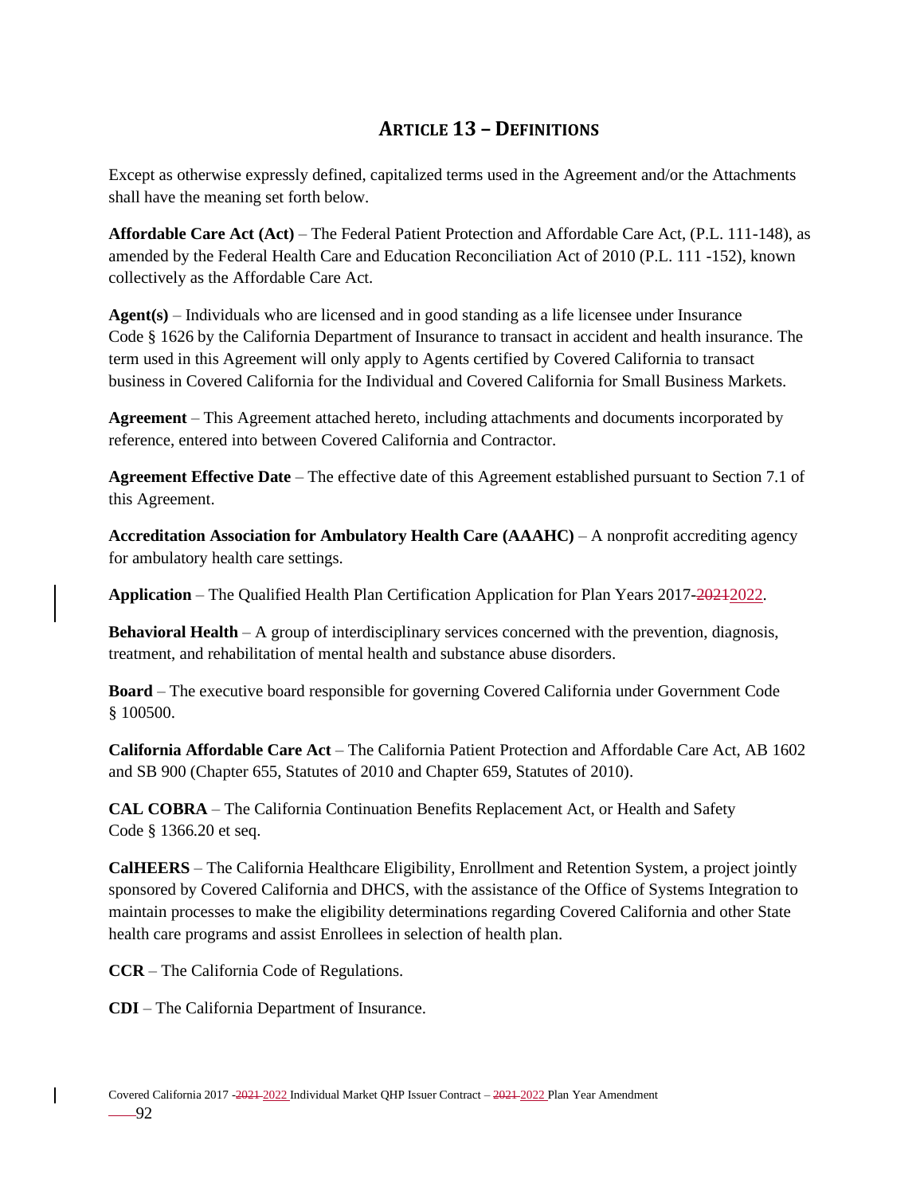# ARTICLE 13 – DEFINITIONS

Except as otherwise expressly defined, capitalized terms used in the Agreement and/or the Attachments shall have the meaning set forth below.

**Affordable Care Act (Act)** – The Federal Patient Protection and Affordable Care Act, (P.L. 111-148), as amended by the Federal Health Care and Education Reconciliation Act of 2010 (P.L. 111 -152), known collectively as the Affordable Care Act.

**Agent(s)** – Individuals who are licensed and in good standing as a life licensee under Insurance Code § 1626 by the California Department of Insurance to transact in accident and health insurance. The term used in this Agreement will only apply to Agents certified by Covered California to transact business in Covered California for the Individual and Covered California for Small Business Markets.

**Agreement** – This Agreement attached hereto, including attachments and documents incorporated by reference, entered into between Covered California and Contractor.

**Agreement Effective Date** – The effective date of this Agreement established pursuant to Section 7.1 of this Agreement.

**Accreditation Association for Ambulatory Health Care (AAAHC)** – A nonprofit accrediting agency for ambulatory health care settings.

**Application** – The Qualified Health Plan Certification Application for Plan Years 2017-~~2021~~2022.

**Behavioral Health** – A group of interdisciplinary services concerned with the prevention, diagnosis, treatment, and rehabilitation of mental health and substance abuse disorders.

**Board** – The executive board responsible for governing Covered California under Government Code § 100500.

**California Affordable Care Act** – The California Patient Protection and Affordable Care Act, AB 1602 and SB 900 (Chapter 655, Statutes of 2010 and Chapter 659, Statutes of 2010).

**CAL COBRA** – The California Continuation Benefits Replacement Act, or Health and Safety Code § 1366.20 et seq.

**CalHEERS** – The California Healthcare Eligibility, Enrollment and Retention System, a project jointly sponsored by Covered California and DHCS, with the assistance of the Office of Systems Integration to maintain processes to make the eligibility determinations regarding Covered California and other State health care programs and assist Enrollees in selection of health plan.

**CCR** – The California Code of Regulations.

**CDI** – The California Department of Insurance.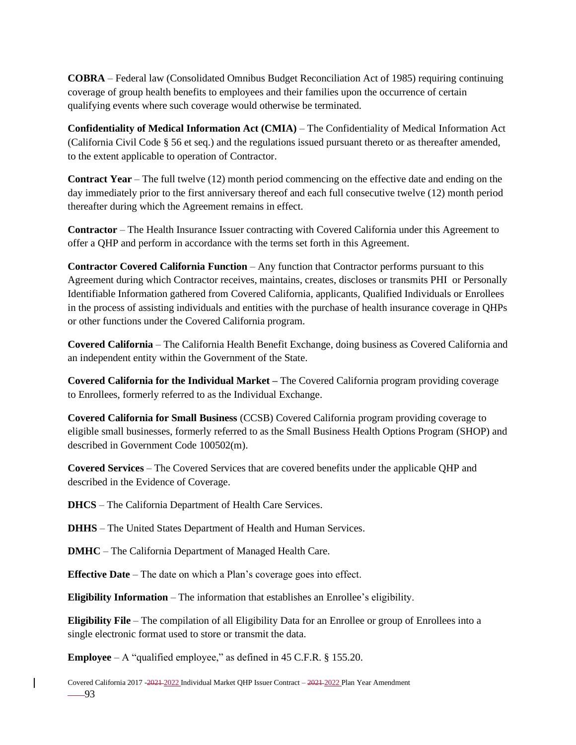**COBRA** – Federal law (Consolidated Omnibus Budget Reconciliation Act of 1985) requiring continuing coverage of group health benefits to employees and their families upon the occurrence of certain qualifying events where such coverage would otherwise be terminated.

**Confidentiality of Medical Information Act (CMIA)** – The Confidentiality of Medical Information Act (California Civil Code § 56 et seq.) and the regulations issued pursuant thereto or as thereafter amended, to the extent applicable to operation of Contractor.

**Contract Year** – The full twelve (12) month period commencing on the effective date and ending on the day immediately prior to the first anniversary thereof and each full consecutive twelve (12) month period thereafter during which the Agreement remains in effect.

**Contractor** – The Health Insurance Issuer contracting with Covered California under this Agreement to offer a QHP and perform in accordance with the terms set forth in this Agreement.

**Contractor Covered California Function** – Any function that Contractor performs pursuant to this Agreement during which Contractor receives, maintains, creates, discloses or transmits PHI or Personally Identifiable Information gathered from Covered California, applicants, Qualified Individuals or Enrollees in the process of assisting individuals and entities with the purchase of health insurance coverage in QHPs or other functions under the Covered California program.

**Covered California** – The California Health Benefit Exchange, doing business as Covered California and an independent entity within the Government of the State.

**Covered California for the Individual Market –** The Covered California program providing coverage to Enrollees, formerly referred to as the Individual Exchange.

**Covered California for Small Business** (CCSB) Covered California program providing coverage to eligible small businesses, formerly referred to as the Small Business Health Options Program (SHOP) and described in Government Code 100502(m).

**Covered Services** – The Covered Services that are covered benefits under the applicable QHP and described in the Evidence of Coverage.

**DHCS** – The California Department of Health Care Services.

**DHHS** – The United States Department of Health and Human Services.

**DMHC** – The California Department of Managed Health Care.

**Effective Date** – The date on which a Plan's coverage goes into effect.

**Eligibility Information** – The information that establishes an Enrollee's eligibility.

**Eligibility File** – The compilation of all Eligibility Data for an Enrollee or group of Enrollees into a single electronic format used to store or transmit the data.

**Employee** – A "qualified employee," as defined in 45 C.F.R. § 155.20.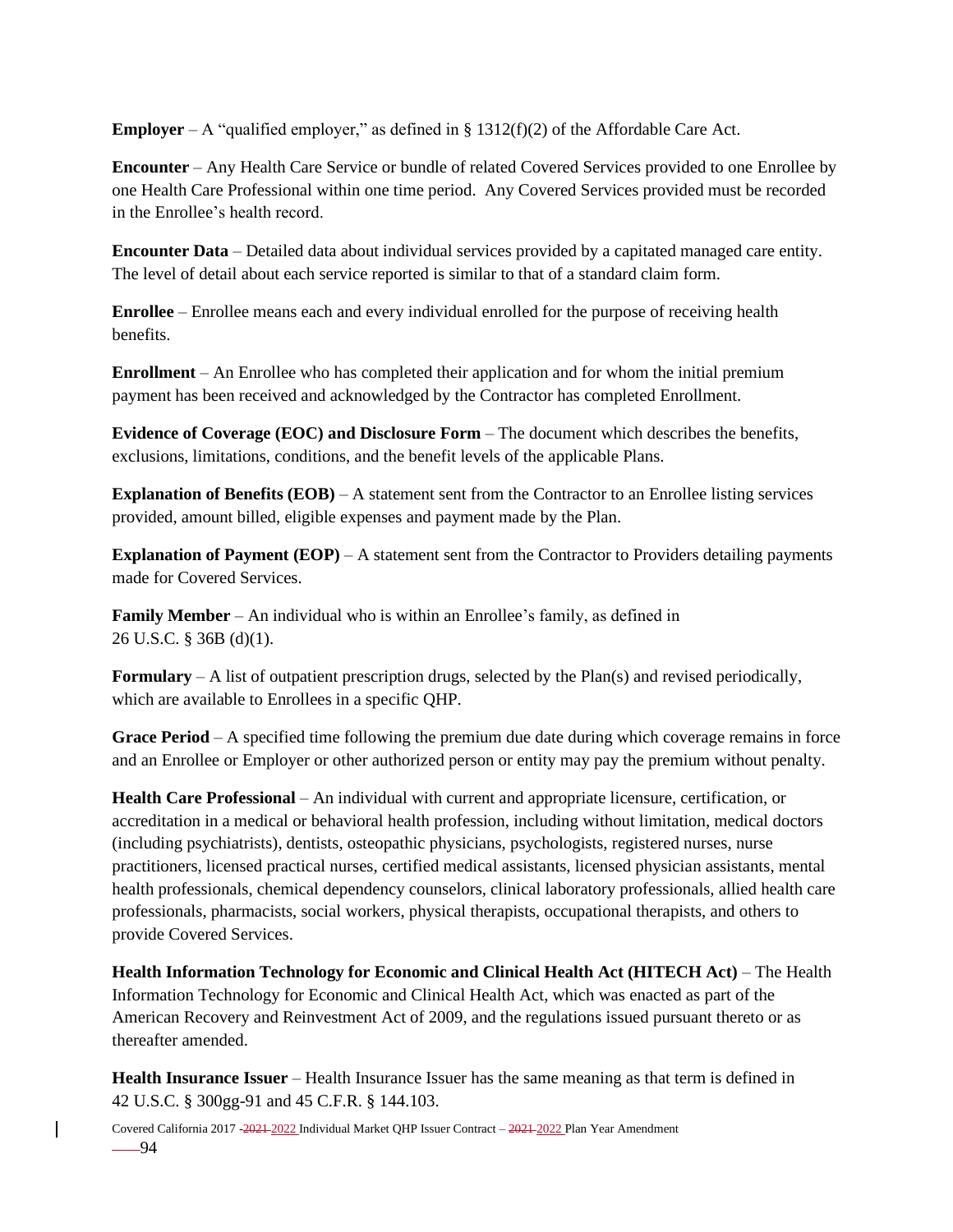**Employer** – A "qualified employer," as defined in § 1312(f)(2) of the Affordable Care Act.

**Encounter** – Any Health Care Service or bundle of related Covered Services provided to one Enrollee by one Health Care Professional within one time period. Any Covered Services provided must be recorded in the Enrollee's health record.

**Encounter Data** – Detailed data about individual services provided by a capitated managed care entity. The level of detail about each service reported is similar to that of a standard claim form.

**Enrollee** – Enrollee means each and every individual enrolled for the purpose of receiving health benefits.

**Enrollment** – An Enrollee who has completed their application and for whom the initial premium payment has been received and acknowledged by the Contractor has completed Enrollment.

**Evidence of Coverage (EOC) and Disclosure Form** – The document which describes the benefits, exclusions, limitations, conditions, and the benefit levels of the applicable Plans.

**Explanation of Benefits (EOB)** – A statement sent from the Contractor to an Enrollee listing services provided, amount billed, eligible expenses and payment made by the Plan.

**Explanation of Payment (EOP)** – A statement sent from the Contractor to Providers detailing payments made for Covered Services.

**Family Member** – An individual who is within an Enrollee's family, as defined in 26 U.S.C. § 36B (d)(1).

**Formulary** – A list of outpatient prescription drugs, selected by the Plan(s) and revised periodically, which are available to Enrollees in a specific QHP.

**Grace Period** – A specified time following the premium due date during which coverage remains in force and an Enrollee or Employer or other authorized person or entity may pay the premium without penalty.

**Health Care Professional** – An individual with current and appropriate licensure, certification, or accreditation in a medical or behavioral health profession, including without limitation, medical doctors (including psychiatrists), dentists, osteopathic physicians, psychologists, registered nurses, nurse practitioners, licensed practical nurses, certified medical assistants, licensed physician assistants, mental health professionals, chemical dependency counselors, clinical laboratory professionals, allied health care professionals, pharmacists, social workers, physical therapists, occupational therapists, and others to provide Covered Services.

**Health Information Technology for Economic and Clinical Health Act (HITECH Act)** – The Health Information Technology for Economic and Clinical Health Act, which was enacted as part of the American Recovery and Reinvestment Act of 2009, and the regulations issued pursuant thereto or as thereafter amended.

**Health Insurance Issuer** – Health Insurance Issuer has the same meaning as that term is defined in 42 U.S.C. § 300gg-91 and 45 C.F.R. § 144.103.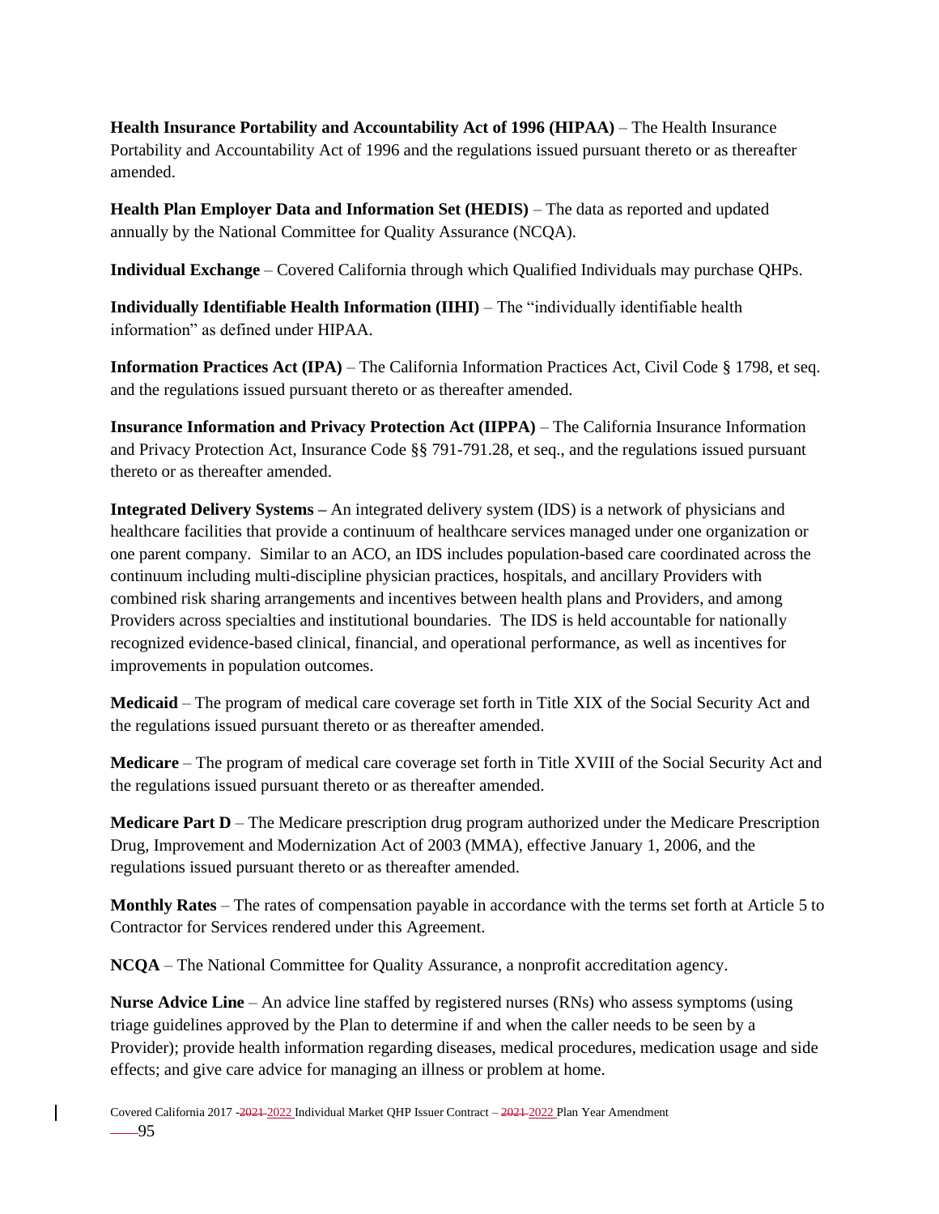**Health Insurance Portability and Accountability Act of 1996 (HIPAA)** – The Health Insurance Portability and Accountability Act of 1996 and the regulations issued pursuant thereto or as thereafter amended.

**Health Plan Employer Data and Information Set (HEDIS)** – The data as reported and updated annually by the National Committee for Quality Assurance (NCQA).

**Individual Exchange** – Covered California through which Qualified Individuals may purchase QHPs.

**Individually Identifiable Health Information (IIHI)** – The "individually identifiable health information" as defined under HIPAA.

**Information Practices Act (IPA)** – The California Information Practices Act, Civil Code § 1798, et seq. and the regulations issued pursuant thereto or as thereafter amended.

**Insurance Information and Privacy Protection Act (IIPPA)** – The California Insurance Information and Privacy Protection Act, Insurance Code §§ 791-791.28, et seq., and the regulations issued pursuant thereto or as thereafter amended.

**Integrated Delivery Systems –** An integrated delivery system (IDS) is a network of physicians and healthcare facilities that provide a continuum of healthcare services managed under one organization or one parent company. Similar to an ACO, an IDS includes population-based care coordinated across the continuum including multi-discipline physician practices, hospitals, and ancillary Providers with combined risk sharing arrangements and incentives between health plans and Providers, and among Providers across specialties and institutional boundaries. The IDS is held accountable for nationally recognized evidence-based clinical, financial, and operational performance, as well as incentives for improvements in population outcomes.

**Medicaid** – The program of medical care coverage set forth in Title XIX of the Social Security Act and the regulations issued pursuant thereto or as thereafter amended.

**Medicare** – The program of medical care coverage set forth in Title XVIII of the Social Security Act and the regulations issued pursuant thereto or as thereafter amended.

**Medicare Part D** – The Medicare prescription drug program authorized under the Medicare Prescription Drug, Improvement and Modernization Act of 2003 (MMA), effective January 1, 2006, and the regulations issued pursuant thereto or as thereafter amended.

**Monthly Rates** – The rates of compensation payable in accordance with the terms set forth at Article 5 to Contractor for Services rendered under this Agreement.

**NCQA** – The National Committee for Quality Assurance, a nonprofit accreditation agency.

**Nurse Advice Line** – An advice line staffed by registered nurses (RNs) who assess symptoms (using triage guidelines approved by the Plan to determine if and when the caller needs to be seen by a Provider); provide health information regarding diseases, medical procedures, medication usage and side effects; and give care advice for managing an illness or problem at home.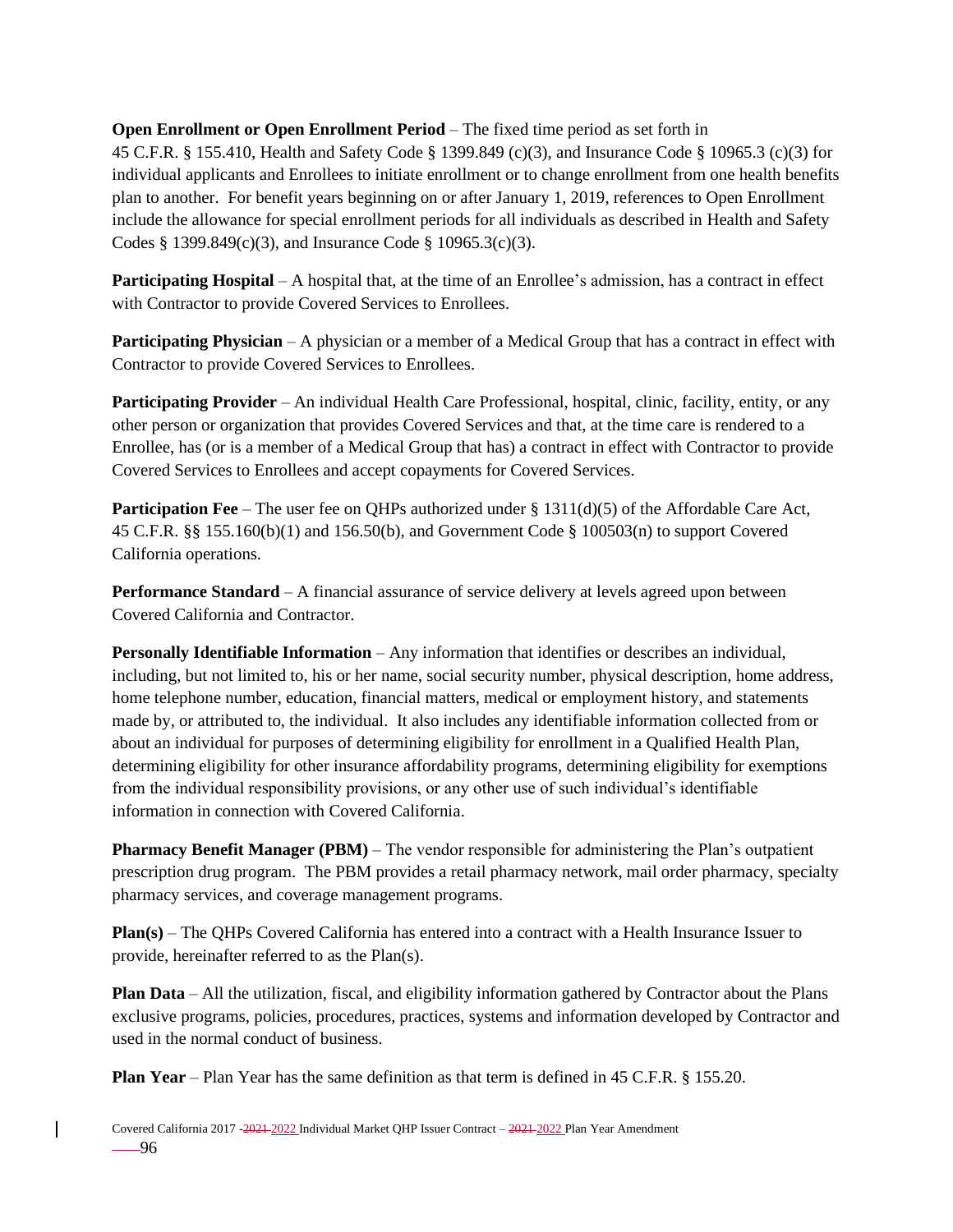**Open Enrollment or Open Enrollment Period** – The fixed time period as set forth in 45 C.F.R. § 155.410, Health and Safety Code § 1399.849 (c)(3), and Insurance Code § 10965.3 (c)(3) for individual applicants and Enrollees to initiate enrollment or to change enrollment from one health benefits plan to another. For benefit years beginning on or after January 1, 2019, references to Open Enrollment include the allowance for special enrollment periods for all individuals as described in Health and Safety Codes § 1399.849(c)(3), and Insurance Code § 10965.3(c)(3).

**Participating Hospital** – A hospital that, at the time of an Enrollee's admission, has a contract in effect with Contractor to provide Covered Services to Enrollees.

**Participating Physician** – A physician or a member of a Medical Group that has a contract in effect with Contractor to provide Covered Services to Enrollees.

**Participating Provider** – An individual Health Care Professional, hospital, clinic, facility, entity, or any other person or organization that provides Covered Services and that, at the time care is rendered to a Enrollee, has (or is a member of a Medical Group that has) a contract in effect with Contractor to provide Covered Services to Enrollees and accept copayments for Covered Services.

**Participation Fee** – The user fee on QHPs authorized under § 1311(d)(5) of the Affordable Care Act, 45 C.F.R. §§ 155.160(b)(1) and 156.50(b), and Government Code § 100503(n) to support Covered California operations.

**Performance Standard** – A financial assurance of service delivery at levels agreed upon between Covered California and Contractor.

**Personally Identifiable Information** – Any information that identifies or describes an individual, including, but not limited to, his or her name, social security number, physical description, home address, home telephone number, education, financial matters, medical or employment history, and statements made by, or attributed to, the individual. It also includes any identifiable information collected from or about an individual for purposes of determining eligibility for enrollment in a Qualified Health Plan, determining eligibility for other insurance affordability programs, determining eligibility for exemptions from the individual responsibility provisions, or any other use of such individual's identifiable information in connection with Covered California.

**Pharmacy Benefit Manager (PBM)** – The vendor responsible for administering the Plan's outpatient prescription drug program. The PBM provides a retail pharmacy network, mail order pharmacy, specialty pharmacy services, and coverage management programs.

**Plan(s)** – The QHPs Covered California has entered into a contract with a Health Insurance Issuer to provide, hereinafter referred to as the Plan(s).

**Plan Data** – All the utilization, fiscal, and eligibility information gathered by Contractor about the Plans exclusive programs, policies, procedures, practices, systems and information developed by Contractor and used in the normal conduct of business.

**Plan Year** – Plan Year has the same definition as that term is defined in 45 C.F.R. § 155.20.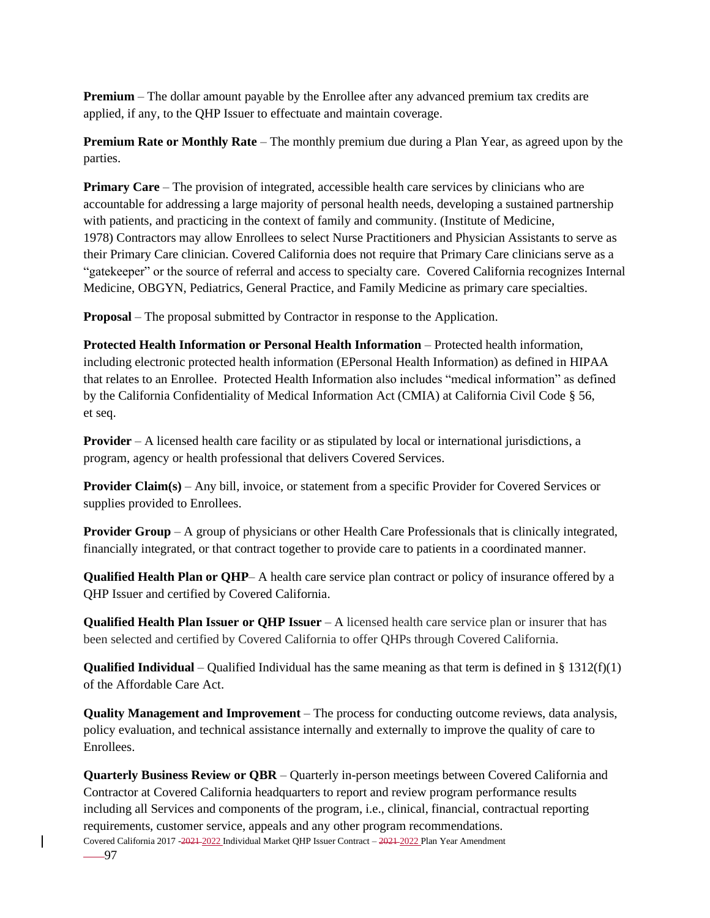**Premium** – The dollar amount payable by the Enrollee after any advanced premium tax credits are applied, if any, to the QHP Issuer to effectuate and maintain coverage.

**Premium Rate or Monthly Rate** – The monthly premium due during a Plan Year, as agreed upon by the parties.

**Primary Care** – The provision of integrated, accessible health care services by clinicians who are accountable for addressing a large majority of personal health needs, developing a sustained partnership with patients, and practicing in the context of family and community. (Institute of Medicine, 1978) Contractors may allow Enrollees to select Nurse Practitioners and Physician Assistants to serve as their Primary Care clinician. Covered California does not require that Primary Care clinicians serve as a "gatekeeper" or the source of referral and access to specialty care. Covered California recognizes Internal Medicine, OBGYN, Pediatrics, General Practice, and Family Medicine as primary care specialties.

**Proposal** – The proposal submitted by Contractor in response to the Application.

**Protected Health Information or Personal Health Information** – Protected health information, including electronic protected health information (EPersonal Health Information) as defined in HIPAA that relates to an Enrollee. Protected Health Information also includes "medical information" as defined by the California Confidentiality of Medical Information Act (CMIA) at California Civil Code § 56, et seq.

**Provider** – A licensed health care facility or as stipulated by local or international jurisdictions, a program, agency or health professional that delivers Covered Services.

**Provider Claim(s)** – Any bill, invoice, or statement from a specific Provider for Covered Services or supplies provided to Enrollees.

**Provider Group** – A group of physicians or other Health Care Professionals that is clinically integrated, financially integrated, or that contract together to provide care to patients in a coordinated manner.

**Qualified Health Plan or QHP**– A health care service plan contract or policy of insurance offered by a QHP Issuer and certified by Covered California.

**Qualified Health Plan Issuer or QHP Issuer** – A licensed health care service plan or insurer that has been selected and certified by Covered California to offer QHPs through Covered California.

**Qualified Individual** – Qualified Individual has the same meaning as that term is defined in § 1312(f)(1) of the Affordable Care Act.

**Quality Management and Improvement** – The process for conducting outcome reviews, data analysis, policy evaluation, and technical assistance internally and externally to improve the quality of care to Enrollees.

**Quarterly Business Review or QBR** – Quarterly in-person meetings between Covered California and Contractor at Covered California headquarters to report and review program performance results including all Services and components of the program, i.e., clinical, financial, contractual reporting requirements, customer service, appeals and any other program recommendations.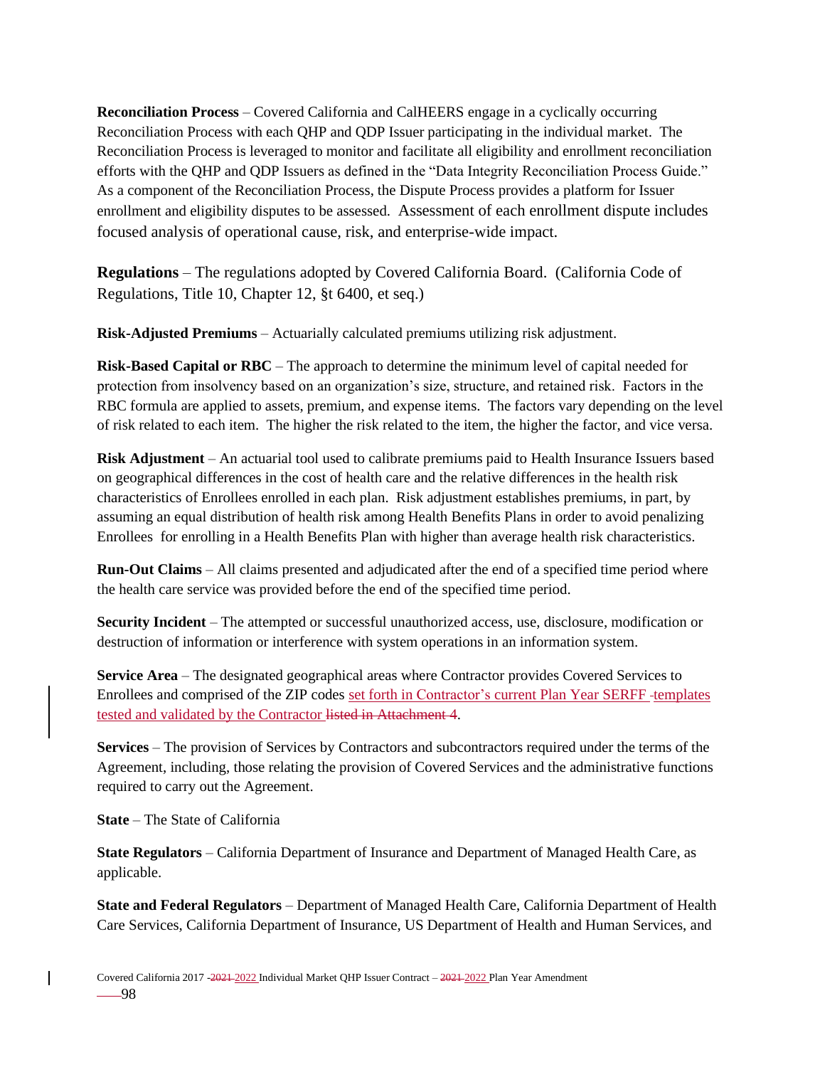**Reconciliation Process** – Covered California and CalHEERS engage in a cyclically occurring Reconciliation Process with each QHP and QDP Issuer participating in the individual market. The Reconciliation Process is leveraged to monitor and facilitate all eligibility and enrollment reconciliation efforts with the QHP and QDP Issuers as defined in the "Data Integrity Reconciliation Process Guide." As a component of the Reconciliation Process, the Dispute Process provides a platform for Issuer enrollment and eligibility disputes to be assessed. Assessment of each enrollment dispute includes focused analysis of operational cause, risk, and enterprise-wide impact.

**Regulations** – The regulations adopted by Covered California Board. (California Code of Regulations, Title 10, Chapter 12, §t 6400, et seq.)

**Risk-Adjusted Premiums** – Actuarially calculated premiums utilizing risk adjustment.

**Risk-Based Capital or RBC** – The approach to determine the minimum level of capital needed for protection from insolvency based on an organization's size, structure, and retained risk. Factors in the RBC formula are applied to assets, premium, and expense items. The factors vary depending on the level of risk related to each item. The higher the risk related to the item, the higher the factor, and vice versa.

**Risk Adjustment** – An actuarial tool used to calibrate premiums paid to Health Insurance Issuers based on geographical differences in the cost of health care and the relative differences in the health risk characteristics of Enrollees enrolled in each plan. Risk adjustment establishes premiums, in part, by assuming an equal distribution of health risk among Health Benefits Plans in order to avoid penalizing Enrollees for enrolling in a Health Benefits Plan with higher than average health risk characteristics.

**Run-Out Claims** – All claims presented and adjudicated after the end of a specified time period where the health care service was provided before the end of the specified time period.

**Security Incident** – The attempted or successful unauthorized access, use, disclosure, modification or destruction of information or interference with system operations in an information system.

**Service Area** – The designated geographical areas where Contractor provides Covered Services to Enrollees and comprised of the ZIP codes set forth in Contractor's current Plan Year SERFF templates tested and validated by the Contractor ~~listed in Attachment 4~~.

**Services** – The provision of Services by Contractors and subcontractors required under the terms of the Agreement, including, those relating the provision of Covered Services and the administrative functions required to carry out the Agreement.

**State** – The State of California

**State Regulators** – California Department of Insurance and Department of Managed Health Care, as applicable.

**State and Federal Regulators** – Department of Managed Health Care, California Department of Health Care Services, California Department of Insurance, US Department of Health and Human Services, and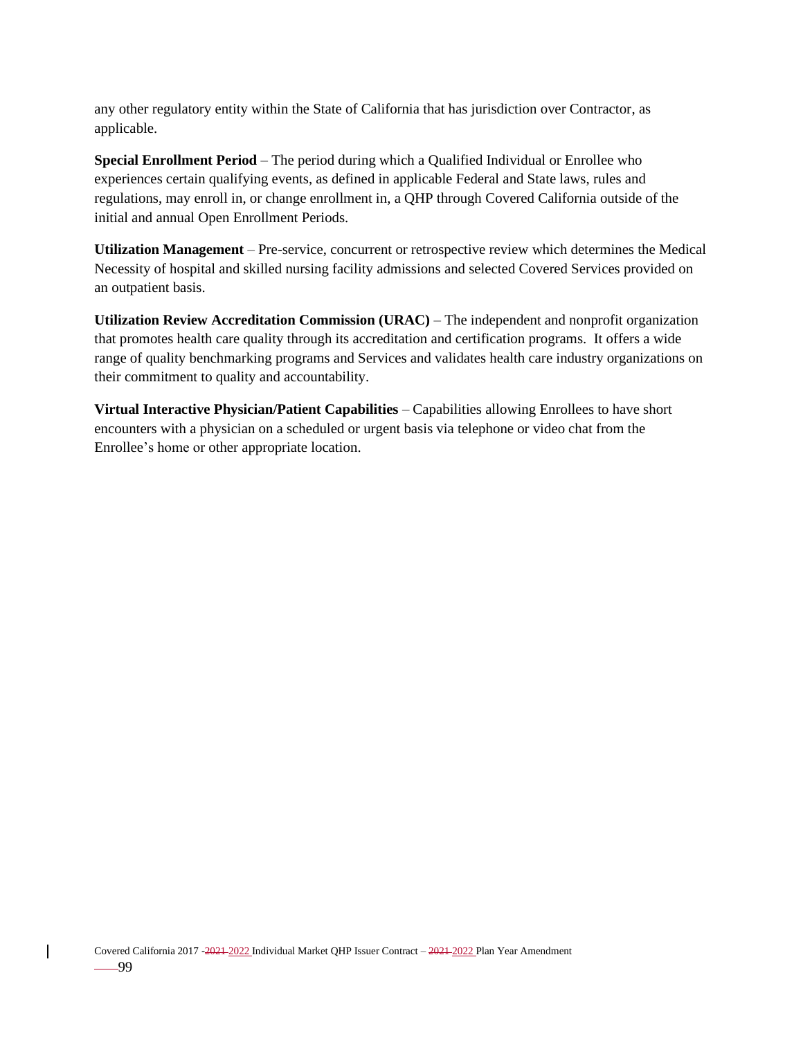any other regulatory entity within the State of California that has jurisdiction over Contractor, as applicable.

**Special Enrollment Period** – The period during which a Qualified Individual or Enrollee who experiences certain qualifying events, as defined in applicable Federal and State laws, rules and regulations, may enroll in, or change enrollment in, a QHP through Covered California outside of the initial and annual Open Enrollment Periods.

**Utilization Management** – Pre-service, concurrent or retrospective review which determines the Medical Necessity of hospital and skilled nursing facility admissions and selected Covered Services provided on an outpatient basis.

**Utilization Review Accreditation Commission (URAC)** – The independent and nonprofit organization that promotes health care quality through its accreditation and certification programs. It offers a wide range of quality benchmarking programs and Services and validates health care industry organizations on their commitment to quality and accountability.

**Virtual Interactive Physician/Patient Capabilities** – Capabilities allowing Enrollees to have short encounters with a physician on a scheduled or urgent basis via telephone or video chat from the Enrollee's home or other appropriate location.